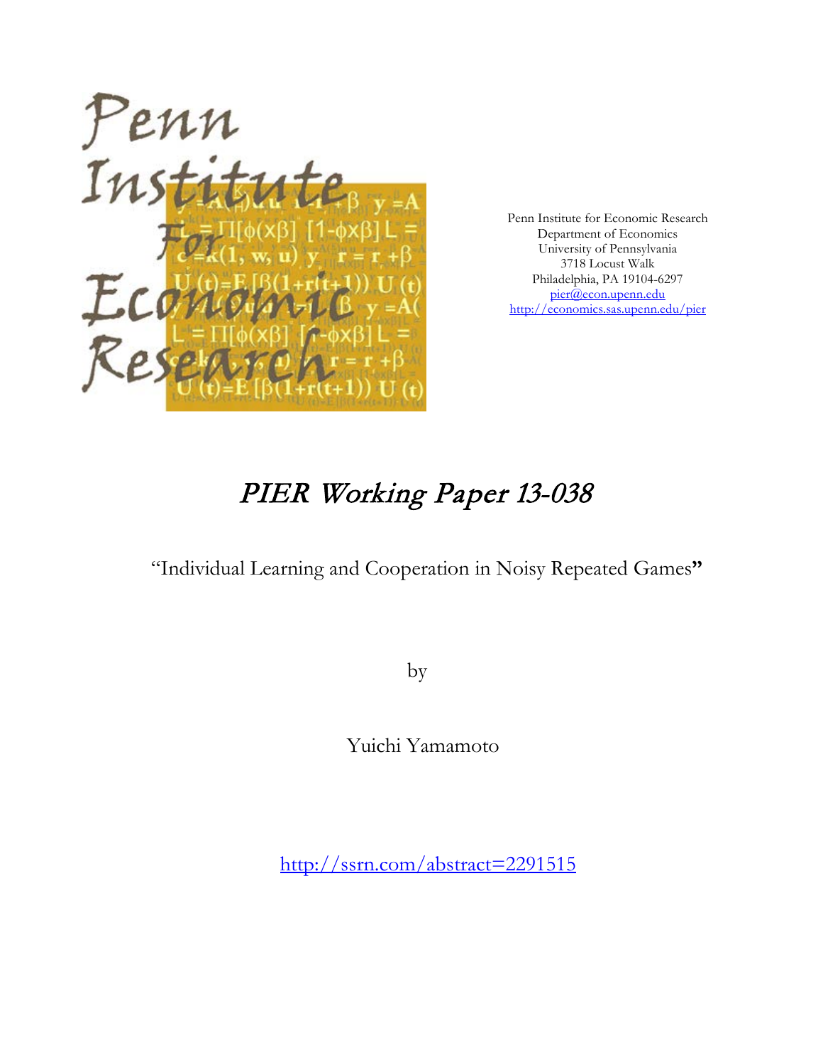Penn Institute for Economic Research
Department of Economics
University of Pennsylvania
3718 Locust Walk
Philadelphia, PA 19104-6297
pier@econ.upenn.edu
http://economics.sas.upenn.edu/pier

# PIER Working Paper 13-038

"Individual Learning and Cooperation in Noisy Repeated Games"

by

Yuichi Yamamoto

http://ssrn.com/abstract=2291515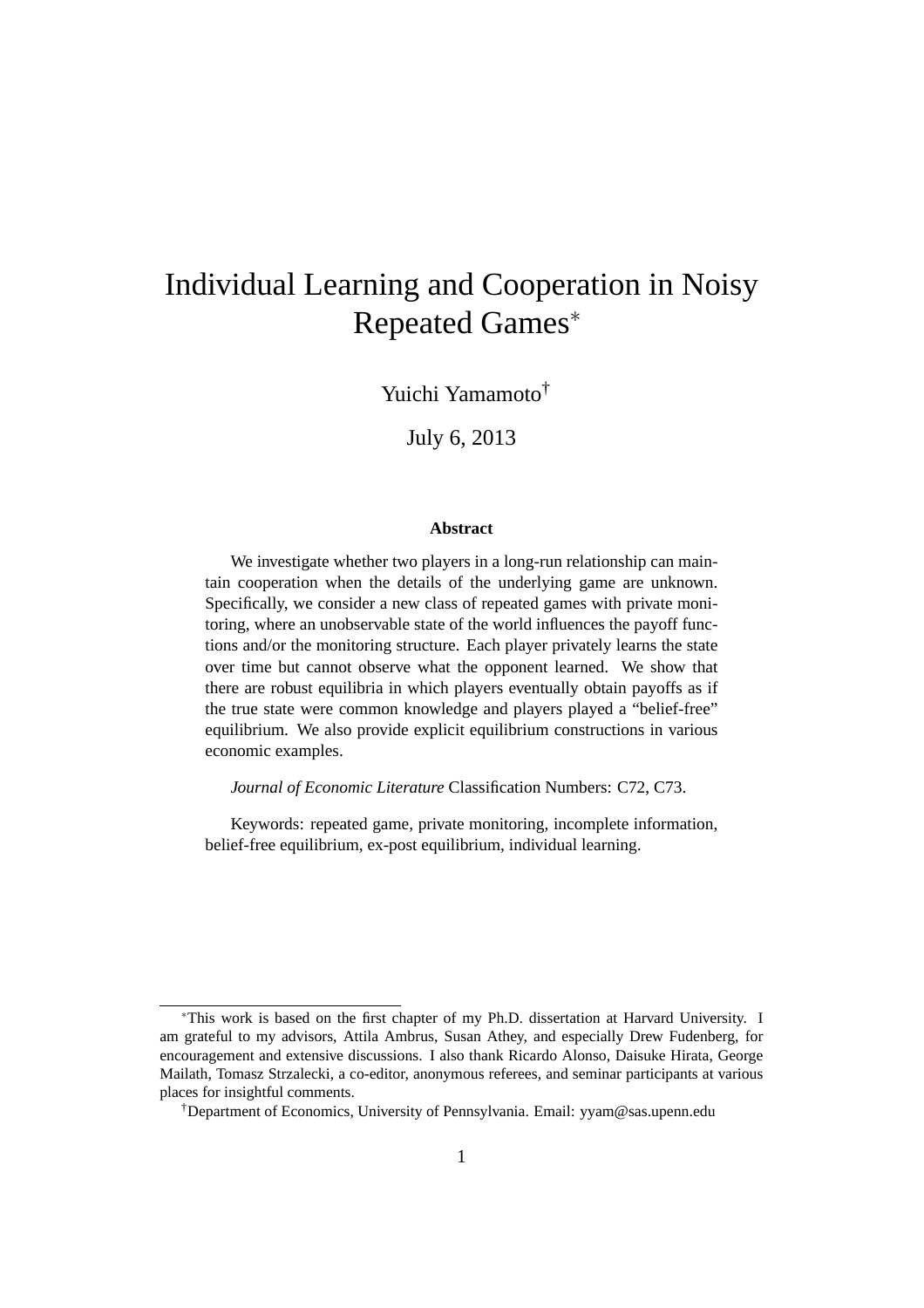# Individual Learning and Cooperation in Noisy Repeated Games*

Yuichi Yamamoto†

July 6, 2013

**Abstract**

We investigate whether two players in a long-run relationship can maintain cooperation when the details of the underlying game are unknown. Specifically, we consider a new class of repeated games with private monitoring, where an unobservable state of the world influences the payoff functions and/or the monitoring structure. Each player privately learns the state over time but cannot observe what the opponent learned. We show that there are robust equilibria in which players eventually obtain payoffs as if the true state were common knowledge and players played a "belief-free" equilibrium. We also provide explicit equilibrium constructions in various economic examples.

*Journal of Economic Literature* Classification Numbers: C72, C73.

Keywords: repeated game, private monitoring, incomplete information, belief-free equilibrium, ex-post equilibrium, individual learning.

---

*This work is based on the first chapter of my Ph.D. dissertation at Harvard University. I am grateful to my advisors, Attila Ambrus, Susan Athey, and especially Drew Fudenberg, for encouragement and extensive discussions. I also thank Ricardo Alonso, Daisuke Hirata, George Mailath, Tomasz Strzalecki, a co-editor, anonymous referees, and seminar participants at various places for insightful comments.

†Department of Economics, University of Pennsylvania. Email: yyam@sas.upenn.edu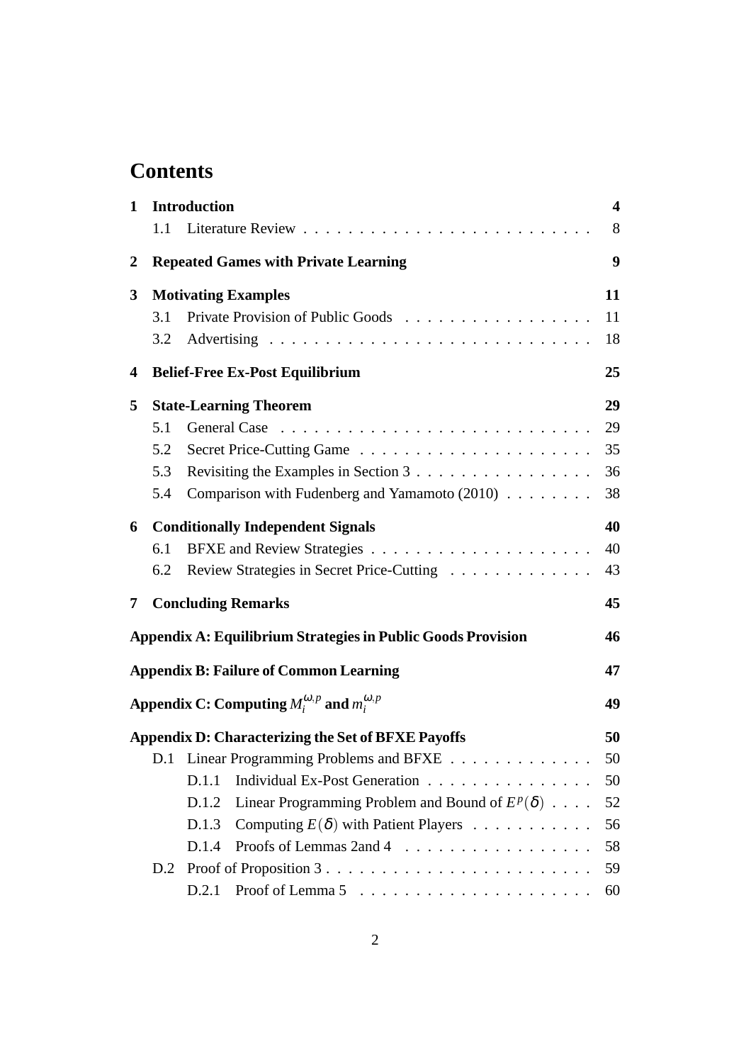# Contents

**1 Introduction** — **4**
- 1.1 Literature Review — 8

**2 Repeated Games with Private Learning** — **9**

**3 Motivating Examples** — **11**
- 3.1 Private Provision of Public Goods — 11
- 3.2 Advertising — 18

**4 Belief-Free Ex-Post Equilibrium** — **25**

**5 State-Learning Theorem** — **29**
- 5.1 General Case — 29
- 5.2 Secret Price-Cutting Game — 35
- 5.3 Revisiting the Examples in Section 3 — 36
- 5.4 Comparison with Fudenberg and Yamamoto (2010) — 38

**6 Conditionally Independent Signals** — **40**
- 6.1 BFXE and Review Strategies — 40
- 6.2 Review Strategies in Secret Price-Cutting — 43

**7 Concluding Remarks** — **45**

**Appendix A: Equilibrium Strategies in Public Goods Provision** — **46**

**Appendix B: Failure of Common Learning** — **47**

**Appendix C: Computing $M_i^{\omega,p}$ and $m_i^{\omega,p}$** — **49**

**Appendix D: Characterizing the Set of BFXE Payoffs** — **50**
- D.1 Linear Programming Problems and BFXE — 50
  - D.1.1 Individual Ex-Post Generation — 50
  - D.1.2 Linear Programming Problem and Bound of $E^p(\delta)$ — 52
  - D.1.3 Computing $E(\delta)$ with Patient Players — 56
  - D.1.4 Proofs of Lemmas 2and 4 — 58
- D.2 Proof of Proposition 3 — 59
  - D.2.1 Proof of Lemma 5 — 60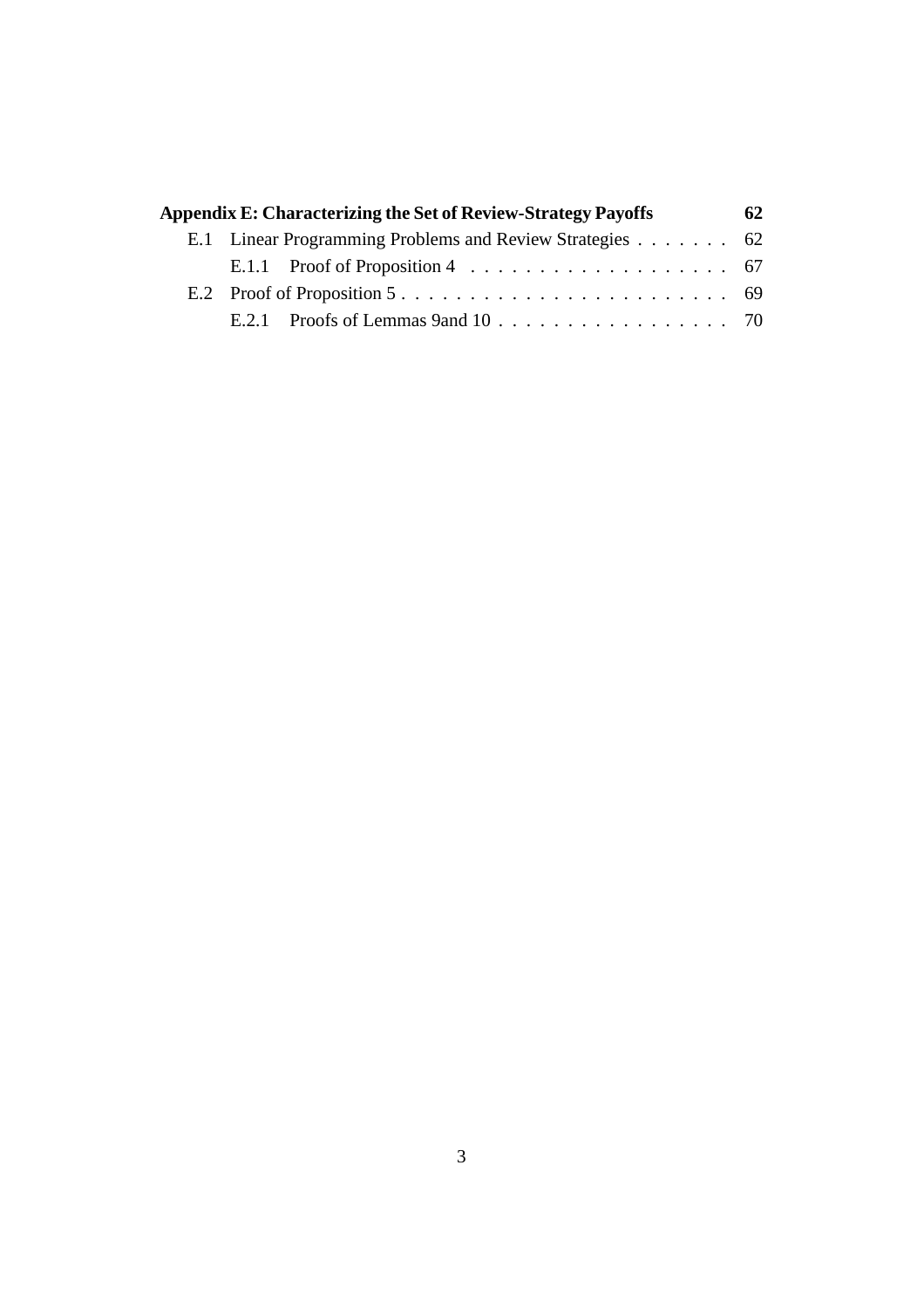**Appendix E: Characterizing the Set of Review-Strategy Payoffs** 62

- E.1 Linear Programming Problems and Review Strategies . . . . . . . 62
  - E.1.1 Proof of Proposition 4 . . . . . . . . . . . . . . . . . . . 67
- E.2 Proof of Proposition 5 . . . . . . . . . . . . . . . . . . . . . . . . 69
  - E.2.1 Proofs of Lemmas 9and 10 . . . . . . . . . . . . . . . . . 70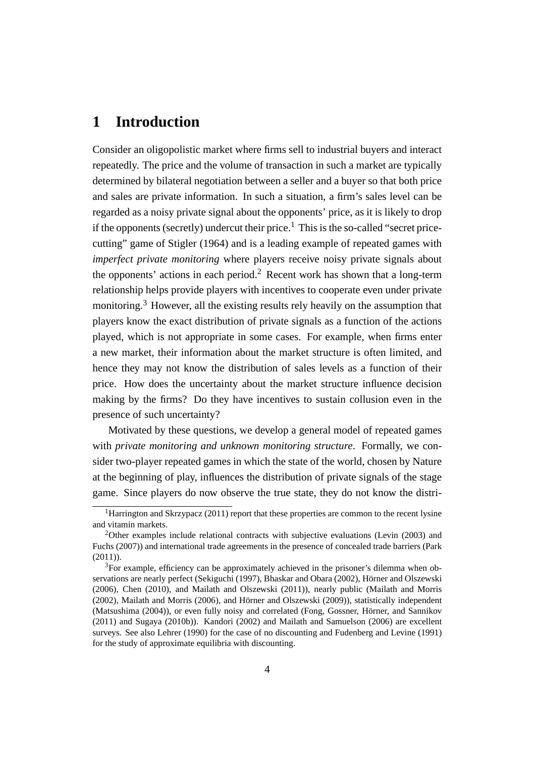# 1 Introduction

Consider an oligopolistic market where firms sell to industrial buyers and interact repeatedly. The price and the volume of transaction in such a market are typically determined by bilateral negotiation between a seller and a buyer so that both price and sales are private information. In such a situation, a firm's sales level can be regarded as a noisy private signal about the opponents' price, as it is likely to drop if the opponents (secretly) undercut their price.[1] This is the so-called "secret price-cutting" game of Stigler (1964) and is a leading example of repeated games with *imperfect private monitoring* where players receive noisy private signals about the opponents' actions in each period.[2] Recent work has shown that a long-term relationship helps provide players with incentives to cooperate even under private monitoring.[3] However, all the existing results rely heavily on the assumption that players know the exact distribution of private signals as a function of the actions played, which is not appropriate in some cases. For example, when firms enter a new market, their information about the market structure is often limited, and hence they may not know the distribution of sales levels as a function of their price. How does the uncertainty about the market structure influence decision making by the firms? Do they have incentives to sustain collusion even in the presence of such uncertainty?

Motivated by these questions, we develop a general model of repeated games with *private monitoring and unknown monitoring structure*. Formally, we consider two-player repeated games in which the state of the world, chosen by Nature at the beginning of play, influences the distribution of private signals of the stage game. Since players do now observe the true state, they do not know the distri-

---

[1] Harrington and Skrzypacz (2011) report that these properties are common to the recent lysine and vitamin markets.

[2] Other examples include relational contracts with subjective evaluations (Levin (2003) and Fuchs (2007)) and international trade agreements in the presence of concealed trade barriers (Park (2011)).

[3] For example, efficiency can be approximately achieved in the prisoner's dilemma when observations are nearly perfect (Sekiguchi (1997), Bhaskar and Obara (2002), Hörner and Olszewski (2006), Chen (2010), and Mailath and Olszewski (2011)), nearly public (Mailath and Morris (2002), Mailath and Morris (2006), and Hörner and Olszewski (2009)), statistically independent (Matsushima (2004)), or even fully noisy and correlated (Fong, Gossner, Hörner, and Sannikov (2011) and Sugaya (2010b)). Kandori (2002) and Mailath and Samuelson (2006) are excellent surveys. See also Lehrer (1990) for the case of no discounting and Fudenberg and Levine (1991) for the study of approximate equilibria with discounting.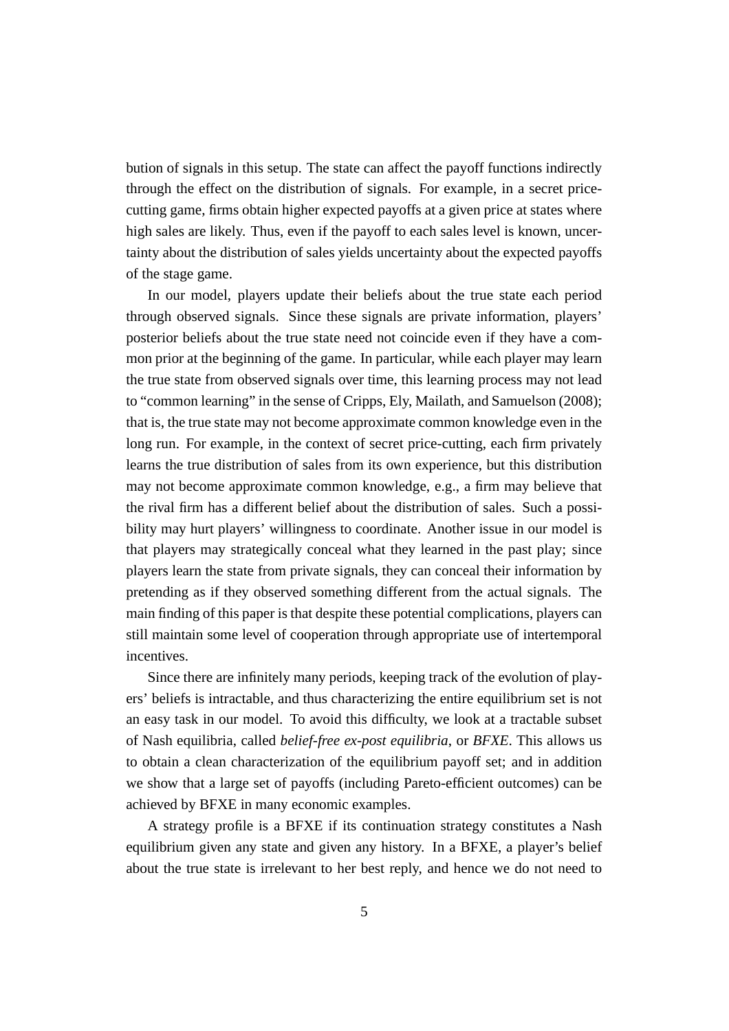bution of signals in this setup. The state can affect the payoff functions indirectly through the effect on the distribution of signals. For example, in a secret price-cutting game, firms obtain higher expected payoffs at a given price at states where high sales are likely. Thus, even if the payoff to each sales level is known, uncertainty about the distribution of sales yields uncertainty about the expected payoffs of the stage game.

In our model, players update their beliefs about the true state each period through observed signals. Since these signals are private information, players' posterior beliefs about the true state need not coincide even if they have a common prior at the beginning of the game. In particular, while each player may learn the true state from observed signals over time, this learning process may not lead to "common learning" in the sense of Cripps, Ely, Mailath, and Samuelson (2008); that is, the true state may not become approximate common knowledge even in the long run. For example, in the context of secret price-cutting, each firm privately learns the true distribution of sales from its own experience, but this distribution may not become approximate common knowledge, e.g., a firm may believe that the rival firm has a different belief about the distribution of sales. Such a possibility may hurt players' willingness to coordinate. Another issue in our model is that players may strategically conceal what they learned in the past play; since players learn the state from private signals, they can conceal their information by pretending as if they observed something different from the actual signals. The main finding of this paper is that despite these potential complications, players can still maintain some level of cooperation through appropriate use of intertemporal incentives.

Since there are infinitely many periods, keeping track of the evolution of players' beliefs is intractable, and thus characterizing the entire equilibrium set is not an easy task in our model. To avoid this difficulty, we look at a tractable subset of Nash equilibria, called *belief-free ex-post equilibria*, or *BFXE*. This allows us to obtain a clean characterization of the equilibrium payoff set; and in addition we show that a large set of payoffs (including Pareto-efficient outcomes) can be achieved by BFXE in many economic examples.

A strategy profile is a BFXE if its continuation strategy constitutes a Nash equilibrium given any state and given any history. In a BFXE, a player's belief about the true state is irrelevant to her best reply, and hence we do not need to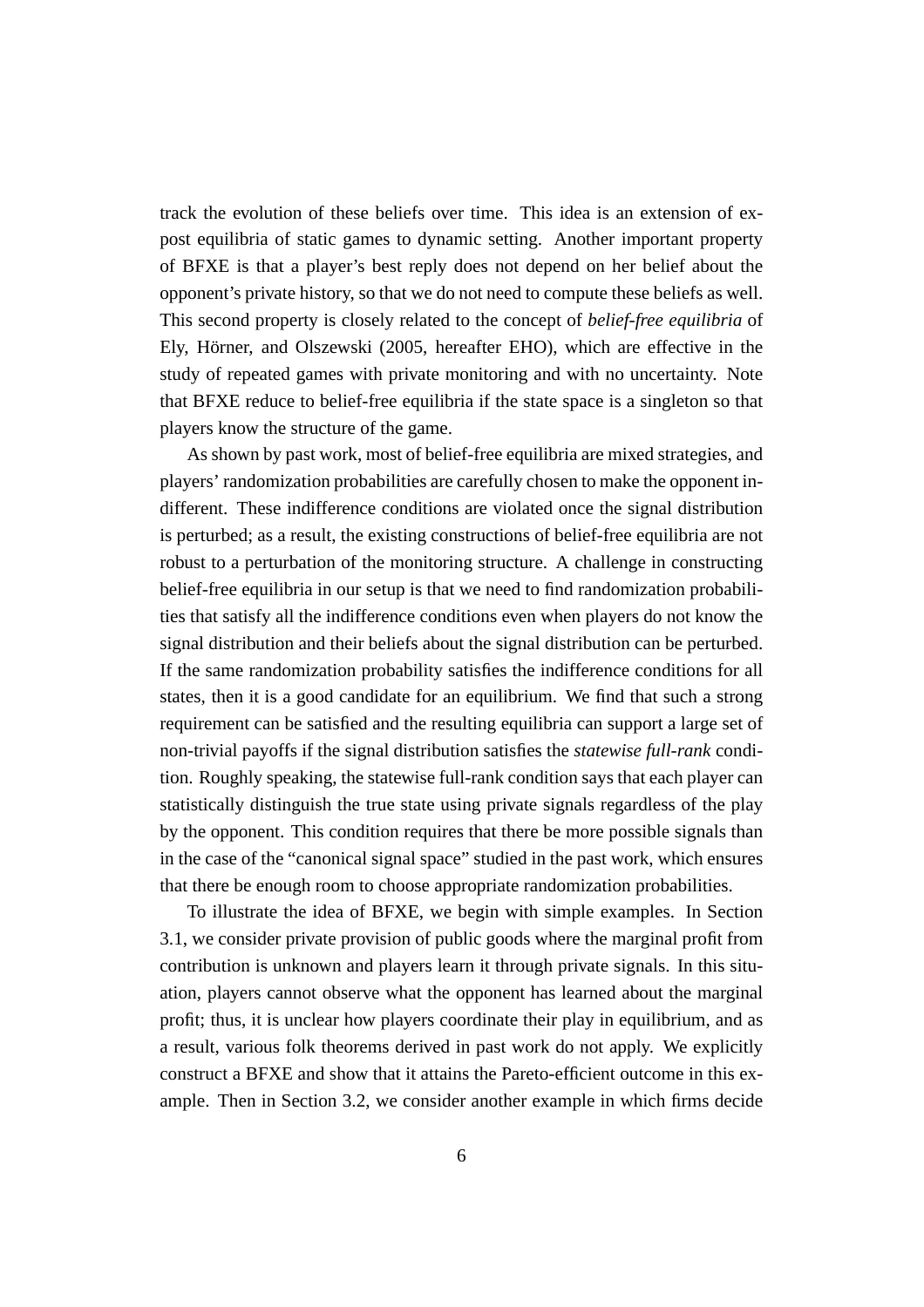track the evolution of these beliefs over time. This idea is an extension of ex-post equilibria of static games to dynamic setting. Another important property of BFXE is that a player's best reply does not depend on her belief about the opponent's private history, so that we do not need to compute these beliefs as well. This second property is closely related to the concept of *belief-free equilibria* of Ely, Hörner, and Olszewski (2005, hereafter EHO), which are effective in the study of repeated games with private monitoring and with no uncertainty. Note that BFXE reduce to belief-free equilibria if the state space is a singleton so that players know the structure of the game.

As shown by past work, most of belief-free equilibria are mixed strategies, and players' randomization probabilities are carefully chosen to make the opponent indifferent. These indifference conditions are violated once the signal distribution is perturbed; as a result, the existing constructions of belief-free equilibria are not robust to a perturbation of the monitoring structure. A challenge in constructing belief-free equilibria in our setup is that we need to find randomization probabilities that satisfy all the indifference conditions even when players do not know the signal distribution and their beliefs about the signal distribution can be perturbed. If the same randomization probability satisfies the indifference conditions for all states, then it is a good candidate for an equilibrium. We find that such a strong requirement can be satisfied and the resulting equilibria can support a large set of non-trivial payoffs if the signal distribution satisfies the *statewise full-rank* condition. Roughly speaking, the statewise full-rank condition says that each player can statistically distinguish the true state using private signals regardless of the play by the opponent. This condition requires that there be more possible signals than in the case of the "canonical signal space" studied in the past work, which ensures that there be enough room to choose appropriate randomization probabilities.

To illustrate the idea of BFXE, we begin with simple examples. In Section 3.1, we consider private provision of public goods where the marginal profit from contribution is unknown and players learn it through private signals. In this situation, players cannot observe what the opponent has learned about the marginal profit; thus, it is unclear how players coordinate their play in equilibrium, and as a result, various folk theorems derived in past work do not apply. We explicitly construct a BFXE and show that it attains the Pareto-efficient outcome in this example. Then in Section 3.2, we consider another example in which firms decide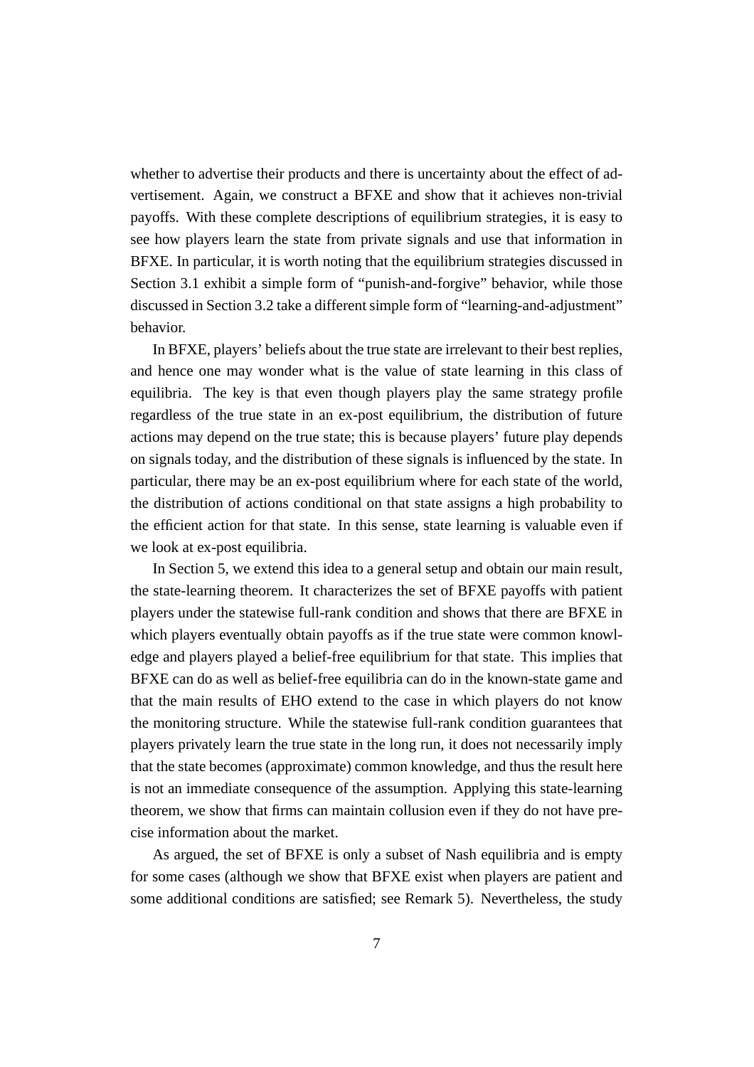whether to advertise their products and there is uncertainty about the effect of advertisement. Again, we construct a BFXE and show that it achieves non-trivial payoffs. With these complete descriptions of equilibrium strategies, it is easy to see how players learn the state from private signals and use that information in BFXE. In particular, it is worth noting that the equilibrium strategies discussed in Section 3.1 exhibit a simple form of "punish-and-forgive" behavior, while those discussed in Section 3.2 take a different simple form of "learning-and-adjustment" behavior.

In BFXE, players' beliefs about the true state are irrelevant to their best replies, and hence one may wonder what is the value of state learning in this class of equilibria. The key is that even though players play the same strategy profile regardless of the true state in an ex-post equilibrium, the distribution of future actions may depend on the true state; this is because players' future play depends on signals today, and the distribution of these signals is influenced by the state. In particular, there may be an ex-post equilibrium where for each state of the world, the distribution of actions conditional on that state assigns a high probability to the efficient action for that state. In this sense, state learning is valuable even if we look at ex-post equilibria.

In Section 5, we extend this idea to a general setup and obtain our main result, the state-learning theorem. It characterizes the set of BFXE payoffs with patient players under the statewise full-rank condition and shows that there are BFXE in which players eventually obtain payoffs as if the true state were common knowledge and players played a belief-free equilibrium for that state. This implies that BFXE can do as well as belief-free equilibria can do in the known-state game and that the main results of EHO extend to the case in which players do not know the monitoring structure. While the statewise full-rank condition guarantees that players privately learn the true state in the long run, it does not necessarily imply that the state becomes (approximate) common knowledge, and thus the result here is not an immediate consequence of the assumption. Applying this state-learning theorem, we show that firms can maintain collusion even if they do not have precise information about the market.

As argued, the set of BFXE is only a subset of Nash equilibria and is empty for some cases (although we show that BFXE exist when players are patient and some additional conditions are satisfied; see Remark 5). Nevertheless, the study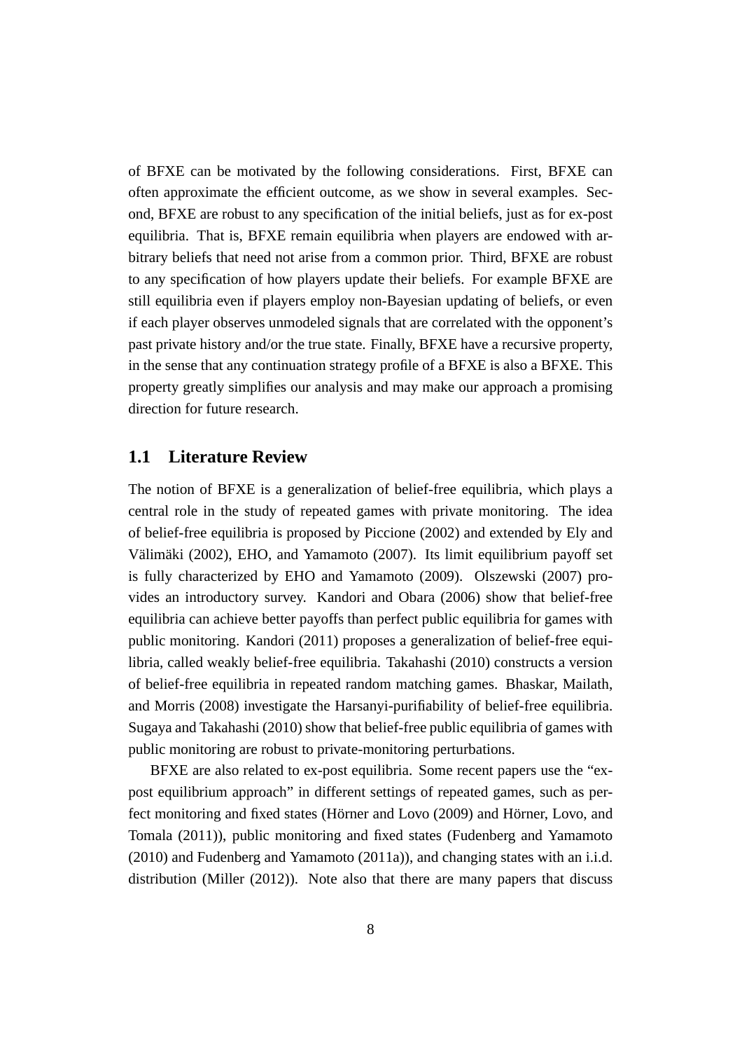of BFXE can be motivated by the following considerations. First, BFXE can often approximate the efficient outcome, as we show in several examples. Second, BFXE are robust to any specification of the initial beliefs, just as for ex-post equilibria. That is, BFXE remain equilibria when players are endowed with arbitrary beliefs that need not arise from a common prior. Third, BFXE are robust to any specification of how players update their beliefs. For example BFXE are still equilibria even if players employ non-Bayesian updating of beliefs, or even if each player observes unmodeled signals that are correlated with the opponent's past private history and/or the true state. Finally, BFXE have a recursive property, in the sense that any continuation strategy profile of a BFXE is also a BFXE. This property greatly simplifies our analysis and may make our approach a promising direction for future research.

## 1.1 Literature Review

The notion of BFXE is a generalization of belief-free equilibria, which plays a central role in the study of repeated games with private monitoring. The idea of belief-free equilibria is proposed by Piccione (2002) and extended by Ely and Välimäki (2002), EHO, and Yamamoto (2007). Its limit equilibrium payoff set is fully characterized by EHO and Yamamoto (2009). Olszewski (2007) provides an introductory survey. Kandori and Obara (2006) show that belief-free equilibria can achieve better payoffs than perfect public equilibria for games with public monitoring. Kandori (2011) proposes a generalization of belief-free equilibria, called weakly belief-free equilibria. Takahashi (2010) constructs a version of belief-free equilibria in repeated random matching games. Bhaskar, Mailath, and Morris (2008) investigate the Harsanyi-purifiability of belief-free equilibria. Sugaya and Takahashi (2010) show that belief-free public equilibria of games with public monitoring are robust to private-monitoring perturbations.

BFXE are also related to ex-post equilibria. Some recent papers use the "ex-post equilibrium approach" in different settings of repeated games, such as perfect monitoring and fixed states (Hörner and Lovo (2009) and Hörner, Lovo, and Tomala (2011)), public monitoring and fixed states (Fudenberg and Yamamoto (2010) and Fudenberg and Yamamoto (2011a)), and changing states with an i.i.d. distribution (Miller (2012)). Note also that there are many papers that discuss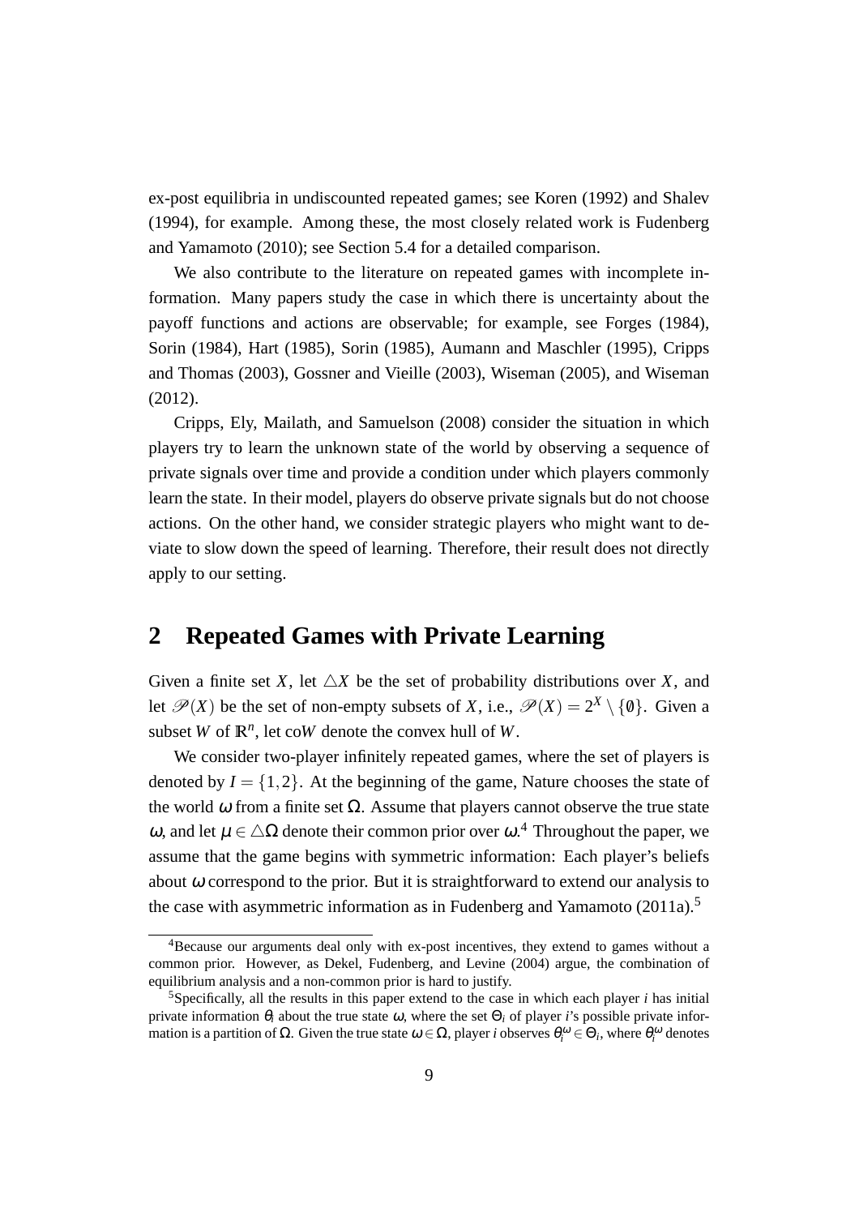ex-post equilibria in undiscounted repeated games; see Koren (1992) and Shalev (1994), for example. Among these, the most closely related work is Fudenberg and Yamamoto (2010); see Section 5.4 for a detailed comparison.

We also contribute to the literature on repeated games with incomplete information. Many papers study the case in which there is uncertainty about the payoff functions and actions are observable; for example, see Forges (1984), Sorin (1984), Hart (1985), Sorin (1985), Aumann and Maschler (1995), Cripps and Thomas (2003), Gossner and Vieille (2003), Wiseman (2005), and Wiseman (2012).

Cripps, Ely, Mailath, and Samuelson (2008) consider the situation in which players try to learn the unknown state of the world by observing a sequence of private signals over time and provide a condition under which players commonly learn the state. In their model, players do observe private signals but do not choose actions. On the other hand, we consider strategic players who might want to deviate to slow down the speed of learning. Therefore, their result does not directly apply to our setting.

## 2 Repeated Games with Private Learning

Given a finite set $X$, let $\triangle X$ be the set of probability distributions over $X$, and let $\mathscr{P}(X)$ be the set of non-empty subsets of $X$, i.e., $\mathscr{P}(X) = 2^X \setminus \{\emptyset\}$. Given a subset $W$ of $\mathbb{R}^n$, let co$W$ denote the convex hull of $W$.

We consider two-player infinitely repeated games, where the set of players is denoted by $I = \{1,2\}$. At the beginning of the game, Nature chooses the state of the world $\omega$ from a finite set $\Omega$. Assume that players cannot observe the true state $\omega$, and let $\mu \in \triangle\Omega$ denote their common prior over $\omega$.[4] Throughout the paper, we assume that the game begins with symmetric information: Each player's beliefs about $\omega$ correspond to the prior. But it is straightforward to extend our analysis to the case with asymmetric information as in Fudenberg and Yamamoto (2011a).[5]

[4] Because our arguments deal only with ex-post incentives, they extend to games without a common prior. However, as Dekel, Fudenberg, and Levine (2004) argue, the combination of equilibrium analysis and a non-common prior is hard to justify.

[5] Specifically, all the results in this paper extend to the case in which each player $i$ has initial private information $\theta_i$ about the true state $\omega$, where the set $\Theta_i$ of player $i$'s possible private information is a partition of $\Omega$. Given the true state $\omega \in \Omega$, player $i$ observes $\theta_i^\omega \in \Theta_i$, where $\theta_i^\omega$ denotes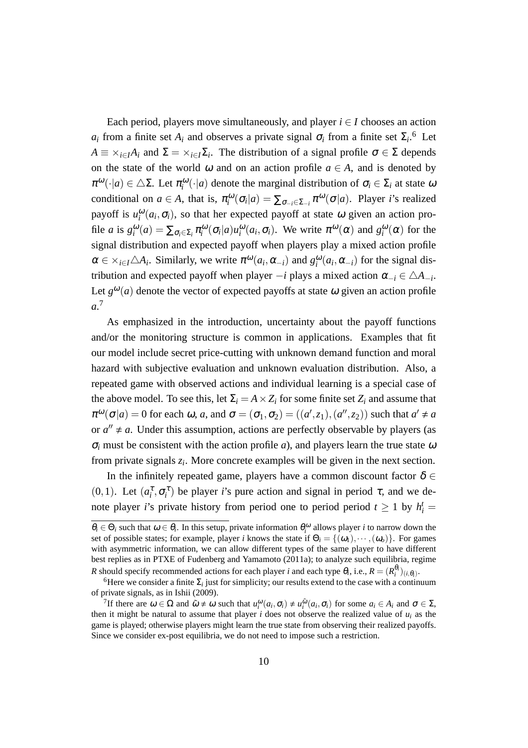Each period, players move simultaneously, and player $i \in I$ chooses an action $a_i$ from a finite set $A_i$ and observes a private signal $\sigma_i$ from a finite set $\Sigma_i$.[6] Let $A \equiv \times_{i\in I} A_i$ and $\Sigma = \times_{i\in I}\Sigma_i$. The distribution of a signal profile $\sigma \in \Sigma$ depends on the state of the world $\omega$ and on an action profile $a \in A$, and is denoted by $\pi^{\omega}(\cdot|a) \in \triangle\Sigma$. Let $\pi_i^{\omega}(\cdot|a)$ denote the marginal distribution of $\sigma_i \in \Sigma_i$ at state $\omega$ conditional on $a \in A$, that is, $\pi_i^{\omega}(\sigma_i|a) = \sum_{\sigma_{-i}\in\Sigma_{-i}} \pi^{\omega}(\sigma|a)$. Player $i$'s realized payoff is $u_i^{\omega}(a_i, \sigma_i)$, so that her expected payoff at state $\omega$ given an action profile $a$ is $g_i^{\omega}(a) = \sum_{\sigma_i\in\Sigma_i} \pi_i^{\omega}(\sigma_i|a)u_i^{\omega}(a_i,\sigma_i)$. We write $\pi^{\omega}(\alpha)$ and $g_i^{\omega}(\alpha)$ for the signal distribution and expected payoff when players play a mixed action profile $\alpha \in \times_{i\in I}\triangle A_i$. Similarly, we write $\pi^{\omega}(a_i, \alpha_{-i})$ and $g_i^{\omega}(a_i, \alpha_{-i})$ for the signal distribution and expected payoff when player $-i$ plays a mixed action $\alpha_{-i} \in \triangle A_{-i}$. Let $g^{\omega}(a)$ denote the vector of expected payoffs at state $\omega$ given an action profile $a$.[7]

As emphasized in the introduction, uncertainty about the payoff functions and/or the monitoring structure is common in applications. Examples that fit our model include secret price-cutting with unknown demand function and moral hazard with subjective evaluation and unknown evaluation distribution. Also, a repeated game with observed actions and individual learning is a special case of the above model. To see this, let $\Sigma_i = A \times Z_i$ for some finite set $Z_i$ and assume that $\pi^{\omega}(\sigma|a) = 0$ for each $\omega$, $a$, and $\sigma = (\sigma_1, \sigma_2) = ((a', z_1), (a'', z_2))$ such that $a' \neq a$ or $a'' \neq a$. Under this assumption, actions are perfectly observable by players (as $\sigma_i$ must be consistent with the action profile $a$), and players learn the true state $\omega$ from private signals $z_i$. More concrete examples will be given in the next section.

In the infinitely repeated game, players have a common discount factor $\delta \in (0,1)$. Let $(a_i^{\tau}, \sigma_i^{\tau})$ be player $i$'s pure action and signal in period $\tau$, and we denote player $i$'s private history from period one to period period $t \geq 1$ by $h_i^t =$

---

$\theta_i \in \Theta_i$ such that $\omega \in \theta_i$. In this setup, private information $\theta_i^{\omega}$ allows player $i$ to narrow down the set of possible states; for example, player $i$ knows the state if $\Theta_i = \{(\omega_1), \cdots, (\omega_o)\}$. For games with asymmetric information, we can allow different types of the same player to have different best replies as in PTXE of Fudenberg and Yamamoto (2011a); to analyze such equilibria, regime $R$ should specify recommended actions for each player $i$ and each type $\theta_i$, i.e., $R = (R_i^{\theta_i})_{(i,\theta_i)}$.

[6] Here we consider a finite $\Sigma_i$ just for simplicity; our results extend to the case with a continuum of private signals, as in Ishii (2009).

[7] If there are $\omega \in \Omega$ and $\tilde{\omega} \neq \omega$ such that $u_i^{\omega}(a_i, \sigma_i) \neq u_i^{\tilde{\omega}}(a_i, \sigma_i)$ for some $a_i \in A_i$ and $\sigma \in \Sigma$, then it might be natural to assume that player $i$ does not observe the realized value of $u_i$ as the game is played; otherwise players might learn the true state from observing their realized payoffs. Since we consider ex-post equilibria, we do not need to impose such a restriction.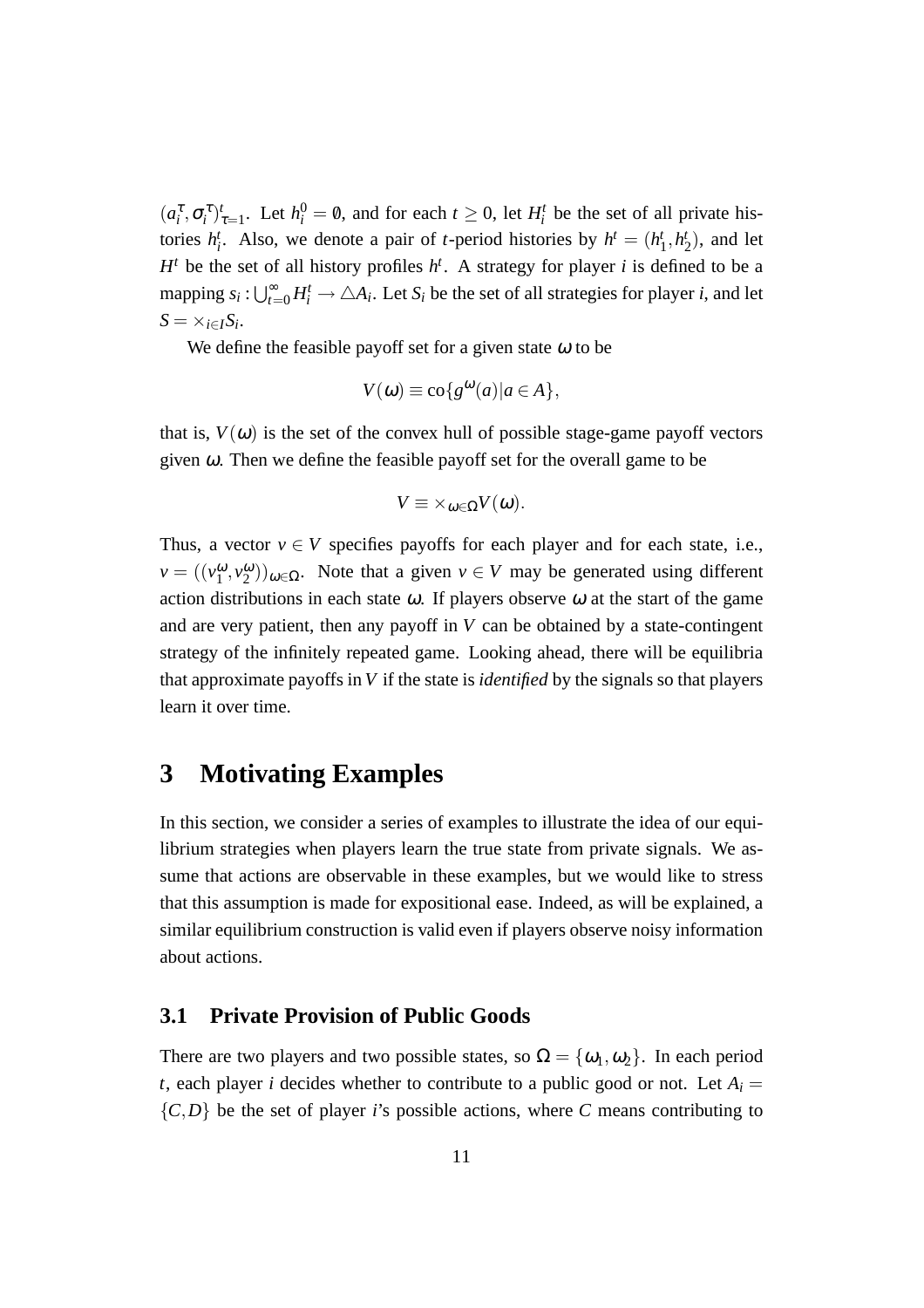$(a_i^\tau, \sigma_i^\tau)_{\tau=1}^t$. Let $h_i^0 = \emptyset$, and for each $t \geq 0$, let $H_i^t$ be the set of all private histories $h_i^t$. Also, we denote a pair of $t$-period histories by $h^t = (h_1^t, h_2^t)$, and let $H^t$ be the set of all history profiles $h^t$. A strategy for player $i$ is defined to be a mapping $s_i : \bigcup_{t=0}^\infty H_i^t \to \triangle A_i$. Let $S_i$ be the set of all strategies for player $i$, and let $S = \times_{i \in I} S_i$.

We define the feasible payoff set for a given state $\omega$ to be

$$V(\omega) \equiv \text{co}\{g^\omega(a) | a \in A\},$$

that is, $V(\omega)$ is the set of the convex hull of possible stage-game payoff vectors given $\omega$. Then we define the feasible payoff set for the overall game to be

$$V \equiv \times_{\omega \in \Omega} V(\omega).$$

Thus, a vector $v \in V$ specifies payoffs for each player and for each state, i.e., $v = ((v_1^\omega, v_2^\omega))_{\omega \in \Omega}$. Note that a given $v \in V$ may be generated using different action distributions in each state $\omega$. If players observe $\omega$ at the start of the game and are very patient, then any payoff in $V$ can be obtained by a state-contingent strategy of the infinitely repeated game. Looking ahead, there will be equilibria that approximate payoffs in $V$ if the state is *identified* by the signals so that players learn it over time.

# 3 Motivating Examples

In this section, we consider a series of examples to illustrate the idea of our equilibrium strategies when players learn the true state from private signals. We assume that actions are observable in these examples, but we would like to stress that this assumption is made for expositional ease. Indeed, as will be explained, a similar equilibrium construction is valid even if players observe noisy information about actions.

## 3.1 Private Provision of Public Goods

There are two players and two possible states, so $\Omega = \{\omega_1, \omega_2\}$. In each period $t$, each player $i$ decides whether to contribute to a public good or not. Let $A_i = \{C, D\}$ be the set of player $i$'s possible actions, where $C$ means contributing to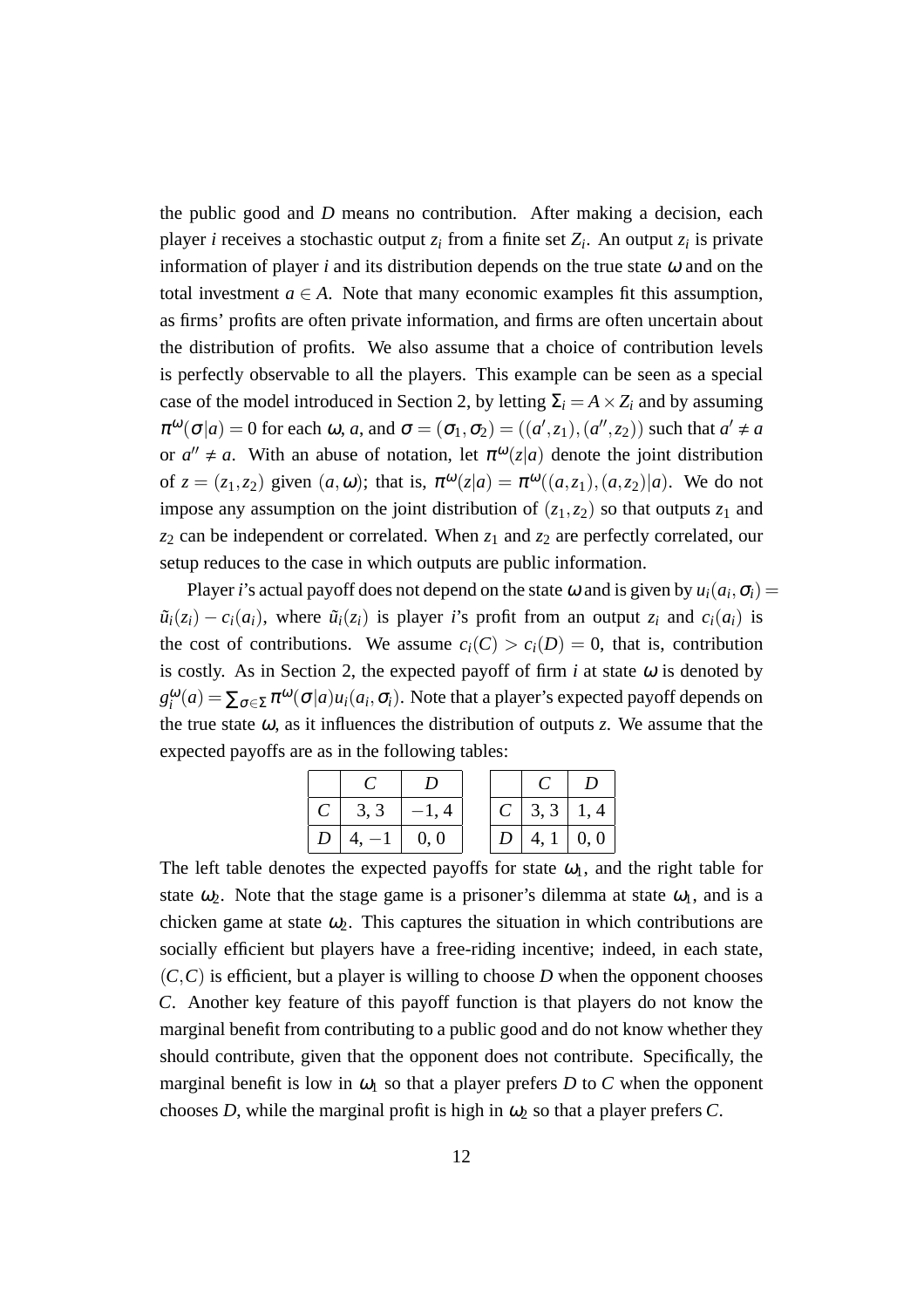the public good and $D$ means no contribution. After making a decision, each player $i$ receives a stochastic output $z_i$ from a finite set $Z_i$. An output $z_i$ is private information of player $i$ and its distribution depends on the true state $\omega$ and on the total investment $a \in A$. Note that many economic examples fit this assumption, as firms' profits are often private information, and firms are often uncertain about the distribution of profits. We also assume that a choice of contribution levels is perfectly observable to all the players. This example can be seen as a special case of the model introduced in Section 2, by letting $\Sigma_i = A \times Z_i$ and by assuming $\pi^{\omega}(\sigma|a) = 0$ for each $\omega$, $a$, and $\sigma = (\sigma_1, \sigma_2) = ((a', z_1), (a'', z_2))$ such that $a' \neq a$ or $a'' \neq a$. With an abuse of notation, let $\pi^{\omega}(z|a)$ denote the joint distribution of $z = (z_1, z_2)$ given $(a, \omega)$; that is, $\pi^{\omega}(z|a) = \pi^{\omega}((a, z_1), (a, z_2)|a)$. We do not impose any assumption on the joint distribution of $(z_1, z_2)$ so that outputs $z_1$ and $z_2$ can be independent or correlated. When $z_1$ and $z_2$ are perfectly correlated, our setup reduces to the case in which outputs are public information.

Player $i$'s actual payoff does not depend on the state $\omega$ and is given by $u_i(a_i, \sigma_i) = \tilde{u}_i(z_i) - c_i(a_i)$, where $\tilde{u}_i(z_i)$ is player $i$'s profit from an output $z_i$ and $c_i(a_i)$ is the cost of contributions. We assume $c_i(C) > c_i(D) = 0$, that is, contribution is costly. As in Section 2, the expected payoff of firm $i$ at state $\omega$ is denoted by $g_i^{\omega}(a) = \sum_{\sigma \in \Sigma} \pi^{\omega}(\sigma|a) u_i(a_i, \sigma_i)$. Note that a player's expected payoff depends on the true state $\omega$, as it influences the distribution of outputs $z$. We assume that the expected payoffs are as in the following tables:

| | $C$ | $D$ |
|---|---|---|
| $C$ | 3, 3 | $-1$, 4 |
| $D$ | 4, $-1$ | 0, 0 |

| | $C$ | $D$ |
|---|---|---|
| $C$ | 3, 3 | 1, 4 |
| $D$ | 4, 1 | 0, 0 |

The left table denotes the expected payoffs for state $\omega_1$, and the right table for state $\omega_2$. Note that the stage game is a prisoner's dilemma at state $\omega_1$, and is a chicken game at state $\omega_2$. This captures the situation in which contributions are socially efficient but players have a free-riding incentive; indeed, in each state, $(C, C)$ is efficient, but a player is willing to choose $D$ when the opponent chooses $C$. Another key feature of this payoff function is that players do not know the marginal benefit from contributing to a public good and do not know whether they should contribute, given that the opponent does not contribute. Specifically, the marginal benefit is low in $\omega_1$ so that a player prefers $D$ to $C$ when the opponent chooses $D$, while the marginal profit is high in $\omega_2$ so that a player prefers $C$.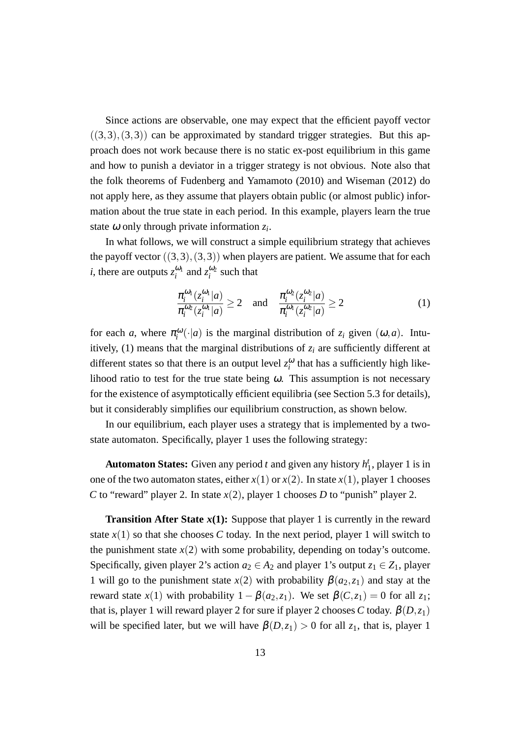Since actions are observable, one may expect that the efficient payoff vector $((3,3),(3,3))$ can be approximated by standard trigger strategies. But this approach does not work because there is no static ex-post equilibrium in this game and how to punish a deviator in a trigger strategy is not obvious. Note also that the folk theorems of Fudenberg and Yamamoto (2010) and Wiseman (2012) do not apply here, as they assume that players obtain public (or almost public) information about the true state in each period. In this example, players learn the true state $\omega$ only through private information $z_i$.

In what follows, we will construct a simple equilibrium strategy that achieves the payoff vector $((3,3),(3,3))$ when players are patient. We assume that for each $i$, there are outputs $z_i^{\omega_1}$ and $z_i^{\omega_2}$ such that

$$\frac{\pi_i^{\omega_1}(z_i^{\omega_1}|a)}{\pi_i^{\omega_2}(z_i^{\omega_1}|a)} \geq 2 \quad \text{and} \quad \frac{\pi_i^{\omega_2}(z_i^{\omega_2}|a)}{\pi_i^{\omega_1}(z_i^{\omega_2}|a)} \geq 2 \tag{1}$$

for each $a$, where $\pi_i^{\omega}(\cdot|a)$ is the marginal distribution of $z_i$ given $(\omega, a)$. Intuitively, (1) means that the marginal distributions of $z_i$ are sufficiently different at different states so that there is an output level $z_i^{\omega}$ that has a sufficiently high likelihood ratio to test for the true state being $\omega$. This assumption is not necessary for the existence of asymptotically efficient equilibria (see Section 5.3 for details), but it considerably simplifies our equilibrium construction, as shown below.

In our equilibrium, each player uses a strategy that is implemented by a two-state automaton. Specifically, player 1 uses the following strategy:

**Automaton States:** Given any period $t$ and given any history $h_1^t$, player 1 is in one of the two automaton states, either $x(1)$ or $x(2)$. In state $x(1)$, player 1 chooses $C$ to "reward" player 2. In state $x(2)$, player 1 chooses $D$ to "punish" player 2.

**Transition After State $x(1)$:** Suppose that player 1 is currently in the reward state $x(1)$ so that she chooses $C$ today. In the next period, player 1 will switch to the punishment state $x(2)$ with some probability, depending on today's outcome. Specifically, given player 2's action $a_2 \in A_2$ and player 1's output $z_1 \in Z_1$, player 1 will go to the punishment state $x(2)$ with probability $\beta(a_2, z_1)$ and stay at the reward state $x(1)$ with probability $1 - \beta(a_2, z_1)$. We set $\beta(C, z_1) = 0$ for all $z_1$; that is, player 1 will reward player 2 for sure if player 2 chooses $C$ today. $\beta(D, z_1)$ will be specified later, but we will have $\beta(D, z_1) > 0$ for all $z_1$, that is, player 1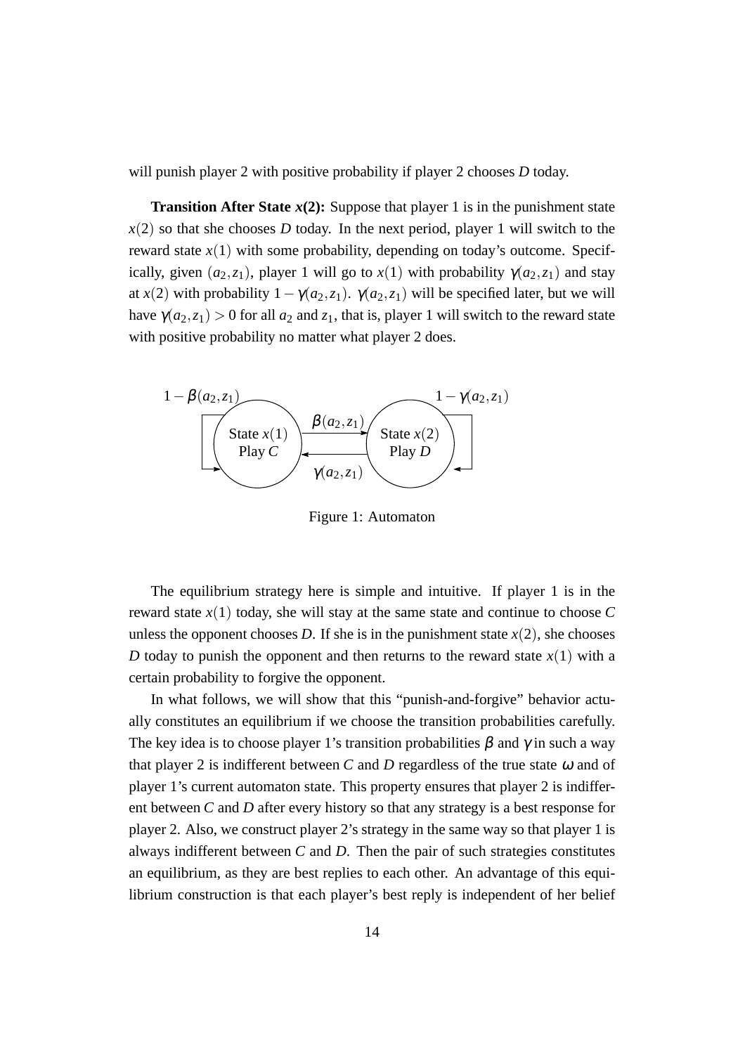will punish player 2 with positive probability if player 2 chooses $D$ today.

**Transition After State $x(2)$:** Suppose that player 1 is in the punishment state $x(2)$ so that she chooses $D$ today. In the next period, player 1 will switch to the reward state $x(1)$ with some probability, depending on today's outcome. Specifically, given $(a_2, z_1)$, player 1 will go to $x(1)$ with probability $\gamma(a_2, z_1)$ and stay at $x(2)$ with probability $1 - \gamma(a_2, z_1)$. $\gamma(a_2, z_1)$ will be specified later, but we will have $\gamma(a_2, z_1) > 0$ for all $a_2$ and $z_1$, that is, player 1 will switch to the reward state with positive probability no matter what player 2 does.

Figure 1: Automaton

The equilibrium strategy here is simple and intuitive. If player 1 is in the reward state $x(1)$ today, she will stay at the same state and continue to choose $C$ unless the opponent chooses $D$. If she is in the punishment state $x(2)$, she chooses $D$ today to punish the opponent and then returns to the reward state $x(1)$ with a certain probability to forgive the opponent.

In what follows, we will show that this "punish-and-forgive" behavior actually constitutes an equilibrium if we choose the transition probabilities carefully. The key idea is to choose player 1's transition probabilities $\beta$ and $\gamma$ in such a way that player 2 is indifferent between $C$ and $D$ regardless of the true state $\omega$ and of player 1's current automaton state. This property ensures that player 2 is indifferent between $C$ and $D$ after every history so that any strategy is a best response for player 2. Also, we construct player 2's strategy in the same way so that player 1 is always indifferent between $C$ and $D$. Then the pair of such strategies constitutes an equilibrium, as they are best replies to each other. An advantage of this equilibrium construction is that each player's best reply is independent of her belief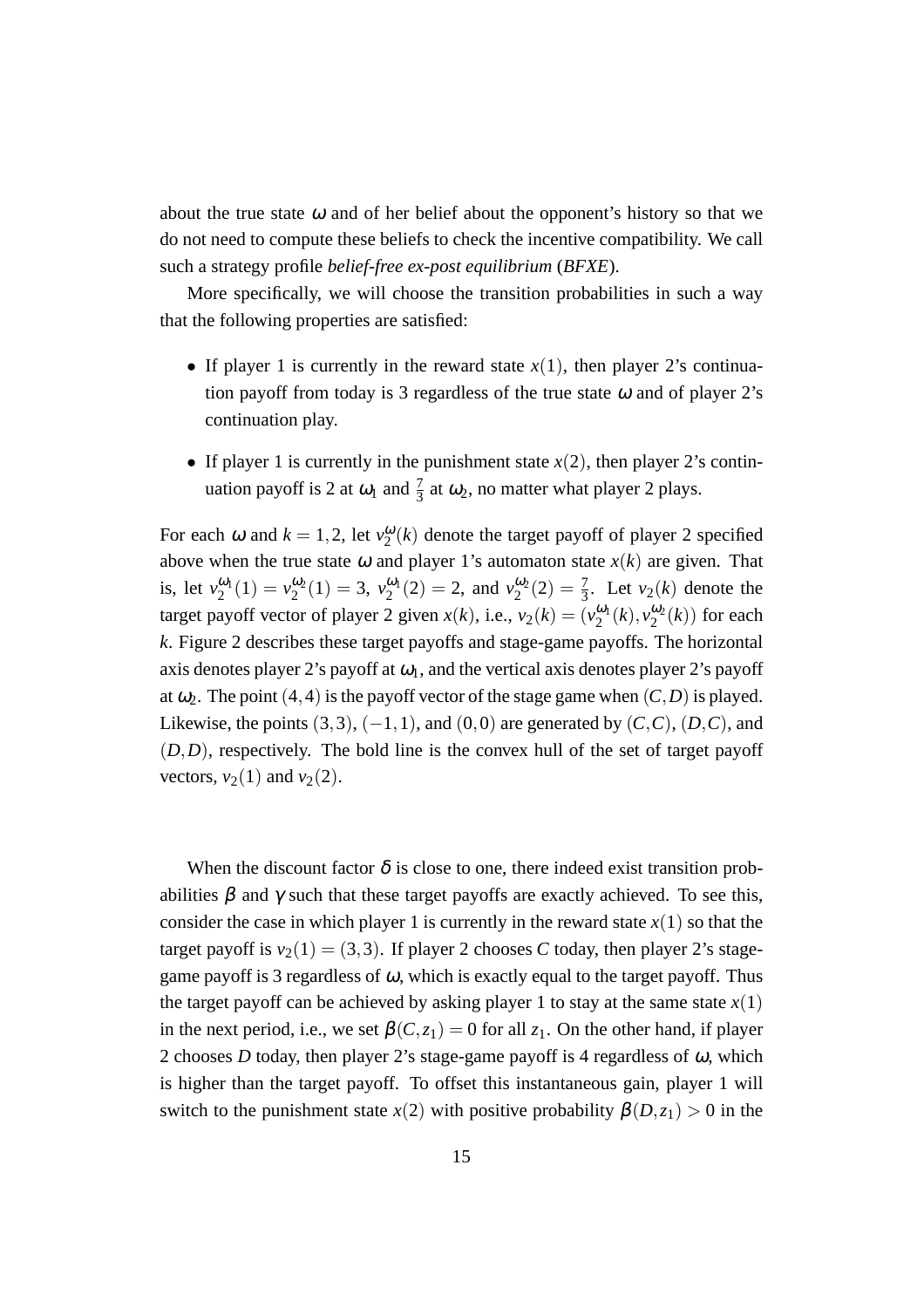about the true state $\omega$ and of her belief about the opponent's history so that we do not need to compute these beliefs to check the incentive compatibility. We call such a strategy profile *belief-free ex-post equilibrium* (*BFXE*).

More specifically, we will choose the transition probabilities in such a way that the following properties are satisfied:

- If player 1 is currently in the reward state $x(1)$, then player 2's continuation payoff from today is 3 regardless of the true state $\omega$ and of player 2's continuation play.
- If player 1 is currently in the punishment state $x(2)$, then player 2's continuation payoff is 2 at $\omega_1$ and $\frac{7}{3}$ at $\omega_2$, no matter what player 2 plays.

For each $\omega$ and $k = 1, 2$, let $v_2^{\omega}(k)$ denote the target payoff of player 2 specified above when the true state $\omega$ and player 1's automaton state $x(k)$ are given. That is, let $v_2^{\omega_1}(1) = v_2^{\omega_2}(1) = 3$, $v_2^{\omega_1}(2) = 2$, and $v_2^{\omega_2}(2) = \frac{7}{3}$. Let $v_2(k)$ denote the target payoff vector of player 2 given $x(k)$, i.e., $v_2(k) = (v_2^{\omega_1}(k), v_2^{\omega_2}(k))$ for each $k$. Figure 2 describes these target payoffs and stage-game payoffs. The horizontal axis denotes player 2's payoff at $\omega_1$, and the vertical axis denotes player 2's payoff at $\omega_2$. The point $(4, 4)$ is the payoff vector of the stage game when $(C, D)$ is played. Likewise, the points $(3, 3)$, $(-1, 1)$, and $(0, 0)$ are generated by $(C, C)$, $(D, C)$, and $(D, D)$, respectively. The bold line is the convex hull of the set of target payoff vectors, $v_2(1)$ and $v_2(2)$.

When the discount factor $\delta$ is close to one, there indeed exist transition probabilities $\beta$ and $\gamma$ such that these target payoffs are exactly achieved. To see this, consider the case in which player 1 is currently in the reward state $x(1)$ so that the target payoff is $v_2(1) = (3, 3)$. If player 2 chooses $C$ today, then player 2's stage-game payoff is 3 regardless of $\omega$, which is exactly equal to the target payoff. Thus the target payoff can be achieved by asking player 1 to stay at the same state $x(1)$ in the next period, i.e., we set $\beta(C, z_1) = 0$ for all $z_1$. On the other hand, if player 2 chooses $D$ today, then player 2's stage-game payoff is 4 regardless of $\omega$, which is higher than the target payoff. To offset this instantaneous gain, player 1 will switch to the punishment state $x(2)$ with positive probability $\beta(D, z_1) > 0$ in the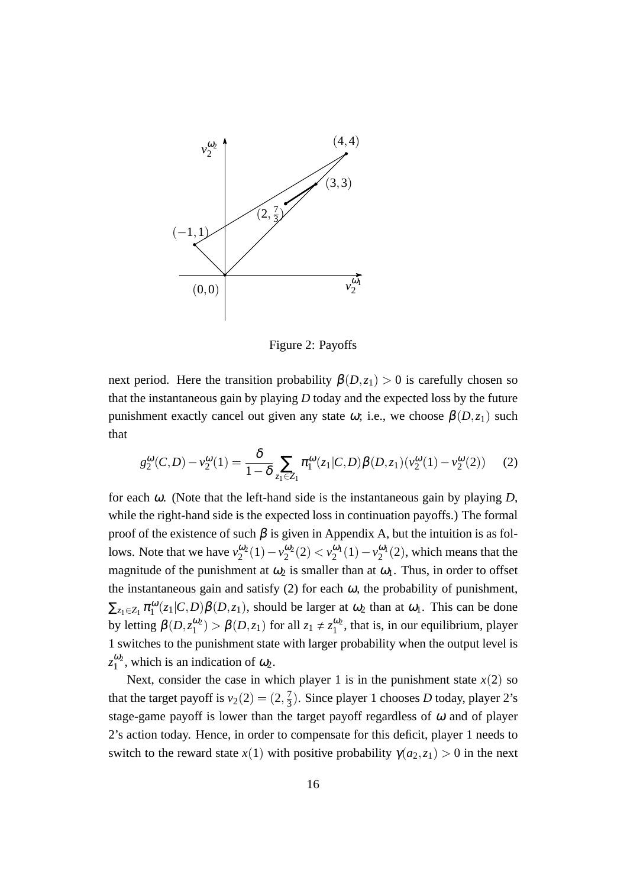Figure 2: Payoffs

next period. Here the transition probability $\beta(D,z_1) > 0$ is carefully chosen so that the instantaneous gain by playing $D$ today and the expected loss by the future punishment exactly cancel out given any state $\omega$; i.e., we choose $\beta(D,z_1)$ such that

$$g_2^{\omega}(C,D) - v_2^{\omega}(1) = \frac{\delta}{1-\delta} \sum_{z_1 \in Z_1} \pi_1^{\omega}(z_1|C,D)\beta(D,z_1)(v_2^{\omega}(1) - v_2^{\omega}(2)) \qquad (2)$$

for each $\omega$. (Note that the left-hand side is the instantaneous gain by playing $D$, while the right-hand side is the expected loss in continuation payoffs.) The formal proof of the existence of such $\beta$ is given in Appendix A, but the intuition is as follows. Note that we have $v_2^{\omega_2}(1) - v_2^{\omega_2}(2) < v_2^{\omega_1}(1) - v_2^{\omega_1}(2)$, which means that the magnitude of the punishment at $\omega_2$ is smaller than at $\omega_1$. Thus, in order to offset the instantaneous gain and satisfy (2) for each $\omega$, the probability of punishment, $\sum_{z_1 \in Z_1} \pi_1^{\omega}(z_1|C,D)\beta(D,z_1)$, should be larger at $\omega_2$ than at $\omega_1$. This can be done by letting $\beta(D,z_1^{\omega_2}) > \beta(D,z_1)$ for all $z_1 \neq z_1^{\omega_2}$, that is, in our equilibrium, player 1 switches to the punishment state with larger probability when the output level is $z_1^{\omega_2}$, which is an indication of $\omega_2$.

Next, consider the case in which player 1 is in the punishment state $x(2)$ so that the target payoff is $v_2(2) = (2, \frac{7}{3})$. Since player 1 chooses $D$ today, player 2's stage-game payoff is lower than the target payoff regardless of $\omega$ and of player 2's action today. Hence, in order to compensate for this deficit, player 1 needs to switch to the reward state $x(1)$ with positive probability $\gamma(a_2,z_1) > 0$ in the next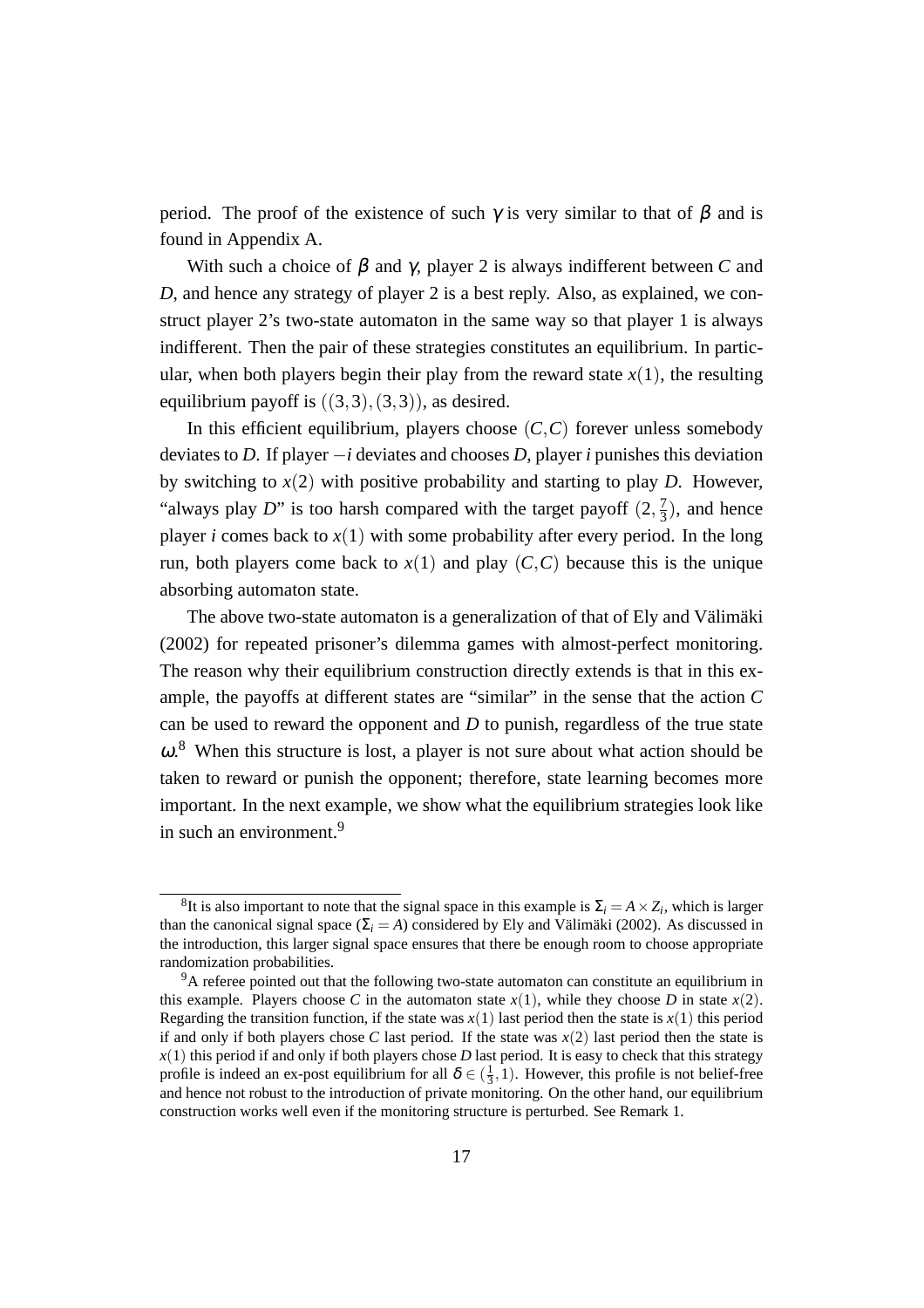period. The proof of the existence of such $\gamma$ is very similar to that of $\beta$ and is found in Appendix A.

With such a choice of $\beta$ and $\gamma$, player 2 is always indifferent between $C$ and $D$, and hence any strategy of player 2 is a best reply. Also, as explained, we construct player 2's two-state automaton in the same way so that player 1 is always indifferent. Then the pair of these strategies constitutes an equilibrium. In particular, when both players begin their play from the reward state $x(1)$, the resulting equilibrium payoff is $((3,3),(3,3))$, as desired.

In this efficient equilibrium, players choose $(C,C)$ forever unless somebody deviates to $D$. If player $-i$ deviates and chooses $D$, player $i$ punishes this deviation by switching to $x(2)$ with positive probability and starting to play $D$. However, "always play $D$" is too harsh compared with the target payoff $(2, \frac{7}{3})$, and hence player $i$ comes back to $x(1)$ with some probability after every period. In the long run, both players come back to $x(1)$ and play $(C,C)$ because this is the unique absorbing automaton state.

The above two-state automaton is a generalization of that of Ely and Välimäki (2002) for repeated prisoner's dilemma games with almost-perfect monitoring. The reason why their equilibrium construction directly extends is that in this example, the payoffs at different states are "similar" in the sense that the action $C$ can be used to reward the opponent and $D$ to punish, regardless of the true state $\omega$.[8] When this structure is lost, a player is not sure about what action should be taken to reward or punish the opponent; therefore, state learning becomes more important. In the next example, we show what the equilibrium strategies look like in such an environment.[9]

---

[8]It is also important to note that the signal space in this example is $\Sigma_i = A \times Z_i$, which is larger than the canonical signal space ($\Sigma_i = A$) considered by Ely and Välimäki (2002). As discussed in the introduction, this larger signal space ensures that there be enough room to choose appropriate randomization probabilities.

[9]A referee pointed out that the following two-state automaton can constitute an equilibrium in this example. Players choose $C$ in the automaton state $x(1)$, while they choose $D$ in state $x(2)$. Regarding the transition function, if the state was $x(1)$ last period then the state is $x(1)$ this period if and only if both players chose $C$ last period. If the state was $x(2)$ last period then the state is $x(1)$ this period if and only if both players chose $D$ last period. It is easy to check that this strategy profile is indeed an ex-post equilibrium for all $\delta \in (\frac{1}{3}, 1)$. However, this profile is not belief-free and hence not robust to the introduction of private monitoring. On the other hand, our equilibrium construction works well even if the monitoring structure is perturbed. See Remark 1.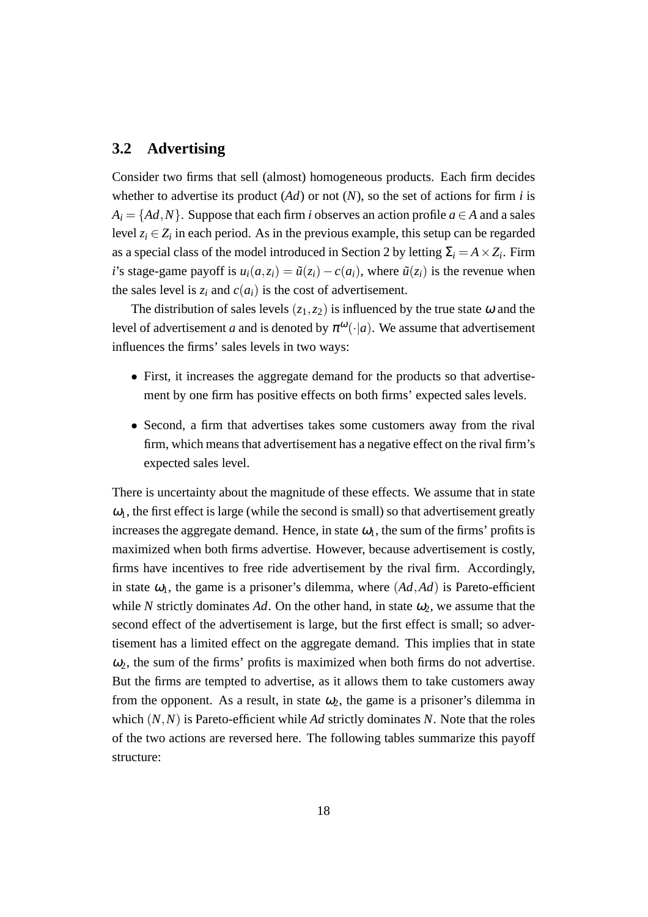### 3.2 Advertising

Consider two firms that sell (almost) homogeneous products. Each firm decides whether to advertise its product (*Ad*) or not (*N*), so the set of actions for firm $i$ is $A_i = \{Ad, N\}$. Suppose that each firm $i$ observes an action profile $a \in A$ and a sales level $z_i \in Z_i$ in each period. As in the previous example, this setup can be regarded as a special class of the model introduced in Section 2 by letting $\Sigma_i = A \times Z_i$. Firm $i$'s stage-game payoff is $u_i(a, z_i) = \tilde{u}(z_i) - c(a_i)$, where $\tilde{u}(z_i)$ is the revenue when the sales level is $z_i$ and $c(a_i)$ is the cost of advertisement.

The distribution of sales levels $(z_1, z_2)$ is influenced by the true state $\omega$ and the level of advertisement $a$ and is denoted by $\pi^{\omega}(\cdot|a)$. We assume that advertisement influences the firms' sales levels in two ways:

- First, it increases the aggregate demand for the products so that advertisement by one firm has positive effects on both firms' expected sales levels.
- Second, a firm that advertises takes some customers away from the rival firm, which means that advertisement has a negative effect on the rival firm's expected sales level.

There is uncertainty about the magnitude of these effects. We assume that in state $\omega_1$, the first effect is large (while the second is small) so that advertisement greatly increases the aggregate demand. Hence, in state $\omega_1$, the sum of the firms' profits is maximized when both firms advertise. However, because advertisement is costly, firms have incentives to free ride advertisement by the rival firm. Accordingly, in state $\omega_1$, the game is a prisoner's dilemma, where $(Ad, Ad)$ is Pareto-efficient while $N$ strictly dominates $Ad$. On the other hand, in state $\omega_2$, we assume that the second effect of the advertisement is large, but the first effect is small; so advertisement has a limited effect on the aggregate demand. This implies that in state $\omega_2$, the sum of the firms' profits is maximized when both firms do not advertise. But the firms are tempted to advertise, as it allows them to take customers away from the opponent. As a result, in state $\omega_2$, the game is a prisoner's dilemma in which $(N, N)$ is Pareto-efficient while $Ad$ strictly dominates $N$. Note that the roles of the two actions are reversed here. The following tables summarize this payoff structure: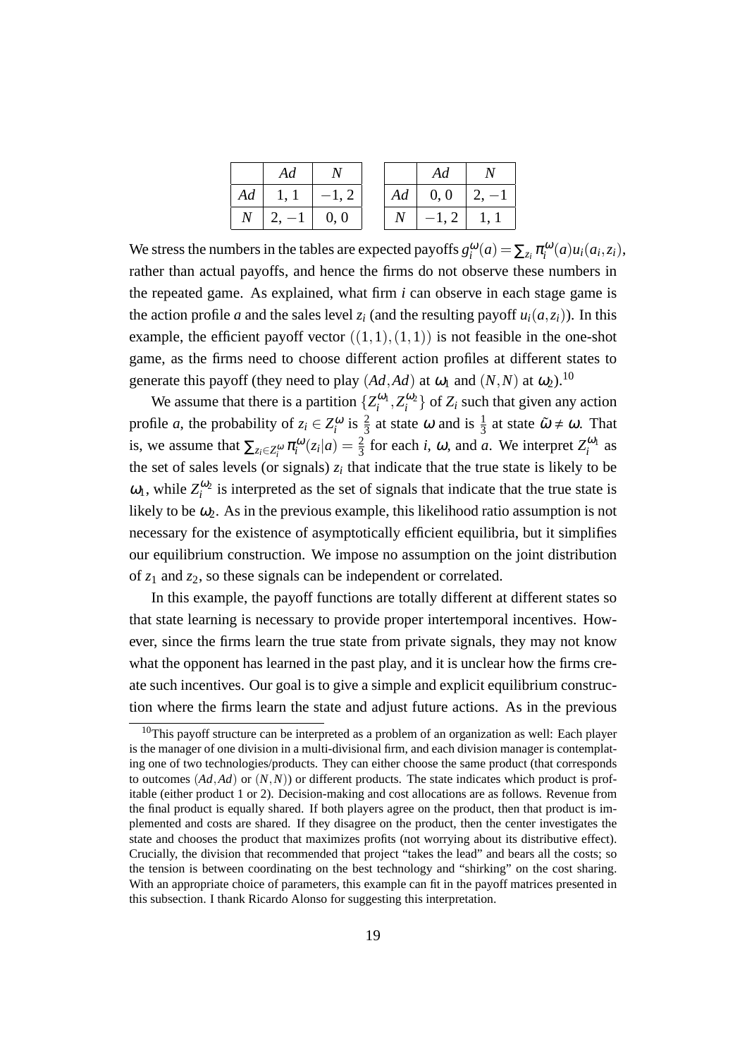|  | $Ad$ | $N$ |
|---|---|---|
| $Ad$ | 1, 1 | $-1$, 2 |
| $N$ | 2, $-1$ | 0, 0 |

|  | $Ad$ | $N$ |
|---|---|---|
| $Ad$ | 0, 0 | 2, $-1$ |
| $N$ | $-1$, 2 | 1, 1 |

We stress the numbers in the tables are expected payoffs $g_i^{\omega}(a) = \sum_{z_i} \pi_i^{\omega}(a) u_i(a_i, z_i)$, rather than actual payoffs, and hence the firms do not observe these numbers in the repeated game. As explained, what firm $i$ can observe in each stage game is the action profile $a$ and the sales level $z_i$ (and the resulting payoff $u_i(a, z_i)$). In this example, the efficient payoff vector $((1,1),(1,1))$ is not feasible in the one-shot game, as the firms need to choose different action profiles at different states to generate this payoff (they need to play $(Ad, Ad)$ at $\omega_1$ and $(N, N)$ at $\omega_2$).[10]

We assume that there is a partition $\{Z_i^{\omega_1}, Z_i^{\omega_2}\}$ of $Z_i$ such that given any action profile $a$, the probability of $z_i \in Z_i^{\omega}$ is $\frac{2}{3}$ at state $\omega$ and is $\frac{1}{3}$ at state $\tilde{\omega} \neq \omega$. That is, we assume that $\sum_{z_i \in Z_i^{\omega}} \pi_i^{\omega}(z_i|a) = \frac{2}{3}$ for each $i$, $\omega$, and $a$. We interpret $Z_i^{\omega_1}$ as the set of sales levels (or signals) $z_i$ that indicate that the true state is likely to be $\omega_1$, while $Z_i^{\omega_2}$ is interpreted as the set of signals that indicate that the true state is likely to be $\omega_2$. As in the previous example, this likelihood ratio assumption is not necessary for the existence of asymptotically efficient equilibria, but it simplifies our equilibrium construction. We impose no assumption on the joint distribution of $z_1$ and $z_2$, so these signals can be independent or correlated.

In this example, the payoff functions are totally different at different states so that state learning is necessary to provide proper intertemporal incentives. However, since the firms learn the true state from private signals, they may not know what the opponent has learned in the past play, and it is unclear how the firms create such incentives. Our goal is to give a simple and explicit equilibrium construction where the firms learn the state and adjust future actions. As in the previous

[10] This payoff structure can be interpreted as a problem of an organization as well: Each player is the manager of one division in a multi-divisional firm, and each division manager is contemplating one of two technologies/products. They can either choose the same product (that corresponds to outcomes $(Ad, Ad)$ or $(N, N)$) or different products. The state indicates which product is profitable (either product 1 or 2). Decision-making and cost allocations are as follows. Revenue from the final product is equally shared. If both players agree on the product, then that product is implemented and costs are shared. If they disagree on the product, then the center investigates the state and chooses the product that maximizes profits (not worrying about its distributive effect). Crucially, the division that recommended that project "takes the lead" and bears all the costs; so the tension is between coordinating on the best technology and "shirking" on the cost sharing. With an appropriate choice of parameters, this example can fit in the payoff matrices presented in this subsection. I thank Ricardo Alonso for suggesting this interpretation.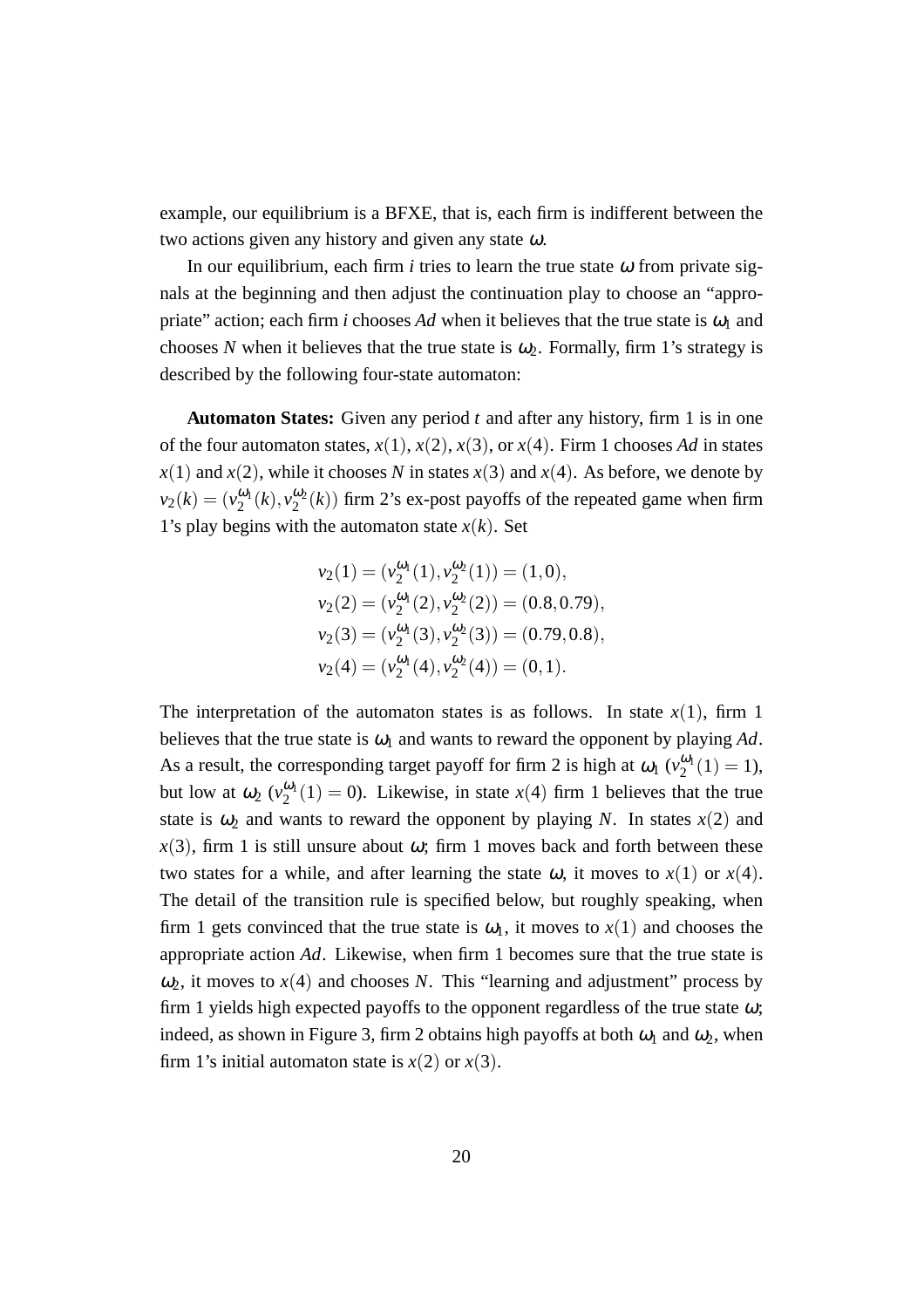example, our equilibrium is a BFXE, that is, each firm is indifferent between the two actions given any history and given any state $\omega$.

In our equilibrium, each firm $i$ tries to learn the true state $\omega$ from private signals at the beginning and then adjust the continuation play to choose an "appropriate" action; each firm $i$ chooses $Ad$ when it believes that the true state is $\omega_1$ and chooses $N$ when it believes that the true state is $\omega_2$. Formally, firm 1's strategy is described by the following four-state automaton:

**Automaton States:** Given any period $t$ and after any history, firm 1 is in one of the four automaton states, $x(1)$, $x(2)$, $x(3)$, or $x(4)$. Firm 1 chooses $Ad$ in states $x(1)$ and $x(2)$, while it chooses $N$ in states $x(3)$ and $x(4)$. As before, we denote by $v_2(k) = (v_2^{\omega_1}(k), v_2^{\omega_2}(k))$ firm 2's ex-post payoffs of the repeated game when firm 1's play begins with the automaton state $x(k)$. Set

$$
\begin{aligned}
v_2(1) &= (v_2^{\omega_1}(1), v_2^{\omega_2}(1)) = (1, 0), \\
v_2(2) &= (v_2^{\omega_1}(2), v_2^{\omega_2}(2)) = (0.8, 0.79), \\
v_2(3) &= (v_2^{\omega_1}(3), v_2^{\omega_2}(3)) = (0.79, 0.8), \\
v_2(4) &= (v_2^{\omega_1}(4), v_2^{\omega_2}(4)) = (0, 1).
\end{aligned}
$$

The interpretation of the automaton states is as follows. In state $x(1)$, firm 1 believes that the true state is $\omega_1$ and wants to reward the opponent by playing $Ad$. As a result, the corresponding target payoff for firm 2 is high at $\omega_1$ ($v_2^{\omega_1}(1) = 1$), but low at $\omega_2$ ($v_2^{\omega_1}(1) = 0$). Likewise, in state $x(4)$ firm 1 believes that the true state is $\omega_2$ and wants to reward the opponent by playing $N$. In states $x(2)$ and $x(3)$, firm 1 is still unsure about $\omega$; firm 1 moves back and forth between these two states for a while, and after learning the state $\omega$, it moves to $x(1)$ or $x(4)$. The detail of the transition rule is specified below, but roughly speaking, when firm 1 gets convinced that the true state is $\omega_1$, it moves to $x(1)$ and chooses the appropriate action $Ad$. Likewise, when firm 1 becomes sure that the true state is $\omega_2$, it moves to $x(4)$ and chooses $N$. This "learning and adjustment" process by firm 1 yields high expected payoffs to the opponent regardless of the true state $\omega$; indeed, as shown in Figure 3, firm 2 obtains high payoffs at both $\omega_1$ and $\omega_2$, when firm 1's initial automaton state is $x(2)$ or $x(3)$.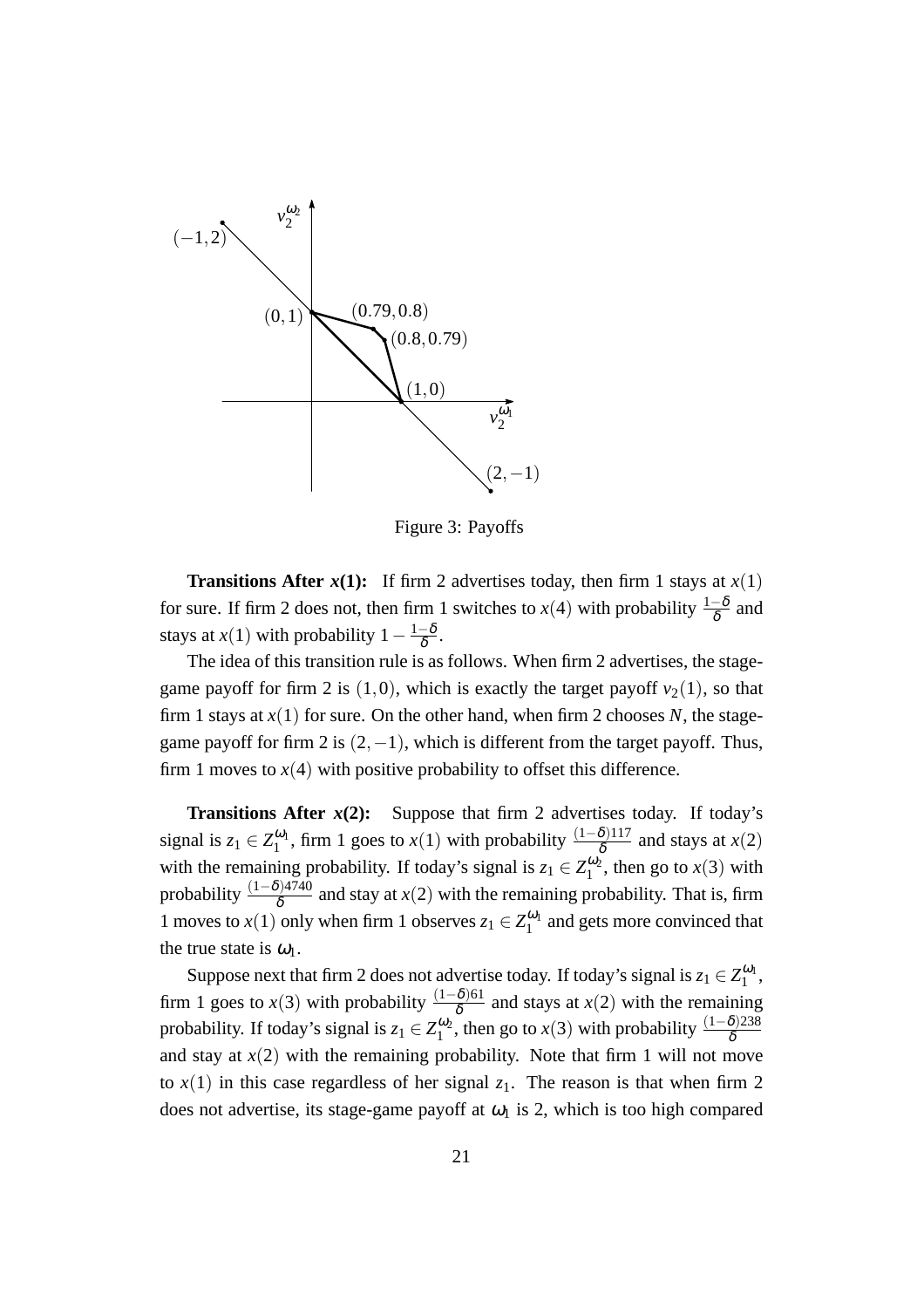Figure 3: Payoffs

**Transitions After $x(1)$:** If firm 2 advertises today, then firm 1 stays at $x(1)$ for sure. If firm 2 does not, then firm 1 switches to $x(4)$ with probability $\frac{1-\delta}{\delta}$ and stays at $x(1)$ with probability $1 - \frac{1-\delta}{\delta}$.

The idea of this transition rule is as follows. When firm 2 advertises, the stage-game payoff for firm 2 is $(1,0)$, which is exactly the target payoff $v_2(1)$, so that firm 1 stays at $x(1)$ for sure. On the other hand, when firm 2 chooses $N$, the stage-game payoff for firm 2 is $(2,-1)$, which is different from the target payoff. Thus, firm 1 moves to $x(4)$ with positive probability to offset this difference.

**Transitions After $x(2)$:** Suppose that firm 2 advertises today. If today's signal is $z_1 \in Z_1^{\omega_1}$, firm 1 goes to $x(1)$ with probability $\frac{(1-\delta)117}{\delta}$ and stays at $x(2)$ with the remaining probability. If today's signal is $z_1 \in Z_1^{\omega_2}$, then go to $x(3)$ with probability $\frac{(1-\delta)4740}{\delta}$ and stay at $x(2)$ with the remaining probability. That is, firm 1 moves to $x(1)$ only when firm 1 observes $z_1 \in Z_1^{\omega_1}$ and gets more convinced that the true state is $\omega_1$.

Suppose next that firm 2 does not advertise today. If today's signal is $z_1 \in Z_1^{\omega_1}$, firm 1 goes to $x(3)$ with probability $\frac{(1-\delta)61}{\delta}$ and stays at $x(2)$ with the remaining probability. If today's signal is $z_1 \in Z_1^{\omega_2}$, then go to $x(3)$ with probability $\frac{(1-\delta)238}{\delta}$ and stay at $x(2)$ with the remaining probability. Note that firm 1 will not move to $x(1)$ in this case regardless of her signal $z_1$. The reason is that when firm 2 does not advertise, its stage-game payoff at $\omega_1$ is 2, which is too high compared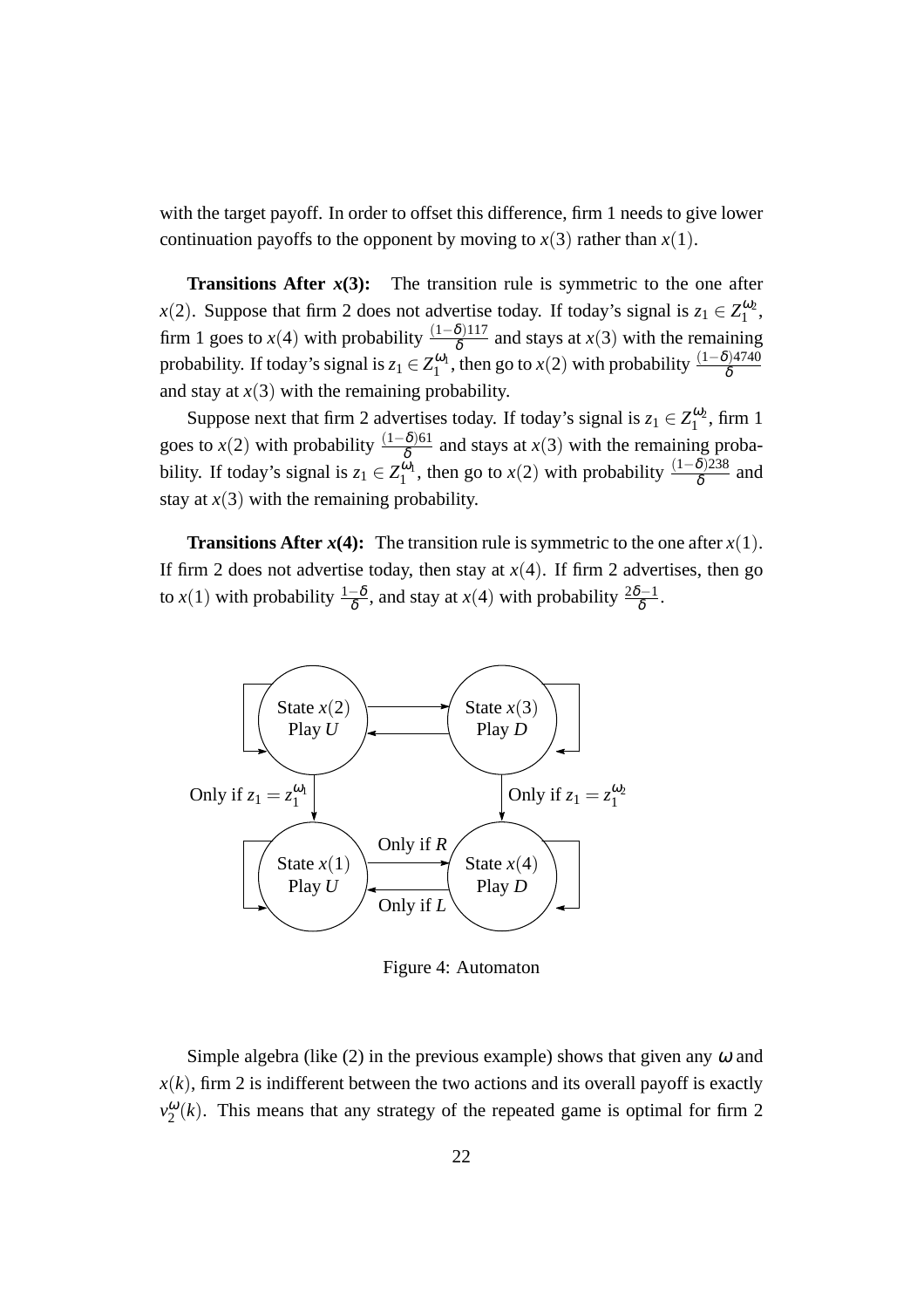with the target payoff. In order to offset this difference, firm 1 needs to give lower continuation payoffs to the opponent by moving to $x(3)$ rather than $x(1)$.

**Transitions After $x(3)$:** The transition rule is symmetric to the one after $x(2)$. Suppose that firm 2 does not advertise today. If today's signal is $z_1 \in Z_1^{\omega_2}$, firm 1 goes to $x(4)$ with probability $\frac{(1-\delta)117}{\delta}$ and stays at $x(3)$ with the remaining probability. If today's signal is $z_1 \in Z_1^{\omega_1}$, then go to $x(2)$ with probability $\frac{(1-\delta)4740}{\delta}$ and stay at $x(3)$ with the remaining probability.

Suppose next that firm 2 advertises today. If today's signal is $z_1 \in Z_1^{\omega_2}$, firm 1 goes to $x(2)$ with probability $\frac{(1-\delta)61}{\delta}$ and stays at $x(3)$ with the remaining probability. If today's signal is $z_1 \in Z_1^{\omega_1}$, then go to $x(2)$ with probability $\frac{(1-\delta)238}{\delta}$ and stay at $x(3)$ with the remaining probability.

**Transitions After $x(4)$:** The transition rule is symmetric to the one after $x(1)$. If firm 2 does not advertise today, then stay at $x(4)$. If firm 2 advertises, then go to $x(1)$ with probability $\frac{1-\delta}{\delta}$, and stay at $x(4)$ with probability $\frac{2\delta-1}{\delta}$.

Figure 4: Automaton

Simple algebra (like (2) in the previous example) shows that given any $\omega$ and $x(k)$, firm 2 is indifferent between the two actions and its overall payoff is exactly $v_2^{\omega}(k)$. This means that any strategy of the repeated game is optimal for firm 2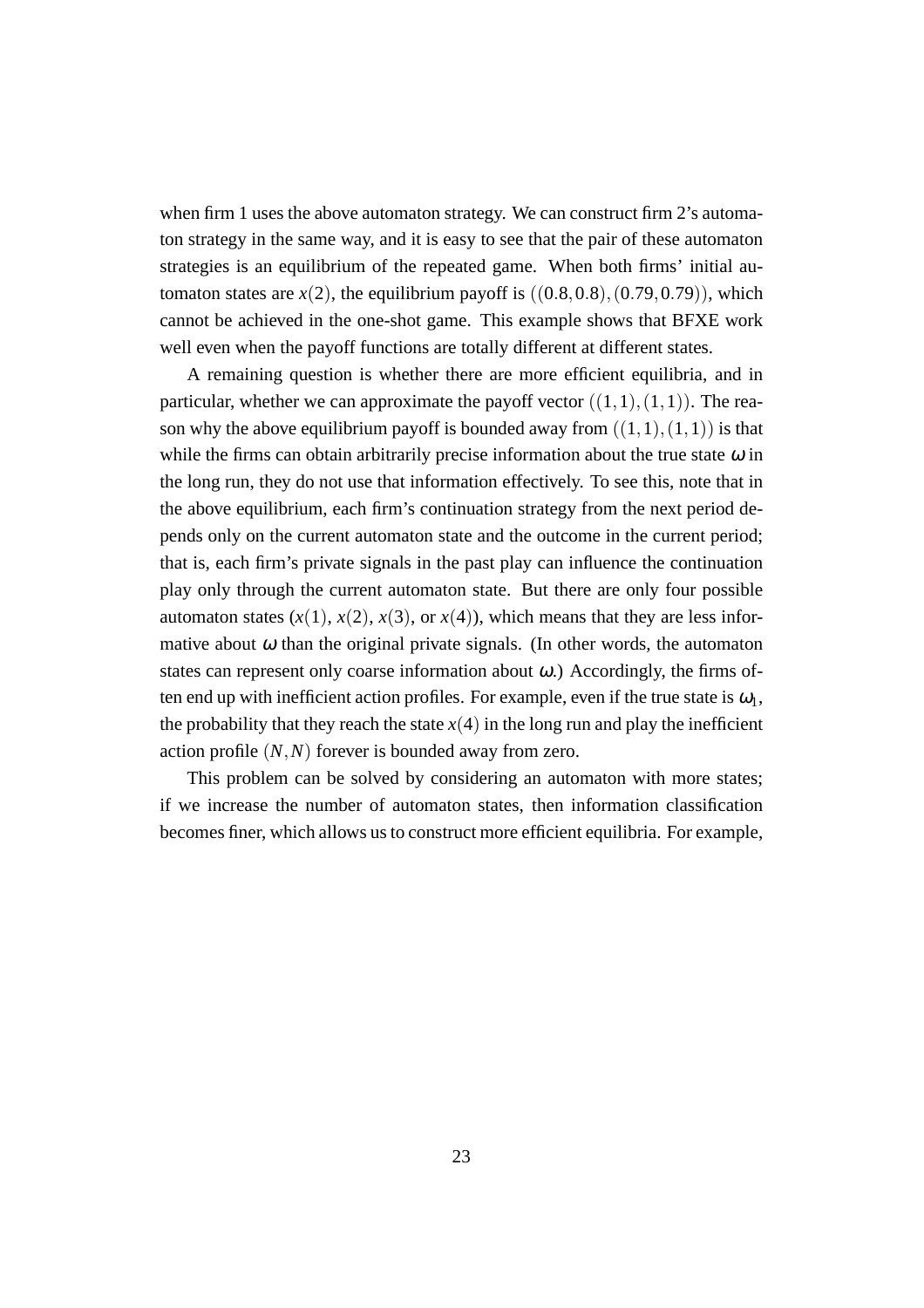when firm 1 uses the above automaton strategy. We can construct firm 2's automaton strategy in the same way, and it is easy to see that the pair of these automaton strategies is an equilibrium of the repeated game. When both firms' initial automaton states are $x(2)$, the equilibrium payoff is $((0.8, 0.8), (0.79, 0.79))$, which cannot be achieved in the one-shot game. This example shows that BFXE work well even when the payoff functions are totally different at different states.

A remaining question is whether there are more efficient equilibria, and in particular, whether we can approximate the payoff vector $((1,1),(1,1))$. The reason why the above equilibrium payoff is bounded away from $((1,1),(1,1))$ is that while the firms can obtain arbitrarily precise information about the true state $\omega$ in the long run, they do not use that information effectively. To see this, note that in the above equilibrium, each firm's continuation strategy from the next period depends only on the current automaton state and the outcome in the current period; that is, each firm's private signals in the past play can influence the continuation play only through the current automaton state. But there are only four possible automaton states ($x(1)$, $x(2)$, $x(3)$, or $x(4)$), which means that they are less informative about $\omega$ than the original private signals. (In other words, the automaton states can represent only coarse information about $\omega$.) Accordingly, the firms often end up with inefficient action profiles. For example, even if the true state is $\omega_1$, the probability that they reach the state $x(4)$ in the long run and play the inefficient action profile $(N,N)$ forever is bounded away from zero.

This problem can be solved by considering an automaton with more states; if we increase the number of automaton states, then information classification becomes finer, which allows us to construct more efficient equilibria. For example,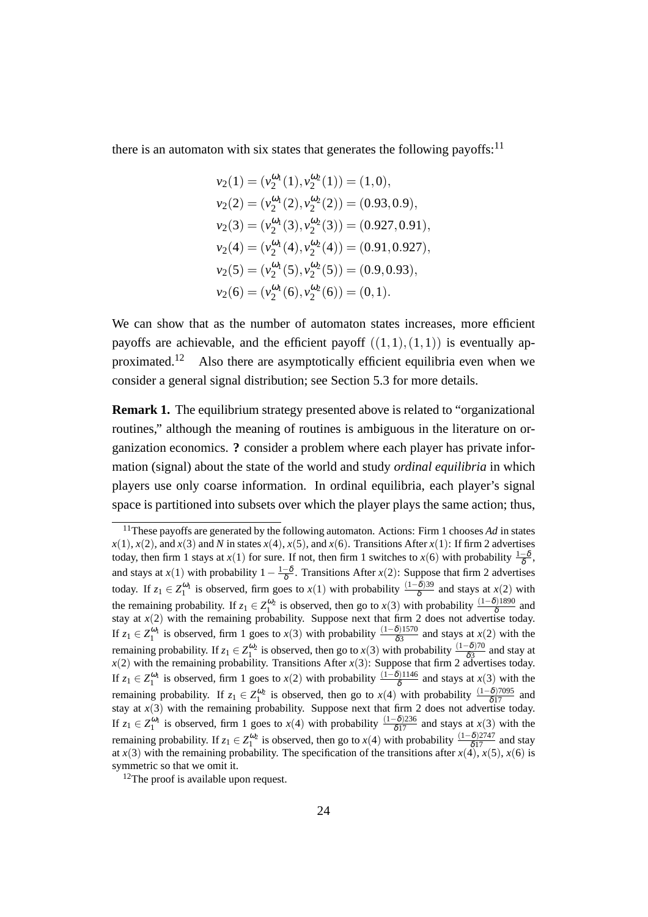there is an automaton with six states that generates the following payoffs:[11]

$$
\begin{aligned}
v_2(1) &= (v_2^{\omega_1}(1), v_2^{\omega_2}(1)) = (1, 0),\\
v_2(2) &= (v_2^{\omega_1}(2), v_2^{\omega_2}(2)) = (0.93, 0.9),\\
v_2(3) &= (v_2^{\omega_1}(3), v_2^{\omega_2}(3)) = (0.927, 0.91),\\
v_2(4) &= (v_2^{\omega_1}(4), v_2^{\omega_2}(4)) = (0.91, 0.927),\\
v_2(5) &= (v_2^{\omega_1}(5), v_2^{\omega_2}(5)) = (0.9, 0.93),\\
v_2(6) &= (v_2^{\omega_1}(6), v_2^{\omega_2}(6)) = (0, 1).
\end{aligned}
$$

We can show that as the number of automaton states increases, more efficient payoffs are achievable, and the efficient payoff $((1,1),(1,1))$ is eventually approximated.[12] Also there are asymptotically efficient equilibria even when we consider a general signal distribution; see Section 5.3 for more details.

**Remark 1.** The equilibrium strategy presented above is related to "organizational routines," although the meaning of routines is ambiguous in the literature on organization economics. **?** consider a problem where each player has private information (signal) about the state of the world and study *ordinal equilibria* in which players use only coarse information. In ordinal equilibria, each player's signal space is partitioned into subsets over which the player plays the same action; thus,

---

[11] These payoffs are generated by the following automaton. Actions: Firm 1 chooses $Ad$ in states $x(1)$, $x(2)$, and $x(3)$ and $N$ in states $x(4)$, $x(5)$, and $x(6)$. Transitions After $x(1)$: If firm 2 advertises today, then firm 1 stays at $x(1)$ for sure. If not, then firm 1 switches to $x(6)$ with probability $\frac{1-\delta}{\delta}$, and stays at $x(1)$ with probability $1-\frac{1-\delta}{\delta}$. Transitions After $x(2)$: Suppose that firm 2 advertises today. If $z_1 \in Z_1^{\omega_1}$ is observed, firm goes to $x(1)$ with probability $\frac{(1-\delta)39}{\delta}$ and stays at $x(2)$ with the remaining probability. If $z_1 \in Z_1^{\omega_2}$ is observed, then go to $x(3)$ with probability $\frac{(1-\delta)1890}{\delta}$ and stay at $x(2)$ with the remaining probability. Suppose next that firm 2 does not advertise today. If $z_1 \in Z_1^{\omega_1}$ is observed, firm 1 goes to $x(3)$ with probability $\frac{(1-\delta)1570}{\delta 3}$ and stays at $x(2)$ with the remaining probability. If $z_1 \in Z_1^{\omega_2}$ is observed, then go to $x(3)$ with probability $\frac{(1-\delta)70}{\delta 3}$ and stay at $x(2)$ with the remaining probability. Transitions After $x(3)$: Suppose that firm 2 advertises today. If $z_1 \in Z_1^{\omega_1}$ is observed, firm 1 goes to $x(2)$ with probability $\frac{(1-\delta)1146}{\delta}$ and stays at $x(3)$ with the remaining probability. If $z_1 \in Z_1^{\omega_2}$ is observed, then go to $x(4)$ with probability $\frac{(1-\delta)7095}{\delta 17}$ and stay at $x(3)$ with the remaining probability. Suppose next that firm 2 does not advertise today. If $z_1 \in Z_1^{\omega_1}$ is observed, firm 1 goes to $x(4)$ with probability $\frac{(1-\delta)236}{\delta 17}$ and stays at $x(3)$ with the remaining probability. If $z_1 \in Z_1^{\omega_2}$ is observed, then go to $x(4)$ with probability $\frac{(1-\delta)2747}{\delta 17}$ and stay at $x(3)$ with the remaining probability. The specification of the transitions after $x(4)$, $x(5)$, $x(6)$ is symmetric so that we omit it.

[12] The proof is available upon request.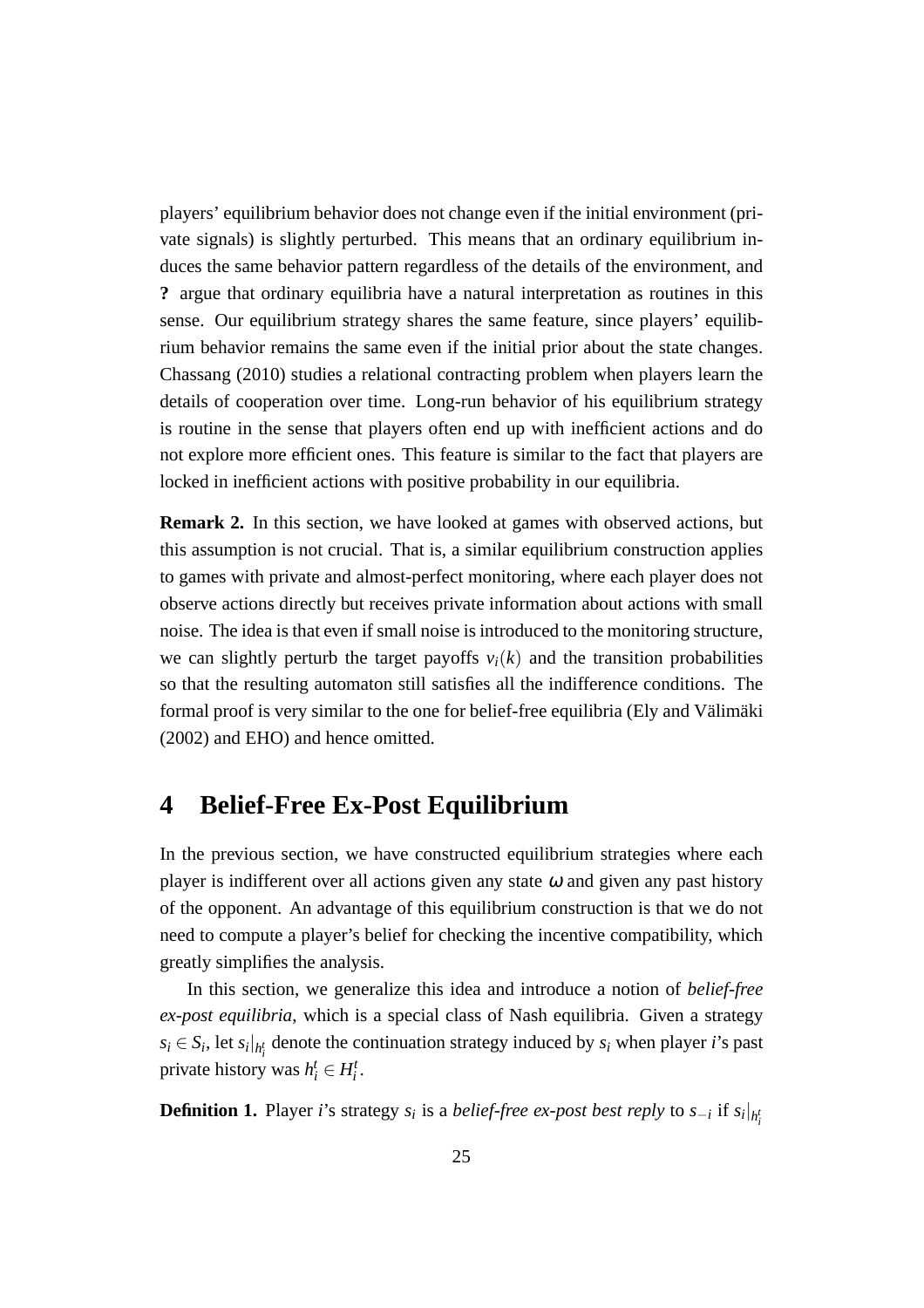players' equilibrium behavior does not change even if the initial environment (private signals) is slightly perturbed. This means that an ordinary equilibrium induces the same behavior pattern regardless of the details of the environment, and **?** argue that ordinary equilibria have a natural interpretation as routines in this sense. Our equilibrium strategy shares the same feature, since players' equilibrium behavior remains the same even if the initial prior about the state changes. Chassang (2010) studies a relational contracting problem when players learn the details of cooperation over time. Long-run behavior of his equilibrium strategy is routine in the sense that players often end up with inefficient actions and do not explore more efficient ones. This feature is similar to the fact that players are locked in inefficient actions with positive probability in our equilibria.

**Remark 2.** In this section, we have looked at games with observed actions, but this assumption is not crucial. That is, a similar equilibrium construction applies to games with private and almost-perfect monitoring, where each player does not observe actions directly but receives private information about actions with small noise. The idea is that even if small noise is introduced to the monitoring structure, we can slightly perturb the target payoffs $v_i(k)$ and the transition probabilities so that the resulting automaton still satisfies all the indifference conditions. The formal proof is very similar to the one for belief-free equilibria (Ely and Välimäki (2002) and EHO) and hence omitted.

# 4 Belief-Free Ex-Post Equilibrium

In the previous section, we have constructed equilibrium strategies where each player is indifferent over all actions given any state $\omega$ and given any past history of the opponent. An advantage of this equilibrium construction is that we do not need to compute a player's belief for checking the incentive compatibility, which greatly simplifies the analysis.

In this section, we generalize this idea and introduce a notion of *belief-free ex-post equilibria*, which is a special class of Nash equilibria. Given a strategy $s_i \in S_i$, let $s_i|_{h_i^t}$ denote the continuation strategy induced by $s_i$ when player $i$'s past private history was $h_i^t \in H_i^t$.

**Definition 1.** Player $i$'s strategy $s_i$ is a *belief-free ex-post best reply* to $s_{-i}$ if $s_i|_{h_i^t}$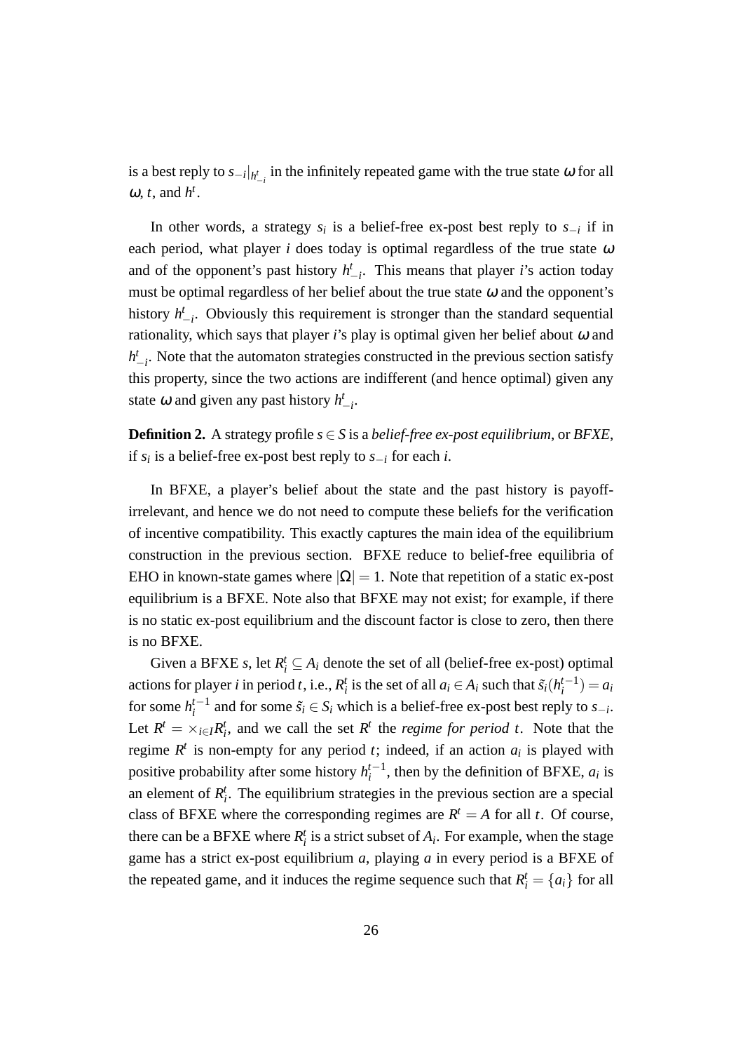is a best reply to $s_{-i}|_{h^t_{-i}}$ in the infinitely repeated game with the true state $\omega$ for all $\omega$, $t$, and $h^t$.

In other words, a strategy $s_i$ is a belief-free ex-post best reply to $s_{-i}$ if in each period, what player $i$ does today is optimal regardless of the true state $\omega$ and of the opponent's past history $h^t_{-i}$. This means that player $i$'s action today must be optimal regardless of her belief about the true state $\omega$ and the opponent's history $h^t_{-i}$. Obviously this requirement is stronger than the standard sequential rationality, which says that player $i$'s play is optimal given her belief about $\omega$ and $h^t_{-i}$. Note that the automaton strategies constructed in the previous section satisfy this property, since the two actions are indifferent (and hence optimal) given any state $\omega$ and given any past history $h^t_{-i}$.

**Definition 2.** A strategy profile $s \in S$ is a *belief-free ex-post equilibrium*, or *BFXE*, if $s_i$ is a belief-free ex-post best reply to $s_{-i}$ for each $i$.

In BFXE, a player's belief about the state and the past history is payoff-irrelevant, and hence we do not need to compute these beliefs for the verification of incentive compatibility. This exactly captures the main idea of the equilibrium construction in the previous section. BFXE reduce to belief-free equilibria of EHO in known-state games where $|\Omega| = 1$. Note that repetition of a static ex-post equilibrium is a BFXE. Note also that BFXE may not exist; for example, if there is no static ex-post equilibrium and the discount factor is close to zero, then there is no BFXE.

Given a BFXE $s$, let $R^t_i \subseteq A_i$ denote the set of all (belief-free ex-post) optimal actions for player $i$ in period $t$, i.e., $R^t_i$ is the set of all $a_i \in A_i$ such that $\tilde{s}_i(h^{t-1}_i) = a_i$ for some $h^{t-1}_i$ and for some $\tilde{s}_i \in S_i$ which is a belief-free ex-post best reply to $s_{-i}$. Let $R^t = \times_{i \in I} R^t_i$, and we call the set $R^t$ the *regime for period $t$*. Note that the regime $R^t$ is non-empty for any period $t$; indeed, if an action $a_i$ is played with positive probability after some history $h^{t-1}_i$, then by the definition of BFXE, $a_i$ is an element of $R^t_i$. The equilibrium strategies in the previous section are a special class of BFXE where the corresponding regimes are $R^t = A$ for all $t$. Of course, there can be a BFXE where $R^t_i$ is a strict subset of $A_i$. For example, when the stage game has a strict ex-post equilibrium $a$, playing $a$ in every period is a BFXE of the repeated game, and it induces the regime sequence such that $R^t_i = \{a_i\}$ for all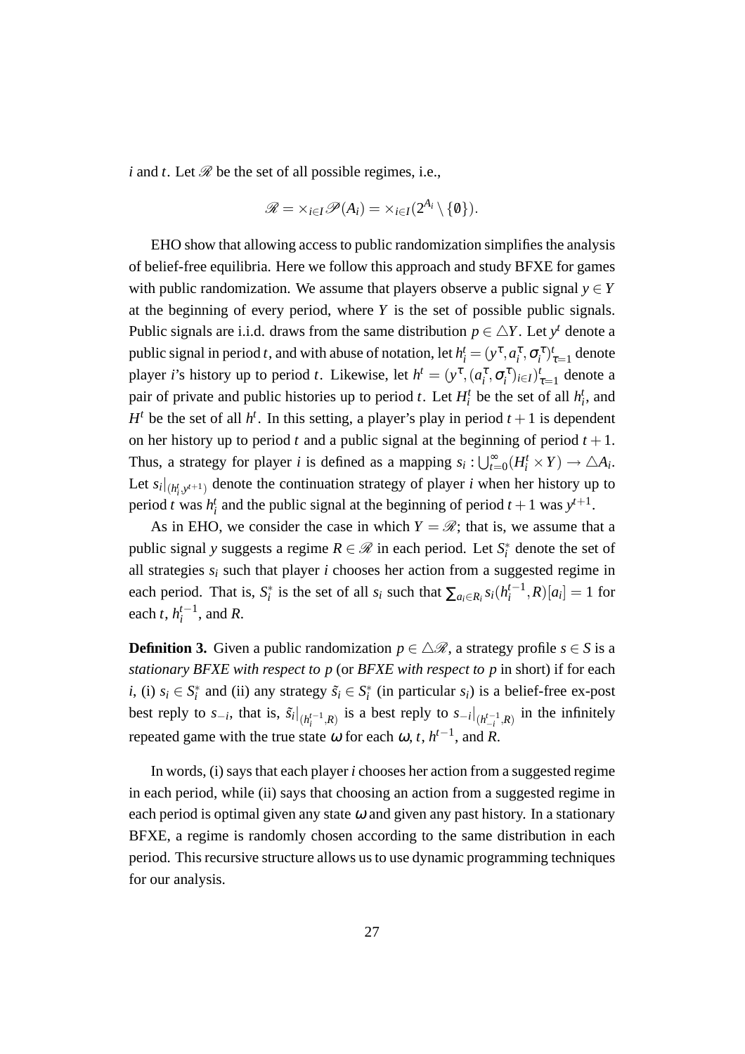$i$ and $t$. Let $\mathscr{R}$ be the set of all possible regimes, i.e.,

$$\mathscr{R} = \times_{i\in I}\mathscr{P}(A_i) = \times_{i\in I}(2^{A_i}\setminus\{\emptyset\}).$$

EHO show that allowing access to public randomization simplifies the analysis of belief-free equilibria. Here we follow this approach and study BFXE for games with public randomization. We assume that players observe a public signal $y \in Y$ at the beginning of every period, where $Y$ is the set of possible public signals. Public signals are i.i.d. draws from the same distribution $p \in \triangle Y$. Let $y^t$ denote a public signal in period $t$, and with abuse of notation, let $h_i^t = (y^\tau, a_i^\tau, \sigma_i^\tau)_{\tau=1}^t$ denote player $i$'s history up to period $t$. Likewise, let $h^t = (y^\tau, (a_i^\tau, \sigma_i^\tau)_{i\in I})_{\tau=1}^t$ denote a pair of private and public histories up to period $t$. Let $H_i^t$ be the set of all $h_i^t$, and $H^t$ be the set of all $h^t$. In this setting, a player's play in period $t+1$ is dependent on her history up to period $t$ and a public signal at the beginning of period $t+1$. Thus, a strategy for player $i$ is defined as a mapping $s_i : \bigcup_{t=0}^\infty (H_i^t \times Y) \to \triangle A_i$. Let $s_i|_{(h_i^t, y^{t+1})}$ denote the continuation strategy of player $i$ when her history up to period $t$ was $h_i^t$ and the public signal at the beginning of period $t+1$ was $y^{t+1}$.

As in EHO, we consider the case in which $Y = \mathscr{R}$; that is, we assume that a public signal $y$ suggests a regime $R \in \mathscr{R}$ in each period. Let $S_i^*$ denote the set of all strategies $s_i$ such that player $i$ chooses her action from a suggested regime in each period. That is, $S_i^*$ is the set of all $s_i$ such that $\sum_{a_i\in R_i} s_i(h_i^{t-1}, R)[a_i] = 1$ for each $t$, $h_i^{t-1}$, and $R$.

**Definition 3.** Given a public randomization $p \in \triangle\mathscr{R}$, a strategy profile $s \in S$ is a *stationary BFXE with respect to $p$* (or *BFXE with respect to $p$* in short) if for each $i$, (i) $s_i \in S_i^*$ and (ii) any strategy $\tilde{s}_i \in S_i^*$ (in particular $s_i$) is a belief-free ex-post best reply to $s_{-i}$, that is, $\tilde{s}_i|_{(h_i^{t-1},R)}$ is a best reply to $s_{-i}|_{(h_{-i}^{t-1},R)}$ in the infinitely repeated game with the true state $\omega$ for each $\omega$, $t$, $h^{t-1}$, and $R$.

In words, (i) says that each player $i$ chooses her action from a suggested regime in each period, while (ii) says that choosing an action from a suggested regime in each period is optimal given any state $\omega$ and given any past history. In a stationary BFXE, a regime is randomly chosen according to the same distribution in each period. This recursive structure allows us to use dynamic programming techniques for our analysis.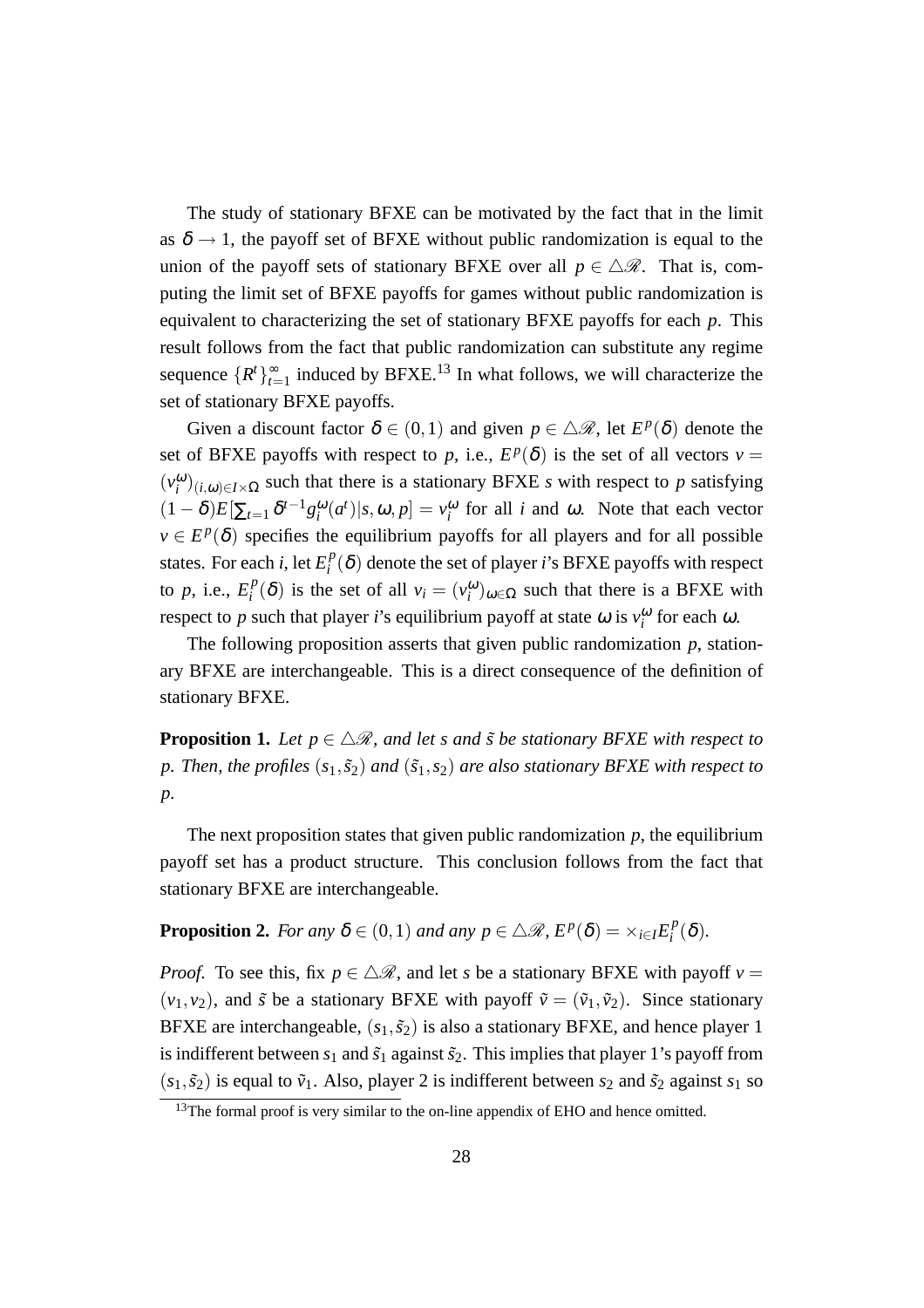The study of stationary BFXE can be motivated by the fact that in the limit as $\delta \to 1$, the payoff set of BFXE without public randomization is equal to the union of the payoff sets of stationary BFXE over all $p \in \triangle\mathscr{R}$. That is, computing the limit set of BFXE payoffs for games without public randomization is equivalent to characterizing the set of stationary BFXE payoffs for each $p$. This result follows from the fact that public randomization can substitute any regime sequence $\{R^t\}_{t=1}^{\infty}$ induced by BFXE.[13] In what follows, we will characterize the set of stationary BFXE payoffs.

Given a discount factor $\delta \in (0,1)$ and given $p \in \triangle\mathscr{R}$, let $E^p(\delta)$ denote the set of BFXE payoffs with respect to $p$, i.e., $E^p(\delta)$ is the set of all vectors $v = (v_i^{\omega})_{(i,\omega)\in I\times\Omega}$ such that there is a stationary BFXE $s$ with respect to $p$ satisfying $(1-\delta)E[\sum_{t=1}\delta^{t-1}g_i^{\omega}(a^t)|s,\omega,p] = v_i^{\omega}$ for all $i$ and $\omega$. Note that each vector $v \in E^p(\delta)$ specifies the equilibrium payoffs for all players and for all possible states. For each $i$, let $E_i^p(\delta)$ denote the set of player $i$'s BFXE payoffs with respect to $p$, i.e., $E_i^p(\delta)$ is the set of all $v_i = (v_i^{\omega})_{\omega\in\Omega}$ such that there is a BFXE with respect to $p$ such that player $i$'s equilibrium payoff at state $\omega$ is $v_i^{\omega}$ for each $\omega$.

The following proposition asserts that given public randomization $p$, stationary BFXE are interchangeable. This is a direct consequence of the definition of stationary BFXE.

**Proposition 1.** *Let $p \in \triangle\mathscr{R}$, and let $s$ and $\tilde{s}$ be stationary BFXE with respect to $p$. Then, the profiles $(s_1, \tilde{s}_2)$ and $(\tilde{s}_1, s_2)$ are also stationary BFXE with respect to $p$.*

The next proposition states that given public randomization $p$, the equilibrium payoff set has a product structure. This conclusion follows from the fact that stationary BFXE are interchangeable.

**Proposition 2.** *For any $\delta \in (0,1)$ and any $p \in \triangle\mathscr{R}$, $E^p(\delta) = \times_{i\in I}E_i^p(\delta)$.*

*Proof.* To see this, fix $p \in \triangle\mathscr{R}$, and let $s$ be a stationary BFXE with payoff $v = (v_1, v_2)$, and $\tilde{s}$ be a stationary BFXE with payoff $\tilde{v} = (\tilde{v}_1, \tilde{v}_2)$. Since stationary BFXE are interchangeable, $(s_1, \tilde{s}_2)$ is also a stationary BFXE, and hence player 1 is indifferent between $s_1$ and $\tilde{s}_1$ against $\tilde{s}_2$. This implies that player 1's payoff from $(s_1, \tilde{s}_2)$ is equal to $\tilde{v}_1$. Also, player 2 is indifferent between $s_2$ and $\tilde{s}_2$ against $s_1$ so

[13] The formal proof is very similar to the on-line appendix of EHO and hence omitted.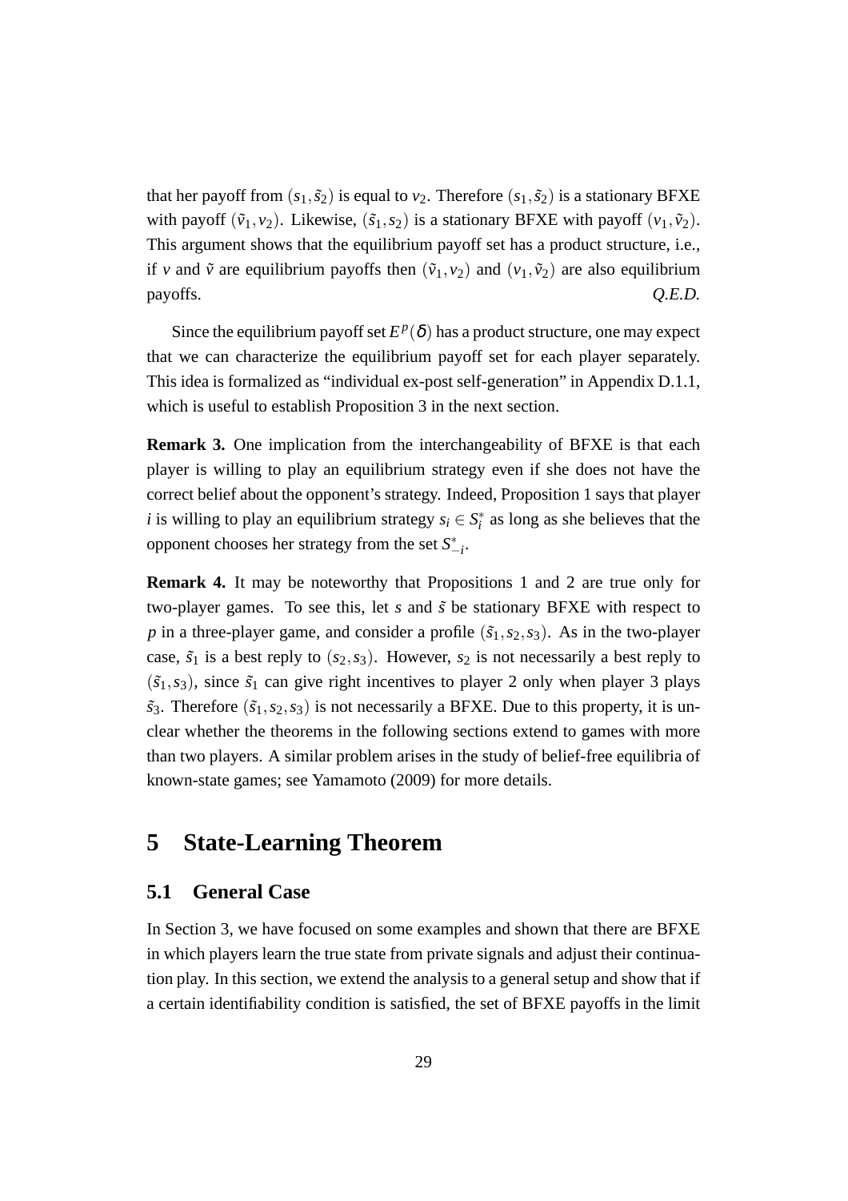that her payoff from $(s_1, \tilde{s}_2)$ is equal to $v_2$. Therefore $(s_1, \tilde{s}_2)$ is a stationary BFXE with payoff $(\tilde{v}_1, v_2)$. Likewise, $(\tilde{s}_1, s_2)$ is a stationary BFXE with payoff $(v_1, \tilde{v}_2)$. This argument shows that the equilibrium payoff set has a product structure, i.e., if $v$ and $\tilde{v}$ are equilibrium payoffs then $(\tilde{v}_1, v_2)$ and $(v_1, \tilde{v}_2)$ are also equilibrium payoffs. *Q.E.D.*

Since the equilibrium payoff set $E^p(\delta)$ has a product structure, one may expect that we can characterize the equilibrium payoff set for each player separately. This idea is formalized as "individual ex-post self-generation" in Appendix D.1.1, which is useful to establish Proposition 3 in the next section.

**Remark 3.** One implication from the interchangeability of BFXE is that each player is willing to play an equilibrium strategy even if she does not have the correct belief about the opponent's strategy. Indeed, Proposition 1 says that player $i$ is willing to play an equilibrium strategy $s_i \in S_i^*$ as long as she believes that the opponent chooses her strategy from the set $S_{-i}^*$.

**Remark 4.** It may be noteworthy that Propositions 1 and 2 are true only for two-player games. To see this, let $s$ and $\tilde{s}$ be stationary BFXE with respect to $p$ in a three-player game, and consider a profile $(\tilde{s}_1, s_2, s_3)$. As in the two-player case, $\tilde{s}_1$ is a best reply to $(s_2, s_3)$. However, $s_2$ is not necessarily a best reply to $(\tilde{s}_1, s_3)$, since $\tilde{s}_1$ can give right incentives to player 2 only when player 3 plays $\tilde{s}_3$. Therefore $(\tilde{s}_1, s_2, s_3)$ is not necessarily a BFXE. Due to this property, it is unclear whether the theorems in the following sections extend to games with more than two players. A similar problem arises in the study of belief-free equilibria of known-state games; see Yamamoto (2009) for more details.

# 5 State-Learning Theorem

## 5.1 General Case

In Section 3, we have focused on some examples and shown that there are BFXE in which players learn the true state from private signals and adjust their continuation play. In this section, we extend the analysis to a general setup and show that if a certain identifiability condition is satisfied, the set of BFXE payoffs in the limit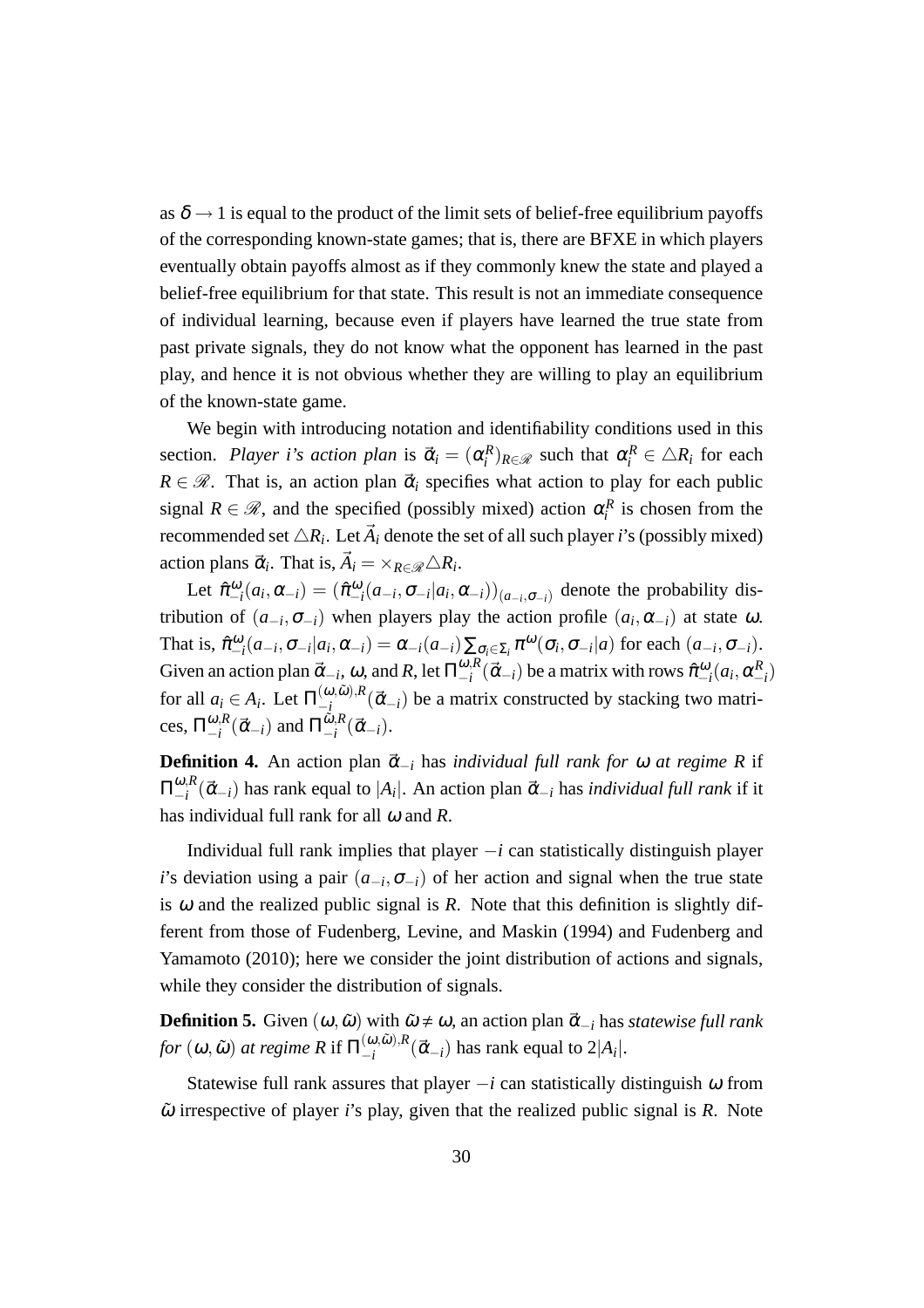as $\delta \to 1$ is equal to the product of the limit sets of belief-free equilibrium payoffs of the corresponding known-state games; that is, there are BFXE in which players eventually obtain payoffs almost as if they commonly knew the state and played a belief-free equilibrium for that state. This result is not an immediate consequence of individual learning, because even if players have learned the true state from past private signals, they do not know what the opponent has learned in the past play, and hence it is not obvious whether they are willing to play an equilibrium of the known-state game.

We begin with introducing notation and identifiability conditions used in this section. *Player i's action plan* is $\vec{\alpha}_i = (\alpha_i^R)_{R\in\mathscr{R}}$ such that $\alpha_i^R \in \triangle R_i$ for each $R \in \mathscr{R}$. That is, an action plan $\vec{\alpha}_i$ specifies what action to play for each public signal $R \in \mathscr{R}$, and the specified (possibly mixed) action $\alpha_i^R$ is chosen from the recommended set $\triangle R_i$. Let $\vec{A}_i$ denote the set of all such player $i$'s (possibly mixed) action plans $\vec{\alpha}_i$. That is, $\vec{A}_i = \times_{R\in\mathscr{R}} \triangle R_i$.

Let $\hat{\pi}_{-i}^{\omega}(a_i, \alpha_{-i}) = (\hat{\pi}_{-i}^{\omega}(a_{-i}, \sigma_{-i}|a_i, \alpha_{-i}))_{(a_{-i},\sigma_{-i})}$ denote the probability distribution of $(a_{-i}, \sigma_{-i})$ when players play the action profile $(a_i, \alpha_{-i})$ at state $\omega$. That is, $\hat{\pi}_{-i}^{\omega}(a_{-i}, \sigma_{-i}|a_i, \alpha_{-i}) = \alpha_{-i}(a_{-i})\sum_{\sigma_i\in\Sigma_i} \pi^{\omega}(\sigma_i, \sigma_{-i}|a)$ for each $(a_{-i}, \sigma_{-i})$. Given an action plan $\vec{\alpha}_{-i}$, $\omega$, and $R$, let $\Pi_{-i}^{\omega,R}(\vec{\alpha}_{-i})$ be a matrix with rows $\hat{\pi}_{-i}^{\omega}(a_i, \alpha_{-i}^R)$ for all $a_i \in A_i$. Let $\Pi_{-i}^{(\omega,\tilde{\omega}),R}(\vec{\alpha}_{-i})$ be a matrix constructed by stacking two matrices, $\Pi_{-i}^{\omega,R}(\vec{\alpha}_{-i})$ and $\Pi_{-i}^{\tilde{\omega},R}(\vec{\alpha}_{-i})$.

**Definition 4.** An action plan $\vec{\alpha}_{-i}$ has *individual full rank for $\omega$ at regime $R$* if $\Pi_{-i}^{\omega,R}(\vec{\alpha}_{-i})$ has rank equal to $|A_i|$. An action plan $\vec{\alpha}_{-i}$ has *individual full rank* if it has individual full rank for all $\omega$ and $R$.

Individual full rank implies that player $-i$ can statistically distinguish player $i$'s deviation using a pair $(a_{-i}, \sigma_{-i})$ of her action and signal when the true state is $\omega$ and the realized public signal is $R$. Note that this definition is slightly different from those of Fudenberg, Levine, and Maskin (1994) and Fudenberg and Yamamoto (2010); here we consider the joint distribution of actions and signals, while they consider the distribution of signals.

**Definition 5.** Given $(\omega, \tilde{\omega})$ with $\tilde{\omega} \neq \omega$, an action plan $\vec{\alpha}_{-i}$ has *statewise full rank for $(\omega, \tilde{\omega})$ at regime $R$* if $\Pi_{-i}^{(\omega,\tilde{\omega}),R}(\vec{\alpha}_{-i})$ has rank equal to $2|A_i|$.

Statewise full rank assures that player $-i$ can statistically distinguish $\omega$ from $\tilde{\omega}$ irrespective of player $i$'s play, given that the realized public signal is $R$. Note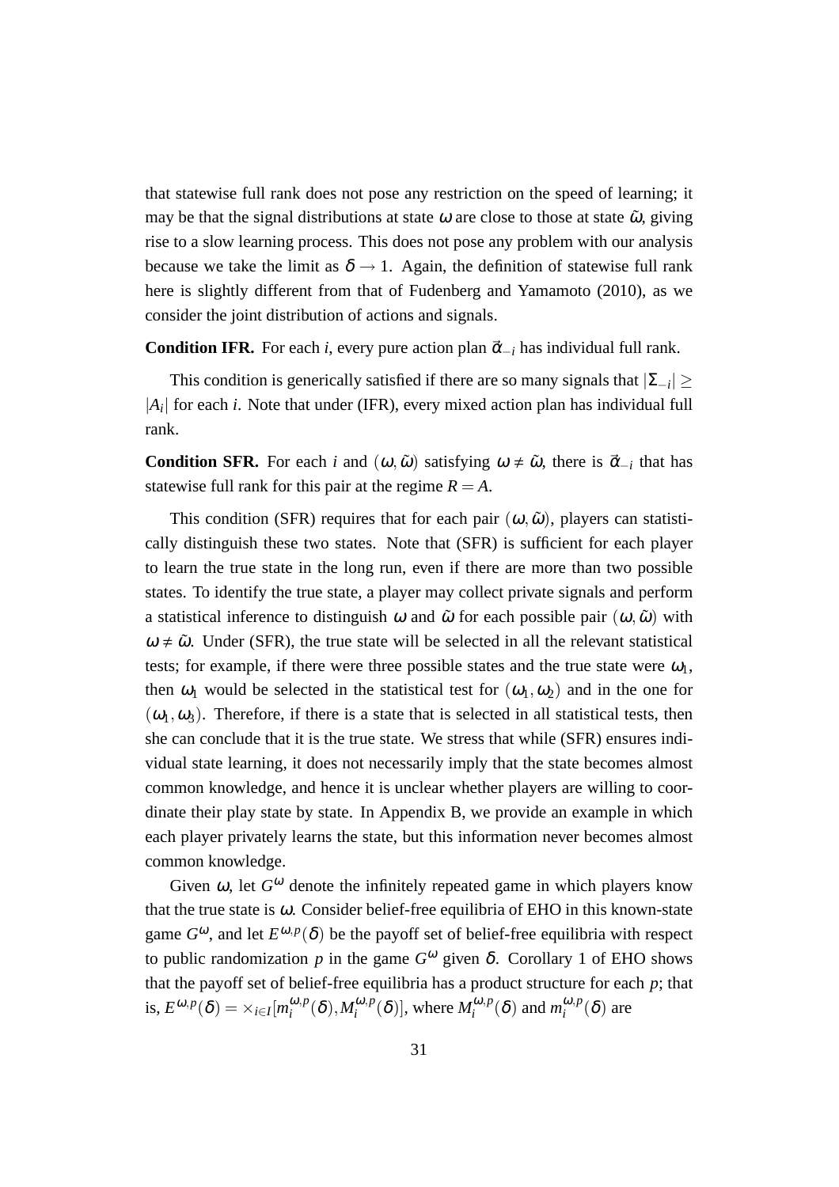that statewise full rank does not pose any restriction on the speed of learning; it may be that the signal distributions at state $\omega$ are close to those at state $\tilde{\omega}$, giving rise to a slow learning process. This does not pose any problem with our analysis because we take the limit as $\delta \to 1$. Again, the definition of statewise full rank here is slightly different from that of Fudenberg and Yamamoto (2010), as we consider the joint distribution of actions and signals.

**Condition IFR.** For each $i$, every pure action plan $\vec{\alpha}_{-i}$ has individual full rank.

This condition is generically satisfied if there are so many signals that $|\Sigma_{-i}| \geq |A_i|$ for each $i$. Note that under (IFR), every mixed action plan has individual full rank.

**Condition SFR.** For each $i$ and $(\omega, \tilde{\omega})$ satisfying $\omega \neq \tilde{\omega}$, there is $\vec{\alpha}_{-i}$ that has statewise full rank for this pair at the regime $R = A$.

This condition (SFR) requires that for each pair $(\omega, \tilde{\omega})$, players can statistically distinguish these two states. Note that (SFR) is sufficient for each player to learn the true state in the long run, even if there are more than two possible states. To identify the true state, a player may collect private signals and perform a statistical inference to distinguish $\omega$ and $\tilde{\omega}$ for each possible pair $(\omega, \tilde{\omega})$ with $\omega \neq \tilde{\omega}$. Under (SFR), the true state will be selected in all the relevant statistical tests; for example, if there were three possible states and the true state were $\omega_1$, then $\omega_1$ would be selected in the statistical test for $(\omega_1, \omega_2)$ and in the one for $(\omega_1, \omega_3)$. Therefore, if there is a state that is selected in all statistical tests, then she can conclude that it is the true state. We stress that while (SFR) ensures individual state learning, it does not necessarily imply that the state becomes almost common knowledge, and hence it is unclear whether players are willing to coordinate their play state by state. In Appendix B, we provide an example in which each player privately learns the state, but this information never becomes almost common knowledge.

Given $\omega$, let $G^{\omega}$ denote the infinitely repeated game in which players know that the true state is $\omega$. Consider belief-free equilibria of EHO in this known-state game $G^{\omega}$, and let $E^{\omega,p}(\delta)$ be the payoff set of belief-free equilibria with respect to public randomization $p$ in the game $G^{\omega}$ given $\delta$. Corollary 1 of EHO shows that the payoff set of belief-free equilibria has a product structure for each $p$; that is, $E^{\omega,p}(\delta) = \times_{i \in I}[m_i^{\omega,p}(\delta), M_i^{\omega,p}(\delta)]$, where $M_i^{\omega,p}(\delta)$ and $m_i^{\omega,p}(\delta)$ are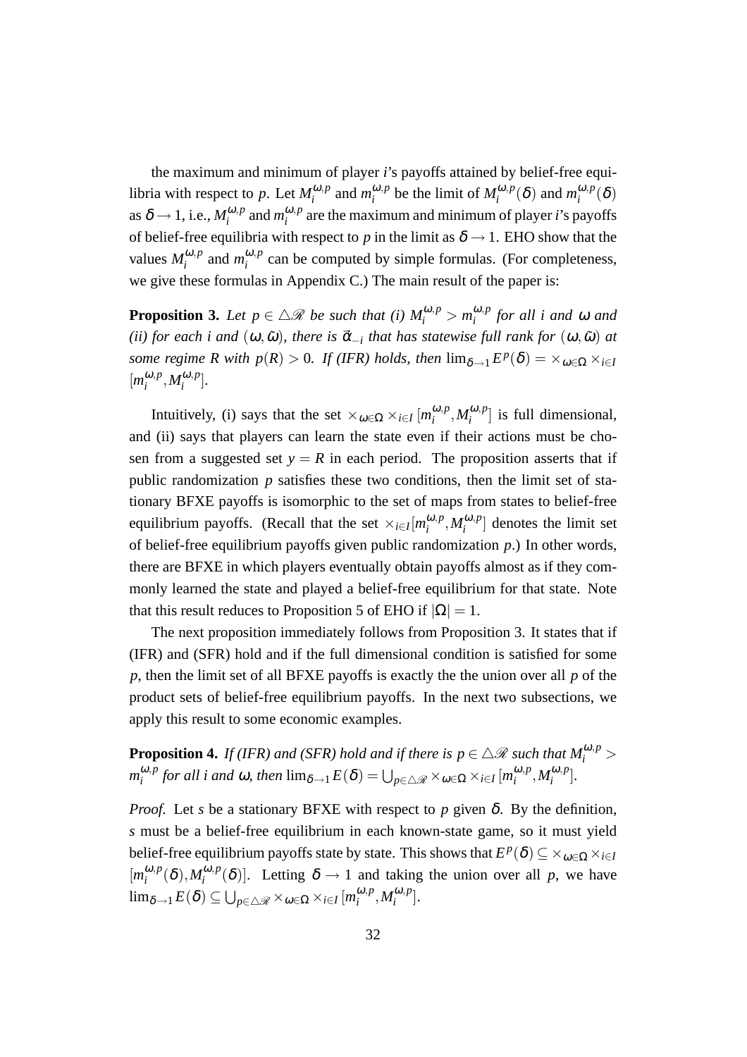the maximum and minimum of player $i$'s payoffs attained by belief-free equilibria with respect to $p$. Let $M_i^{\omega,p}$ and $m_i^{\omega,p}$ be the limit of $M_i^{\omega,p}(\delta)$ and $m_i^{\omega,p}(\delta)$ as $\delta \to 1$, i.e., $M_i^{\omega,p}$ and $m_i^{\omega,p}$ are the maximum and minimum of player $i$'s payoffs of belief-free equilibria with respect to $p$ in the limit as $\delta \to 1$. EHO show that the values $M_i^{\omega,p}$ and $m_i^{\omega,p}$ can be computed by simple formulas. (For completeness, we give these formulas in Appendix C.) The main result of the paper is:

**Proposition 3.** *Let $p \in \triangle\mathscr{R}$ be such that (i) $M_i^{\omega,p} > m_i^{\omega,p}$ for all $i$ and $\omega$ and (ii) for each $i$ and $(\omega,\tilde{\omega})$, there is $\vec{\alpha}_{-i}$ that has statewise full rank for $(\omega,\tilde{\omega})$ at some regime $R$ with $p(R) > 0$. If (IFR) holds, then $\lim_{\delta\to 1} E^p(\delta) = \times_{\omega\in\Omega} \times_{i\in I} [m_i^{\omega,p}, M_i^{\omega,p}]$.*

Intuitively, (i) says that the set $\times_{\omega\in\Omega} \times_{i\in I} [m_i^{\omega,p}, M_i^{\omega,p}]$ is full dimensional, and (ii) says that players can learn the state even if their actions must be chosen from a suggested set $y = R$ in each period. The proposition asserts that if public randomization $p$ satisfies these two conditions, then the limit set of stationary BFXE payoffs is isomorphic to the set of maps from states to belief-free equilibrium payoffs. (Recall that the set $\times_{i\in I}[m_i^{\omega,p}, M_i^{\omega,p}]$ denotes the limit set of belief-free equilibrium payoffs given public randomization $p$.) In other words, there are BFXE in which players eventually obtain payoffs almost as if they commonly learned the state and played a belief-free equilibrium for that state. Note that this result reduces to Proposition 5 of EHO if $|\Omega| = 1$.

The next proposition immediately follows from Proposition 3. It states that if (IFR) and (SFR) hold and if the full dimensional condition is satisfied for some $p$, then the limit set of all BFXE payoffs is exactly the the union over all $p$ of the product sets of belief-free equilibrium payoffs. In the next two subsections, we apply this result to some economic examples.

**Proposition 4.** *If (IFR) and (SFR) hold and if there is $p \in \triangle\mathscr{R}$ such that $M_i^{\omega,p} > m_i^{\omega,p}$ for all $i$ and $\omega$, then $\lim_{\delta\to 1} E(\delta) = \bigcup_{p\in\triangle\mathscr{R}} \times_{\omega\in\Omega} \times_{i\in I} [m_i^{\omega,p}, M_i^{\omega,p}]$.*

*Proof.* Let $s$ be a stationary BFXE with respect to $p$ given $\delta$. By the definition, $s$ must be a belief-free equilibrium in each known-state game, so it must yield belief-free equilibrium payoffs state by state. This shows that $E^p(\delta) \subseteq \times_{\omega\in\Omega} \times_{i\in I} [m_i^{\omega,p}(\delta), M_i^{\omega,p}(\delta)]$. Letting $\delta \to 1$ and taking the union over all $p$, we have $\lim_{\delta\to 1} E(\delta) \subseteq \bigcup_{p\in\triangle\mathscr{R}} \times_{\omega\in\Omega} \times_{i\in I} [m_i^{\omega,p}, M_i^{\omega,p}]$.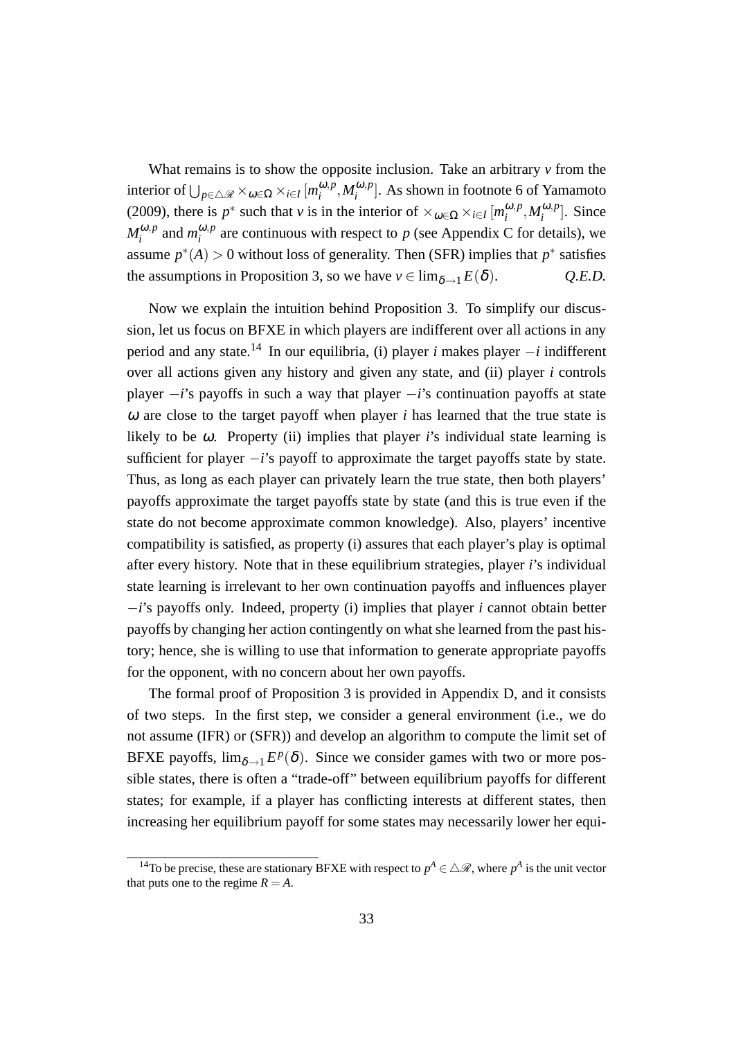What remains is to show the opposite inclusion. Take an arbitrary $v$ from the interior of $\bigcup_{p\in\triangle\mathscr{R}} \times_{\omega\in\Omega} \times_{i\in I} [m_i^{\omega,p}, M_i^{\omega,p}]$. As shown in footnote 6 of Yamamoto (2009), there is $p^*$ such that $v$ is in the interior of $\times_{\omega\in\Omega} \times_{i\in I} [m_i^{\omega,p}, M_i^{\omega,p}]$. Since $M_i^{\omega,p}$ and $m_i^{\omega,p}$ are continuous with respect to $p$ (see Appendix C for details), we assume $p^*(A) > 0$ without loss of generality. Then (SFR) implies that $p^*$ satisfies the assumptions in Proposition 3, so we have $v \in \lim_{\delta\to 1} E(\delta)$. *Q.E.D.*

Now we explain the intuition behind Proposition 3. To simplify our discussion, let us focus on BFXE in which players are indifferent over all actions in any period and any state.[14] In our equilibria, (i) player $i$ makes player $-i$ indifferent over all actions given any history and given any state, and (ii) player $i$ controls player $-i$'s payoffs in such a way that player $-i$'s continuation payoffs at state $\omega$ are close to the target payoff when player $i$ has learned that the true state is likely to be $\omega$. Property (ii) implies that player $i$'s individual state learning is sufficient for player $-i$'s payoff to approximate the target payoffs state by state. Thus, as long as each player can privately learn the true state, then both players' payoffs approximate the target payoffs state by state (and this is true even if the state do not become approximate common knowledge). Also, players' incentive compatibility is satisfied, as property (i) assures that each player's play is optimal after every history. Note that in these equilibrium strategies, player $i$'s individual state learning is irrelevant to her own continuation payoffs and influences player $-i$'s payoffs only. Indeed, property (i) implies that player $i$ cannot obtain better payoffs by changing her action contingently on what she learned from the past history; hence, she is willing to use that information to generate appropriate payoffs for the opponent, with no concern about her own payoffs.

The formal proof of Proposition 3 is provided in Appendix D, and it consists of two steps. In the first step, we consider a general environment (i.e., we do not assume (IFR) or (SFR)) and develop an algorithm to compute the limit set of BFXE payoffs, $\lim_{\delta\to 1} E^p(\delta)$. Since we consider games with two or more possible states, there is often a "trade-off" between equilibrium payoffs for different states; for example, if a player has conflicting interests at different states, then increasing her equilibrium payoff for some states may necessarily lower her equi-

[14] To be precise, these are stationary BFXE with respect to $p^A \in \triangle\mathscr{R}$, where $p^A$ is the unit vector that puts one to the regime $R = A$.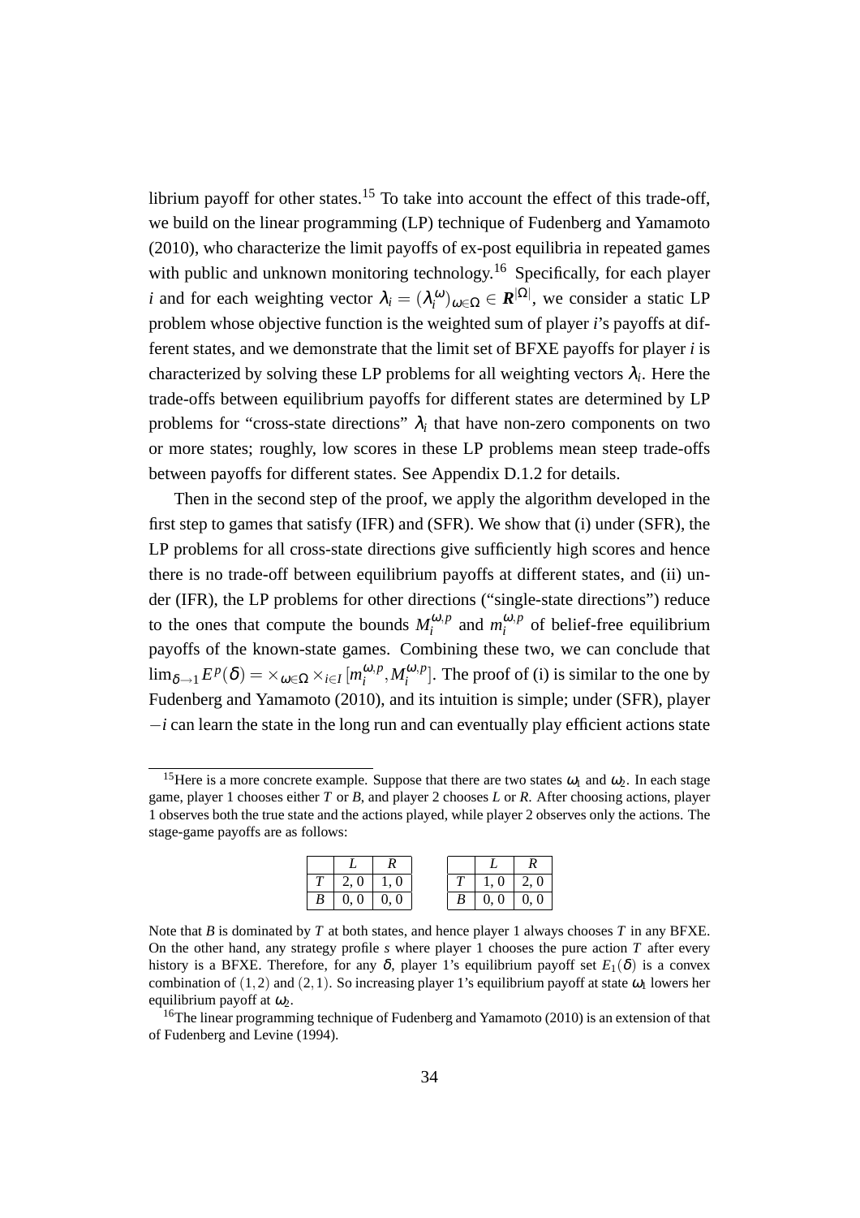librium payoff for other states.[15] To take into account the effect of this trade-off, we build on the linear programming (LP) technique of Fudenberg and Yamamoto (2010), who characterize the limit payoffs of ex-post equilibria in repeated games with public and unknown monitoring technology.[16] Specifically, for each player $i$ and for each weighting vector $\lambda_i = (\lambda_i^\omega)_{\omega\in\Omega} \in \boldsymbol{R}^{|\Omega|}$, we consider a static LP problem whose objective function is the weighted sum of player $i$'s payoffs at different states, and we demonstrate that the limit set of BFXE payoffs for player $i$ is characterized by solving these LP problems for all weighting vectors $\lambda_i$. Here the trade-offs between equilibrium payoffs for different states are determined by LP problems for "cross-state directions" $\lambda_i$ that have non-zero components on two or more states; roughly, low scores in these LP problems mean steep trade-offs between payoffs for different states. See Appendix D.1.2 for details.

Then in the second step of the proof, we apply the algorithm developed in the first step to games that satisfy (IFR) and (SFR). We show that (i) under (SFR), the LP problems for all cross-state directions give sufficiently high scores and hence there is no trade-off between equilibrium payoffs at different states, and (ii) under (IFR), the LP problems for other directions ("single-state directions") reduce to the ones that compute the bounds $M_i^{\omega,p}$ and $m_i^{\omega,p}$ of belief-free equilibrium payoffs of the known-state games. Combining these two, we can conclude that $\lim_{\delta\to 1} E^p(\delta) = \times_{\omega\in\Omega} \times_{i\in I} [m_i^{\omega,p}, M_i^{\omega,p}]$. The proof of (i) is similar to the one by Fudenberg and Yamamoto (2010), and its intuition is simple; under (SFR), player $-i$ can learn the state in the long run and can eventually play efficient actions state

---

[15] Here is a more concrete example. Suppose that there are two states $\omega_1$ and $\omega_2$. In each stage game, player 1 chooses either $T$ or $B$, and player 2 chooses $L$ or $R$. After choosing actions, player 1 observes both the true state and the actions played, while player 2 observes only the actions. The stage-game payoffs are as follows:

|  | $L$ | $R$ |
|---|---|---|
| $T$ | 2, 0 | 1, 0 |
| $B$ | 0, 0 | 0, 0 |

|  | $L$ | $R$ |
|---|---|---|
| $T$ | 1, 0 | 2, 0 |
| $B$ | 0, 0 | 0, 0 |

Note that $B$ is dominated by $T$ at both states, and hence player 1 always chooses $T$ in any BFXE. On the other hand, any strategy profile $s$ where player 1 chooses the pure action $T$ after every history is a BFXE. Therefore, for any $\delta$, player 1's equilibrium payoff set $E_1(\delta)$ is a convex combination of $(1,2)$ and $(2,1)$. So increasing player 1's equilibrium payoff at state $\omega_1$ lowers her equilibrium payoff at $\omega_2$.

[16] The linear programming technique of Fudenberg and Yamamoto (2010) is an extension of that of Fudenberg and Levine (1994).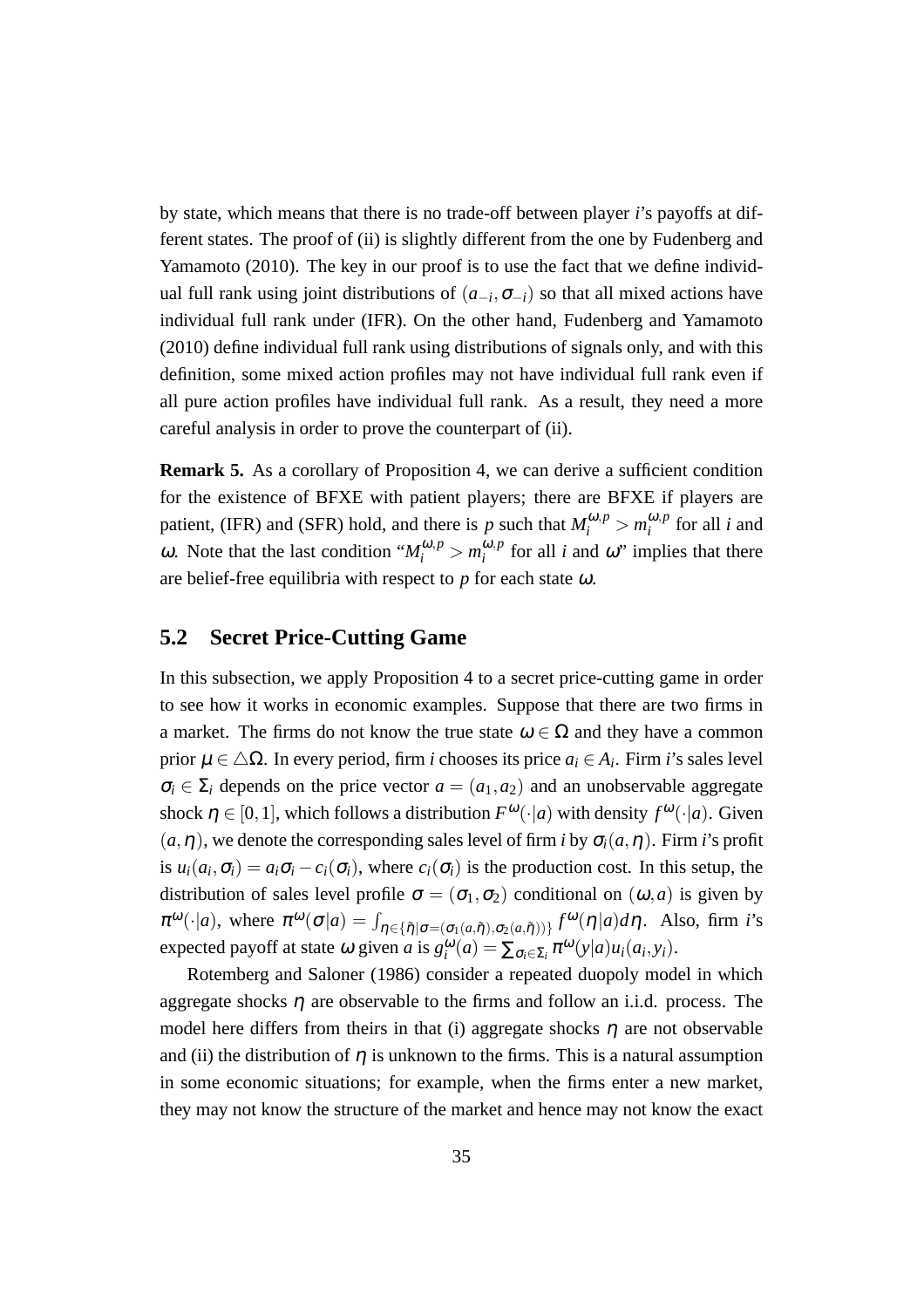by state, which means that there is no trade-off between player $i$'s payoffs at different states. The proof of (ii) is slightly different from the one by Fudenberg and Yamamoto (2010). The key in our proof is to use the fact that we define individual full rank using joint distributions of $(a_{-i}, \sigma_{-i})$ so that all mixed actions have individual full rank under (IFR). On the other hand, Fudenberg and Yamamoto (2010) define individual full rank using distributions of signals only, and with this definition, some mixed action profiles may not have individual full rank even if all pure action profiles have individual full rank. As a result, they need a more careful analysis in order to prove the counterpart of (ii).

**Remark 5.** As a corollary of Proposition 4, we can derive a sufficient condition for the existence of BFXE with patient players; there are BFXE if players are patient, (IFR) and (SFR) hold, and there is $p$ such that $M_i^{\omega,p} > m_i^{\omega,p}$ for all $i$ and $\omega$. Note that the last condition "$M_i^{\omega,p} > m_i^{\omega,p}$ for all $i$ and $\omega$" implies that there are belief-free equilibria with respect to $p$ for each state $\omega$.

## 5.2 Secret Price-Cutting Game

In this subsection, we apply Proposition 4 to a secret price-cutting game in order to see how it works in economic examples. Suppose that there are two firms in a market. The firms do not know the true state $\omega \in \Omega$ and they have a common prior $\mu \in \triangle\Omega$. In every period, firm $i$ chooses its price $a_i \in A_i$. Firm $i$'s sales level $\sigma_i \in \Sigma_i$ depends on the price vector $a = (a_1, a_2)$ and an unobservable aggregate shock $\eta \in [0,1]$, which follows a distribution $F^{\omega}(\cdot|a)$ with density $f^{\omega}(\cdot|a)$. Given $(a, \eta)$, we denote the corresponding sales level of firm $i$ by $\sigma_i(a, \eta)$. Firm $i$'s profit is $u_i(a_i, \sigma_i) = a_i\sigma_i - c_i(\sigma_i)$, where $c_i(\sigma_i)$ is the production cost. In this setup, the distribution of sales level profile $\sigma = (\sigma_1, \sigma_2)$ conditional on $(\omega, a)$ is given by $\pi^{\omega}(\cdot|a)$, where $\pi^{\omega}(\sigma|a) = \int_{\eta \in \{\tilde{\eta}|\sigma=(\sigma_1(a,\tilde{\eta}),\sigma_2(a,\tilde{\eta}))\}} f^{\omega}(\eta|a)d\eta$. Also, firm $i$'s expected payoff at state $\omega$ given $a$ is $g_i^{\omega}(a) = \sum_{\sigma_i \in \Sigma_i} \pi^{\omega}(y|a)u_i(a_i, y_i)$.

Rotemberg and Saloner (1986) consider a repeated duopoly model in which aggregate shocks $\eta$ are observable to the firms and follow an i.i.d. process. The model here differs from theirs in that (i) aggregate shocks $\eta$ are not observable and (ii) the distribution of $\eta$ is unknown to the firms. This is a natural assumption in some economic situations; for example, when the firms enter a new market, they may not know the structure of the market and hence may not know the exact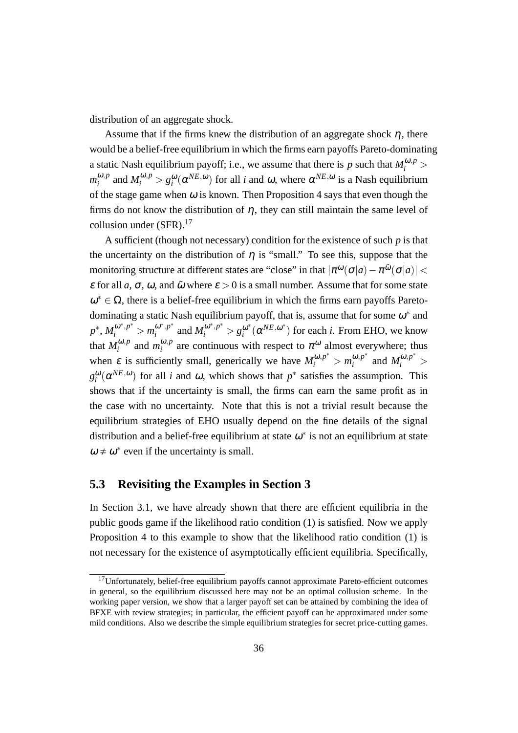distribution of an aggregate shock.

Assume that if the firms knew the distribution of an aggregate shock $\eta$, there would be a belief-free equilibrium in which the firms earn payoffs Pareto-dominating a static Nash equilibrium payoff; i.e., we assume that there is $p$ such that $M_i^{\omega,p} > m_i^{\omega,p}$ and $M_i^{\omega,p} > g_i^{\omega}(\alpha^{NE,\omega})$ for all $i$ and $\omega$, where $\alpha^{NE,\omega}$ is a Nash equilibrium of the stage game when $\omega$ is known. Then Proposition 4 says that even though the firms do not know the distribution of $\eta$, they can still maintain the same level of collusion under (SFR).[17]

A sufficient (though not necessary) condition for the existence of such $p$ is that the uncertainty on the distribution of $\eta$ is "small." To see this, suppose that the monitoring structure at different states are "close" in that $|\pi^{\omega}(\sigma|a) - \pi^{\tilde{\omega}}(\sigma|a)| < \varepsilon$ for all $a$, $\sigma$, $\omega$, and $\tilde{\omega}$ where $\varepsilon > 0$ is a small number. Assume that for some state $\omega^* \in \Omega$, there is a belief-free equilibrium in which the firms earn payoffs Pareto-dominating a static Nash equilibrium payoff, that is, assume that for some $\omega^*$ and $p^*$, $M_i^{\omega^*,p^*} > m_i^{\omega^*,p^*}$ and $M_i^{\omega^*,p^*} > g_i^{\omega^*}(\alpha^{NE,\omega^*})$ for each $i$. From EHO, we know that $M_i^{\omega,p}$ and $m_i^{\omega,p}$ are continuous with respect to $\pi^{\omega}$ almost everywhere; thus when $\varepsilon$ is sufficiently small, generically we have $M_i^{\omega,p^*} > m_i^{\omega,p^*}$ and $M_i^{\omega,p^*} > g_i^{\omega}(\alpha^{NE,\omega})$ for all $i$ and $\omega$, which shows that $p^*$ satisfies the assumption. This shows that if the uncertainty is small, the firms can earn the same profit as in the case with no uncertainty. Note that this is not a trivial result because the equilibrium strategies of EHO usually depend on the fine details of the signal distribution and a belief-free equilibrium at state $\omega^*$ is not an equilibrium at state $\omega \neq \omega^*$ even if the uncertainty is small.

## 5.3 Revisiting the Examples in Section 3

In Section 3.1, we have already shown that there are efficient equilibria in the public goods game if the likelihood ratio condition (1) is satisfied. Now we apply Proposition 4 to this example to show that the likelihood ratio condition (1) is not necessary for the existence of asymptotically efficient equilibria. Specifically,

[17] Unfortunately, belief-free equilibrium payoffs cannot approximate Pareto-efficient outcomes in general, so the equilibrium discussed here may not be an optimal collusion scheme. In the working paper version, we show that a larger payoff set can be attained by combining the idea of BFXE with review strategies; in particular, the efficient payoff can be approximated under some mild conditions. Also we describe the simple equilibrium strategies for secret price-cutting games.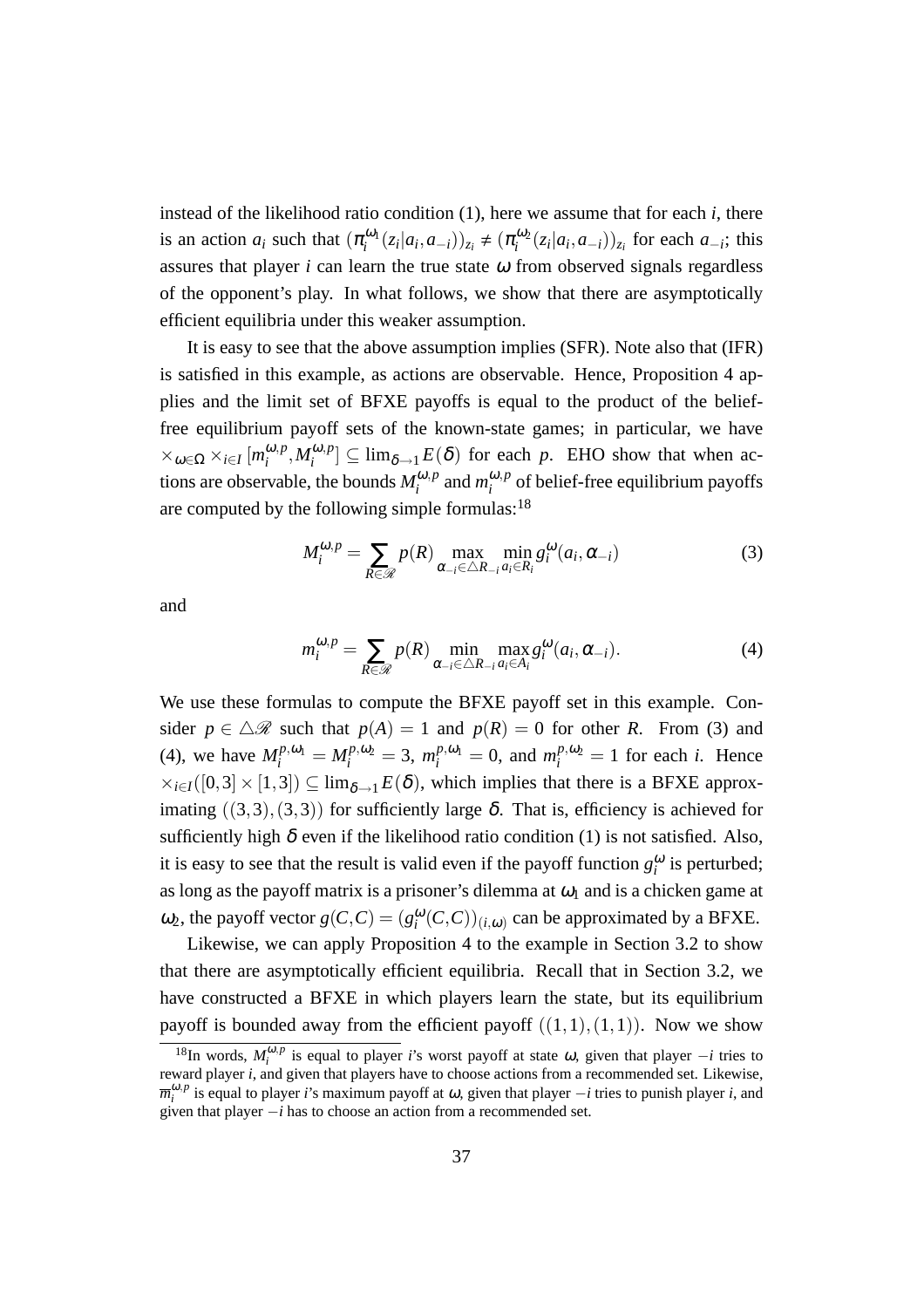instead of the likelihood ratio condition (1), here we assume that for each $i$, there is an action $a_i$ such that $(\pi_i^{\omega_1}(z_i|a_i,a_{-i}))_{z_i} \neq (\pi_i^{\omega_2}(z_i|a_i,a_{-i}))_{z_i}$ for each $a_{-i}$; this assures that player $i$ can learn the true state $\omega$ from observed signals regardless of the opponent's play. In what follows, we show that there are asymptotically efficient equilibria under this weaker assumption.

It is easy to see that the above assumption implies (SFR). Note also that (IFR) is satisfied in this example, as actions are observable. Hence, Proposition 4 applies and the limit set of BFXE payoffs is equal to the product of the belief-free equilibrium payoff sets of the known-state games; in particular, we have $\times_{\omega \in \Omega} \times_{i \in I} [m_i^{\omega,p}, M_i^{\omega,p}] \subseteq \lim_{\delta \to 1} E(\delta)$ for each $p$. EHO show that when actions are observable, the bounds $M_i^{\omega,p}$ and $m_i^{\omega,p}$ of belief-free equilibrium payoffs are computed by the following simple formulas:[18]

$$M_i^{\omega,p} = \sum_{R \in \mathscr{R}} p(R) \max_{\alpha_{-i} \in \triangle R_{-i}} \min_{a_i \in R_i} g_i^{\omega}(a_i, \alpha_{-i}) \tag{3}$$

and

$$m_i^{\omega,p} = \sum_{R \in \mathscr{R}} p(R) \min_{\alpha_{-i} \in \triangle R_{-i}} \max_{a_i \in A_i} g_i^{\omega}(a_i, \alpha_{-i}). \tag{4}$$

We use these formulas to compute the BFXE payoff set in this example. Consider $p \in \triangle \mathscr{R}$ such that $p(A) = 1$ and $p(R) = 0$ for other $R$. From (3) and (4), we have $M_i^{p,\omega_1} = M_i^{p,\omega_2} = 3$, $m_i^{p,\omega_1} = 0$, and $m_i^{p,\omega_2} = 1$ for each $i$. Hence $\times_{i \in I}([0,3] \times [1,3]) \subseteq \lim_{\delta \to 1} E(\delta)$, which implies that there is a BFXE approximating $((3,3),(3,3))$ for sufficiently large $\delta$. That is, efficiency is achieved for sufficiently high $\delta$ even if the likelihood ratio condition (1) is not satisfied. Also, it is easy to see that the result is valid even if the payoff function $g_i^{\omega}$ is perturbed; as long as the payoff matrix is a prisoner's dilemma at $\omega_1$ and is a chicken game at $\omega_2$, the payoff vector $g(C,C) = (g_i^{\omega}(C,C))_{(i,\omega)}$ can be approximated by a BFXE.

Likewise, we can apply Proposition 4 to the example in Section 3.2 to show that there are asymptotically efficient equilibria. Recall that in Section 3.2, we have constructed a BFXE in which players learn the state, but its equilibrium payoff is bounded away from the efficient payoff $((1,1),(1,1))$. Now we show

[18] In words, $M_i^{\omega,p}$ is equal to player $i$'s worst payoff at state $\omega$, given that player $-i$ tries to reward player $i$, and given that players have to choose actions from a recommended set. Likewise, $\overline{m}_i^{\omega,p}$ is equal to player $i$'s maximum payoff at $\omega$, given that player $-i$ tries to punish player $i$, and given that player $-i$ has to choose an action from a recommended set.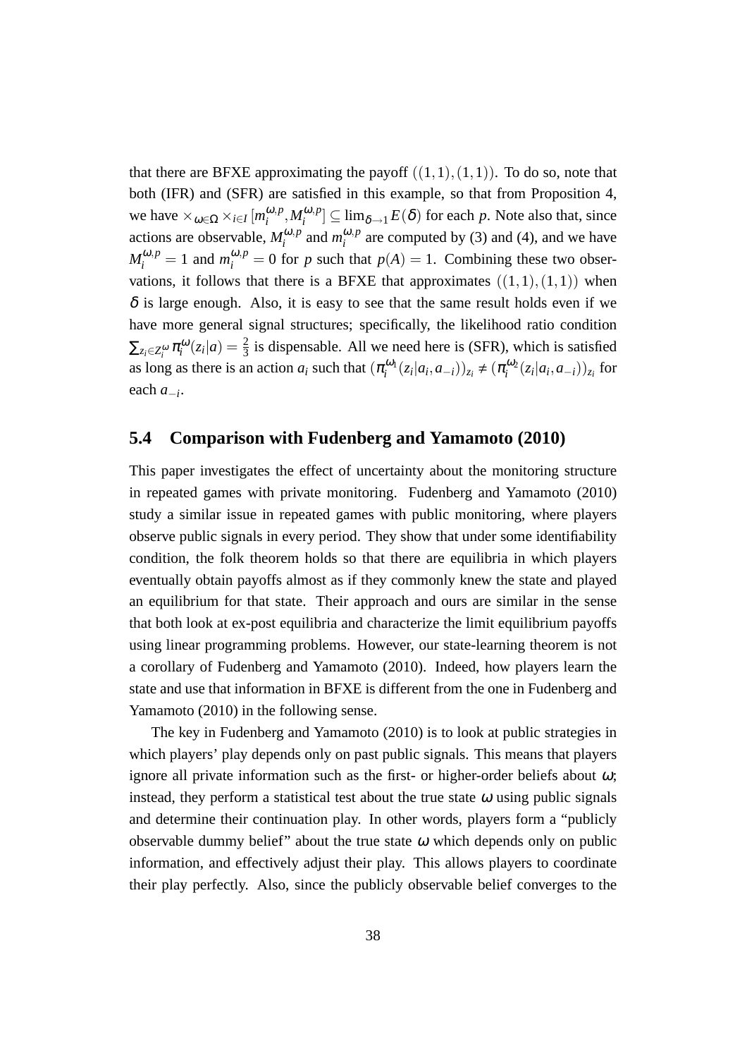that there are BFXE approximating the payoff $((1,1),(1,1))$. To do so, note that both (IFR) and (SFR) are satisfied in this example, so that from Proposition 4, we have $\times_{\omega\in\Omega}\times_{i\in I}[m_i^{\omega,p},M_i^{\omega,p}]\subseteq\lim_{\delta\to 1}E(\delta)$ for each $p$. Note also that, since actions are observable, $M_i^{\omega,p}$ and $m_i^{\omega,p}$ are computed by (3) and (4), and we have $M_i^{\omega,p}=1$ and $m_i^{\omega,p}=0$ for $p$ such that $p(A)=1$. Combining these two observations, it follows that there is a BFXE that approximates $((1,1),(1,1))$ when $\delta$ is large enough. Also, it is easy to see that the same result holds even if we have more general signal structures; specifically, the likelihood ratio condition $\sum_{z_i\in Z_i^\omega}\pi_i^\omega(z_i|a)=\frac{2}{3}$ is dispensable. All we need here is (SFR), which is satisfied as long as there is an action $a_i$ such that $(\pi_i^{\omega_1}(z_i|a_i,a_{-i}))_{z_i}\neq(\pi_i^{\omega_2}(z_i|a_i,a_{-i}))_{z_i}$ for each $a_{-i}$.

### 5.4 Comparison with Fudenberg and Yamamoto (2010)

This paper investigates the effect of uncertainty about the monitoring structure in repeated games with private monitoring. Fudenberg and Yamamoto (2010) study a similar issue in repeated games with public monitoring, where players observe public signals in every period. They show that under some identifiability condition, the folk theorem holds so that there are equilibria in which players eventually obtain payoffs almost as if they commonly knew the state and played an equilibrium for that state. Their approach and ours are similar in the sense that both look at ex-post equilibria and characterize the limit equilibrium payoffs using linear programming problems. However, our state-learning theorem is not a corollary of Fudenberg and Yamamoto (2010). Indeed, how players learn the state and use that information in BFXE is different from the one in Fudenberg and Yamamoto (2010) in the following sense.

The key in Fudenberg and Yamamoto (2010) is to look at public strategies in which players' play depends only on past public signals. This means that players ignore all private information such as the first- or higher-order beliefs about $\omega$; instead, they perform a statistical test about the true state $\omega$ using public signals and determine their continuation play. In other words, players form a "publicly observable dummy belief" about the true state $\omega$ which depends only on public information, and effectively adjust their play. This allows players to coordinate their play perfectly. Also, since the publicly observable belief converges to the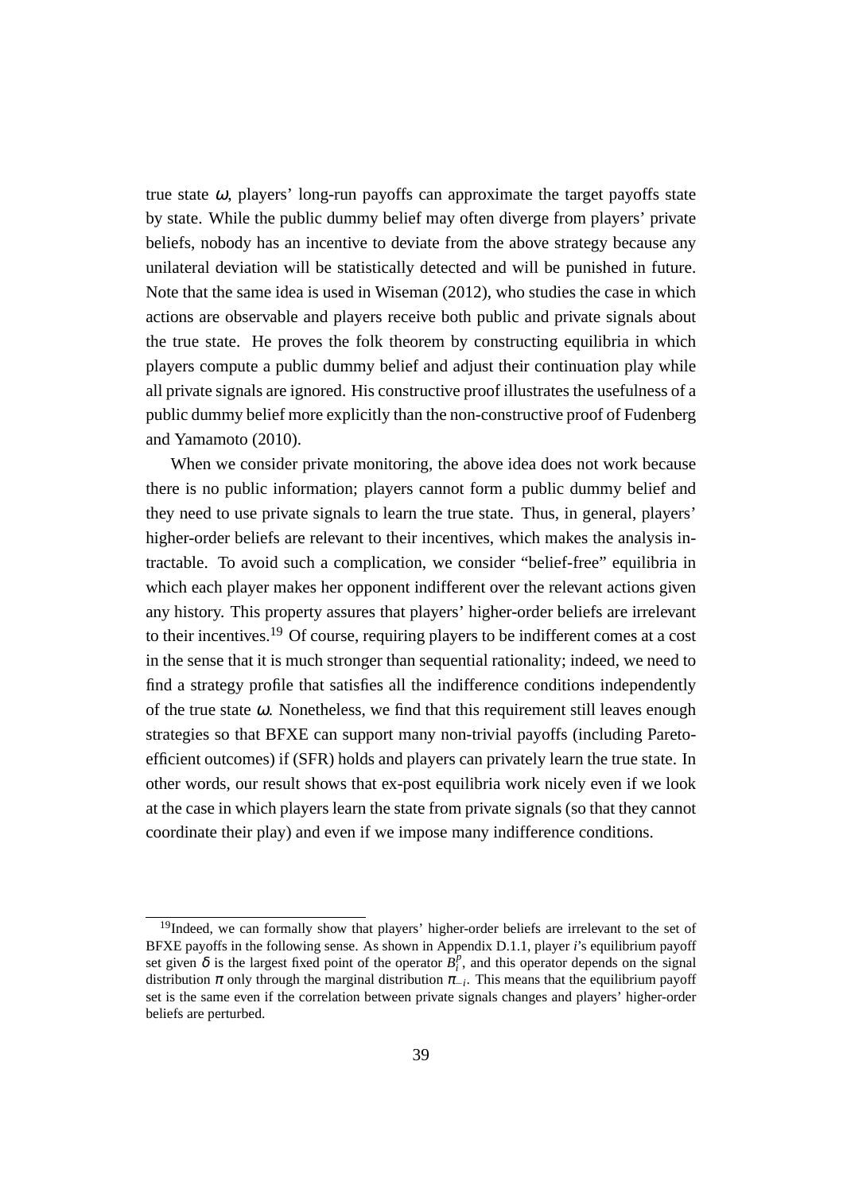true state $\omega$, players' long-run payoffs can approximate the target payoffs state by state. While the public dummy belief may often diverge from players' private beliefs, nobody has an incentive to deviate from the above strategy because any unilateral deviation will be statistically detected and will be punished in future. Note that the same idea is used in Wiseman (2012), who studies the case in which actions are observable and players receive both public and private signals about the true state. He proves the folk theorem by constructing equilibria in which players compute a public dummy belief and adjust their continuation play while all private signals are ignored. His constructive proof illustrates the usefulness of a public dummy belief more explicitly than the non-constructive proof of Fudenberg and Yamamoto (2010).

When we consider private monitoring, the above idea does not work because there is no public information; players cannot form a public dummy belief and they need to use private signals to learn the true state. Thus, in general, players' higher-order beliefs are relevant to their incentives, which makes the analysis intractable. To avoid such a complication, we consider "belief-free" equilibria in which each player makes her opponent indifferent over the relevant actions given any history. This property assures that players' higher-order beliefs are irrelevant to their incentives.[19] Of course, requiring players to be indifferent comes at a cost in the sense that it is much stronger than sequential rationality; indeed, we need to find a strategy profile that satisfies all the indifference conditions independently of the true state $\omega$. Nonetheless, we find that this requirement still leaves enough strategies so that BFXE can support many non-trivial payoffs (including Pareto-efficient outcomes) if (SFR) holds and players can privately learn the true state. In other words, our result shows that ex-post equilibria work nicely even if we look at the case in which players learn the state from private signals (so that they cannot coordinate their play) and even if we impose many indifference conditions.

---

[19] Indeed, we can formally show that players' higher-order beliefs are irrelevant to the set of BFXE payoffs in the following sense. As shown in Appendix D.1.1, player $i$'s equilibrium payoff set given $\delta$ is the largest fixed point of the operator $B_i^p$, and this operator depends on the signal distribution $\pi$ only through the marginal distribution $\pi_{-i}$. This means that the equilibrium payoff set is the same even if the correlation between private signals changes and players' higher-order beliefs are perturbed.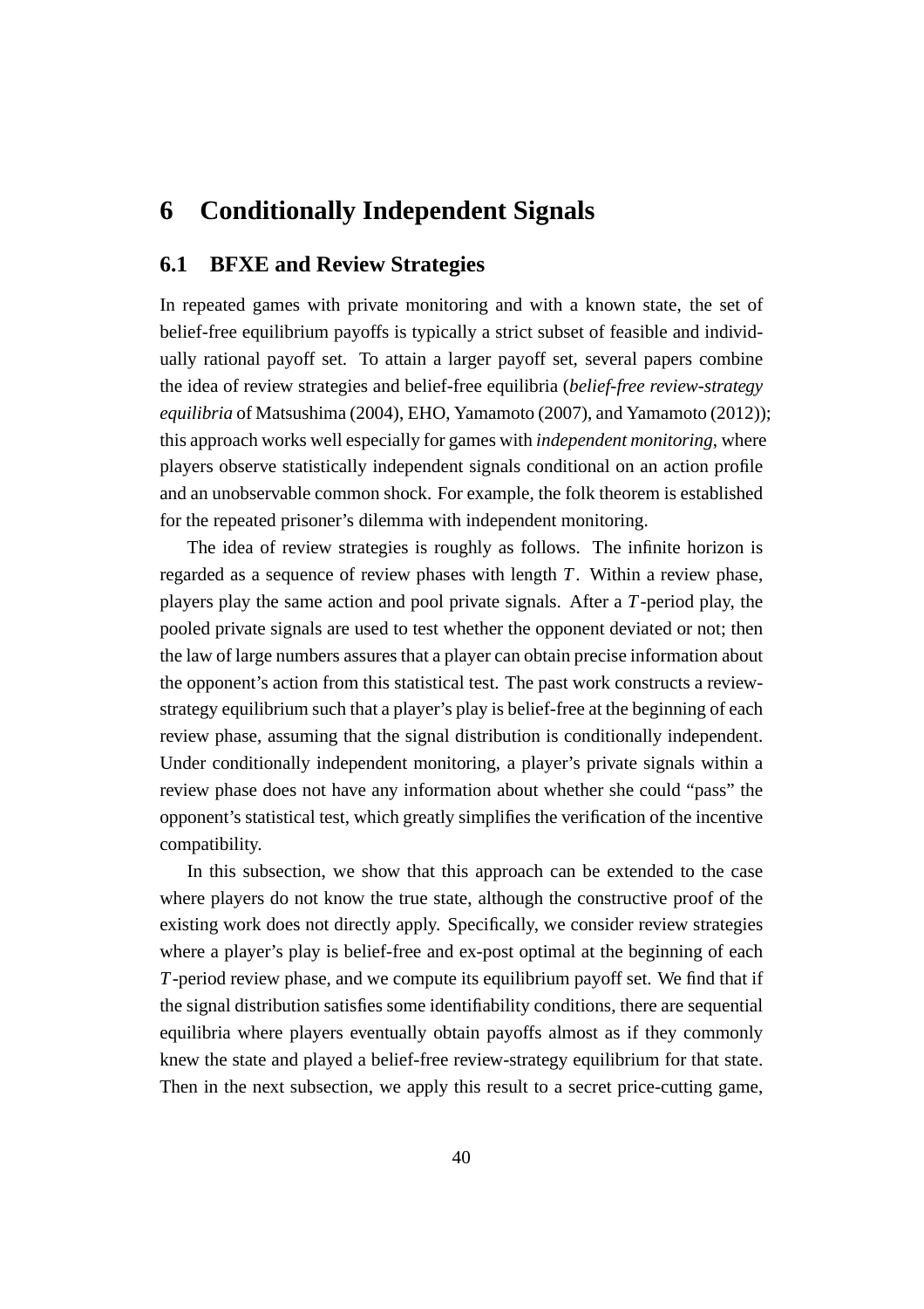# 6 Conditionally Independent Signals

## 6.1 BFXE and Review Strategies

In repeated games with private monitoring and with a known state, the set of belief-free equilibrium payoffs is typically a strict subset of feasible and individually rational payoff set. To attain a larger payoff set, several papers combine the idea of review strategies and belief-free equilibria (*belief-free review-strategy equilibria* of Matsushima (2004), EHO, Yamamoto (2007), and Yamamoto (2012)); this approach works well especially for games with *independent monitoring*, where players observe statistically independent signals conditional on an action profile and an unobservable common shock. For example, the folk theorem is established for the repeated prisoner's dilemma with independent monitoring.

The idea of review strategies is roughly as follows. The infinite horizon is regarded as a sequence of review phases with length $T$. Within a review phase, players play the same action and pool private signals. After a $T$-period play, the pooled private signals are used to test whether the opponent deviated or not; then the law of large numbers assures that a player can obtain precise information about the opponent's action from this statistical test. The past work constructs a review-strategy equilibrium such that a player's play is belief-free at the beginning of each review phase, assuming that the signal distribution is conditionally independent. Under conditionally independent monitoring, a player's private signals within a review phase does not have any information about whether she could "pass" the opponent's statistical test, which greatly simplifies the verification of the incentive compatibility.

In this subsection, we show that this approach can be extended to the case where players do not know the true state, although the constructive proof of the existing work does not directly apply. Specifically, we consider review strategies where a player's play is belief-free and ex-post optimal at the beginning of each $T$-period review phase, and we compute its equilibrium payoff set. We find that if the signal distribution satisfies some identifiability conditions, there are sequential equilibria where players eventually obtain payoffs almost as if they commonly knew the state and played a belief-free review-strategy equilibrium for that state. Then in the next subsection, we apply this result to a secret price-cutting game,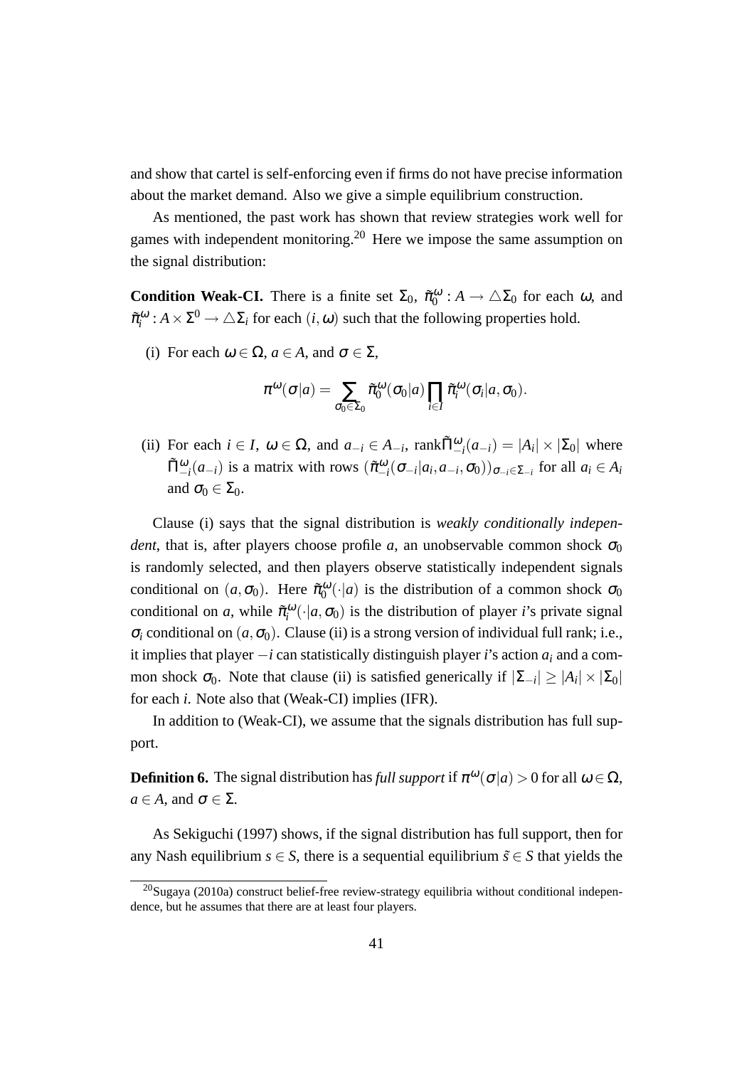and show that cartel is self-enforcing even if firms do not have precise information about the market demand. Also we give a simple equilibrium construction.

As mentioned, the past work has shown that review strategies work well for games with independent monitoring.[20] Here we impose the same assumption on the signal distribution:

**Condition Weak-CI.** There is a finite set $\Sigma_0$, $\tilde{\pi}_0^{\omega} : A \to \triangle\Sigma_0$ for each $\omega$, and $\tilde{\pi}_i^{\omega} : A \times \Sigma^0 \to \triangle\Sigma_i$ for each $(i, \omega)$ such that the following properties hold.

(i) For each $\omega \in \Omega$, $a \in A$, and $\sigma \in \Sigma$,

$$\pi^{\omega}(\sigma|a) = \sum_{\sigma_0 \in \Sigma_0} \tilde{\pi}_0^{\omega}(\sigma_0|a) \prod_{i \in I} \tilde{\pi}_i^{\omega}(\sigma_i|a, \sigma_0).$$

(ii) For each $i \in I$, $\omega \in \Omega$, and $a_{-i} \in A_{-i}$, $\text{rank}\tilde{\Pi}_{-i}^{\omega}(a_{-i}) = |A_i| \times |\Sigma_0|$ where $\tilde{\Pi}_{-i}^{\omega}(a_{-i})$ is a matrix with rows $(\tilde{\pi}_{-i}^{\omega}(\sigma_{-i}|a_i, a_{-i}, \sigma_0))_{\sigma_{-i} \in \Sigma_{-i}}$ for all $a_i \in A_i$ and $\sigma_0 \in \Sigma_0$.

Clause (i) says that the signal distribution is *weakly conditionally independent*, that is, after players choose profile $a$, an unobservable common shock $\sigma_0$ is randomly selected, and then players observe statistically independent signals conditional on $(a, \sigma_0)$. Here $\tilde{\pi}_0^{\omega}(\cdot|a)$ is the distribution of a common shock $\sigma_0$ conditional on $a$, while $\tilde{\pi}_i^{\omega}(\cdot|a, \sigma_0)$ is the distribution of player $i$'s private signal $\sigma_i$ conditional on $(a, \sigma_0)$. Clause (ii) is a strong version of individual full rank; i.e., it implies that player $-i$ can statistically distinguish player $i$'s action $a_i$ and a common shock $\sigma_0$. Note that clause (ii) is satisfied generically if $|\Sigma_{-i}| \geq |A_i| \times |\Sigma_0|$ for each $i$. Note also that (Weak-CI) implies (IFR).

In addition to (Weak-CI), we assume that the signals distribution has full support.

**Definition 6.** The signal distribution has *full support* if $\pi^{\omega}(\sigma|a) > 0$ for all $\omega \in \Omega$, $a \in A$, and $\sigma \in \Sigma$.

As Sekiguchi (1997) shows, if the signal distribution has full support, then for any Nash equilibrium $s \in S$, there is a sequential equilibrium $\tilde{s} \in S$ that yields the

[20] Sugaya (2010a) construct belief-free review-strategy equilibria without conditional independence, but he assumes that there are at least four players.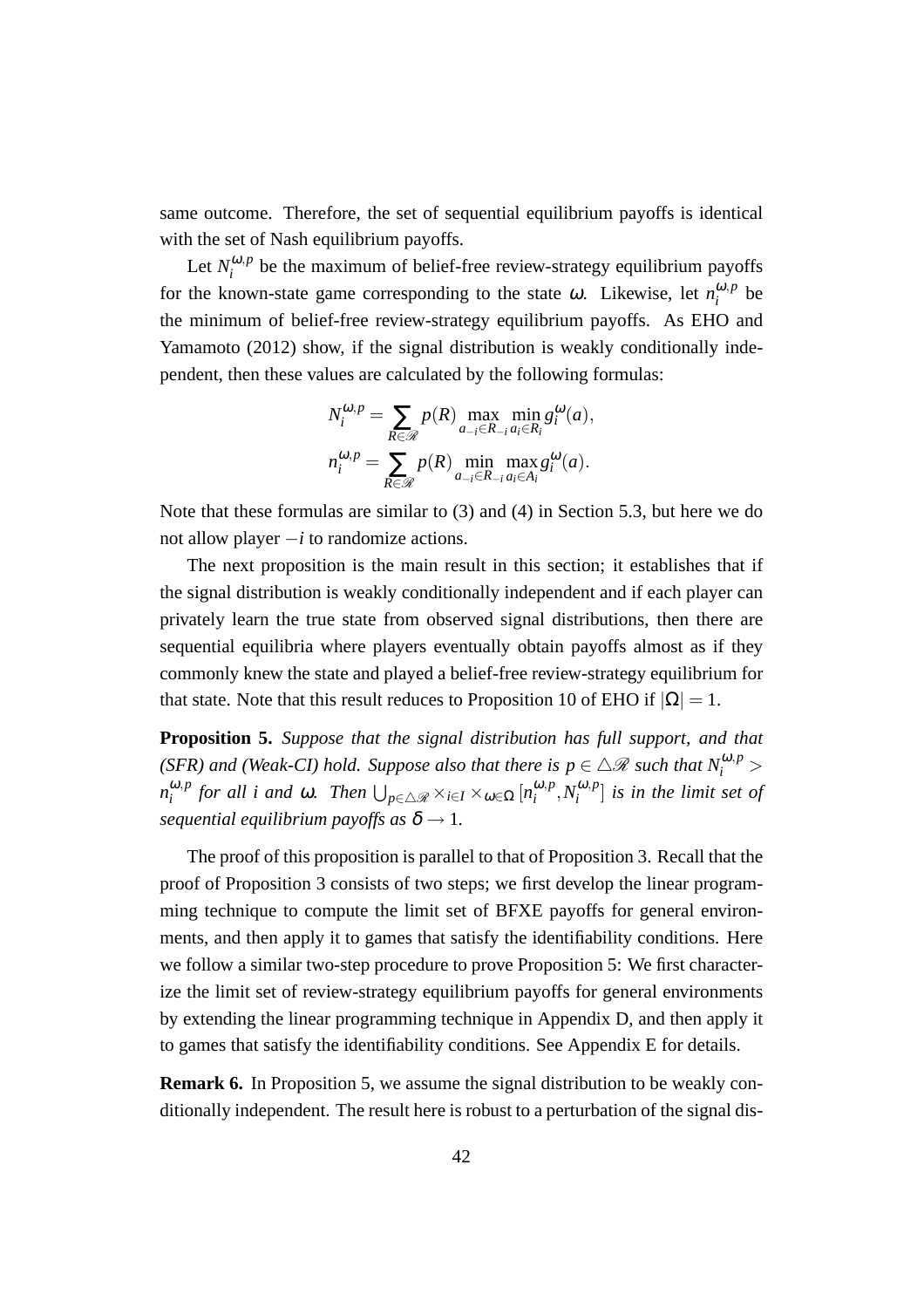same outcome. Therefore, the set of sequential equilibrium payoffs is identical with the set of Nash equilibrium payoffs.

Let $N_i^{\omega,p}$ be the maximum of belief-free review-strategy equilibrium payoffs for the known-state game corresponding to the state $\omega$. Likewise, let $n_i^{\omega,p}$ be the minimum of belief-free review-strategy equilibrium payoffs. As EHO and Yamamoto (2012) show, if the signal distribution is weakly conditionally independent, then these values are calculated by the following formulas:

$$N_i^{\omega,p} = \sum_{R\in\mathscr{R}} p(R) \max_{a_{-i}\in R_{-i}} \min_{a_i\in R_i} g_i^{\omega}(a),$$

$$n_i^{\omega,p} = \sum_{R\in\mathscr{R}} p(R) \min_{a_{-i}\in R_{-i}} \max_{a_i\in A_i} g_i^{\omega}(a).$$

Note that these formulas are similar to (3) and (4) in Section 5.3, but here we do not allow player $-i$ to randomize actions.

The next proposition is the main result in this section; it establishes that if the signal distribution is weakly conditionally independent and if each player can privately learn the true state from observed signal distributions, then there are sequential equilibria where players eventually obtain payoffs almost as if they commonly knew the state and played a belief-free review-strategy equilibrium for that state. Note that this result reduces to Proposition 10 of EHO if $|\Omega| = 1$.

**Proposition 5.** *Suppose that the signal distribution has full support, and that (SFR) and (Weak-CI) hold. Suppose also that there is $p \in \triangle\mathscr{R}$ such that $N_i^{\omega,p} > n_i^{\omega,p}$ for all $i$ and $\omega$. Then $\bigcup_{p\in\triangle\mathscr{R}} \times_{i\in I} \times_{\omega\in\Omega} [n_i^{\omega,p}, N_i^{\omega,p}]$ is in the limit set of sequential equilibrium payoffs as $\delta \to 1$.*

The proof of this proposition is parallel to that of Proposition 3. Recall that the proof of Proposition 3 consists of two steps; we first develop the linear programming technique to compute the limit set of BFXE payoffs for general environments, and then apply it to games that satisfy the identifiability conditions. Here we follow a similar two-step procedure to prove Proposition 5: We first characterize the limit set of review-strategy equilibrium payoffs for general environments by extending the linear programming technique in Appendix D, and then apply it to games that satisfy the identifiability conditions. See Appendix E for details.

**Remark 6.** In Proposition 5, we assume the signal distribution to be weakly conditionally independent. The result here is robust to a perturbation of the signal dis-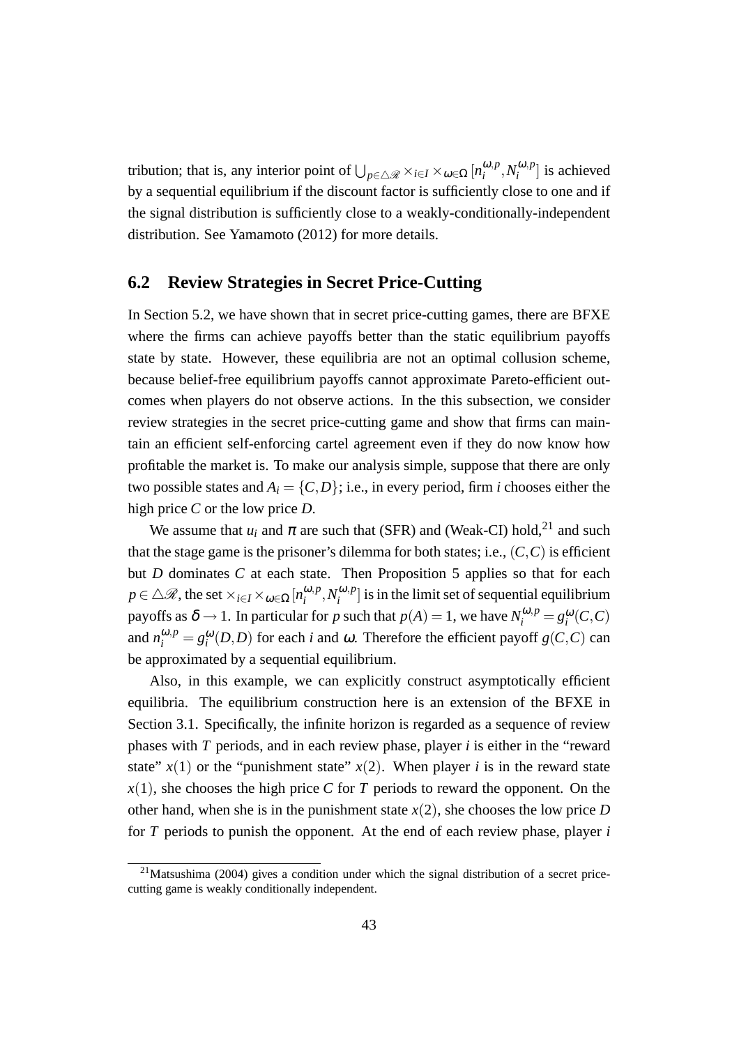tribution; that is, any interior point of $\bigcup_{p \in \triangle \mathscr{R}} \times_{i \in I} \times_{\omega \in \Omega} [n_i^{\omega,p}, N_i^{\omega,p}]$ is achieved by a sequential equilibrium if the discount factor is sufficiently close to one and if the signal distribution is sufficiently close to a weakly-conditionally-independent distribution. See Yamamoto (2012) for more details.

## 6.2 Review Strategies in Secret Price-Cutting

In Section 5.2, we have shown that in secret price-cutting games, there are BFXE where the firms can achieve payoffs better than the static equilibrium payoffs state by state. However, these equilibria are not an optimal collusion scheme, because belief-free equilibrium payoffs cannot approximate Pareto-efficient outcomes when players do not observe actions. In the this subsection, we consider review strategies in the secret price-cutting game and show that firms can maintain an efficient self-enforcing cartel agreement even if they do now know how profitable the market is. To make our analysis simple, suppose that there are only two possible states and $A_i = \{C, D\}$; i.e., in every period, firm $i$ chooses either the high price $C$ or the low price $D$.

We assume that $u_i$ and $\pi$ are such that (SFR) and (Weak-CI) hold,[21] and such that the stage game is the prisoner's dilemma for both states; i.e., $(C,C)$ is efficient but $D$ dominates $C$ at each state. Then Proposition 5 applies so that for each $p \in \triangle \mathscr{R}$, the set $\times_{i \in I} \times_{\omega \in \Omega} [n_i^{\omega,p}, N_i^{\omega,p}]$ is in the limit set of sequential equilibrium payoffs as $\delta \to 1$. In particular for $p$ such that $p(A) = 1$, we have $N_i^{\omega,p} = g_i^{\omega}(C,C)$ and $n_i^{\omega,p} = g_i^{\omega}(D,D)$ for each $i$ and $\omega$. Therefore the efficient payoff $g(C,C)$ can be approximated by a sequential equilibrium.

Also, in this example, we can explicitly construct asymptotically efficient equilibria. The equilibrium construction here is an extension of the BFXE in Section 3.1. Specifically, the infinite horizon is regarded as a sequence of review phases with $T$ periods, and in each review phase, player $i$ is either in the "reward state" $x(1)$ or the "punishment state" $x(2)$. When player $i$ is in the reward state $x(1)$, she chooses the high price $C$ for $T$ periods to reward the opponent. On the other hand, when she is in the punishment state $x(2)$, she chooses the low price $D$ for $T$ periods to punish the opponent. At the end of each review phase, player $i$

[21] Matsushima (2004) gives a condition under which the signal distribution of a secret price-cutting game is weakly conditionally independent.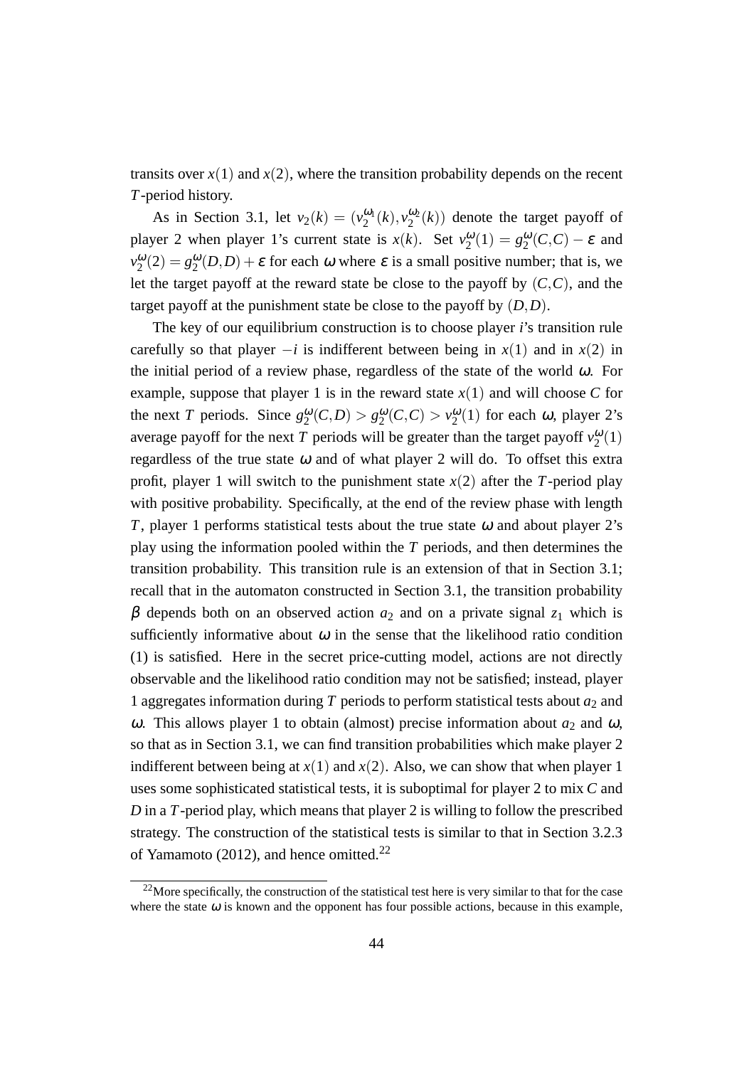transits over $x(1)$ and $x(2)$, where the transition probability depends on the recent $T$-period history.

As in Section 3.1, let $v_2(k) = (v_2^{\omega_1}(k), v_2^{\omega_2}(k))$ denote the target payoff of player 2 when player 1's current state is $x(k)$. Set $v_2^{\omega}(1) = g_2^{\omega}(C,C) - \varepsilon$ and $v_2^{\omega}(2) = g_2^{\omega}(D,D) + \varepsilon$ for each $\omega$ where $\varepsilon$ is a small positive number; that is, we let the target payoff at the reward state be close to the payoff by $(C,C)$, and the target payoff at the punishment state be close to the payoff by $(D,D)$.

The key of our equilibrium construction is to choose player $i$'s transition rule carefully so that player $-i$ is indifferent between being in $x(1)$ and in $x(2)$ in the initial period of a review phase, regardless of the state of the world $\omega$. For example, suppose that player 1 is in the reward state $x(1)$ and will choose $C$ for the next $T$ periods. Since $g_2^{\omega}(C,D) > g_2^{\omega}(C,C) > v_2^{\omega}(1)$ for each $\omega$, player 2's average payoff for the next $T$ periods will be greater than the target payoff $v_2^{\omega}(1)$ regardless of the true state $\omega$ and of what player 2 will do. To offset this extra profit, player 1 will switch to the punishment state $x(2)$ after the $T$-period play with positive probability. Specifically, at the end of the review phase with length $T$, player 1 performs statistical tests about the true state $\omega$ and about player 2's play using the information pooled within the $T$ periods, and then determines the transition probability. This transition rule is an extension of that in Section 3.1; recall that in the automaton constructed in Section 3.1, the transition probability $\beta$ depends both on an observed action $a_2$ and on a private signal $z_1$ which is sufficiently informative about $\omega$ in the sense that the likelihood ratio condition (1) is satisfied. Here in the secret price-cutting model, actions are not directly observable and the likelihood ratio condition may not be satisfied; instead, player 1 aggregates information during $T$ periods to perform statistical tests about $a_2$ and $\omega$. This allows player 1 to obtain (almost) precise information about $a_2$ and $\omega$, so that as in Section 3.1, we can find transition probabilities which make player 2 indifferent between being at $x(1)$ and $x(2)$. Also, we can show that when player 1 uses some sophisticated statistical tests, it is suboptimal for player 2 to mix $C$ and $D$ in a $T$-period play, which means that player 2 is willing to follow the prescribed strategy. The construction of the statistical tests is similar to that in Section 3.2.3 of Yamamoto (2012), and hence omitted.[22]

[22] More specifically, the construction of the statistical test here is very similar to that for the case where the state $\omega$ is known and the opponent has four possible actions, because in this example,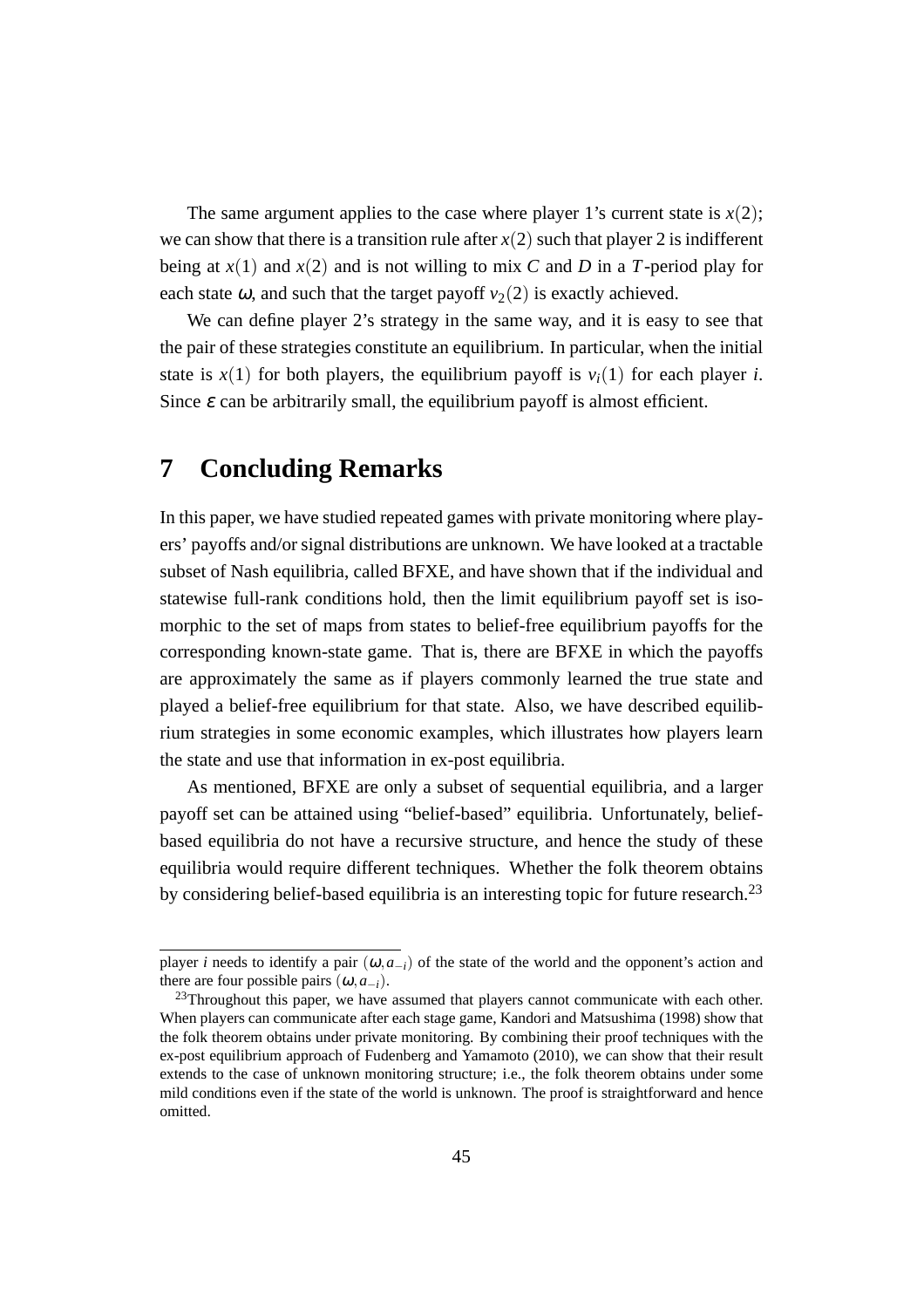The same argument applies to the case where player 1's current state is $x(2)$; we can show that there is a transition rule after $x(2)$ such that player 2 is indifferent being at $x(1)$ and $x(2)$ and is not willing to mix $C$ and $D$ in a $T$-period play for each state $\omega$, and such that the target payoff $v_2(2)$ is exactly achieved.

We can define player 2's strategy in the same way, and it is easy to see that the pair of these strategies constitute an equilibrium. In particular, when the initial state is $x(1)$ for both players, the equilibrium payoff is $v_i(1)$ for each player $i$. Since $\varepsilon$ can be arbitrarily small, the equilibrium payoff is almost efficient.

# 7 Concluding Remarks

In this paper, we have studied repeated games with private monitoring where players' payoffs and/or signal distributions are unknown. We have looked at a tractable subset of Nash equilibria, called BFXE, and have shown that if the individual and statewise full-rank conditions hold, then the limit equilibrium payoff set is isomorphic to the set of maps from states to belief-free equilibrium payoffs for the corresponding known-state game. That is, there are BFXE in which the payoffs are approximately the same as if players commonly learned the true state and played a belief-free equilibrium for that state. Also, we have described equilibrium strategies in some economic examples, which illustrates how players learn the state and use that information in ex-post equilibria.

As mentioned, BFXE are only a subset of sequential equilibria, and a larger payoff set can be attained using "belief-based" equilibria. Unfortunately, belief-based equilibria do not have a recursive structure, and hence the study of these equilibria would require different techniques. Whether the folk theorem obtains by considering belief-based equilibria is an interesting topic for future research.[23]

---

player $i$ needs to identify a pair $(\omega, a_{-i})$ of the state of the world and the opponent's action and there are four possible pairs $(\omega, a_{-i})$.

[23] Throughout this paper, we have assumed that players cannot communicate with each other. When players can communicate after each stage game, Kandori and Matsushima (1998) show that the folk theorem obtains under private monitoring. By combining their proof techniques with the ex-post equilibrium approach of Fudenberg and Yamamoto (2010), we can show that their result extends to the case of unknown monitoring structure; i.e., the folk theorem obtains under some mild conditions even if the state of the world is unknown. The proof is straightforward and hence omitted.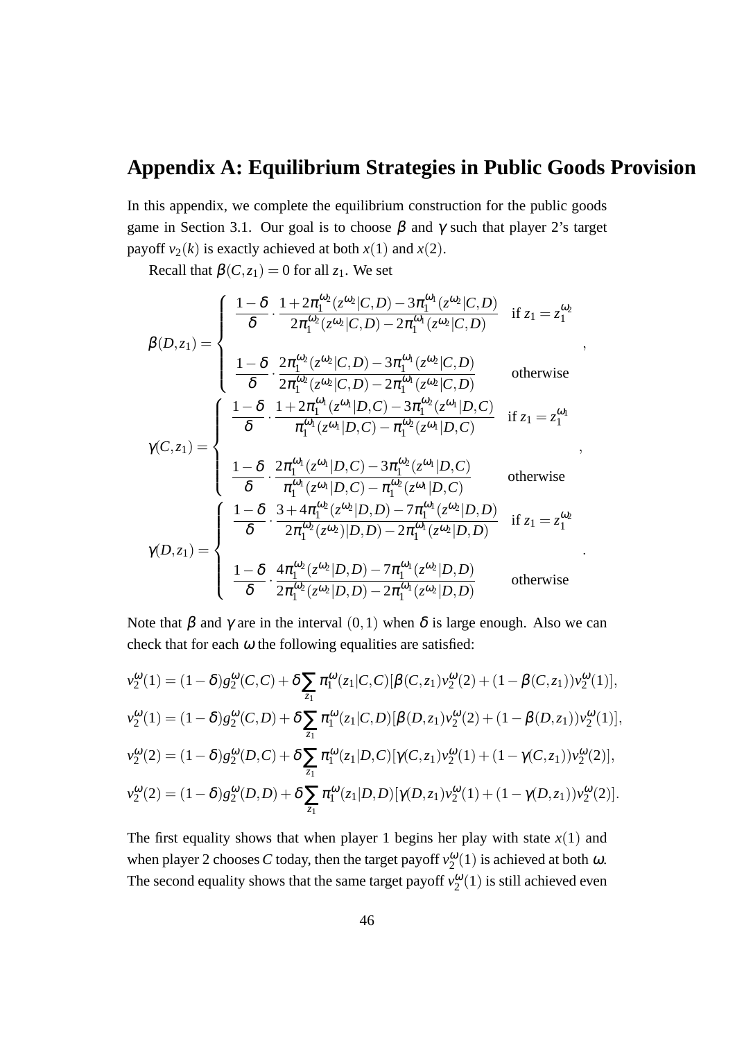# Appendix A: Equilibrium Strategies in Public Goods Provision

In this appendix, we complete the equilibrium construction for the public goods game in Section 3.1. Our goal is to choose $\beta$ and $\gamma$ such that player 2's target payoff $v_2(k)$ is exactly achieved at both $x(1)$ and $x(2)$.

Recall that $\beta(C,z_1) = 0$ for all $z_1$. We set

$$
\beta(D,z_1) = \begin{cases} \dfrac{1-\delta}{\delta} \cdot \dfrac{1 + 2\pi_1^{\omega_2}(z^{\omega_2}|C,D) - 3\pi_1^{\omega_1}(z^{\omega_2}|C,D)}{2\pi_1^{\omega_2}(z^{\omega_2}|C,D) - 2\pi_1^{\omega_1}(z^{\omega_2}|C,D)} & \text{if } z_1 = z_1^{\omega_2} \\[2ex] \dfrac{1-\delta}{\delta} \cdot \dfrac{2\pi_1^{\omega_2}(z^{\omega_2}|C,D) - 3\pi_1^{\omega_1}(z^{\omega_2}|C,D)}{2\pi_1^{\omega_2}(z^{\omega_2}|C,D) - 2\pi_1^{\omega_1}(z^{\omega_2}|C,D)} & \text{otherwise} \end{cases},
$$

$$
\gamma(C,z_1) = \begin{cases} \dfrac{1-\delta}{\delta} \cdot \dfrac{1 + 2\pi_1^{\omega_1}(z^{\omega_1}|D,C) - 3\pi_1^{\omega_2}(z^{\omega_1}|D,C)}{\pi_1^{\omega_1}(z^{\omega_1}|D,C) - \pi_1^{\omega_2}(z^{\omega_1}|D,C)} & \text{if } z_1 = z_1^{\omega_1} \\[2ex] \dfrac{1-\delta}{\delta} \cdot \dfrac{2\pi_1^{\omega_1}(z^{\omega_1}|D,C) - 3\pi_1^{\omega_2}(z^{\omega_1}|D,C)}{\pi_1^{\omega_1}(z^{\omega_1}|D,C) - \pi_1^{\omega_2}(z^{\omega_1}|D,C)} & \text{otherwise} \end{cases},
$$

$$
\gamma(D,z_1) = \begin{cases} \dfrac{1-\delta}{\delta} \cdot \dfrac{3 + 4\pi_1^{\omega_2}(z^{\omega_2}|D,D) - 7\pi_1^{\omega_1}(z^{\omega_2}|D,D)}{2\pi_1^{\omega_2}(z^{\omega_2})|D,D) - 2\pi_1^{\omega_1}(z^{\omega_2}|D,D)} & \text{if } z_1 = z_1^{\omega_2} \\[2ex] \dfrac{1-\delta}{\delta} \cdot \dfrac{4\pi_1^{\omega_2}(z^{\omega_2}|D,D) - 7\pi_1^{\omega_1}(z^{\omega_2}|D,D)}{2\pi_1^{\omega_2}(z^{\omega_2}|D,D) - 2\pi_1^{\omega_1}(z^{\omega_2}|D,D)} & \text{otherwise} \end{cases}.
$$

Note that $\beta$ and $\gamma$ are in the interval $(0,1)$ when $\delta$ is large enough. Also we can check that for each $\omega$ the following equalities are satisfied:

$$
v_2^{\omega}(1) = (1-\delta)g_2^{\omega}(C,C) + \delta \sum_{z_1} \pi_1^{\omega}(z_1|C,C)[\beta(C,z_1)v_2^{\omega}(2) + (1-\beta(C,z_1))v_2^{\omega}(1)],
$$

$$
v_2^{\omega}(1) = (1-\delta)g_2^{\omega}(C,D) + \delta \sum_{z_1} \pi_1^{\omega}(z_1|C,D)[\beta(D,z_1)v_2^{\omega}(2) + (1-\beta(D,z_1))v_2^{\omega}(1)],
$$

$$
v_2^{\omega}(2) = (1-\delta)g_2^{\omega}(D,C) + \delta \sum_{z_1} \pi_1^{\omega}(z_1|D,C)[\gamma(C,z_1)v_2^{\omega}(1) + (1-\gamma(C,z_1))v_2^{\omega}(2)],
$$

$$
v_2^{\omega}(2) = (1-\delta)g_2^{\omega}(D,D) + \delta \sum_{z_1} \pi_1^{\omega}(z_1|D,D)[\gamma(D,z_1)v_2^{\omega}(1) + (1-\gamma(D,z_1))v_2^{\omega}(2)].
$$

The first equality shows that when player 1 begins her play with state $x(1)$ and when player 2 chooses $C$ today, then the target payoff $v_2^{\omega}(1)$ is achieved at both $\omega$. The second equality shows that the same target payoff $v_2^{\omega}(1)$ is still achieved even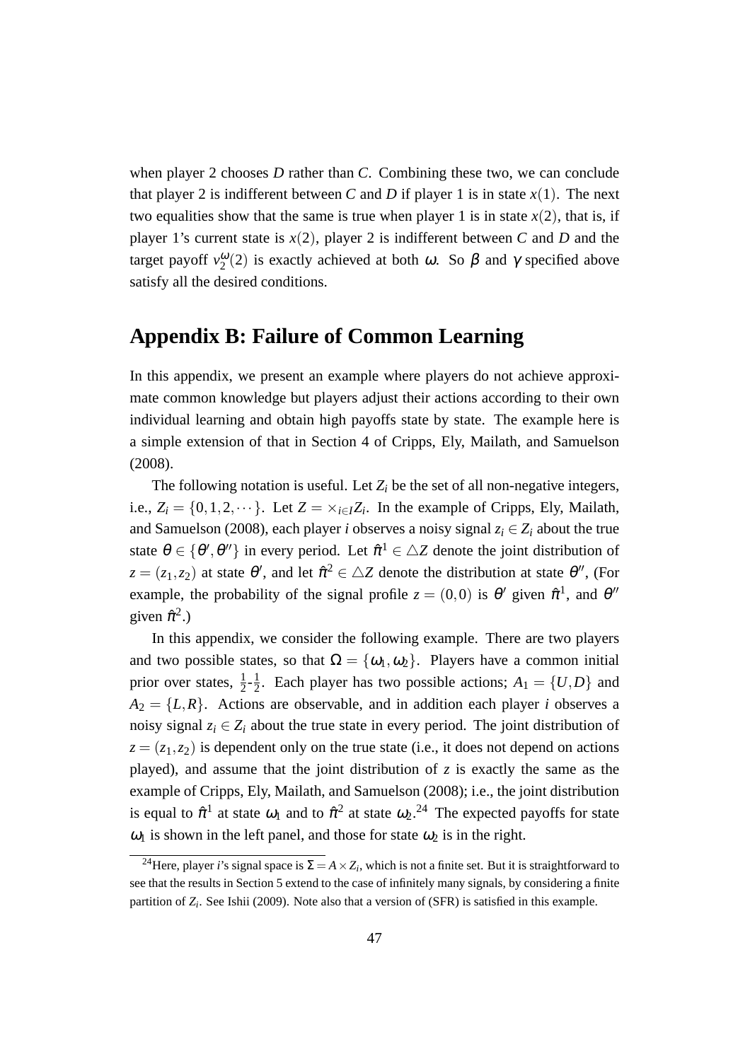when player 2 chooses $D$ rather than $C$. Combining these two, we can conclude that player 2 is indifferent between $C$ and $D$ if player 1 is in state $x(1)$. The next two equalities show that the same is true when player 1 is in state $x(2)$, that is, if player 1's current state is $x(2)$, player 2 is indifferent between $C$ and $D$ and the target payoff $v_2^{\omega}(2)$ is exactly achieved at both $\omega$. So $\beta$ and $\gamma$ specified above satisfy all the desired conditions.

## Appendix B: Failure of Common Learning

In this appendix, we present an example where players do not achieve approximate common knowledge but players adjust their actions according to their own individual learning and obtain high payoffs state by state. The example here is a simple extension of that in Section 4 of Cripps, Ely, Mailath, and Samuelson (2008).

The following notation is useful. Let $Z_i$ be the set of all non-negative integers, i.e., $Z_i = \{0, 1, 2, \cdots\}$. Let $Z = \times_{i \in I} Z_i$. In the example of Cripps, Ely, Mailath, and Samuelson (2008), each player $i$ observes a noisy signal $z_i \in Z_i$ about the true state $\theta \in \{\theta', \theta''\}$ in every period. Let $\hat{\pi}^1 \in \triangle Z$ denote the joint distribution of $z = (z_1, z_2)$ at state $\theta'$, and let $\hat{\pi}^2 \in \triangle Z$ denote the distribution at state $\theta''$, (For example, the probability of the signal profile $z = (0, 0)$ is $\theta'$ given $\hat{\pi}^1$, and $\theta''$ given $\hat{\pi}^2$.)

In this appendix, we consider the following example. There are two players and two possible states, so that $\Omega = \{\omega_1, \omega_2\}$. Players have a common initial prior over states, $\frac{1}{2}$-$\frac{1}{2}$. Each player has two possible actions; $A_1 = \{U, D\}$ and $A_2 = \{L, R\}$. Actions are observable, and in addition each player $i$ observes a noisy signal $z_i \in Z_i$ about the true state in every period. The joint distribution of $z = (z_1, z_2)$ is dependent only on the true state (i.e., it does not depend on actions played), and assume that the joint distribution of $z$ is exactly the same as the example of Cripps, Ely, Mailath, and Samuelson (2008); i.e., the joint distribution is equal to $\hat{\pi}^1$ at state $\omega_1$ and to $\hat{\pi}^2$ at state $\omega_2$.[24] The expected payoffs for state $\omega_1$ is shown in the left panel, and those for state $\omega_2$ is in the right.

[24] Here, player $i$'s signal space is $\Sigma = A \times Z_i$, which is not a finite set. But it is straightforward to see that the results in Section 5 extend to the case of infinitely many signals, by considering a finite partition of $Z_i$. See Ishii (2009). Note also that a version of (SFR) is satisfied in this example.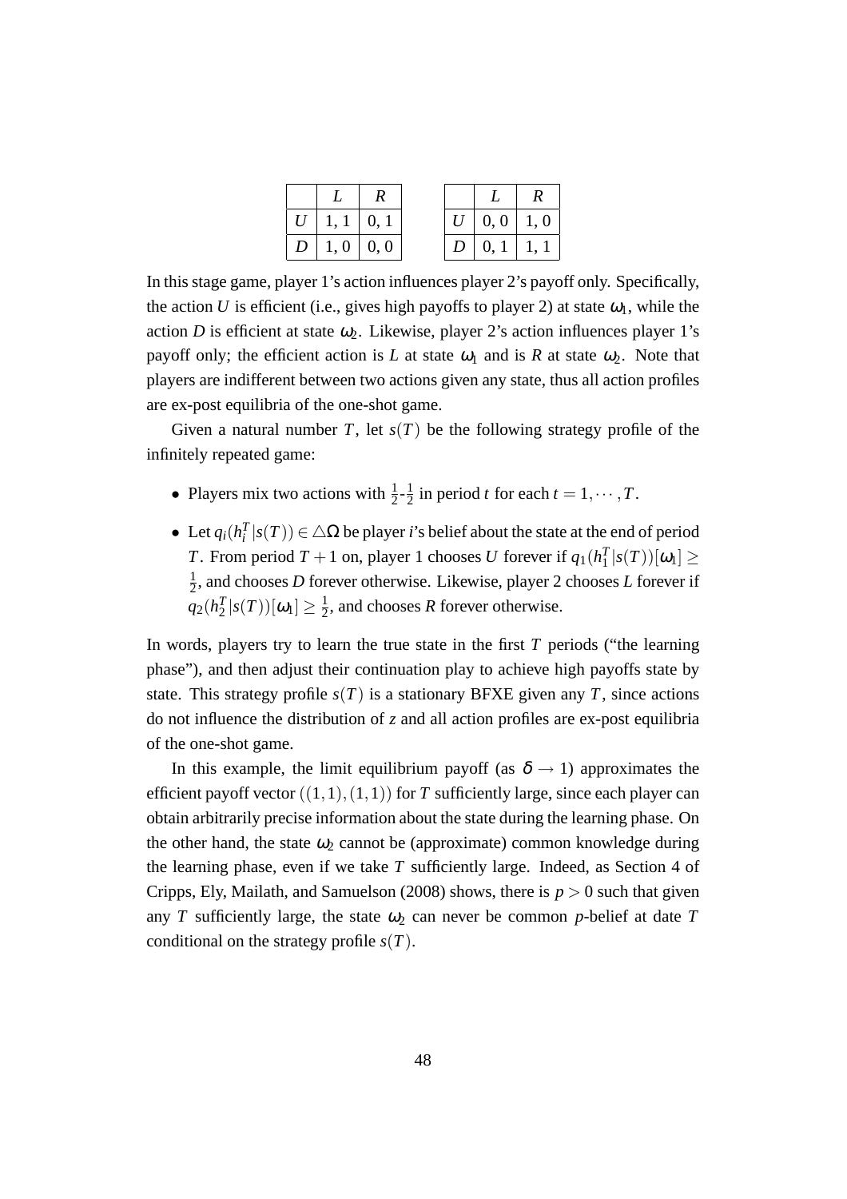|  | $L$ | $R$ |
|---|---|---|
| $U$ | 1, 1 | 0, 1 |
| $D$ | 1, 0 | 0, 0 |

|  | $L$ | $R$ |
|---|---|---|
| $U$ | 0, 0 | 1, 0 |
| $D$ | 0, 1 | 1, 1 |

In this stage game, player 1's action influences player 2's payoff only. Specifically, the action $U$ is efficient (i.e., gives high payoffs to player 2) at state $\omega_1$, while the action $D$ is efficient at state $\omega_2$. Likewise, player 2's action influences player 1's payoff only; the efficient action is $L$ at state $\omega_1$ and is $R$ at state $\omega_2$. Note that players are indifferent between two actions given any state, thus all action profiles are ex-post equilibria of the one-shot game.

Given a natural number $T$, let $s(T)$ be the following strategy profile of the infinitely repeated game:

- Players mix two actions with $\frac{1}{2}$-$\frac{1}{2}$ in period $t$ for each $t = 1, \cdots, T$.
- Let $q_i(h_i^T|s(T)) \in \triangle\Omega$ be player $i$'s belief about the state at the end of period $T$. From period $T+1$ on, player 1 chooses $U$ forever if $q_1(h_1^T|s(T))[\omega_1] \geq \frac{1}{2}$, and chooses $D$ forever otherwise. Likewise, player 2 chooses $L$ forever if $q_2(h_2^T|s(T))[\omega_1] \geq \frac{1}{2}$, and chooses $R$ forever otherwise.

In words, players try to learn the true state in the first $T$ periods ("the learning phase"), and then adjust their continuation play to achieve high payoffs state by state. This strategy profile $s(T)$ is a stationary BFXE given any $T$, since actions do not influence the distribution of $z$ and all action profiles are ex-post equilibria of the one-shot game.

In this example, the limit equilibrium payoff (as $\delta \to 1$) approximates the efficient payoff vector $((1,1),(1,1))$ for $T$ sufficiently large, since each player can obtain arbitrarily precise information about the state during the learning phase. On the other hand, the state $\omega_2$ cannot be (approximate) common knowledge during the learning phase, even if we take $T$ sufficiently large. Indeed, as Section 4 of Cripps, Ely, Mailath, and Samuelson (2008) shows, there is $p > 0$ such that given any $T$ sufficiently large, the state $\omega_2$ can never be common $p$-belief at date $T$ conditional on the strategy profile $s(T)$.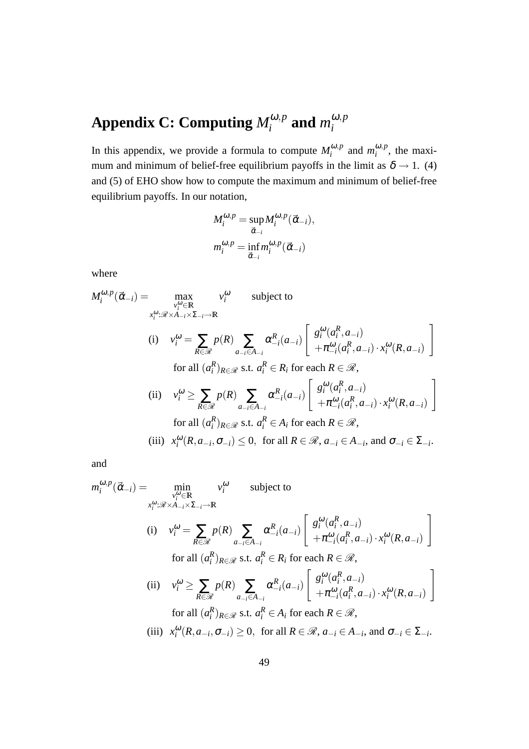# Appendix C: Computing $M_i^{\omega,p}$ and $m_i^{\omega,p}$

In this appendix, we provide a formula to compute $M_i^{\omega,p}$ and $m_i^{\omega,p}$, the maximum and minimum of belief-free equilibrium payoffs in the limit as $\delta \to 1$. (4) and (5) of EHO show how to compute the maximum and minimum of belief-free equilibrium payoffs. In our notation,

$$M_i^{\omega,p} = \sup_{\vec{\alpha}_{-i}} M_i^{\omega,p}(\vec{\alpha}_{-i}),$$
$$m_i^{\omega,p} = \inf_{\vec{\alpha}_{-i}} m_i^{\omega,p}(\vec{\alpha}_{-i})$$

where

$$M_i^{\omega,p}(\vec{\alpha}_{-i}) = \max_{\substack{v_i^\omega \in \mathbb{R} \\ x_i^\omega : \mathscr{R} \times A_{-i} \times \Sigma_{-i} \to \mathbb{R}}} v_i^\omega \quad \text{subject to}$$

$$\text{(i)} \quad v_i^\omega = \sum_{R \in \mathscr{R}} p(R) \sum_{a_{-i} \in A_{-i}} \alpha_{-i}^R(a_{-i}) \begin{bmatrix} g_i^\omega(a_i^R, a_{-i}) \\ +\pi_{-i}^\omega(a_i^R, a_{-i}) \cdot x_i^\omega(R, a_{-i}) \end{bmatrix}$$
$$\text{for all } (a_i^R)_{R \in \mathscr{R}} \text{ s.t. } a_i^R \in R_i \text{ for each } R \in \mathscr{R},$$

$$\text{(ii)} \quad v_i^\omega \geq \sum_{R \in \mathscr{R}} p(R) \sum_{a_{-i} \in A_{-i}} \alpha_{-i}^R(a_{-i}) \begin{bmatrix} g_i^\omega(a_i^R, a_{-i}) \\ +\pi_{-i}^\omega(a_i^R, a_{-i}) \cdot x_i^\omega(R, a_{-i}) \end{bmatrix}$$
$$\text{for all } (a_i^R)_{R \in \mathscr{R}} \text{ s.t. } a_i^R \in A_i \text{ for each } R \in \mathscr{R},$$

$$\text{(iii)} \quad x_i^\omega(R, a_{-i}, \sigma_{-i}) \leq 0, \ \text{ for all } R \in \mathscr{R},\ a_{-i} \in A_{-i}, \text{ and } \sigma_{-i} \in \Sigma_{-i}.$$

and

$$m_i^{\omega,p}(\vec{\alpha}_{-i}) = \min_{\substack{v_i^\omega \in \mathbb{R} \\ x_i^\omega : \mathscr{R} \times A_{-i} \times \Sigma_{-i} \to \mathbb{R}}} v_i^\omega \quad \text{subject to}$$

$$\text{(i)} \quad v_i^\omega = \sum_{R \in \mathscr{R}} p(R) \sum_{a_{-i} \in A_{-i}} \alpha_{-i}^R(a_{-i}) \begin{bmatrix} g_i^\omega(a_i^R, a_{-i}) \\ +\pi_{-i}^\omega(a_i^R, a_{-i}) \cdot x_i^\omega(R, a_{-i}) \end{bmatrix}$$
$$\text{for all } (a_i^R)_{R \in \mathscr{R}} \text{ s.t. } a_i^R \in R_i \text{ for each } R \in \mathscr{R},$$

$$\text{(ii)} \quad v_i^\omega \geq \sum_{R \in \mathscr{R}} p(R) \sum_{a_{-i} \in A_{-i}} \alpha_{-i}^R(a_{-i}) \begin{bmatrix} g_i^\omega(a_i^R, a_{-i}) \\ +\pi_{-i}^\omega(a_i^R, a_{-i}) \cdot x_i^\omega(R, a_{-i}) \end{bmatrix}$$
$$\text{for all } (a_i^R)_{R \in \mathscr{R}} \text{ s.t. } a_i^R \in A_i \text{ for each } R \in \mathscr{R},$$

$$\text{(iii)} \quad x_i^\omega(R, a_{-i}, \sigma_{-i}) \geq 0, \ \text{ for all } R \in \mathscr{R},\ a_{-i} \in A_{-i}, \text{ and } \sigma_{-i} \in \Sigma_{-i}.$$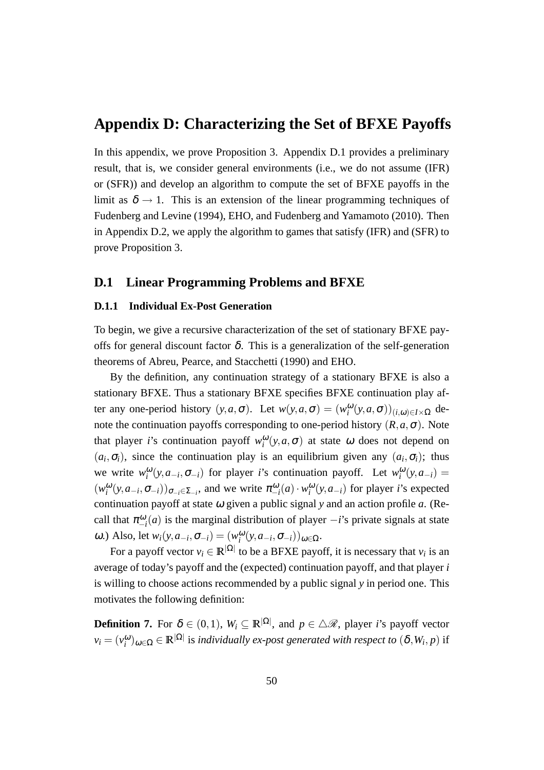# Appendix D: Characterizing the Set of BFXE Payoffs

In this appendix, we prove Proposition 3. Appendix D.1 provides a preliminary result, that is, we consider general environments (i.e., we do not assume (IFR) or (SFR)) and develop an algorithm to compute the set of BFXE payoffs in the limit as $\delta \to 1$. This is an extension of the linear programming techniques of Fudenberg and Levine (1994), EHO, and Fudenberg and Yamamoto (2010). Then in Appendix D.2, we apply the algorithm to games that satisfy (IFR) and (SFR) to prove Proposition 3.

## D.1 Linear Programming Problems and BFXE

### D.1.1 Individual Ex-Post Generation

To begin, we give a recursive characterization of the set of stationary BFXE payoffs for general discount factor $\delta$. This is a generalization of the self-generation theorems of Abreu, Pearce, and Stacchetti (1990) and EHO.

By the definition, any continuation strategy of a stationary BFXE is also a stationary BFXE. Thus a stationary BFXE specifies BFXE continuation play after any one-period history $(y, a, \sigma)$. Let $w(y, a, \sigma) = (w_i^{\omega}(y, a, \sigma))_{(i,\omega) \in I \times \Omega}$ denote the continuation payoffs corresponding to one-period history $(R, a, \sigma)$. Note that player $i$'s continuation payoff $w_i^{\omega}(y, a, \sigma)$ at state $\omega$ does not depend on $(a_i, \sigma_i)$, since the continuation play is an equilibrium given any $(a_i, \sigma_i)$; thus we write $w_i^{\omega}(y, a_{-i}, \sigma_{-i})$ for player $i$'s continuation payoff. Let $w_i^{\omega}(y, a_{-i}) = (w_i^{\omega}(y, a_{-i}, \sigma_{-i}))_{\sigma_{-i} \in \Sigma_{-i}}$, and we write $\pi_{-i}^{\omega}(a) \cdot w_i^{\omega}(y, a_{-i})$ for player $i$'s expected continuation payoff at state $\omega$ given a public signal $y$ and an action profile $a$. (Recall that $\pi_{-i}^{\omega}(a)$ is the marginal distribution of player $-i$'s private signals at state $\omega$.) Also, let $w_i(y, a_{-i}, \sigma_{-i}) = (w_i^{\omega}(y, a_{-i}, \sigma_{-i}))_{\omega \in \Omega}$.

For a payoff vector $v_i \in \mathbb{R}^{|\Omega|}$ to be a BFXE payoff, it is necessary that $v_i$ is an average of today's payoff and the (expected) continuation payoff, and that player $i$ is willing to choose actions recommended by a public signal $y$ in period one. This motivates the following definition:

**Definition 7.** For $\delta \in (0, 1)$, $W_i \subseteq \mathbb{R}^{|\Omega|}$, and $p \in \triangle \mathscr{R}$, player $i$'s payoff vector $v_i = (v_i^{\omega})_{\omega \in \Omega} \in \mathbb{R}^{|\Omega|}$ is *individually ex-post generated with respect to* $(\delta, W_i, p)$ if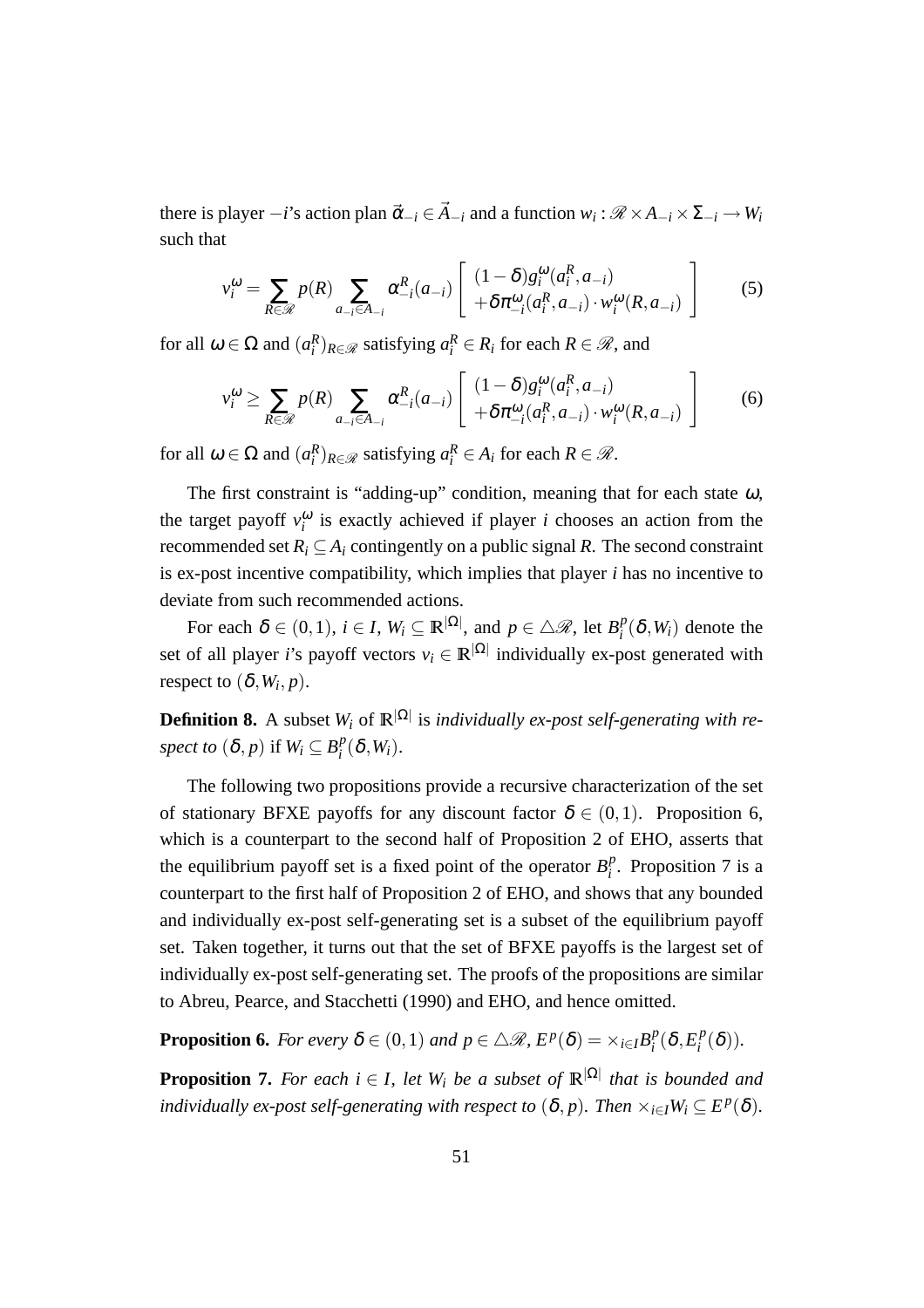there is player $-i$'s action plan $\vec{\alpha}_{-i} \in \vec{A}_{-i}$ and a function $w_i : \mathscr{R} \times A_{-i} \times \Sigma_{-i} \to W_i$ such that

$$v_i^{\omega} = \sum_{R \in \mathscr{R}} p(R) \sum_{a_{-i} \in A_{-i}} \alpha_{-i}^R(a_{-i}) \left[ \begin{array}{l} (1-\delta) g_i^{\omega}(a_i^R, a_{-i}) \\ +\delta \pi_{-i}^{\omega}(a_i^R, a_{-i}) \cdot w_i^{\omega}(R, a_{-i}) \end{array} \right] \tag{5}$$

for all $\omega \in \Omega$ and $(a_i^R)_{R \in \mathscr{R}}$ satisfying $a_i^R \in R_i$ for each $R \in \mathscr{R}$, and

$$v_i^{\omega} \geq \sum_{R \in \mathscr{R}} p(R) \sum_{a_{-i} \in A_{-i}} \alpha_{-i}^R(a_{-i}) \left[ \begin{array}{l} (1-\delta) g_i^{\omega}(a_i^R, a_{-i}) \\ +\delta \pi_{-i}^{\omega}(a_i^R, a_{-i}) \cdot w_i^{\omega}(R, a_{-i}) \end{array} \right] \tag{6}$$

for all $\omega \in \Omega$ and $(a_i^R)_{R \in \mathscr{R}}$ satisfying $a_i^R \in A_i$ for each $R \in \mathscr{R}$.

The first constraint is "adding-up" condition, meaning that for each state $\omega$, the target payoff $v_i^{\omega}$ is exactly achieved if player $i$ chooses an action from the recommended set $R_i \subseteq A_i$ contingently on a public signal $R$. The second constraint is ex-post incentive compatibility, which implies that player $i$ has no incentive to deviate from such recommended actions.

For each $\delta \in (0,1)$, $i \in I$, $W_i \subseteq \mathbb{R}^{|\Omega|}$, and $p \in \triangle \mathscr{R}$, let $B_i^p(\delta, W_i)$ denote the set of all player $i$'s payoff vectors $v_i \in \mathbb{R}^{|\Omega|}$ individually ex-post generated with respect to $(\delta, W_i, p)$.

**Definition 8.** A subset $W_i$ of $\mathbb{R}^{|\Omega|}$ is *individually ex-post self-generating with respect to* $(\delta, p)$ if $W_i \subseteq B_i^p(\delta, W_i)$.

The following two propositions provide a recursive characterization of the set of stationary BFXE payoffs for any discount factor $\delta \in (0,1)$. Proposition 6, which is a counterpart to the second half of Proposition 2 of EHO, asserts that the equilibrium payoff set is a fixed point of the operator $B_i^p$. Proposition 7 is a counterpart to the first half of Proposition 2 of EHO, and shows that any bounded and individually ex-post self-generating set is a subset of the equilibrium payoff set. Taken together, it turns out that the set of BFXE payoffs is the largest set of individually ex-post self-generating set. The proofs of the propositions are similar to Abreu, Pearce, and Stacchetti (1990) and EHO, and hence omitted.

**Proposition 6.** *For every $\delta \in (0,1)$ and $p \in \triangle \mathscr{R}$, $E^p(\delta) = \times_{i \in I} B_i^p(\delta, E_i^p(\delta))$.*

**Proposition 7.** *For each $i \in I$, let $W_i$ be a subset of $\mathbb{R}^{|\Omega|}$ that is bounded and individually ex-post self-generating with respect to $(\delta, p)$. Then $\times_{i \in I} W_i \subseteq E^p(\delta)$.*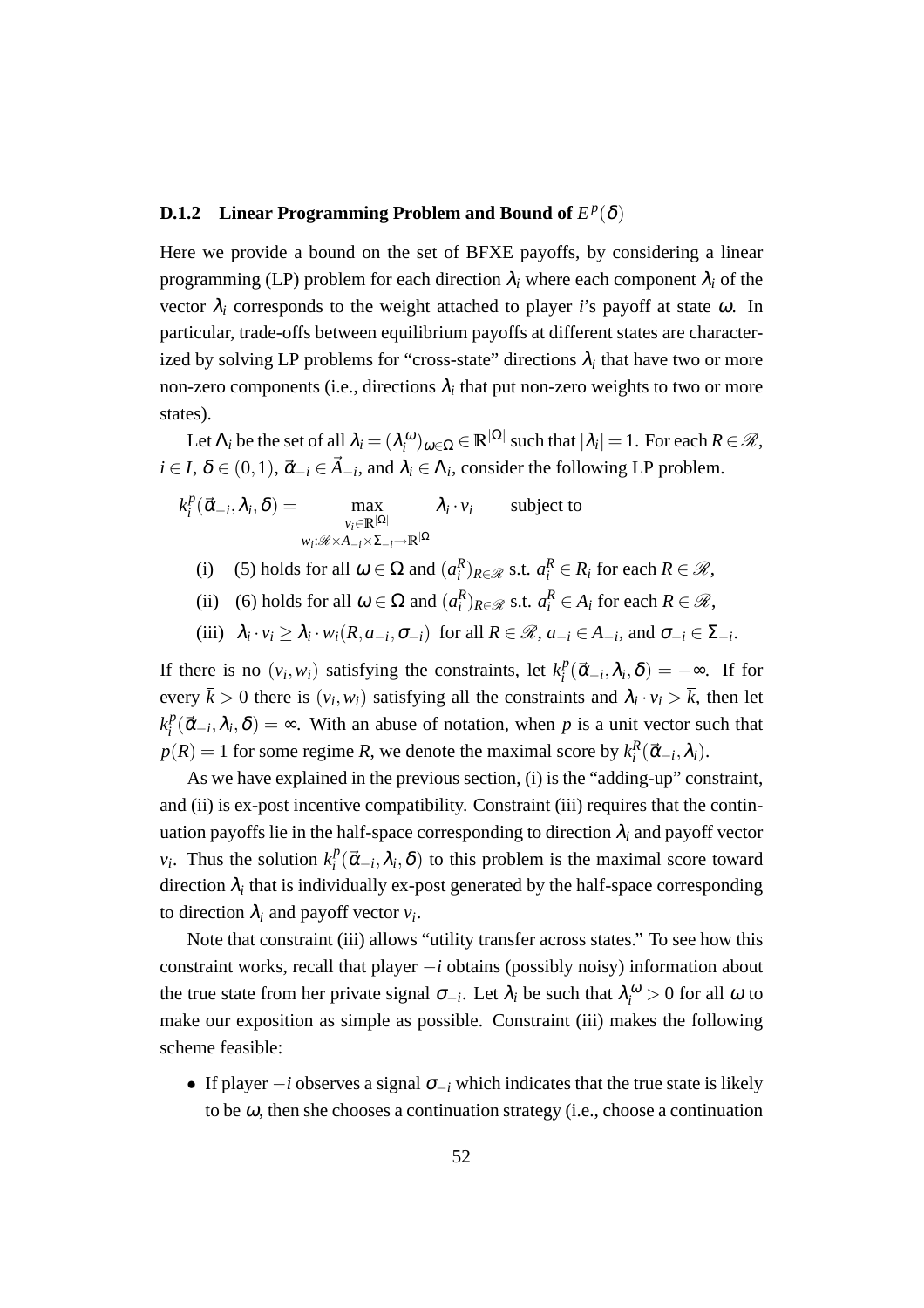### D.1.2 Linear Programming Problem and Bound of $E^p(\delta)$

Here we provide a bound on the set of BFXE payoffs, by considering a linear programming (LP) problem for each direction $\lambda_i$ where each component $\lambda_i$ of the vector $\lambda_i$ corresponds to the weight attached to player $i$'s payoff at state $\omega$. In particular, trade-offs between equilibrium payoffs at different states are characterized by solving LP problems for "cross-state" directions $\lambda_i$ that have two or more non-zero components (i.e., directions $\lambda_i$ that put non-zero weights to two or more states).

Let $\Lambda_i$ be the set of all $\lambda_i = (\lambda_i^\omega)_{\omega \in \Omega} \in \mathbb{R}^{|\Omega|}$ such that $|\lambda_i| = 1$. For each $R \in \mathscr{R}$, $i \in I$, $\delta \in (0,1)$, $\vec{\alpha}_{-i} \in \vec{A}_{-i}$, and $\lambda_i \in \Lambda_i$, consider the following LP problem.

$$k_i^p(\vec{\alpha}_{-i}, \lambda_i, \delta) = \max_{\substack{v_i \in \mathbb{R}^{|\Omega|} \\ w_i : \mathscr{R} \times A_{-i} \times \Sigma_{-i} \to \mathbb{R}^{|\Omega|}}} \lambda_i \cdot v_i \qquad \text{subject to}$$

(i) (5) holds for all $\omega \in \Omega$ and $(a_i^R)_{R \in \mathscr{R}}$ s.t. $a_i^R \in R_i$ for each $R \in \mathscr{R}$,

(ii) (6) holds for all $\omega \in \Omega$ and $(a_i^R)_{R \in \mathscr{R}}$ s.t. $a_i^R \in A_i$ for each $R \in \mathscr{R}$,

(iii) $\lambda_i \cdot v_i \geq \lambda_i \cdot w_i(R, a_{-i}, \sigma_{-i})$ for all $R \in \mathscr{R}$, $a_{-i} \in A_{-i}$, and $\sigma_{-i} \in \Sigma_{-i}$.

If there is no $(v_i, w_i)$ satisfying the constraints, let $k_i^p(\vec{\alpha}_{-i}, \lambda_i, \delta) = -\infty$. If for every $\overline{k} > 0$ there is $(v_i, w_i)$ satisfying all the constraints and $\lambda_i \cdot v_i > \overline{k}$, then let $k_i^p(\vec{\alpha}_{-i}, \lambda_i, \delta) = \infty$. With an abuse of notation, when $p$ is a unit vector such that $p(R) = 1$ for some regime $R$, we denote the maximal score by $k_i^R(\vec{\alpha}_{-i}, \lambda_i)$.

As we have explained in the previous section, (i) is the "adding-up" constraint, and (ii) is ex-post incentive compatibility. Constraint (iii) requires that the continuation payoffs lie in the half-space corresponding to direction $\lambda_i$ and payoff vector $v_i$. Thus the solution $k_i^p(\vec{\alpha}_{-i}, \lambda_i, \delta)$ to this problem is the maximal score toward direction $\lambda_i$ that is individually ex-post generated by the half-space corresponding to direction $\lambda_i$ and payoff vector $v_i$.

Note that constraint (iii) allows "utility transfer across states." To see how this constraint works, recall that player $-i$ obtains (possibly noisy) information about the true state from her private signal $\sigma_{-i}$. Let $\lambda_i$ be such that $\lambda_i^\omega > 0$ for all $\omega$ to make our exposition as simple as possible. Constraint (iii) makes the following scheme feasible:

- If player $-i$ observes a signal $\sigma_{-i}$ which indicates that the true state is likely to be $\omega$, then she chooses a continuation strategy (i.e., choose a continuation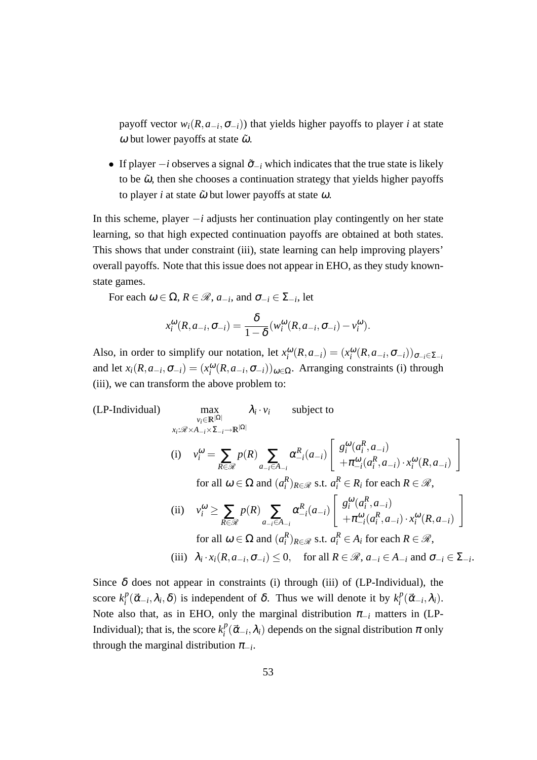payoff vector $w_i(R, a_{-i}, \sigma_{-i})$) that yields higher payoffs to player $i$ at state $\omega$ but lower payoffs at state $\tilde{\omega}$.

- If player $-i$ observes a signal $\tilde{\sigma}_{-i}$ which indicates that the true state is likely to be $\tilde{\omega}$, then she chooses a continuation strategy that yields higher payoffs to player $i$ at state $\tilde{\omega}$ but lower payoffs at state $\omega$.

In this scheme, player $-i$ adjusts her continuation play contingently on her state learning, so that high expected continuation payoffs are obtained at both states. This shows that under constraint (iii), state learning can help improving players' overall payoffs. Note that this issue does not appear in EHO, as they study known-state games.

For each $\omega \in \Omega$, $R \in \mathscr{R}$, $a_{-i}$, and $\sigma_{-i} \in \Sigma_{-i}$, let

$$x_i^{\omega}(R, a_{-i}, \sigma_{-i}) = \frac{\delta}{1-\delta}(w_i^{\omega}(R, a_{-i}, \sigma_{-i}) - v_i^{\omega}).$$

Also, in order to simplify our notation, let $x_i^{\omega}(R, a_{-i}) = (x_i^{\omega}(R, a_{-i}, \sigma_{-i}))_{\sigma_{-i} \in \Sigma_{-i}}$ and let $x_i(R, a_{-i}, \sigma_{-i}) = (x_i^{\omega}(R, a_{-i}, \sigma_{-i}))_{\omega \in \Omega}$. Arranging constraints (i) through (iii), we can transform the above problem to:

(LP-Individual)
$$\max_{\substack{v_i \in \mathbb{R}^{|\Omega|} \\ x_i : \mathscr{R} \times A_{-i} \times \Sigma_{-i} \to \mathbb{R}^{|\Omega|}}} \lambda_i \cdot v_i \quad \text{subject to}$$

(i) $$v_i^{\omega} = \sum_{R \in \mathscr{R}} p(R) \sum_{a_{-i} \in A_{-i}} \alpha_{-i}^R(a_{-i}) \left[ \begin{array}{l} g_i^{\omega}(a_i^R, a_{-i}) \\ +\pi_{-i}^{\omega}(a_i^R, a_{-i}) \cdot x_i^{\omega}(R, a_{-i}) \end{array} \right]$$
for all $\omega \in \Omega$ and $(a_i^R)_{R \in \mathscr{R}}$ s.t. $a_i^R \in R_i$ for each $R \in \mathscr{R}$,

(ii) $$v_i^{\omega} \geq \sum_{R \in \mathscr{R}} p(R) \sum_{a_{-i} \in A_{-i}} \alpha_{-i}^R(a_{-i}) \left[ \begin{array}{l} g_i^{\omega}(a_i^R, a_{-i}) \\ +\pi_{-i}^{\omega}(a_i^R, a_{-i}) \cdot x_i^{\omega}(R, a_{-i}) \end{array} \right]$$
for all $\omega \in \Omega$ and $(a_i^R)_{R \in \mathscr{R}}$ s.t. $a_i^R \in A_i$ for each $R \in \mathscr{R}$,

(iii) $\lambda_i \cdot x_i(R, a_{-i}, \sigma_{-i}) \leq 0$, for all $R \in \mathscr{R}$, $a_{-i} \in A_{-i}$ and $\sigma_{-i} \in \Sigma_{-i}$.

Since $\delta$ does not appear in constraints (i) through (iii) of (LP-Individual), the score $k_i^p(\vec{\alpha}_{-i}, \lambda_i, \delta)$ is independent of $\delta$. Thus we will denote it by $k_i^p(\vec{\alpha}_{-i}, \lambda_i)$. Note also that, as in EHO, only the marginal distribution $\pi_{-i}$ matters in (LP-Individual); that is, the score $k_i^p(\vec{\alpha}_{-i}, \lambda_i)$ depends on the signal distribution $\pi$ only through the marginal distribution $\pi_{-i}$.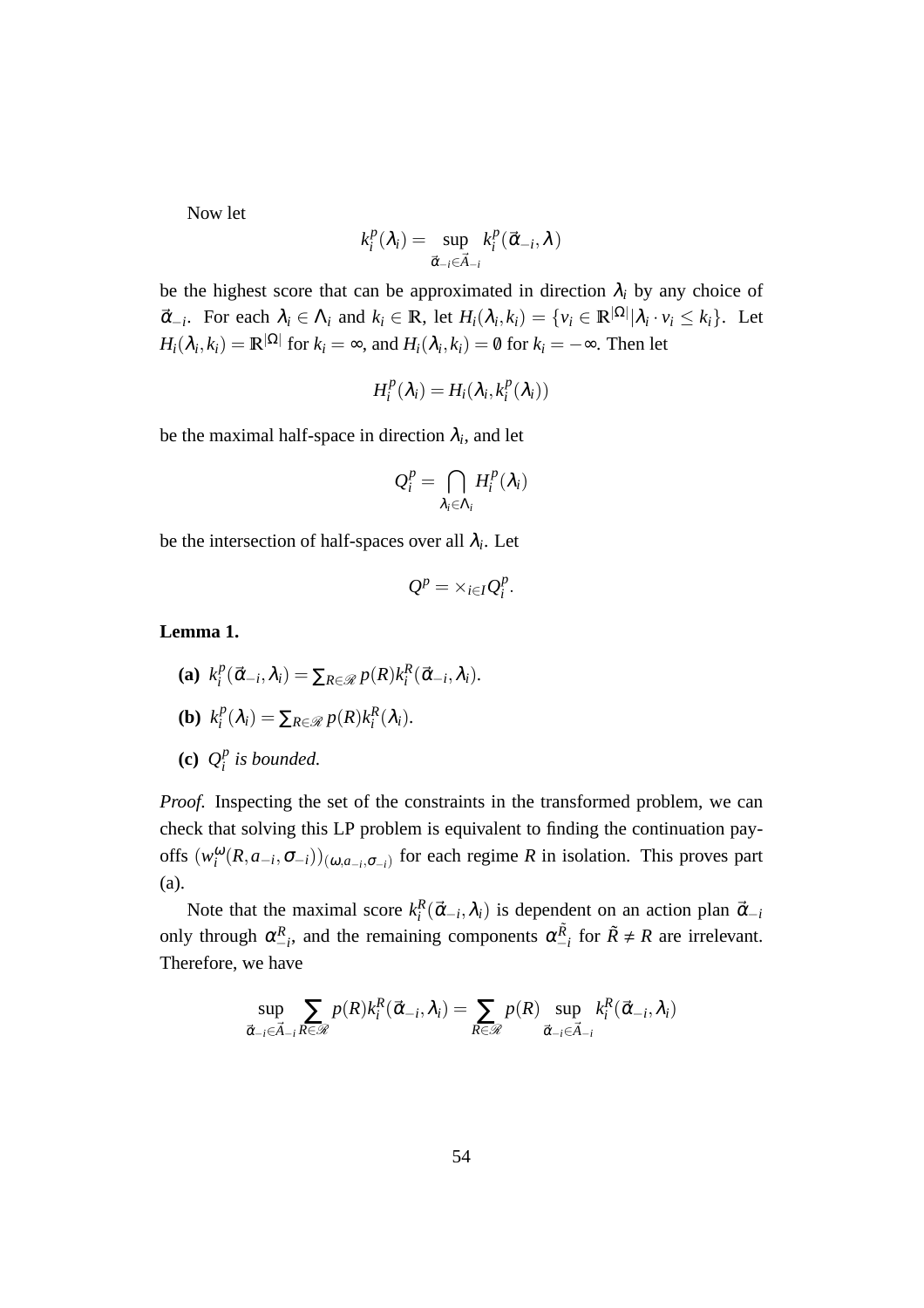Now let

$$k_i^p(\lambda_i) = \sup_{\vec{\alpha}_{-i} \in \vec{A}_{-i}} k_i^p(\vec{\alpha}_{-i}, \lambda)$$

be the highest score that can be approximated in direction $\lambda_i$ by any choice of $\vec{\alpha}_{-i}$. For each $\lambda_i \in \Lambda_i$ and $k_i \in \mathbb{R}$, let $H_i(\lambda_i, k_i) = \{v_i \in \mathbb{R}^{|\Omega|} | \lambda_i \cdot v_i \leq k_i\}$. Let $H_i(\lambda_i, k_i) = \mathbb{R}^{|\Omega|}$ for $k_i = \infty$, and $H_i(\lambda_i, k_i) = \emptyset$ for $k_i = -\infty$. Then let

$$H_i^p(\lambda_i) = H_i(\lambda_i, k_i^p(\lambda_i))$$

be the maximal half-space in direction $\lambda_i$, and let

$$Q_i^p = \bigcap_{\lambda_i \in \Lambda_i} H_i^p(\lambda_i)$$

be the intersection of half-spaces over all $\lambda_i$. Let

$$Q^p = \times_{i \in I} Q_i^p.$$

**Lemma 1.**

- **(a)** $k_i^p(\vec{\alpha}_{-i}, \lambda_i) = \sum_{R \in \mathscr{R}} p(R) k_i^R(\vec{\alpha}_{-i}, \lambda_i)$.
- **(b)** $k_i^p(\lambda_i) = \sum_{R \in \mathscr{R}} p(R) k_i^R(\lambda_i)$.
- **(c)** *$Q_i^p$ is bounded.*

*Proof.* Inspecting the set of the constraints in the transformed problem, we can check that solving this LP problem is equivalent to finding the continuation payoffs $(w_i^\omega(R, a_{-i}, \sigma_{-i}))_{(\omega, a_{-i}, \sigma_{-i})}$ for each regime $R$ in isolation. This proves part (a).

Note that the maximal score $k_i^R(\vec{\alpha}_{-i}, \lambda_i)$ is dependent on an action plan $\vec{\alpha}_{-i}$ only through $\alpha_{-i}^R$, and the remaining components $\alpha_{-i}^{\tilde{R}}$ for $\tilde{R} \neq R$ are irrelevant. Therefore, we have

$$\sup_{\vec{\alpha}_{-i} \in \vec{A}_{-i}} \sum_{R \in \mathscr{R}} p(R) k_i^R(\vec{\alpha}_{-i}, \lambda_i) = \sum_{R \in \mathscr{R}} p(R) \sup_{\vec{\alpha}_{-i} \in \vec{A}_{-i}} k_i^R(\vec{\alpha}_{-i}, \lambda_i)$$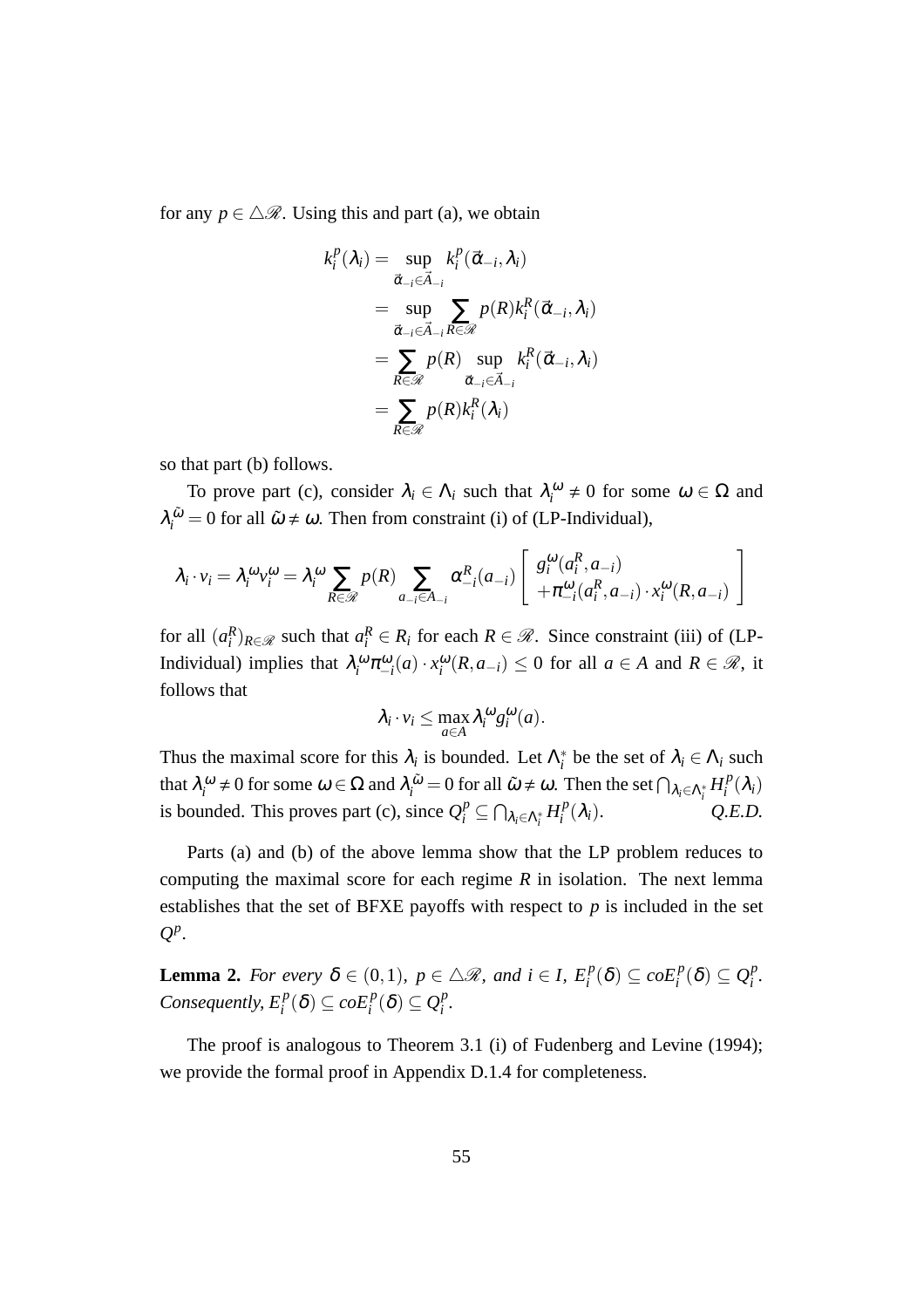for any $p \in \triangle\mathscr{R}$. Using this and part (a), we obtain

$$
\begin{aligned}
k_i^p(\lambda_i) &= \sup_{\vec{\alpha}_{-i} \in \vec{A}_{-i}} k_i^p(\vec{\alpha}_{-i}, \lambda_i) \\
&= \sup_{\vec{\alpha}_{-i} \in \vec{A}_{-i}} \sum_{R \in \mathscr{R}} p(R) k_i^R(\vec{\alpha}_{-i}, \lambda_i) \\
&= \sum_{R \in \mathscr{R}} p(R) \sup_{\vec{\alpha}_{-i} \in \vec{A}_{-i}} k_i^R(\vec{\alpha}_{-i}, \lambda_i) \\
&= \sum_{R \in \mathscr{R}} p(R) k_i^R(\lambda_i)
\end{aligned}
$$

so that part (b) follows.

To prove part (c), consider $\lambda_i \in \Lambda_i$ such that $\lambda_i^\omega \neq 0$ for some $\omega \in \Omega$ and $\lambda_i^{\tilde{\omega}} = 0$ for all $\tilde{\omega} \neq \omega$. Then from constraint (i) of (LP-Individual),

$$
\lambda_i \cdot v_i = \lambda_i^\omega v_i^\omega = \lambda_i^\omega \sum_{R \in \mathscr{R}} p(R) \sum_{a_{-i} \in A_{-i}} \alpha_{-i}^R(a_{-i}) \left[ \begin{array}{c} g_i^\omega(a_i^R, a_{-i}) \\ +\pi_{-i}^\omega(a_i^R, a_{-i}) \cdot x_i^\omega(R, a_{-i}) \end{array} \right]
$$

for all $(a_i^R)_{R \in \mathscr{R}}$ such that $a_i^R \in R_i$ for each $R \in \mathscr{R}$. Since constraint (iii) of (LP-Individual) implies that $\lambda_i^\omega \pi_{-i}^\omega(a) \cdot x_i^\omega(R, a_{-i}) \leq 0$ for all $a \in A$ and $R \in \mathscr{R}$, it follows that

$$
\lambda_i \cdot v_i \leq \max_{a \in A} \lambda_i^\omega g_i^\omega(a).
$$

Thus the maximal score for this $\lambda_i$ is bounded. Let $\Lambda_i^*$ be the set of $\lambda_i \in \Lambda_i$ such that $\lambda_i^\omega \neq 0$ for some $\omega \in \Omega$ and $\lambda_i^{\tilde{\omega}} = 0$ for all $\tilde{\omega} \neq \omega$. Then the set $\bigcap_{\lambda_i \in \Lambda_i^*} H_i^p(\lambda_i)$ is bounded. This proves part (c), since $Q_i^p \subseteq \bigcap_{\lambda_i \in \Lambda_i^*} H_i^p(\lambda_i)$. *Q.E.D.*

Parts (a) and (b) of the above lemma show that the LP problem reduces to computing the maximal score for each regime $R$ in isolation. The next lemma establishes that the set of BFXE payoffs with respect to $p$ is included in the set $Q^p$.

**Lemma 2.** *For every $\delta \in (0,1)$, $p \in \triangle\mathscr{R}$, and $i \in I$, $E_i^p(\delta) \subseteq coE_i^p(\delta) \subseteq Q_i^p$. Consequently, $E_i^p(\delta) \subseteq coE_i^p(\delta) \subseteq Q_i^p$.*

The proof is analogous to Theorem 3.1 (i) of Fudenberg and Levine (1994); we provide the formal proof in Appendix D.1.4 for completeness.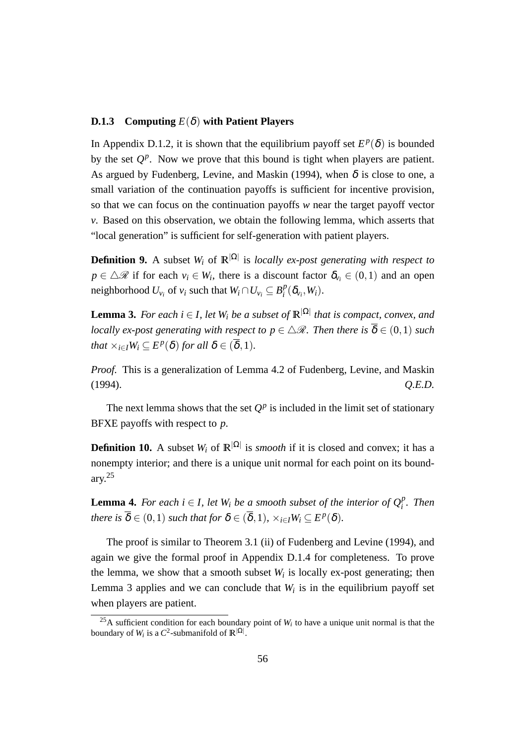### D.1.3 Computing $E(\delta)$ with Patient Players

In Appendix D.1.2, it is shown that the equilibrium payoff set $E^p(\delta)$ is bounded by the set $Q^p$. Now we prove that this bound is tight when players are patient. As argued by Fudenberg, Levine, and Maskin (1994), when $\delta$ is close to one, a small variation of the continuation payoffs is sufficient for incentive provision, so that we can focus on the continuation payoffs $w$ near the target payoff vector $v$. Based on this observation, we obtain the following lemma, which asserts that "local generation" is sufficient for self-generation with patient players.

**Definition 9.** A subset $W_i$ of $\mathbb{R}^{|\Omega|}$ is *locally ex-post generating with respect to* $p \in \triangle\mathscr{R}$ if for each $v_i \in W_i$, there is a discount factor $\delta_{v_i} \in (0,1)$ and an open neighborhood $U_{v_i}$ of $v_i$ such that $W_i \cap U_{v_i} \subseteq B_i^p(\delta_{v_i}, W_i)$.

**Lemma 3.** *For each $i \in I$, let $W_i$ be a subset of $\mathbb{R}^{|\Omega|}$ that is compact, convex, and locally ex-post generating with respect to $p \in \triangle\mathscr{R}$. Then there is $\overline{\delta} \in (0,1)$ such that $\times_{i \in I} W_i \subseteq E^p(\delta)$ for all $\delta \in (\overline{\delta}, 1)$.*

*Proof.* This is a generalization of Lemma 4.2 of Fudenberg, Levine, and Maskin (1994). *Q.E.D.*

The next lemma shows that the set $Q^p$ is included in the limit set of stationary BFXE payoffs with respect to $p$.

**Definition 10.** A subset $W_i$ of $\mathbb{R}^{|\Omega|}$ is *smooth* if it is closed and convex; it has a nonempty interior; and there is a unique unit normal for each point on its boundary.[25]

**Lemma 4.** *For each $i \in I$, let $W_i$ be a smooth subset of the interior of $Q_i^p$. Then there is $\overline{\delta} \in (0,1)$ such that for $\delta \in (\overline{\delta}, 1)$, $\times_{i \in I} W_i \subseteq E^p(\delta)$.*

The proof is similar to Theorem 3.1 (ii) of Fudenberg and Levine (1994), and again we give the formal proof in Appendix D.1.4 for completeness. To prove the lemma, we show that a smooth subset $W_i$ is locally ex-post generating; then Lemma 3 applies and we can conclude that $W_i$ is in the equilibrium payoff set when players are patient.

[25] A sufficient condition for each boundary point of $W_i$ to have a unique unit normal is that the boundary of $W_i$ is a $C^2$-submanifold of $\mathbb{R}^{|\Omega|}$.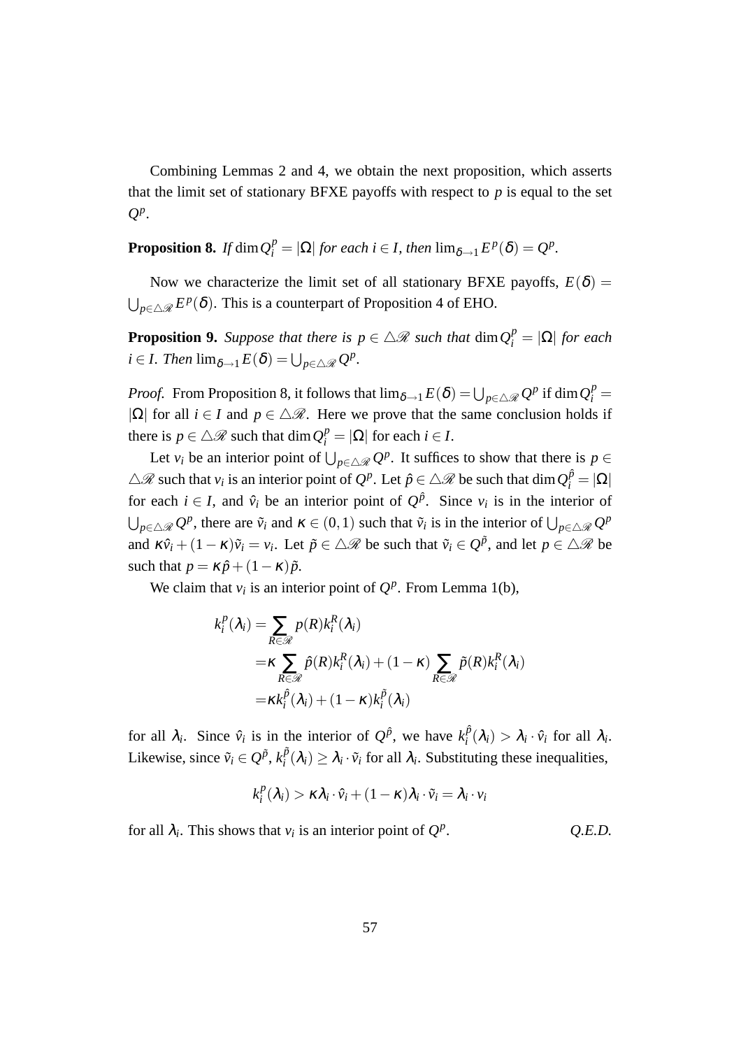Combining Lemmas 2 and 4, we obtain the next proposition, which asserts that the limit set of stationary BFXE payoffs with respect to $p$ is equal to the set $Q^p$.

**Proposition 8.** *If* $\dim Q_i^p = |\Omega|$ *for each* $i \in I$*, then* $\lim_{\delta \to 1} E^p(\delta) = Q^p$.

Now we characterize the limit set of all stationary BFXE payoffs, $E(\delta) = \bigcup_{p \in \triangle \mathscr{R}} E^p(\delta)$. This is a counterpart of Proposition 4 of EHO.

**Proposition 9.** *Suppose that there is* $p \in \triangle \mathscr{R}$ *such that* $\dim Q_i^p = |\Omega|$ *for each* $i \in I$*. Then* $\lim_{\delta \to 1} E(\delta) = \bigcup_{p \in \triangle \mathscr{R}} Q^p$.

*Proof.* From Proposition 8, it follows that $\lim_{\delta \to 1} E(\delta) = \bigcup_{p \in \triangle \mathscr{R}} Q^p$ if $\dim Q_i^p = |\Omega|$ for all $i \in I$ and $p \in \triangle \mathscr{R}$. Here we prove that the same conclusion holds if there is $p \in \triangle \mathscr{R}$ such that $\dim Q_i^p = |\Omega|$ for each $i \in I$.

Let $v_i$ be an interior point of $\bigcup_{p \in \triangle \mathscr{R}} Q^p$. It suffices to show that there is $p \in \triangle \mathscr{R}$ such that $v_i$ is an interior point of $Q^p$. Let $\hat{p} \in \triangle \mathscr{R}$ be such that $\dim Q_i^{\hat{p}} = |\Omega|$ for each $i \in I$, and $\hat{v}_i$ be an interior point of $Q^{\hat{p}}$. Since $v_i$ is in the interior of $\bigcup_{p \in \triangle \mathscr{R}} Q^p$, there are $\tilde{v}_i$ and $\kappa \in (0,1)$ such that $\tilde{v}_i$ is in the interior of $\bigcup_{p \in \triangle \mathscr{R}} Q^p$ and $\kappa \hat{v}_i + (1-\kappa)\tilde{v}_i = v_i$. Let $\tilde{p} \in \triangle \mathscr{R}$ be such that $\tilde{v}_i \in Q^{\tilde{p}}$, and let $p \in \triangle \mathscr{R}$ be such that $p = \kappa \hat{p} + (1-\kappa)\tilde{p}$.

We claim that $v_i$ is an interior point of $Q^p$. From Lemma 1(b),

$$
\begin{aligned}
k_i^p(\lambda_i) &= \sum_{R \in \mathscr{R}} p(R) k_i^R(\lambda_i) \\
&= \kappa \sum_{R \in \mathscr{R}} \hat{p}(R) k_i^R(\lambda_i) + (1-\kappa) \sum_{R \in \mathscr{R}} \tilde{p}(R) k_i^R(\lambda_i) \\
&= \kappa k_i^{\hat{p}}(\lambda_i) + (1-\kappa) k_i^{\tilde{p}}(\lambda_i)
\end{aligned}
$$

for all $\lambda_i$. Since $\hat{v}_i$ is in the interior of $Q^{\hat{p}}$, we have $k_i^{\hat{p}}(\lambda_i) > \lambda_i \cdot \hat{v}_i$ for all $\lambda_i$. Likewise, since $\tilde{v}_i \in Q^{\tilde{p}}$, $k_i^{\tilde{p}}(\lambda_i) \geq \lambda_i \cdot \tilde{v}_i$ for all $\lambda_i$. Substituting these inequalities,

$$
k_i^p(\lambda_i) > \kappa \lambda_i \cdot \hat{v}_i + (1-\kappa)\lambda_i \cdot \tilde{v}_i = \lambda_i \cdot v_i
$$

for all $\lambda_i$. This shows that $v_i$ is an interior point of $Q^p$. *Q.E.D.*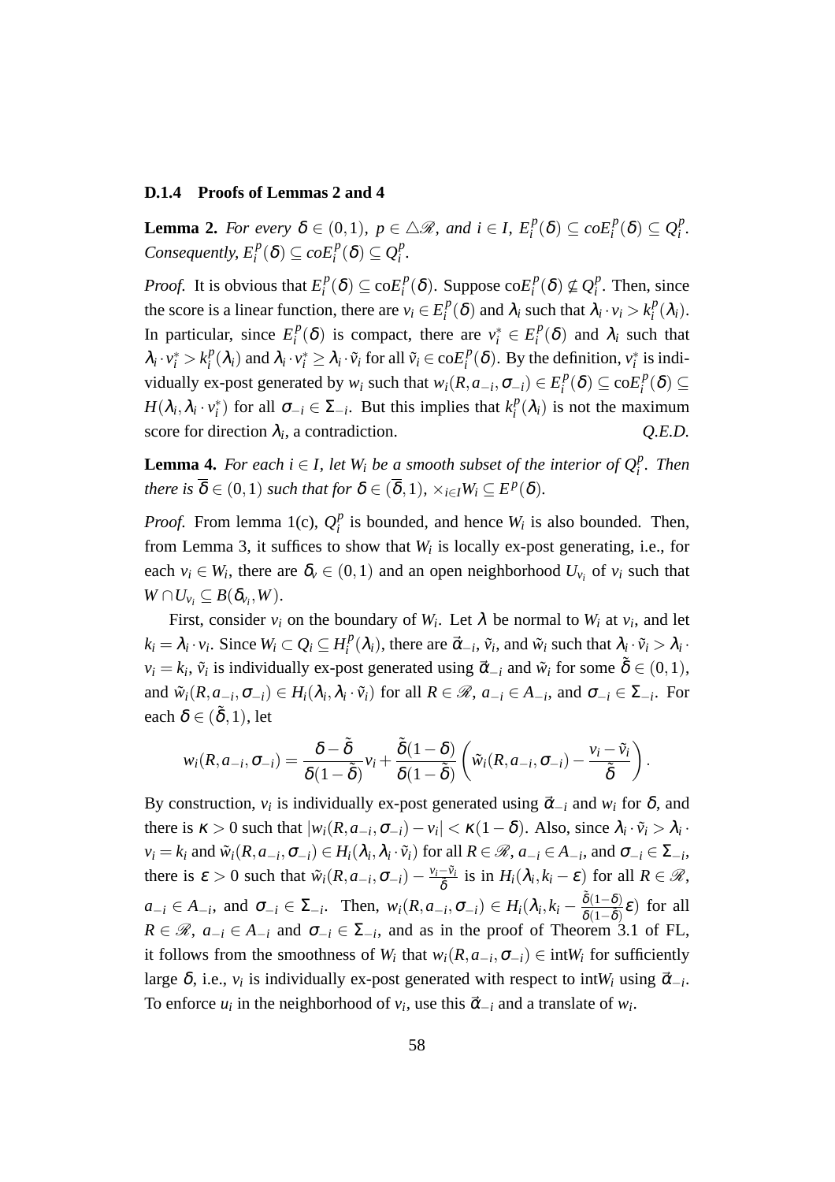#### D.1.4 Proofs of Lemmas 2 and 4

**Lemma 2.** *For every $\delta \in (0,1)$, $p \in \triangle\mathscr{R}$, and $i \in I$, $E_i^p(\delta) \subseteq coE_i^p(\delta) \subseteq Q_i^p$. Consequently, $E_i^p(\delta) \subseteq coE_i^p(\delta) \subseteq Q_i^p$.*

*Proof.* It is obvious that $E_i^p(\delta) \subseteq \text{co}E_i^p(\delta)$. Suppose $\text{co}E_i^p(\delta) \nsubseteq Q_i^p$. Then, since the score is a linear function, there are $v_i \in E_i^p(\delta)$ and $\lambda_i$ such that $\lambda_i \cdot v_i > k_i^p(\lambda_i)$. In particular, since $E_i^p(\delta)$ is compact, there are $v_i^* \in E_i^p(\delta)$ and $\lambda_i$ such that $\lambda_i \cdot v_i^* > k_i^p(\lambda_i)$ and $\lambda_i \cdot v_i^* \geq \lambda_i \cdot \tilde{v}_i$ for all $\tilde{v}_i \in \text{co}E_i^p(\delta)$. By the definition, $v_i^*$ is individually ex-post generated by $w_i$ such that $w_i(R, a_{-i}, \sigma_{-i}) \in E_i^p(\delta) \subseteq \text{co}E_i^p(\delta) \subseteq H(\lambda_i, \lambda_i \cdot v_i^*)$ for all $\sigma_{-i} \in \Sigma_{-i}$. But this implies that $k_i^p(\lambda_i)$ is not the maximum score for direction $\lambda_i$, a contradiction. *Q.E.D.*

**Lemma 4.** *For each $i \in I$, let $W_i$ be a smooth subset of the interior of $Q_i^p$. Then there is $\overline{\delta} \in (0,1)$ such that for $\delta \in (\overline{\delta}, 1)$, $\times_{i \in I} W_i \subseteq E^p(\delta)$.*

*Proof.* From lemma 1(c), $Q_i^p$ is bounded, and hence $W_i$ is also bounded. Then, from Lemma 3, it suffices to show that $W_i$ is locally ex-post generating, i.e., for each $v_i \in W_i$, there are $\delta_v \in (0,1)$ and an open neighborhood $U_{v_i}$ of $v_i$ such that $W \cap U_{v_i} \subseteq B(\delta_{v_i}, W)$.

First, consider $v_i$ on the boundary of $W_i$. Let $\lambda$ be normal to $W_i$ at $v_i$, and let $k_i = \lambda_i \cdot v_i$. Since $W_i \subset Q_i \subseteq H_i^p(\lambda_i)$, there are $\vec{\alpha}_{-i}$, $\tilde{v}_i$, and $\tilde{w}_i$ such that $\lambda_i \cdot \tilde{v}_i > \lambda_i \cdot v_i = k_i$, $\tilde{v}_i$ is individually ex-post generated using $\vec{\alpha}_{-i}$ and $\tilde{w}_i$ for some $\tilde{\delta} \in (0,1)$, and $\tilde{w}_i(R, a_{-i}, \sigma_{-i}) \in H_i(\lambda_i, \lambda_i \cdot \tilde{v}_i)$ for all $R \in \mathscr{R}$, $a_{-i} \in A_{-i}$, and $\sigma_{-i} \in \Sigma_{-i}$. For each $\delta \in (\tilde{\delta}, 1)$, let

$$w_i(R, a_{-i}, \sigma_{-i}) = \frac{\delta - \tilde{\delta}}{\delta(1-\tilde{\delta})} v_i + \frac{\tilde{\delta}(1-\delta)}{\delta(1-\tilde{\delta})} \left( \tilde{w}_i(R, a_{-i}, \sigma_{-i}) - \frac{v_i - \tilde{v}_i}{\tilde{\delta}} \right).$$

By construction, $v_i$ is individually ex-post generated using $\vec{\alpha}_{-i}$ and $w_i$ for $\delta$, and there is $\kappa > 0$ such that $|w_i(R, a_{-i}, \sigma_{-i}) - v_i| < \kappa(1-\delta)$. Also, since $\lambda_i \cdot \tilde{v}_i > \lambda_i \cdot v_i = k_i$ and $\tilde{w}_i(R, a_{-i}, \sigma_{-i}) \in H_i(\lambda_i, \lambda_i \cdot \tilde{v}_i)$ for all $R \in \mathscr{R}$, $a_{-i} \in A_{-i}$, and $\sigma_{-i} \in \Sigma_{-i}$, there is $\varepsilon > 0$ such that $\tilde{w}_i(R, a_{-i}, \sigma_{-i}) - \frac{v_i - \tilde{v}_i}{\tilde{\delta}}$ is in $H_i(\lambda_i, k_i - \varepsilon)$ for all $R \in \mathscr{R}$, $a_{-i} \in A_{-i}$, and $\sigma_{-i} \in \Sigma_{-i}$. Then, $w_i(R, a_{-i}, \sigma_{-i}) \in H_i(\lambda_i, k_i - \frac{\tilde{\delta}(1-\delta)}{\delta(1-\tilde{\delta})}\varepsilon)$ for all $R \in \mathscr{R}$, $a_{-i} \in A_{-i}$ and $\sigma_{-i} \in \Sigma_{-i}$, and as in the proof of Theorem 3.1 of FL, it follows from the smoothness of $W_i$ that $w_i(R, a_{-i}, \sigma_{-i}) \in \text{int}W_i$ for sufficiently large $\delta$, i.e., $v_i$ is individually ex-post generated with respect to $\text{int}W_i$ using $\vec{\alpha}_{-i}$. To enforce $u_i$ in the neighborhood of $v_i$, use this $\vec{\alpha}_{-i}$ and a translate of $w_i$.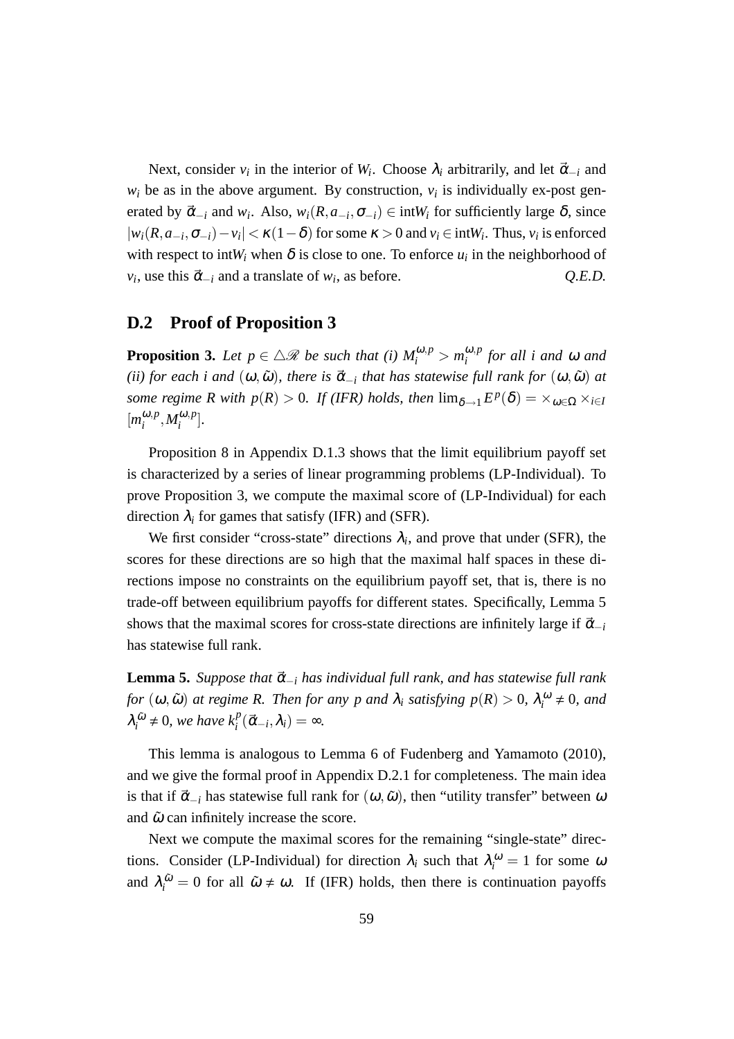Next, consider $v_i$ in the interior of $W_i$. Choose $\lambda_i$ arbitrarily, and let $\vec{\alpha}_{-i}$ and $w_i$ be as in the above argument. By construction, $v_i$ is individually ex-post generated by $\vec{\alpha}_{-i}$ and $w_i$. Also, $w_i(R, a_{-i}, \sigma_{-i}) \in \text{int}W_i$ for sufficiently large $\delta$, since $|w_i(R, a_{-i}, \sigma_{-i}) - v_i| < \kappa(1-\delta)$ for some $\kappa > 0$ and $v_i \in \text{int}W_i$. Thus, $v_i$ is enforced with respect to $\text{int}W_i$ when $\delta$ is close to one. To enforce $u_i$ in the neighborhood of $v_i$, use this $\vec{\alpha}_{-i}$ and a translate of $w_i$, as before. *Q.E.D.*

## D.2 Proof of Proposition 3

**Proposition 3.** *Let $p \in \triangle\mathscr{R}$ be such that (i) $M_i^{\omega,p} > m_i^{\omega,p}$ for all $i$ and $\omega$ and (ii) for each $i$ and $(\omega, \tilde{\omega})$, there is $\vec{\alpha}_{-i}$ that has statewise full rank for $(\omega, \tilde{\omega})$ at some regime $R$ with $p(R) > 0$. If (IFR) holds, then $\lim_{\delta\to 1} E^p(\delta) = \times_{\omega\in\Omega} \times_{i\in I} [m_i^{\omega,p}, M_i^{\omega,p}]$.*

Proposition 8 in Appendix D.1.3 shows that the limit equilibrium payoff set is characterized by a series of linear programming problems (LP-Individual). To prove Proposition 3, we compute the maximal score of (LP-Individual) for each direction $\lambda_i$ for games that satisfy (IFR) and (SFR).

We first consider "cross-state" directions $\lambda_i$, and prove that under (SFR), the scores for these directions are so high that the maximal half spaces in these directions impose no constraints on the equilibrium payoff set, that is, there is no trade-off between equilibrium payoffs for different states. Specifically, Lemma 5 shows that the maximal scores for cross-state directions are infinitely large if $\vec{\alpha}_{-i}$ has statewise full rank.

**Lemma 5.** *Suppose that $\vec{\alpha}_{-i}$ has individual full rank, and has statewise full rank for $(\omega, \tilde{\omega})$ at regime $R$. Then for any $p$ and $\lambda_i$ satisfying $p(R) > 0$, $\lambda_i^\omega \neq 0$, and $\lambda_i^{\tilde{\omega}} \neq 0$, we have $k_i^p(\vec{\alpha}_{-i}, \lambda_i) = \infty$.*

This lemma is analogous to Lemma 6 of Fudenberg and Yamamoto (2010), and we give the formal proof in Appendix D.2.1 for completeness. The main idea is that if $\vec{\alpha}_{-i}$ has statewise full rank for $(\omega, \tilde{\omega})$, then "utility transfer" between $\omega$ and $\tilde{\omega}$ can infinitely increase the score.

Next we compute the maximal scores for the remaining "single-state" directions. Consider (LP-Individual) for direction $\lambda_i$ such that $\lambda_i^\omega = 1$ for some $\omega$ and $\lambda_i^{\tilde{\omega}} = 0$ for all $\tilde{\omega} \neq \omega$. If (IFR) holds, then there is continuation payoffs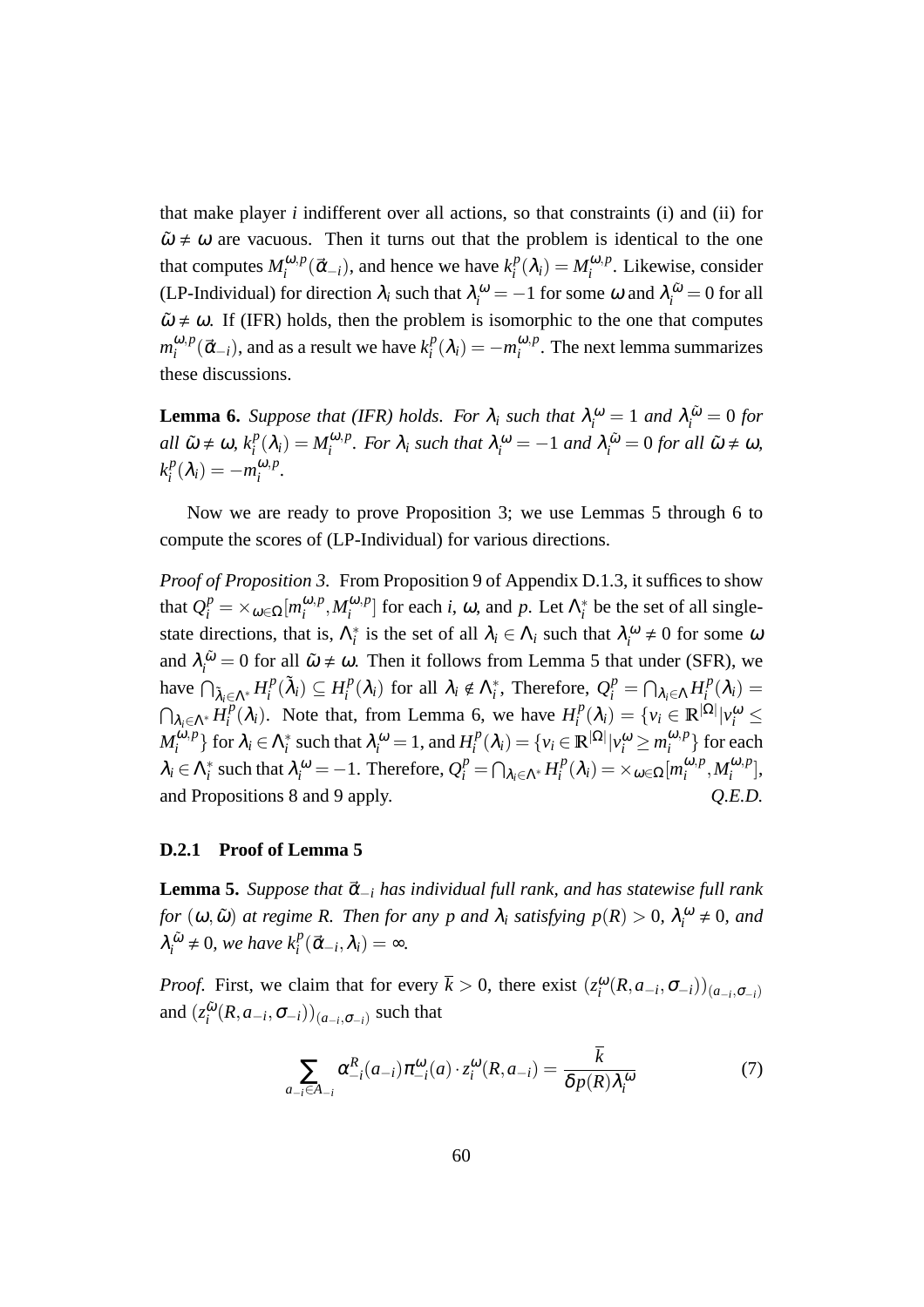that make player $i$ indifferent over all actions, so that constraints (i) and (ii) for $\tilde{\omega} \neq \omega$ are vacuous. Then it turns out that the problem is identical to the one that computes $M_i^{\omega,p}(\vec{\alpha}_{-i})$, and hence we have $k_i^p(\lambda_i) = M_i^{\omega,p}$. Likewise, consider (LP-Individual) for direction $\lambda_i$ such that $\lambda_i^\omega = -1$ for some $\omega$ and $\lambda_i^{\tilde{\omega}} = 0$ for all $\tilde{\omega} \neq \omega$. If (IFR) holds, then the problem is isomorphic to the one that computes $m_i^{\omega,p}(\vec{\alpha}_{-i})$, and as a result we have $k_i^p(\lambda_i) = -m_i^{\omega,p}$. The next lemma summarizes these discussions.

**Lemma 6.** *Suppose that (IFR) holds. For $\lambda_i$ such that $\lambda_i^\omega = 1$ and $\lambda_i^{\tilde{\omega}} = 0$ for all $\tilde{\omega} \neq \omega$, $k_i^p(\lambda_i) = M_i^{\omega,p}$. For $\lambda_i$ such that $\lambda_i^\omega = -1$ and $\lambda_i^{\tilde{\omega}} = 0$ for all $\tilde{\omega} \neq \omega$, $k_i^p(\lambda_i) = -m_i^{\omega,p}$.*

Now we are ready to prove Proposition 3; we use Lemmas 5 through 6 to compute the scores of (LP-Individual) for various directions.

*Proof of Proposition 3.* From Proposition 9 of Appendix D.1.3, it suffices to show that $Q_i^p = \times_{\omega \in \Omega}[m_i^{\omega,p}, M_i^{\omega,p}]$ for each $i$, $\omega$, and $p$. Let $\Lambda_i^*$ be the set of all single-state directions, that is, $\Lambda_i^*$ is the set of all $\lambda_i \in \Lambda_i$ such that $\lambda_i^\omega \neq 0$ for some $\omega$ and $\lambda_i^{\tilde{\omega}} = 0$ for all $\tilde{\omega} \neq \omega$. Then it follows from Lemma 5 that under (SFR), we have $\bigcap_{\tilde{\lambda}_i \in \Lambda^*} H_i^p(\tilde{\lambda}_i) \subseteq H_i^p(\lambda_i)$ for all $\lambda_i \notin \Lambda_i^*$, Therefore, $Q_i^p = \bigcap_{\lambda_i \in \Lambda} H_i^p(\lambda_i) = \bigcap_{\lambda_i \in \Lambda^*} H_i^p(\lambda_i)$. Note that, from Lemma 6, we have $H_i^p(\lambda_i) = \{v_i \in \mathbb{R}^{|\Omega|} | v_i^\omega \leq M_i^{\omega,p}\}$ for $\lambda_i \in \Lambda_i^*$ such that $\lambda_i^\omega = 1$, and $H_i^p(\lambda_i) = \{v_i \in \mathbb{R}^{|\Omega|} | v_i^\omega \geq m_i^{\omega,p}\}$ for each $\lambda_i \in \Lambda_i^*$ such that $\lambda_i^\omega = -1$. Therefore, $Q_i^p = \bigcap_{\lambda_i \in \Lambda^*} H_i^p(\lambda_i) = \times_{\omega \in \Omega}[m_i^{\omega,p}, M_i^{\omega,p}]$, and Propositions 8 and 9 apply. *Q.E.D.*

### D.2.1 Proof of Lemma 5

**Lemma 5.** *Suppose that $\vec{\alpha}_{-i}$ has individual full rank, and has statewise full rank for $(\omega, \tilde{\omega})$ at regime $R$. Then for any $p$ and $\lambda_i$ satisfying $p(R) > 0$, $\lambda_i^\omega \neq 0$, and $\lambda_i^{\tilde{\omega}} \neq 0$, we have $k_i^p(\vec{\alpha}_{-i}, \lambda_i) = \infty$.*

*Proof.* First, we claim that for every $\overline{k} > 0$, there exist $(z_i^\omega(R, a_{-i}, \sigma_{-i}))_{(a_{-i}, \sigma_{-i})}$ and $(z_i^{\tilde{\omega}}(R, a_{-i}, \sigma_{-i}))_{(a_{-i}, \sigma_{-i})}$ such that

$$\sum_{a_{-i} \in A_{-i}} \alpha_{-i}^R(a_{-i}) \pi_{-i}^\omega(a) \cdot z_i^\omega(R, a_{-i}) = \frac{\overline{k}}{\delta p(R) \lambda_i^\omega} \tag{7}$$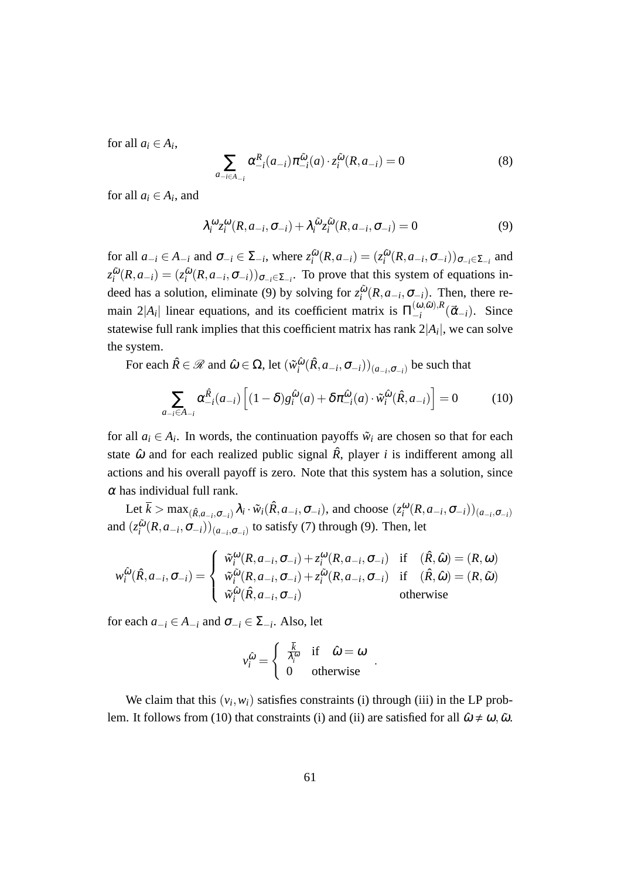for all $a_i \in A_i$,

$$\sum_{a_{-i} \in A_{-i}} \alpha_{-i}^R(a_{-i}) \pi_{-i}^{\tilde{\omega}}(a) \cdot z_i^{\tilde{\omega}}(R, a_{-i}) = 0 \tag{8}$$

for all $a_i \in A_i$, and

$$\lambda_i^{\omega} z_i^{\omega}(R, a_{-i}, \sigma_{-i}) + \lambda_i^{\tilde{\omega}} z_i^{\tilde{\omega}}(R, a_{-i}, \sigma_{-i}) = 0 \tag{9}$$

for all $a_{-i} \in A_{-i}$ and $\sigma_{-i} \in \Sigma_{-i}$, where $z_i^{\tilde{\omega}}(R, a_{-i}) = (z_i^{\tilde{\omega}}(R, a_{-i}, \sigma_{-i}))_{\sigma_{-i} \in \Sigma_{-i}}$ and $z_i^{\tilde{\omega}}(R, a_{-i}) = (z_i^{\tilde{\omega}}(R, a_{-i}, \sigma_{-i}))_{\sigma_{-i} \in \Sigma_{-i}}$. To prove that this system of equations indeed has a solution, eliminate (9) by solving for $z_i^{\tilde{\omega}}(R, a_{-i}, \sigma_{-i})$. Then, there remain $2|A_i|$ linear equations, and its coefficient matrix is $\Pi_{-i}^{(\omega,\tilde{\omega}),R}(\vec{\alpha}_{-i})$. Since statewise full rank implies that this coefficient matrix has rank $2|A_i|$, we can solve the system.

For each $\hat{R} \in \mathscr{R}$ and $\hat{\omega} \in \Omega$, let $(\tilde{w}_i^{\hat{\omega}}(\hat{R}, a_{-i}, \sigma_{-i}))_{(a_{-i}, \sigma_{-i})}$ be such that

$$\sum_{a_{-i} \in A_{-i}} \alpha_{-i}^{\hat{R}}(a_{-i}) \left[ (1-\delta) g_i^{\hat{\omega}}(a) + \delta \pi_{-i}^{\hat{\omega}}(a) \cdot \tilde{w}_i^{\hat{\omega}}(\hat{R}, a_{-i}) \right] = 0 \tag{10}$$

for all $a_i \in A_i$. In words, the continuation payoffs $\tilde{w}_i$ are chosen so that for each state $\hat{\omega}$ and for each realized public signal $\hat{R}$, player $i$ is indifferent among all actions and his overall payoff is zero. Note that this system has a solution, since $\alpha$ has individual full rank.

Let $\overline{k} > \max_{(\hat{R}, a_{-i}, \sigma_{-i})} \lambda_i \cdot \tilde{w}_i(\hat{R}, a_{-i}, \sigma_{-i})$, and choose $(z_i^{\omega}(R, a_{-i}, \sigma_{-i}))_{(a_{-i}, \sigma_{-i})}$ and $(z_i^{\tilde{\omega}}(R, a_{-i}, \sigma_{-i}))_{(a_{-i}, \sigma_{-i})}$ to satisfy (7) through (9). Then, let

$$w_i^{\hat{\omega}}(\hat{R}, a_{-i}, \sigma_{-i}) = \begin{cases} \tilde{w}_i^{\omega}(R, a_{-i}, \sigma_{-i}) + z_i^{\omega}(R, a_{-i}, \sigma_{-i}) & \text{if} \quad (\hat{R}, \hat{\omega}) = (R, \omega) \\ \tilde{w}_i^{\tilde{\omega}}(R, a_{-i}, \sigma_{-i}) + z_i^{\tilde{\omega}}(R, a_{-i}, \sigma_{-i}) & \text{if} \quad (\hat{R}, \hat{\omega}) = (R, \tilde{\omega}) \\ \tilde{w}_i^{\hat{\omega}}(\hat{R}, a_{-i}, \sigma_{-i}) & \text{otherwise} \end{cases}$$

for each $a_{-i} \in A_{-i}$ and $\sigma_{-i} \in \Sigma_{-i}$. Also, let

$$v_i^{\hat{\omega}} = \begin{cases} \frac{\overline{k}}{\lambda_i^{\omega}} & \text{if} \quad \hat{\omega} = \omega \\ 0 & \text{otherwise} \end{cases}.$$

We claim that this $(v_i, w_i)$ satisfies constraints (i) through (iii) in the LP problem. It follows from (10) that constraints (i) and (ii) are satisfied for all $\hat{\omega} \neq \omega, \tilde{\omega}$.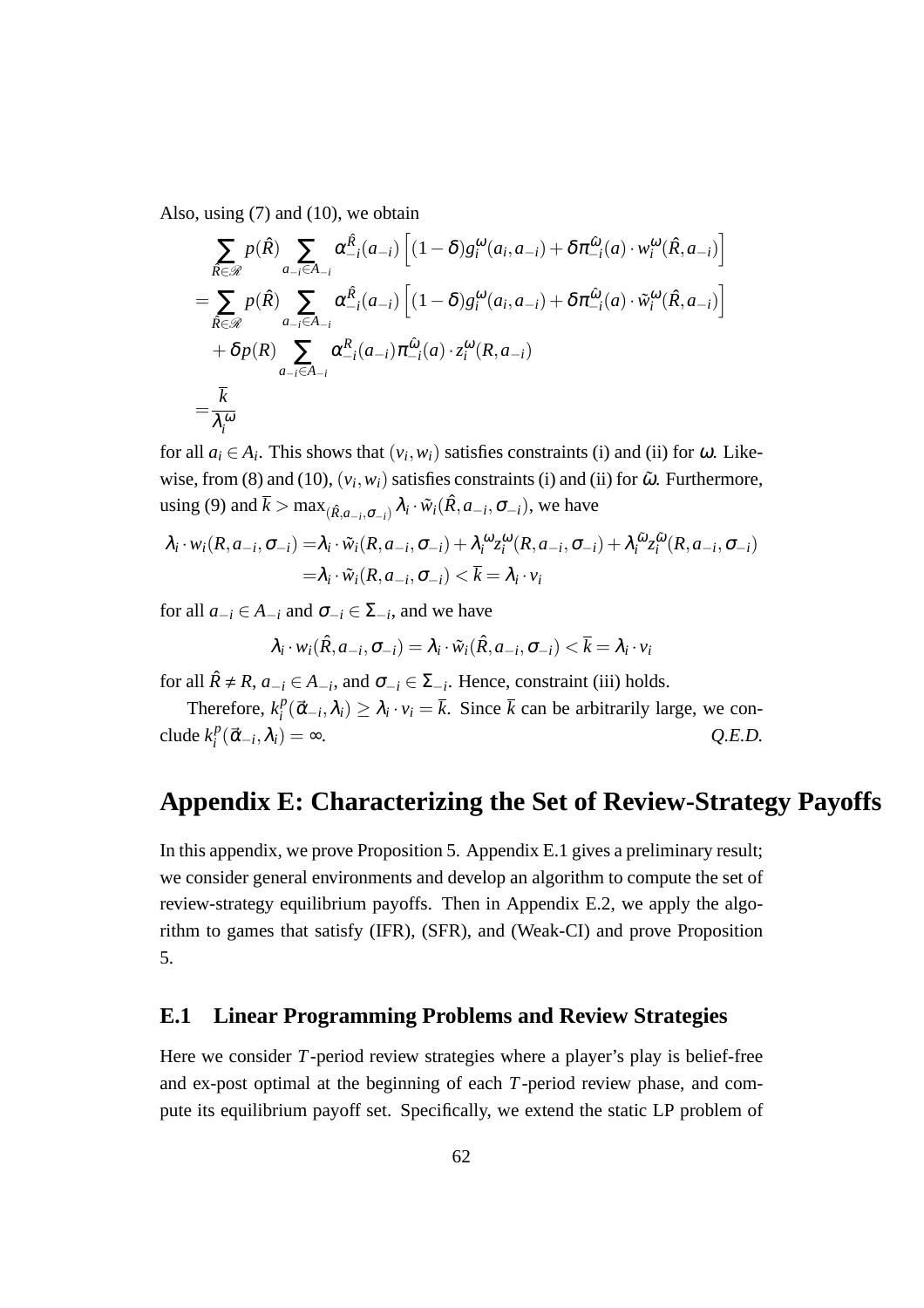Also, using (7) and (10), we obtain

$$
\begin{aligned}
&\sum_{\hat{R}\in\mathscr{R}} p(\hat{R}) \sum_{a_{-i}\in A_{-i}} \alpha_{-i}^{\hat{R}}(a_{-i}) \left[(1-\delta)g_i^{\omega}(a_i,a_{-i}) + \delta\pi_{-i}^{\hat{\omega}}(a)\cdot w_i^{\omega}(\hat{R},a_{-i})\right] \\
=&\sum_{\hat{R}\in\mathscr{R}} p(\hat{R}) \sum_{a_{-i}\in A_{-i}} \alpha_{-i}^{\hat{R}}(a_{-i}) \left[(1-\delta)g_i^{\omega}(a_i,a_{-i}) + \delta\pi_{-i}^{\hat{\omega}}(a)\cdot \tilde{w}_i^{\omega}(\hat{R},a_{-i})\right] \\
&+\delta p(R) \sum_{a_{-i}\in A_{-i}} \alpha_{-i}^{R}(a_{-i})\pi_{-i}^{\hat{\omega}}(a)\cdot z_i^{\omega}(R,a_{-i}) \\
=&\frac{\overline{k}}{\lambda_i^{\omega}}
\end{aligned}
$$

for all $a_i \in A_i$. This shows that $(v_i, w_i)$ satisfies constraints (i) and (ii) for $\omega$. Likewise, from (8) and (10), $(v_i, w_i)$ satisfies constraints (i) and (ii) for $\tilde{\omega}$. Furthermore, using (9) and $\overline{k} > \max_{(\hat{R},a_{-i},\sigma_{-i})} \lambda_i \cdot \tilde{w}_i(\hat{R},a_{-i},\sigma_{-i})$, we have

$$
\begin{aligned}
\lambda_i \cdot w_i(R,a_{-i},\sigma_{-i}) =&\lambda_i \cdot \tilde{w}_i(R,a_{-i},\sigma_{-i}) + \lambda_i^{\omega} z_i^{\omega}(R,a_{-i},\sigma_{-i}) + \lambda_i^{\tilde{\omega}} z_i^{\tilde{\omega}}(R,a_{-i},\sigma_{-i}) \\
=&\lambda_i \cdot \tilde{w}_i(R,a_{-i},\sigma_{-i}) < \overline{k} = \lambda_i \cdot v_i
\end{aligned}
$$

for all $a_{-i} \in A_{-i}$ and $\sigma_{-i} \in \Sigma_{-i}$, and we have

$$
\lambda_i \cdot w_i(\hat{R},a_{-i},\sigma_{-i}) = \lambda_i \cdot \tilde{w}_i(\hat{R},a_{-i},\sigma_{-i}) < \overline{k} = \lambda_i \cdot v_i
$$

for all $\hat{R} \neq R$, $a_{-i} \in A_{-i}$, and $\sigma_{-i} \in \Sigma_{-i}$. Hence, constraint (iii) holds.

Therefore, $k_i^p(\vec{\alpha}_{-i},\lambda_i) \geq \lambda_i \cdot v_i = \overline{k}$. Since $\overline{k}$ can be arbitrarily large, we conclude $k_i^p(\vec{\alpha}_{-i},\lambda_i) = \infty$. *Q.E.D.*

# Appendix E: Characterizing the Set of Review-Strategy Payoffs

In this appendix, we prove Proposition 5. Appendix E.1 gives a preliminary result; we consider general environments and develop an algorithm to compute the set of review-strategy equilibrium payoffs. Then in Appendix E.2, we apply the algorithm to games that satisfy (IFR), (SFR), and (Weak-CI) and prove Proposition 5.

## E.1 Linear Programming Problems and Review Strategies

Here we consider $T$-period review strategies where a player's play is belief-free and ex-post optimal at the beginning of each $T$-period review phase, and compute its equilibrium payoff set. Specifically, we extend the static LP problem of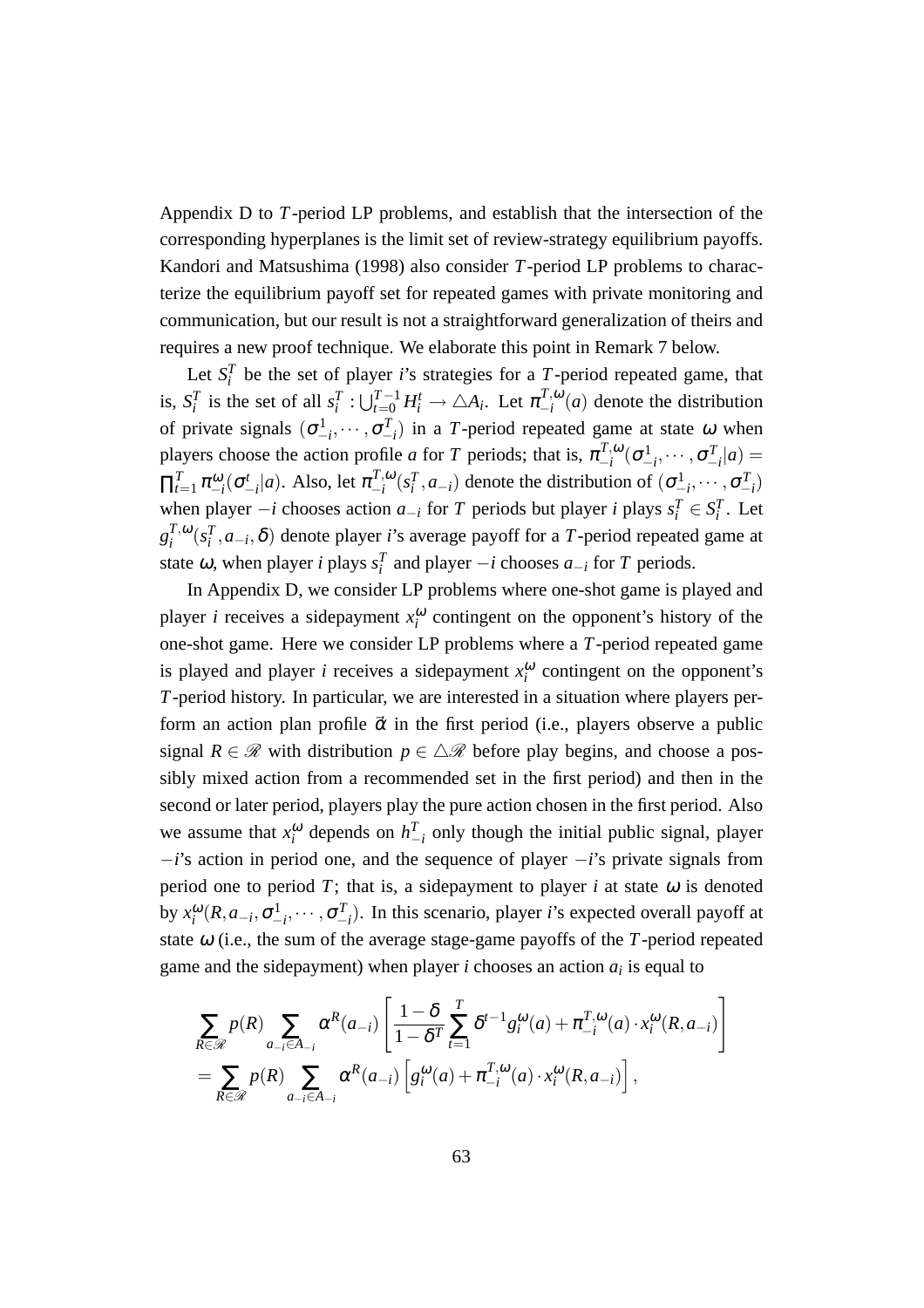Appendix D to $T$-period LP problems, and establish that the intersection of the corresponding hyperplanes is the limit set of review-strategy equilibrium payoffs. Kandori and Matsushima (1998) also consider $T$-period LP problems to characterize the equilibrium payoff set for repeated games with private monitoring and communication, but our result is not a straightforward generalization of theirs and requires a new proof technique. We elaborate this point in Remark 7 below.

Let $S_i^T$ be the set of player $i$'s strategies for a $T$-period repeated game, that is, $S_i^T$ is the set of all $s_i^T : \bigcup_{t=0}^{T-1} H_i^t \to \triangle A_i$. Let $\pi_{-i}^{T,\omega}(a)$ denote the distribution of private signals $(\sigma_{-i}^1, \cdots, \sigma_{-i}^T)$ in a $T$-period repeated game at state $\omega$ when players choose the action profile $a$ for $T$ periods; that is, $\pi_{-i}^{T,\omega}(\sigma_{-i}^1, \cdots, \sigma_{-i}^T|a) = \prod_{t=1}^T \pi_{-i}^\omega(\sigma_{-i}^t|a)$. Also, let $\pi_{-i}^{T,\omega}(s_i^T, a_{-i})$ denote the distribution of $(\sigma_{-i}^1, \cdots, \sigma_{-i}^T)$ when player $-i$ chooses action $a_{-i}$ for $T$ periods but player $i$ plays $s_i^T \in S_i^T$. Let $g_i^{T,\omega}(s_i^T, a_{-i}, \delta)$ denote player $i$'s average payoff for a $T$-period repeated game at state $\omega$, when player $i$ plays $s_i^T$ and player $-i$ chooses $a_{-i}$ for $T$ periods.

In Appendix D, we consider LP problems where one-shot game is played and player $i$ receives a sidepayment $x_i^\omega$ contingent on the opponent's history of the one-shot game. Here we consider LP problems where a $T$-period repeated game is played and player $i$ receives a sidepayment $x_i^\omega$ contingent on the opponent's $T$-period history. In particular, we are interested in a situation where players perform an action plan profile $\vec{\alpha}$ in the first period (i.e., players observe a public signal $R \in \mathscr{R}$ with distribution $p \in \triangle\mathscr{R}$ before play begins, and choose a possibly mixed action from a recommended set in the first period) and then in the second or later period, players play the pure action chosen in the first period. Also we assume that $x_i^\omega$ depends on $h_{-i}^T$ only though the initial public signal, player $-i$'s action in period one, and the sequence of player $-i$'s private signals from period one to period $T$; that is, a sidepayment to player $i$ at state $\omega$ is denoted by $x_i^\omega(R, a_{-i}, \sigma_{-i}^1, \cdots, \sigma_{-i}^T)$. In this scenario, player $i$'s expected overall payoff at state $\omega$ (i.e., the sum of the average stage-game payoffs of the $T$-period repeated game and the sidepayment) when player $i$ chooses an action $a_i$ is equal to

$$
\begin{aligned}
&\sum_{R\in\mathscr{R}} p(R) \sum_{a_{-i}\in A_{-i}} \alpha^R(a_{-i}) \left[ \frac{1-\delta}{1-\delta^T} \sum_{t=1}^T \delta^{t-1} g_i^\omega(a) + \pi_{-i}^{T,\omega}(a) \cdot x_i^\omega(R, a_{-i}) \right] \\
&= \sum_{R\in\mathscr{R}} p(R) \sum_{a_{-i}\in A_{-i}} \alpha^R(a_{-i}) \left[ g_i^\omega(a) + \pi_{-i}^{T,\omega}(a) \cdot x_i^\omega(R, a_{-i}) \right],
\end{aligned}
$$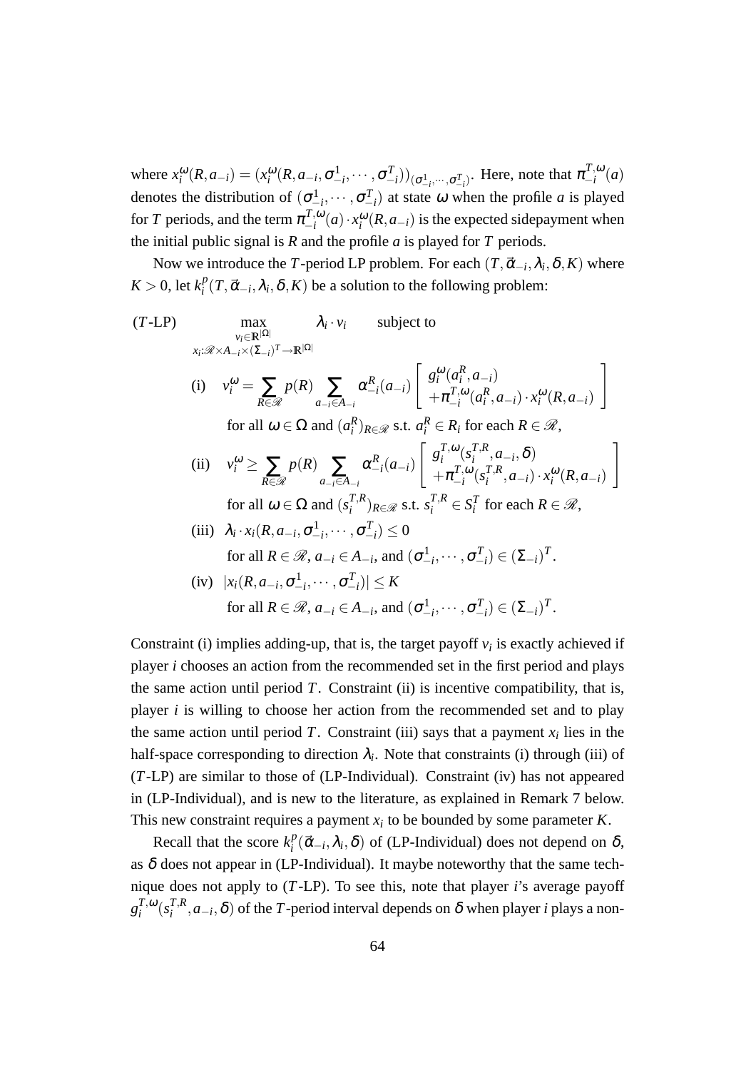where $x_i^\omega(R, a_{-i}) = (x_i^\omega(R, a_{-i}, \sigma_{-i}^1, \cdots, \sigma_{-i}^T))_{(\sigma_{-i}^1, \cdots, \sigma_{-i}^T)}$. Here, note that $\pi_{-i}^{T,\omega}(a)$ denotes the distribution of $(\sigma_{-i}^1, \cdots, \sigma_{-i}^T)$ at state $\omega$ when the profile $a$ is played for $T$ periods, and the term $\pi_{-i}^{T,\omega}(a) \cdot x_i^\omega(R, a_{-i})$ is the expected sidepayment when the initial public signal is $R$ and the profile $a$ is played for $T$ periods.

Now we introduce the $T$-period LP problem. For each $(T, \vec{\alpha}_{-i}, \lambda_i, \delta, K)$ where $K > 0$, let $k_i^p(T, \vec{\alpha}_{-i}, \lambda_i, \delta, K)$ be a solution to the following problem:

$$
(T\text{-LP}) \qquad \max_{\substack{v_i \in \mathbb{R}^{|\Omega|} \\ x_i : \mathscr{R} \times A_{-i} \times (\Sigma_{-i})^T \to \mathbb{R}^{|\Omega|}}} \lambda_i \cdot v_i \qquad \text{subject to}
$$

$$
\text{(i)} \quad v_i^\omega = \sum_{R \in \mathscr{R}} p(R) \sum_{a_{-i} \in A_{-i}} \alpha_{-i}^R(a_{-i}) \left[ \begin{array}{l} g_i^\omega(a_i^R, a_{-i}) \\ +\pi_{-i}^{T,\omega}(a_i^R, a_{-i}) \cdot x_i^\omega(R, a_{-i}) \end{array} \right]
$$

for all $\omega \in \Omega$ and $(a_i^R)_{R \in \mathscr{R}}$ s.t. $a_i^R \in R_i$ for each $R \in \mathscr{R}$,

$$
\text{(ii)} \quad v_i^\omega \geq \sum_{R \in \mathscr{R}} p(R) \sum_{a_{-i} \in A_{-i}} \alpha_{-i}^R(a_{-i}) \left[ \begin{array}{l} g_i^{T,\omega}(s_i^{T,R}, a_{-i}, \delta) \\ +\pi_{-i}^{T,\omega}(s_i^{T,R}, a_{-i}) \cdot x_i^\omega(R, a_{-i}) \end{array} \right]
$$

for all $\omega \in \Omega$ and $(s_i^{T,R})_{R \in \mathscr{R}}$ s.t. $s_i^{T,R} \in S_i^T$ for each $R \in \mathscr{R}$,

$$
\text{(iii)} \quad \lambda_i \cdot x_i(R, a_{-i}, \sigma_{-i}^1, \cdots, \sigma_{-i}^T) \leq 0
$$

for all $R \in \mathscr{R}$, $a_{-i} \in A_{-i}$, and $(\sigma_{-i}^1, \cdots, \sigma_{-i}^T) \in (\Sigma_{-i})^T$.

$$
\text{(iv)} \quad |x_i(R, a_{-i}, \sigma_{-i}^1, \cdots, \sigma_{-i}^T)| \leq K
$$

for all $R \in \mathscr{R}$, $a_{-i} \in A_{-i}$, and $(\sigma_{-i}^1, \cdots, \sigma_{-i}^T) \in (\Sigma_{-i})^T$.

Constraint (i) implies adding-up, that is, the target payoff $v_i$ is exactly achieved if player $i$ chooses an action from the recommended set in the first period and plays the same action until period $T$. Constraint (ii) is incentive compatibility, that is, player $i$ is willing to choose her action from the recommended set and to play the same action until period $T$. Constraint (iii) says that a payment $x_i$ lies in the half-space corresponding to direction $\lambda_i$. Note that constraints (i) through (iii) of ($T$-LP) are similar to those of (LP-Individual). Constraint (iv) has not appeared in (LP-Individual), and is new to the literature, as explained in Remark 7 below. This new constraint requires a payment $x_i$ to be bounded by some parameter $K$.

Recall that the score $k_i^p(\vec{\alpha}_{-i}, \lambda_i, \delta)$ of (LP-Individual) does not depend on $\delta$, as $\delta$ does not appear in (LP-Individual). It maybe noteworthy that the same technique does not apply to ($T$-LP). To see this, note that player $i$'s average payoff $g_i^{T,\omega}(s_i^{T,R}, a_{-i}, \delta)$ of the $T$-period interval depends on $\delta$ when player $i$ plays a non-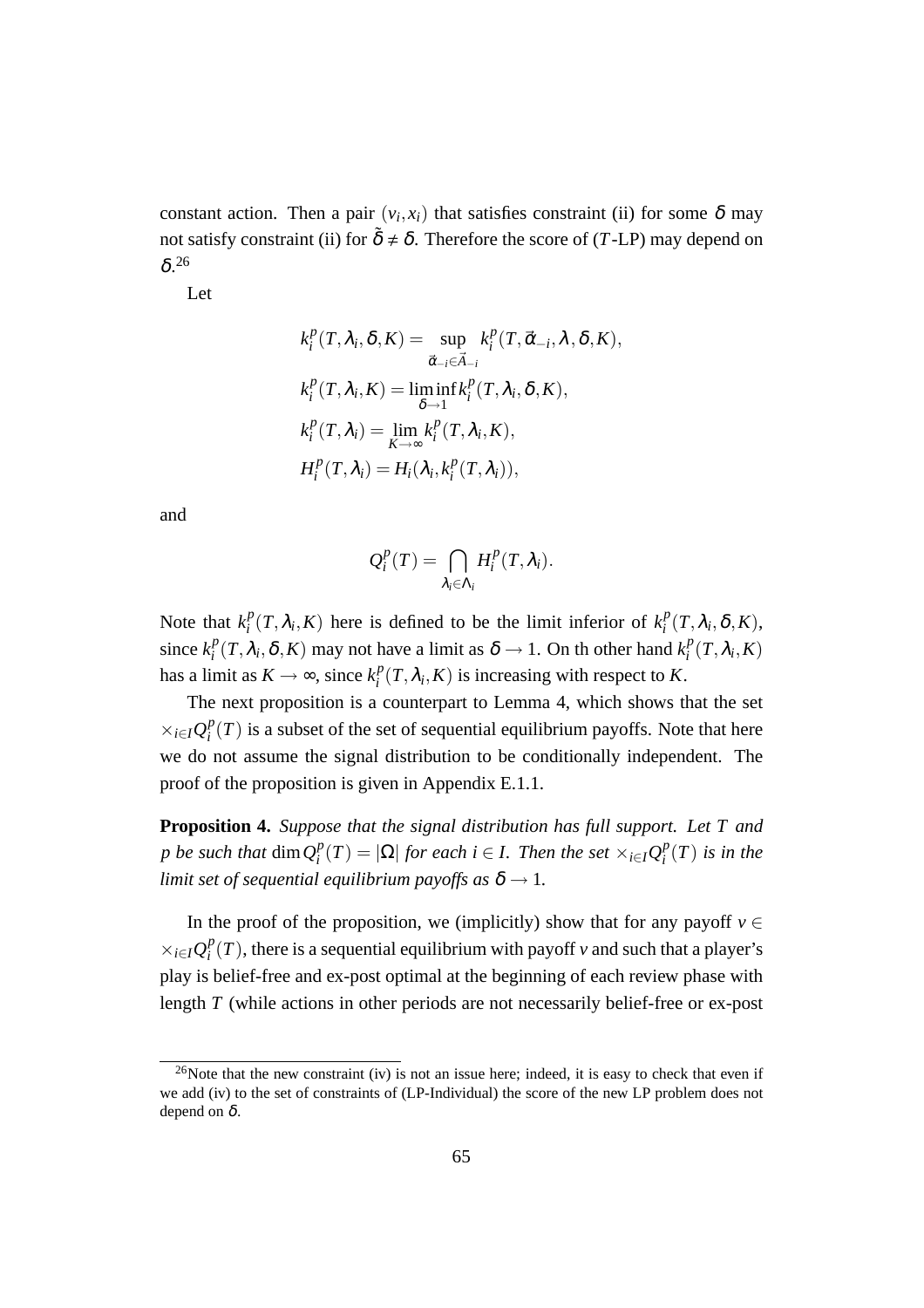constant action. Then a pair $(v_i, x_i)$ that satisfies constraint (ii) for some $\delta$ may not satisfy constraint (ii) for $\tilde{\delta} \neq \delta$. Therefore the score of ($T$-LP) may depend on $\delta$.[26]

Let

$$
\begin{aligned}
k_i^p(T, \lambda_i, \delta, K) &= \sup_{\vec{\alpha}_{-i} \in \vec{A}_{-i}} k_i^p(T, \vec{\alpha}_{-i}, \lambda, \delta, K), \\
k_i^p(T, \lambda_i, K) &= \liminf_{\delta \to 1} k_i^p(T, \lambda_i, \delta, K), \\
k_i^p(T, \lambda_i) &= \lim_{K \to \infty} k_i^p(T, \lambda_i, K), \\
H_i^p(T, \lambda_i) &= H_i(\lambda_i, k_i^p(T, \lambda_i)),
\end{aligned}
$$

and

$$
Q_i^p(T) = \bigcap_{\lambda_i \in \Lambda_i} H_i^p(T, \lambda_i).
$$

Note that $k_i^p(T, \lambda_i, K)$ here is defined to be the limit inferior of $k_i^p(T, \lambda_i, \delta, K)$, since $k_i^p(T, \lambda_i, \delta, K)$ may not have a limit as $\delta \to 1$. On th other hand $k_i^p(T, \lambda_i, K)$ has a limit as $K \to \infty$, since $k_i^p(T, \lambda_i, K)$ is increasing with respect to $K$.

The next proposition is a counterpart to Lemma 4, which shows that the set $\times_{i \in I} Q_i^p(T)$ is a subset of the set of sequential equilibrium payoffs. Note that here we do not assume the signal distribution to be conditionally independent. The proof of the proposition is given in Appendix E.1.1.

**Proposition 4.** *Suppose that the signal distribution has full support. Let $T$ and $p$ be such that $\dim Q_i^p(T) = |\Omega|$ for each $i \in I$. Then the set $\times_{i \in I} Q_i^p(T)$ is in the limit set of sequential equilibrium payoffs as $\delta \to 1$.*

In the proof of the proposition, we (implicitly) show that for any payoff $v \in \times_{i \in I} Q_i^p(T)$, there is a sequential equilibrium with payoff $v$ and such that a player's play is belief-free and ex-post optimal at the beginning of each review phase with length $T$ (while actions in other periods are not necessarily belief-free or ex-post

[26] Note that the new constraint (iv) is not an issue here; indeed, it is easy to check that even if we add (iv) to the set of constraints of (LP-Individual) the score of the new LP problem does not depend on $\delta$.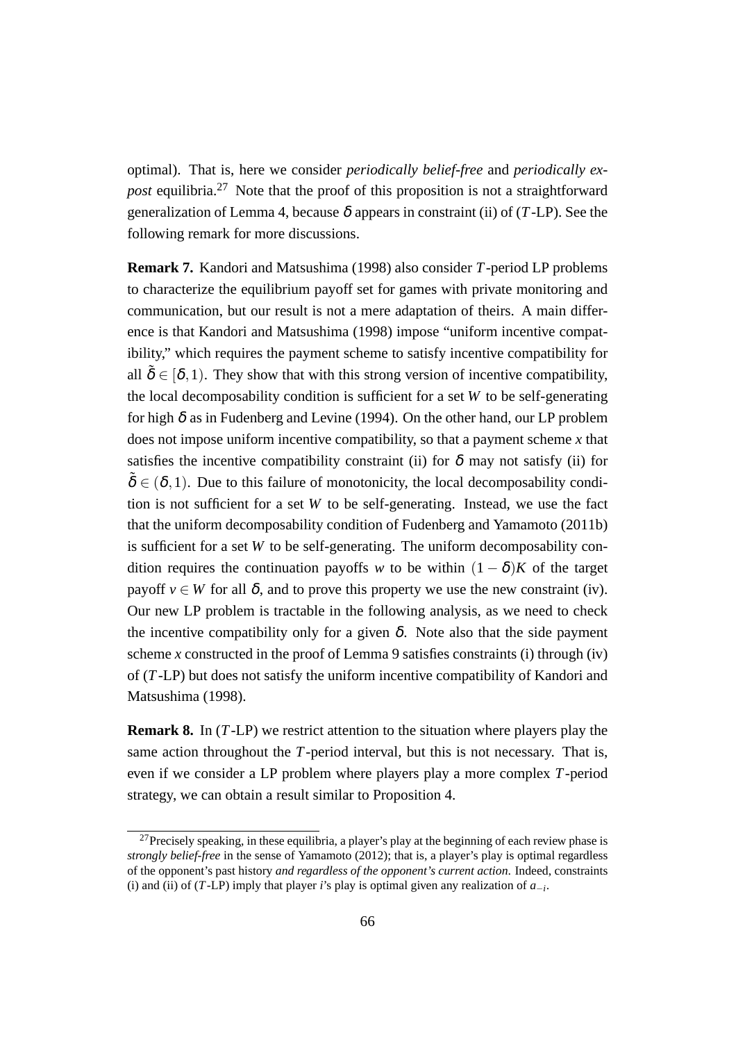optimal). That is, here we consider *periodically belief-free* and *periodically ex-post* equilibria.[27] Note that the proof of this proposition is not a straightforward generalization of Lemma 4, because $\delta$ appears in constraint (ii) of ($T$-LP). See the following remark for more discussions.

**Remark 7.** Kandori and Matsushima (1998) also consider $T$-period LP problems to characterize the equilibrium payoff set for games with private monitoring and communication, but our result is not a mere adaptation of theirs. A main difference is that Kandori and Matsushima (1998) impose "uniform incentive compatibility," which requires the payment scheme to satisfy incentive compatibility for all $\tilde{\delta} \in [\delta, 1)$. They show that with this strong version of incentive compatibility, the local decomposability condition is sufficient for a set $W$ to be self-generating for high $\delta$ as in Fudenberg and Levine (1994). On the other hand, our LP problem does not impose uniform incentive compatibility, so that a payment scheme $x$ that satisfies the incentive compatibility constraint (ii) for $\delta$ may not satisfy (ii) for $\tilde{\delta} \in (\delta, 1)$. Due to this failure of monotonicity, the local decomposability condition is not sufficient for a set $W$ to be self-generating. Instead, we use the fact that the uniform decomposability condition of Fudenberg and Yamamoto (2011b) is sufficient for a set $W$ to be self-generating. The uniform decomposability condition requires the continuation payoffs $w$ to be within $(1-\delta)K$ of the target payoff $v \in W$ for all $\delta$, and to prove this property we use the new constraint (iv). Our new LP problem is tractable in the following analysis, as we need to check the incentive compatibility only for a given $\delta$. Note also that the side payment scheme $x$ constructed in the proof of Lemma 9 satisfies constraints (i) through (iv) of ($T$-LP) but does not satisfy the uniform incentive compatibility of Kandori and Matsushima (1998).

**Remark 8.** In ($T$-LP) we restrict attention to the situation where players play the same action throughout the $T$-period interval, but this is not necessary. That is, even if we consider a LP problem where players play a more complex $T$-period strategy, we can obtain a result similar to Proposition 4.

---

[27] Precisely speaking, in these equilibria, a player's play at the beginning of each review phase is *strongly belief-free* in the sense of Yamamoto (2012); that is, a player's play is optimal regardless of the opponent's past history *and regardless of the opponent's current action.* Indeed, constraints (i) and (ii) of ($T$-LP) imply that player $i$'s play is optimal given any realization of $a_{-i}$.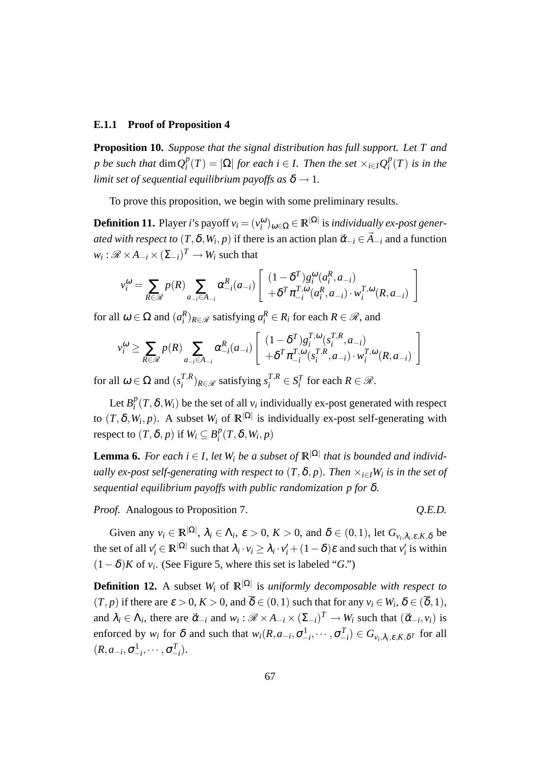### E.1.1 Proof of Proposition 4

**Proposition 10.** *Suppose that the signal distribution has full support. Let $T$ and $p$ be such that* $\dim Q_i^p(T) = |\Omega|$ *for each $i \in I$. Then the set* $\times_{i\in I} Q_i^p(T)$ *is in the limit set of sequential equilibrium payoffs as* $\delta \to 1$*.*

To prove this proposition, we begin with some preliminary results.

**Definition 11.** Player $i$'s payoff $v_i = (v_i^\omega)_{\omega\in\Omega} \in \mathbb{R}^{|\Omega|}$ is *individually ex-post generated with respect to* $(T, \delta, W_i, p)$ if there is an action plan $\vec{\alpha}_{-i} \in \vec{A}_{-i}$ and a function $w_i : \mathscr{R} \times A_{-i} \times (\Sigma_{-i})^T \to W_i$ such that

$$v_i^\omega = \sum_{R\in\mathscr{R}} p(R) \sum_{a_{-i}\in A_{-i}} \alpha_{-i}^R(a_{-i}) \left[ \begin{array}{c} (1-\delta^T) g_i^\omega(a_i^R, a_{-i}) \\ +\delta^T \pi_{-i}^{T,\omega}(a_i^R, a_{-i}) \cdot w_i^{T,\omega}(R, a_{-i}) \end{array} \right]$$

for all $\omega \in \Omega$ and $(a_i^R)_{R\in\mathscr{R}}$ satisfying $a_i^R \in R_i$ for each $R \in \mathscr{R}$, and

$$v_i^\omega \geq \sum_{R\in\mathscr{R}} p(R) \sum_{a_{-i}\in A_{-i}} \alpha_{-i}^R(a_{-i}) \left[ \begin{array}{c} (1-\delta^T) g_i^{T,\omega}(s_i^{T,R}, a_{-i}) \\ +\delta^T \pi_{-i}^{T,\omega}(s_i^{T,R}, a_{-i}) \cdot w_i^{T,\omega}(R, a_{-i}) \end{array} \right]$$

for all $\omega \in \Omega$ and $(s_i^{T,R})_{R\in\mathscr{R}}$ satisfying $s_i^{T,R} \in S_i^T$ for each $R \in \mathscr{R}$.

Let $B_i^p(T, \delta, W_i)$ be the set of all $v_i$ individually ex-post generated with respect to $(T, \delta, W_i, p)$. A subset $W_i$ of $\mathbb{R}^{|\Omega|}$ is individually ex-post self-generating with respect to $(T, \delta, p)$ if $W_i \subseteq B_i^p(T, \delta, W_i, p)$

**Lemma 6.** *For each $i \in I$, let $W_i$ be a subset of $\mathbb{R}^{|\Omega|}$ that is bounded and individually ex-post self-generating with respect to $(T, \delta, p)$. Then $\times_{i\in I} W_i$ is in the set of sequential equilibrium payoffs with public randomization $p$ for $\delta$.*

*Proof.* Analogous to Proposition 7. *Q.E.D.*

Given any $v_i \in \mathbb{R}^{|\Omega|}$, $\lambda_i \in \Lambda_i$, $\varepsilon > 0$, $K > 0$, and $\delta \in (0, 1)$, let $G_{v_i,\lambda_i,\varepsilon,K,\delta}$ be the set of all $v_i' \in \mathbb{R}^{|\Omega|}$ such that $\lambda_i \cdot v_i \geq \lambda_i \cdot v_i' + (1-\delta)\varepsilon$ and such that $v_i'$ is within $(1-\delta)K$ of $v_i$. (See Figure 5, where this set is labeled "$G$.")

**Definition 12.** A subset $W_i$ of $\mathbb{R}^{|\Omega|}$ is *uniformly decomposable with respect to* $(T, p)$ if there are $\varepsilon > 0$, $K > 0$, and $\overline{\delta} \in (0, 1)$ such that for any $v_i \in W_i$, $\delta \in (\overline{\delta}, 1)$, and $\lambda_i \in \Lambda_i$, there are $\vec{\alpha}_{-i}$ and $w_i : \mathscr{R} \times A_{-i} \times (\Sigma_{-i})^T \to W_i$ such that $(\vec{\alpha}_{-i}, v_i)$ is enforced by $w_i$ for $\delta$ and such that $w_i(R, a_{-i}, \sigma_{-i}^1, \cdots, \sigma_{-i}^T) \in G_{v_i,\lambda_i,\varepsilon,K,\delta^T}$ for all $(R, a_{-i}, \sigma_{-i}^1, \cdots, \sigma_{-i}^T)$.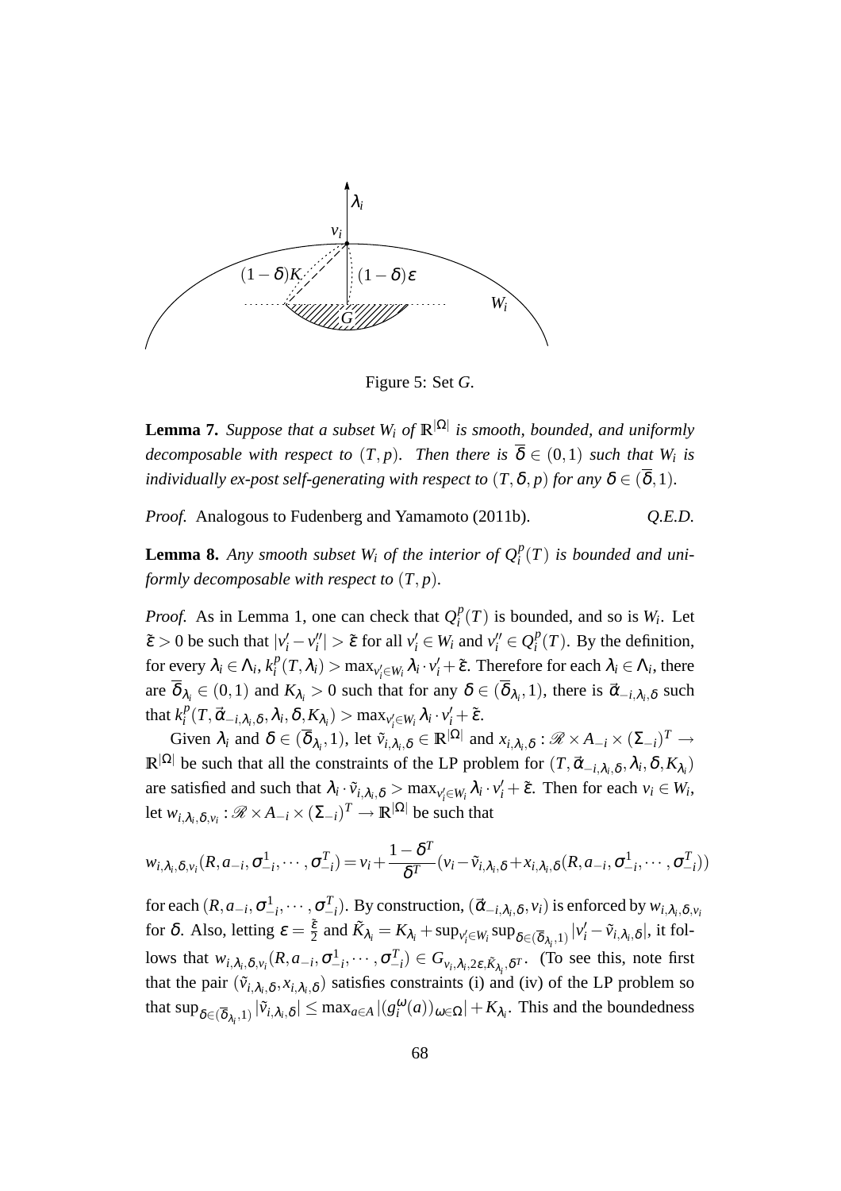Figure 5: Set $G$.

**Lemma 7.** *Suppose that a subset $W_i$ of $\mathbb{R}^{|\Omega|}$ is smooth, bounded, and uniformly decomposable with respect to $(T,p)$. Then there is $\overline{\delta} \in (0,1)$ such that $W_i$ is individually ex-post self-generating with respect to $(T,\delta,p)$ for any $\delta \in (\overline{\delta},1)$.*

*Proof.* Analogous to Fudenberg and Yamamoto (2011b). *Q.E.D.*

**Lemma 8.** *Any smooth subset $W_i$ of the interior of $Q_i^p(T)$ is bounded and uniformly decomposable with respect to $(T,p)$.*

*Proof.* As in Lemma 1, one can check that $Q_i^p(T)$ is bounded, and so is $W_i$. Let $\tilde{\varepsilon} > 0$ be such that $|v_i' - v_i''| > \tilde{\varepsilon}$ for all $v_i' \in W_i$ and $v_i'' \in Q_i^p(T)$. By the definition, for every $\lambda_i \in \Lambda_i$, $k_i^p(T,\lambda_i) > \max_{v_i' \in W_i} \lambda_i \cdot v_i' + \tilde{\varepsilon}$. Therefore for each $\lambda_i \in \Lambda_i$, there are $\overline{\delta}_{\lambda_i} \in (0,1)$ and $K_{\lambda_i} > 0$ such that for any $\delta \in (\overline{\delta}_{\lambda_i},1)$, there is $\vec{\alpha}_{-i,\lambda_i,\delta}$ such that $k_i^p(T,\vec{\alpha}_{-i,\lambda_i,\delta},\lambda_i,\delta,K_{\lambda_i}) > \max_{v_i' \in W_i} \lambda_i \cdot v_i' + \tilde{\varepsilon}$.

Given $\lambda_i$ and $\delta \in (\overline{\delta}_{\lambda_i},1)$, let $\tilde{v}_{i,\lambda_i,\delta} \in \mathbb{R}^{|\Omega|}$ and $x_{i,\lambda_i,\delta} : \mathscr{R} \times A_{-i} \times (\Sigma_{-i})^T \to \mathbb{R}^{|\Omega|}$ be such that all the constraints of the LP problem for $(T,\vec{\alpha}_{-i,\lambda_i,\delta},\lambda_i,\delta,K_{\lambda_i})$ are satisfied and such that $\lambda_i \cdot \tilde{v}_{i,\lambda_i,\delta} > \max_{v_i' \in W_i} \lambda_i \cdot v_i' + \tilde{\varepsilon}$. Then for each $v_i \in W_i$, let $w_{i,\lambda_i,\delta,v_i} : \mathscr{R} \times A_{-i} \times (\Sigma_{-i})^T \to \mathbb{R}^{|\Omega|}$ be such that

$$w_{i,\lambda_i,\delta,v_i}(R,a_{-i},\sigma_{-i}^1,\cdots,\sigma_{-i}^T) = v_i + \frac{1-\delta^T}{\delta^T}(v_i - \tilde{v}_{i,\lambda_i,\delta} + x_{i,\lambda_i,\delta}(R,a_{-i},\sigma_{-i}^1,\cdots,\sigma_{-i}^T))$$

for each $(R,a_{-i},\sigma_{-i}^1,\cdots,\sigma_{-i}^T)$. By construction, $(\vec{\alpha}_{-i,\lambda_i,\delta},v_i)$ is enforced by $w_{i,\lambda_i,\delta,v_i}$ for $\delta$. Also, letting $\varepsilon = \frac{\tilde{\varepsilon}}{2}$ and $\tilde{K}_{\lambda_i} = K_{\lambda_i} + \sup_{v_i' \in W_i} \sup_{\delta \in (\overline{\delta}_{\lambda_i},1)} |v_i' - \tilde{v}_{i,\lambda_i,\delta}|$, it follows that $w_{i,\lambda_i,\delta,v_i}(R,a_{-i},\sigma_{-i}^1,\cdots,\sigma_{-i}^T) \in G_{v_i,\lambda_i,2\varepsilon,\tilde{K}_{\lambda_i},\delta^T}$. (To see this, note first that the pair $(\tilde{v}_{i,\lambda_i,\delta},x_{i,\lambda_i,\delta})$ satisfies constraints (i) and (iv) of the LP problem so that $\sup_{\delta \in (\overline{\delta}_{\lambda_i},1)} |\tilde{v}_{i,\lambda_i,\delta}| \leq \max_{a \in A} |(g_i^\omega(a))_{\omega \in \Omega}| + K_{\lambda_i}$. This and the boundedness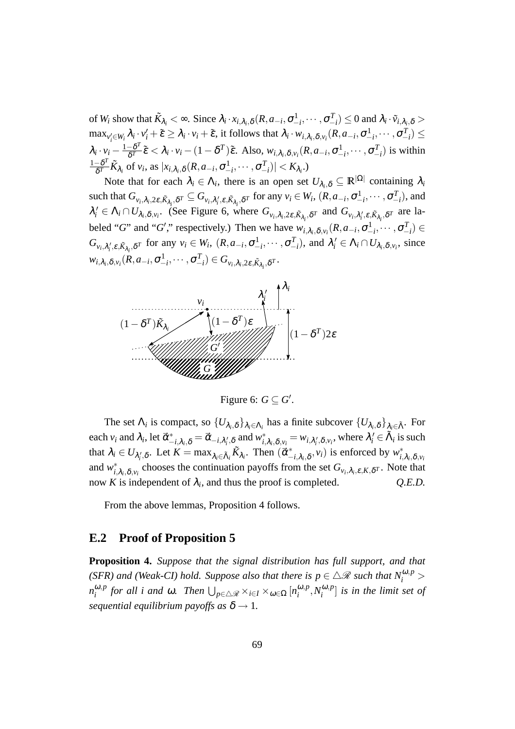of $W_i$ show that $\tilde{K}_{\lambda_i} < \infty$. Since $\lambda_i \cdot x_{i,\lambda_i,\delta}(R, a_{-i}, \sigma^1_{-i}, \cdots, \sigma^T_{-i}) \leq 0$ and $\lambda_i \cdot \tilde{v}_{i,\lambda_i,\delta} > \max_{v'_i \in W_i} \lambda_i \cdot v'_i + \tilde{\varepsilon} \geq \lambda_i \cdot v_i + \tilde{\varepsilon}$, it follows that $\lambda_i \cdot w_{i,\lambda_i,\delta,v_i}(R, a_{-i}, \sigma^1_{-i}, \cdots, \sigma^T_{-i}) \leq \lambda_i \cdot v_i - \frac{1-\delta^T}{\delta^T}\tilde{\varepsilon} < \lambda_i \cdot v_i - (1-\delta^T)\tilde{\varepsilon}$. Also, $w_{i,\lambda_i,\delta,v_i}(R, a_{-i}, \sigma^1_{-i}, \cdots, \sigma^T_{-i})$ is within $\frac{1-\delta^T}{\delta^T}\tilde{K}_{\lambda_i}$ of $v_i$, as $|x_{i,\lambda_i,\delta}(R, a_{-i}, \sigma^1_{-i}, \cdots, \sigma^T_{-i})| < K_{\lambda_i}$.)

Note that for each $\lambda_i \in \Lambda_i$, there is an open set $U_{\lambda_i,\delta} \subseteq \mathbb{R}^{|\Omega|}$ containing $\lambda_i$ such that $G_{v_i,\lambda_i,2\varepsilon,\tilde{K}_{\lambda_i},\delta^T} \subseteq G_{v_i,\lambda'_i,\varepsilon,\tilde{K}_{\lambda_i},\delta^T}$ for any $v_i \in W_i$, $(R, a_{-i}, \sigma^1_{-i}, \cdots, \sigma^T_{-i})$, and $\lambda'_i \in \Lambda_i \cap U_{\lambda_i,\delta,v_i}$. (See Figure 6, where $G_{v_i,\lambda_i,2\varepsilon,\tilde{K}_{\lambda_i},\delta^T}$ and $G_{v_i,\lambda'_i,\varepsilon,\tilde{K}_{\lambda_i},\delta^T}$ are labeled "$G$" and "$G'$," respectively.) Then we have $w_{i,\lambda_i,\delta,v_i}(R, a_{-i}, \sigma^1_{-i}, \cdots, \sigma^T_{-i}) \in G_{v_i,\lambda'_i,\varepsilon,\tilde{K}_{\lambda_i},\delta^T}$ for any $v_i \in W_i$, $(R, a_{-i}, \sigma^1_{-i}, \cdots, \sigma^T_{-i})$, and $\lambda'_i \in \Lambda_i \cap U_{\lambda_i,\delta,v_i}$, since $w_{i,\lambda_i,\delta,v_i}(R, a_{-i}, \sigma^1_{-i}, \cdots, \sigma^T_{-i}) \in G_{v_i,\lambda_i,2\varepsilon,\tilde{K}_{\lambda_i},\delta^T}$.

Figure 6: $G \subseteq G'$.

The set $\Lambda_i$ is compact, so $\{U_{\lambda_i,\delta}\}_{\lambda_i \in \Lambda_i}$ has a finite subcover $\{U_{\lambda_i,\delta}\}_{\lambda_i \in \tilde{\Lambda}}$. For each $v_i$ and $\lambda_i$, let $\vec{\alpha}^*_{-i,\lambda_i,\delta} = \vec{\alpha}_{-i,\lambda'_i,\delta}$ and $w^*_{i,\lambda_i,\delta,v_i} = w_{i,\lambda'_i,\delta,v_i}$, where $\lambda'_i \in \tilde{\Lambda}_i$ is such that $\lambda_i \in U_{\lambda'_i,\delta}$. Let $K = \max_{\lambda_i \in \tilde{\Lambda}_i} \tilde{K}_{\lambda_i}$. Then $(\vec{\alpha}^*_{-i,\lambda_i,\delta}, v_i)$ is enforced by $w^*_{i,\lambda_i,\delta,v_i}$ and $w^*_{i,\lambda_i,\delta,v_i}$ chooses the continuation payoffs from the set $G_{v_i,\lambda_i,\varepsilon,K,\delta^T}$. Note that now $K$ is independent of $\lambda_i$, and thus the proof is completed. *Q.E.D.*

From the above lemmas, Proposition 4 follows.

## E.2 Proof of Proposition 5

**Proposition 4.** *Suppose that the signal distribution has full support, and that (SFR) and (Weak-CI) hold. Suppose also that there is $p \in \triangle\mathscr{R}$ such that $N^{\omega,p}_i > n^{\omega,p}_i$ for all $i$ and $\omega$. Then $\bigcup_{p \in \triangle\mathscr{R}} \times_{i \in I} \times_{\omega \in \Omega} [n^{\omega,p}_i, N^{\omega,p}_i]$ is in the limit set of sequential equilibrium payoffs as $\delta \to 1$.*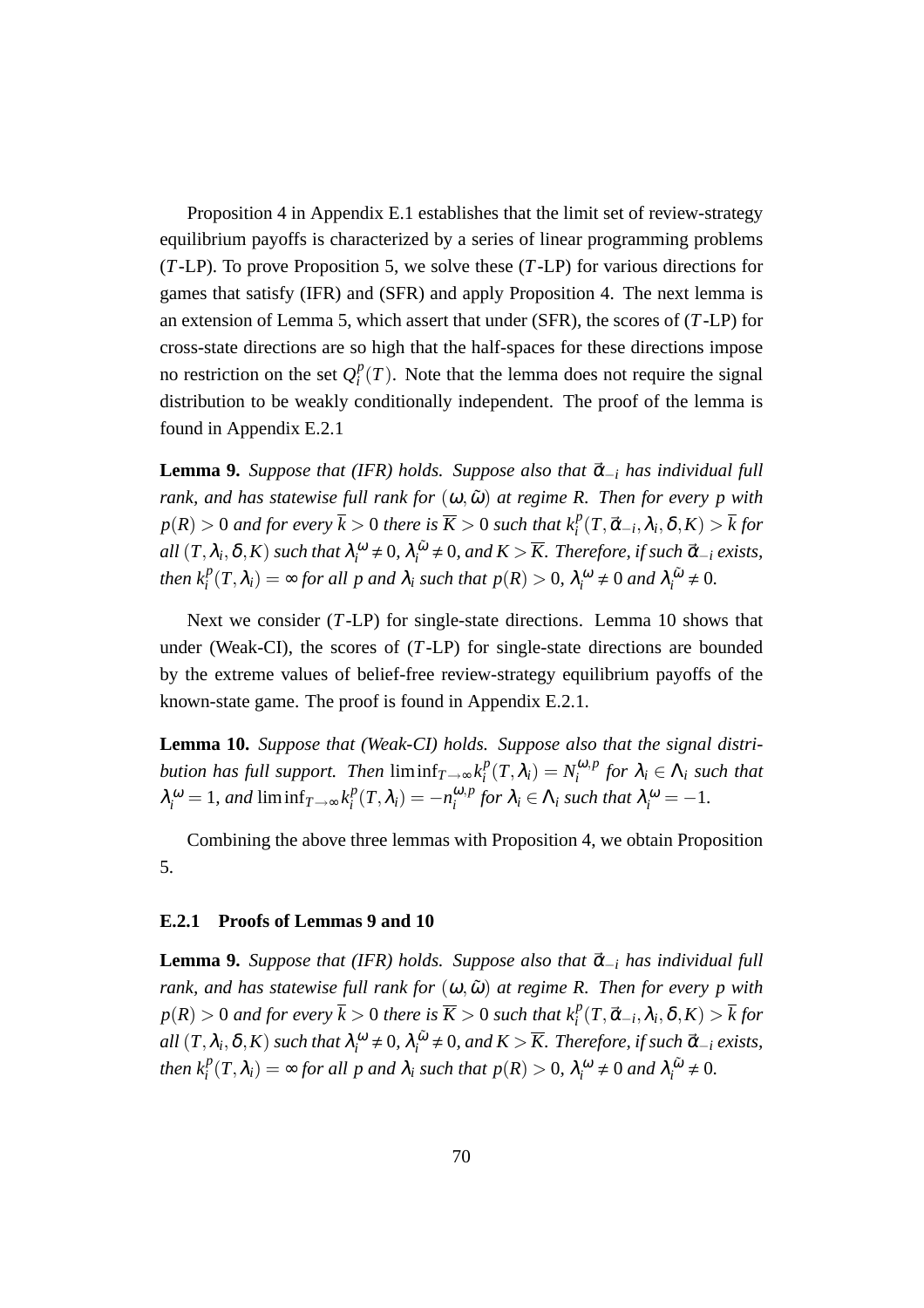Proposition 4 in Appendix E.1 establishes that the limit set of review-strategy equilibrium payoffs is characterized by a series of linear programming problems ($T$-LP). To prove Proposition 5, we solve these ($T$-LP) for various directions for games that satisfy (IFR) and (SFR) and apply Proposition 4. The next lemma is an extension of Lemma 5, which assert that under (SFR), the scores of ($T$-LP) for cross-state directions are so high that the half-spaces for these directions impose no restriction on the set $Q_i^p(T)$. Note that the lemma does not require the signal distribution to be weakly conditionally independent. The proof of the lemma is found in Appendix E.2.1

**Lemma 9.** *Suppose that (IFR) holds. Suppose also that $\vec{\alpha}_{-i}$ has individual full rank, and has statewise full rank for $(\omega, \tilde{\omega})$ at regime $R$. Then for every $p$ with $p(R) > 0$ and for every $\overline{k} > 0$ there is $\overline{K} > 0$ such that $k_i^p(T, \vec{\alpha}_{-i}, \lambda_i, \delta, K) > \overline{k}$ for all $(T, \lambda_i, \delta, K)$ such that $\lambda_i^\omega \neq 0$, $\lambda_i^{\tilde{\omega}} \neq 0$, and $K > \overline{K}$. Therefore, if such $\vec{\alpha}_{-i}$ exists, then $k_i^p(T, \lambda_i) = \infty$ for all $p$ and $\lambda_i$ such that $p(R) > 0$, $\lambda_i^\omega \neq 0$ and $\lambda_i^{\tilde{\omega}} \neq 0$.*

Next we consider ($T$-LP) for single-state directions. Lemma 10 shows that under (Weak-CI), the scores of ($T$-LP) for single-state directions are bounded by the extreme values of belief-free review-strategy equilibrium payoffs of the known-state game. The proof is found in Appendix E.2.1.

**Lemma 10.** *Suppose that (Weak-CI) holds. Suppose also that the signal distribution has full support. Then $\liminf_{T \to \infty} k_i^p(T, \lambda_i) = N_i^{\omega, p}$ for $\lambda_i \in \Lambda_i$ such that $\lambda_i^\omega = 1$, and $\liminf_{T \to \infty} k_i^p(T, \lambda_i) = -n_i^{\omega, p}$ for $\lambda_i \in \Lambda_i$ such that $\lambda_i^\omega = -1$.*

Combining the above three lemmas with Proposition 4, we obtain Proposition 5.

### E.2.1 Proofs of Lemmas 9 and 10

**Lemma 9.** *Suppose that (IFR) holds. Suppose also that $\vec{\alpha}_{-i}$ has individual full rank, and has statewise full rank for $(\omega, \tilde{\omega})$ at regime $R$. Then for every $p$ with $p(R) > 0$ and for every $\overline{k} > 0$ there is $\overline{K} > 0$ such that $k_i^p(T, \vec{\alpha}_{-i}, \lambda_i, \delta, K) > \overline{k}$ for all $(T, \lambda_i, \delta, K)$ such that $\lambda_i^\omega \neq 0$, $\lambda_i^{\tilde{\omega}} \neq 0$, and $K > \overline{K}$. Therefore, if such $\vec{\alpha}_{-i}$ exists, then $k_i^p(T, \lambda_i) = \infty$ for all $p$ and $\lambda_i$ such that $p(R) > 0$, $\lambda_i^\omega \neq 0$ and $\lambda_i^{\tilde{\omega}} \neq 0$.*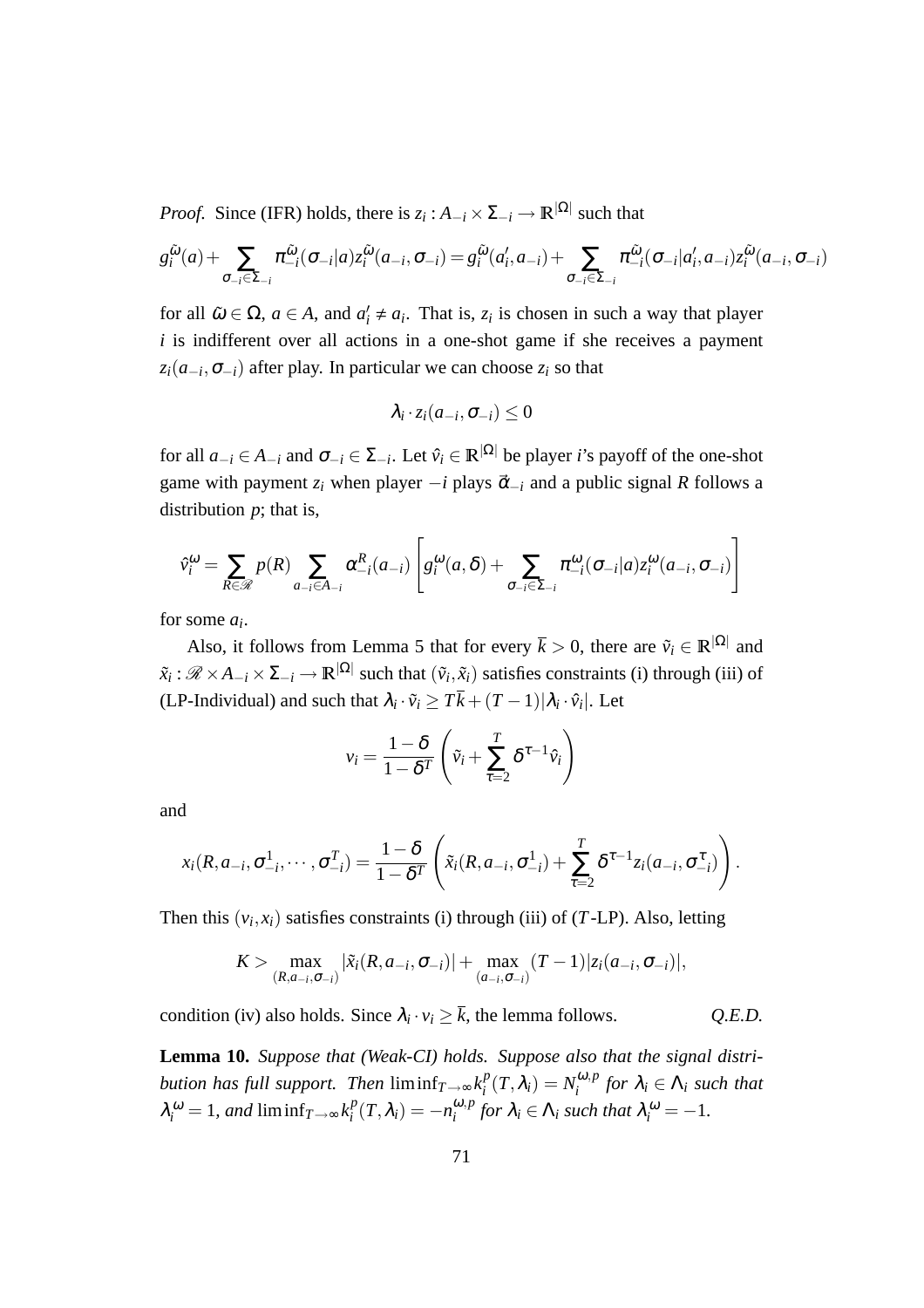*Proof.* Since (IFR) holds, there is $z_i : A_{-i} \times \Sigma_{-i} \to \mathbb{R}^{|\Omega|}$ such that

$$g_i^{\tilde{\omega}}(a) + \sum_{\sigma_{-i} \in \Sigma_{-i}} \pi_{-i}^{\tilde{\omega}}(\sigma_{-i}|a) z_i^{\tilde{\omega}}(a_{-i}, \sigma_{-i}) = g_i^{\tilde{\omega}}(a_i', a_{-i}) + \sum_{\sigma_{-i} \in \Sigma_{-i}} \pi_{-i}^{\tilde{\omega}}(\sigma_{-i}|a_i', a_{-i}) z_i^{\tilde{\omega}}(a_{-i}, \sigma_{-i})$$

for all $\tilde{\omega} \in \Omega$, $a \in A$, and $a_i' \neq a_i$. That is, $z_i$ is chosen in such a way that player $i$ is indifferent over all actions in a one-shot game if she receives a payment $z_i(a_{-i}, \sigma_{-i})$ after play. In particular we can choose $z_i$ so that

$$\lambda_i \cdot z_i(a_{-i}, \sigma_{-i}) \leq 0$$

for all $a_{-i} \in A_{-i}$ and $\sigma_{-i} \in \Sigma_{-i}$. Let $\hat{v}_i \in \mathbb{R}^{|\Omega|}$ be player $i$'s payoff of the one-shot game with payment $z_i$ when player $-i$ plays $\vec{\alpha}_{-i}$ and a public signal $R$ follows a distribution $p$; that is,

$$\hat{v}_i^{\omega} = \sum_{R \in \mathscr{R}} p(R) \sum_{a_{-i} \in A_{-i}} \alpha_{-i}^R(a_{-i}) \left[ g_i^{\omega}(a, \delta) + \sum_{\sigma_{-i} \in \Sigma_{-i}} \pi_{-i}^{\omega}(\sigma_{-i}|a) z_i^{\omega}(a_{-i}, \sigma_{-i}) \right]$$

for some $a_i$.

Also, it follows from Lemma 5 that for every $\overline{k} > 0$, there are $\tilde{v}_i \in \mathbb{R}^{|\Omega|}$ and $\tilde{x}_i : \mathscr{R} \times A_{-i} \times \Sigma_{-i} \to \mathbb{R}^{|\Omega|}$ such that $(\tilde{v}_i, \tilde{x}_i)$ satisfies constraints (i) through (iii) of (LP-Individual) and such that $\lambda_i \cdot \tilde{v}_i \geq T\overline{k} + (T-1)|\lambda_i \cdot \hat{v}_i|$. Let

$$v_i = \frac{1-\delta}{1-\delta^T} \left( \tilde{v}_i + \sum_{\tau=2}^{T} \delta^{\tau-1} \hat{v}_i \right)$$

and

$$x_i(R, a_{-i}, \sigma_{-i}^1, \cdots, \sigma_{-i}^T) = \frac{1-\delta}{1-\delta^T} \left( \tilde{x}_i(R, a_{-i}, \sigma_{-i}^1) + \sum_{\tau=2}^{T} \delta^{\tau-1} z_i(a_{-i}, \sigma_{-i}^{\tau}) \right).$$

Then this $(v_i, x_i)$ satisfies constraints (i) through (iii) of ($T$-LP). Also, letting

$$K > \max_{(R, a_{-i}, \sigma_{-i})} |\tilde{x}_i(R, a_{-i}, \sigma_{-i})| + \max_{(a_{-i}, \sigma_{-i})} (T-1)|z_i(a_{-i}, \sigma_{-i})|,$$

condition (iv) also holds. Since $\lambda_i \cdot v_i \geq \overline{k}$, the lemma follows. *Q.E.D.*

**Lemma 10.** *Suppose that (Weak-CI) holds. Suppose also that the signal distribution has full support. Then* $\liminf_{T \to \infty} k_i^p(T, \lambda_i) = N_i^{\omega,p}$ *for* $\lambda_i \in \Lambda_i$ *such that* $\lambda_i^{\omega} = 1$, *and* $\liminf_{T \to \infty} k_i^p(T, \lambda_i) = -n_i^{\omega,p}$ *for* $\lambda_i \in \Lambda_i$ *such that* $\lambda_i^{\omega} = -1$.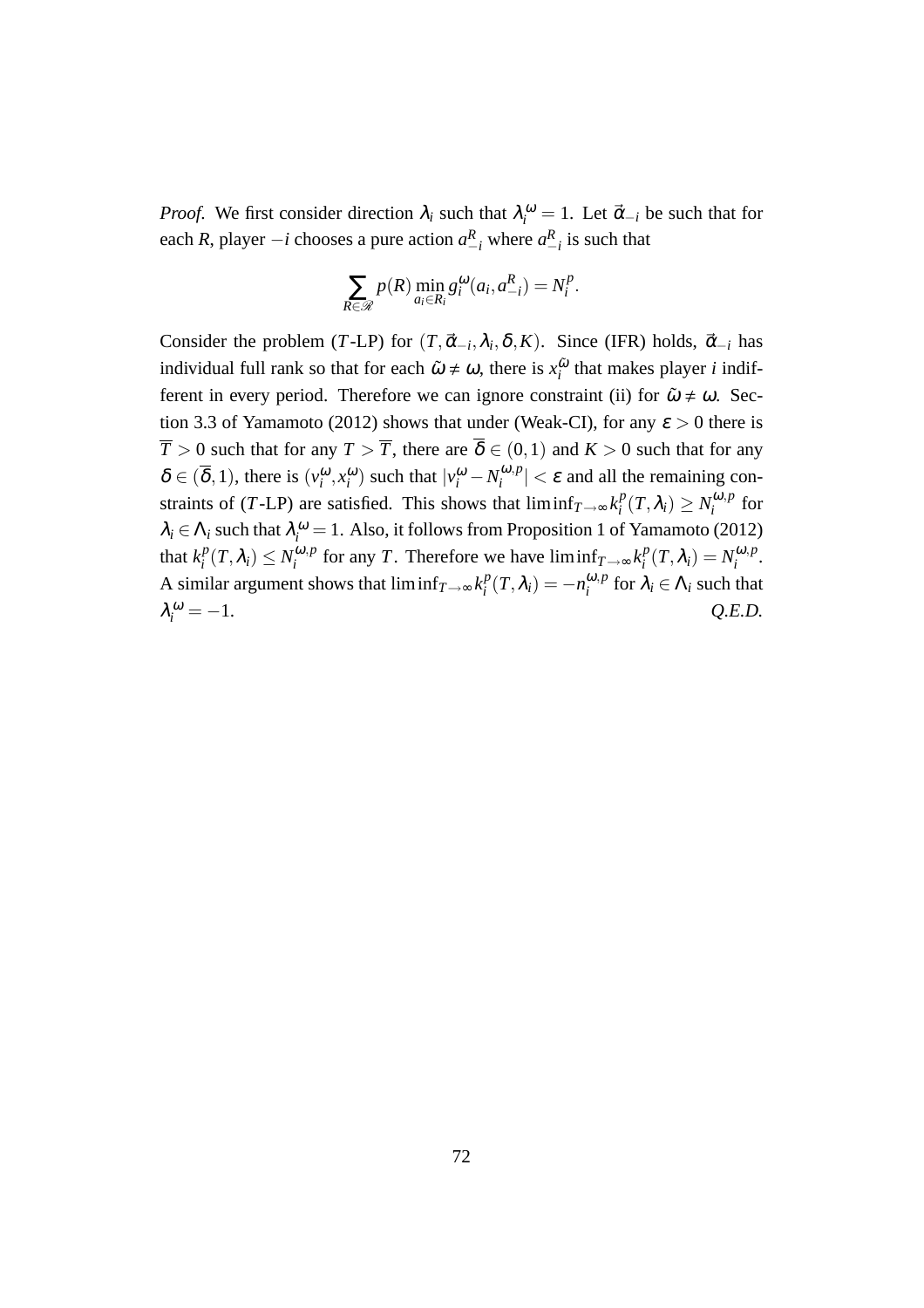*Proof.* We first consider direction $\lambda_i$ such that $\lambda_i^\omega = 1$. Let $\vec{\alpha}_{-i}$ be such that for each $R$, player $-i$ chooses a pure action $a_{-i}^R$ where $a_{-i}^R$ is such that

$$\sum_{R \in \mathscr{R}} p(R) \min_{a_i \in R_i} g_i^\omega(a_i, a_{-i}^R) = N_i^p.$$

Consider the problem ($T$-LP) for $(T, \vec{\alpha}_{-i}, \lambda_i, \delta, K)$. Since (IFR) holds, $\vec{\alpha}_{-i}$ has individual full rank so that for each $\tilde{\omega} \neq \omega$, there is $x_i^{\tilde{\omega}}$ that makes player $i$ indifferent in every period. Therefore we can ignore constraint (ii) for $\tilde{\omega} \neq \omega$. Section 3.3 of Yamamoto (2012) shows that under (Weak-CI), for any $\varepsilon > 0$ there is $\overline{T} > 0$ such that for any $T > \overline{T}$, there are $\overline{\delta} \in (0,1)$ and $K > 0$ such that for any $\delta \in (\overline{\delta}, 1)$, there is $(v_i^\omega, x_i^\omega)$ such that $|v_i^\omega - N_i^{\omega,p}| < \varepsilon$ and all the remaining constraints of ($T$-LP) are satisfied. This shows that $\liminf_{T \to \infty} k_i^p(T, \lambda_i) \geq N_i^{\omega,p}$ for $\lambda_i \in \Lambda_i$ such that $\lambda_i^\omega = 1$. Also, it follows from Proposition 1 of Yamamoto (2012) that $k_i^p(T, \lambda_i) \leq N_i^{\omega,p}$ for any $T$. Therefore we have $\liminf_{T \to \infty} k_i^p(T, \lambda_i) = N_i^{\omega,p}$. A similar argument shows that $\liminf_{T \to \infty} k_i^p(T, \lambda_i) = -n_i^{\omega,p}$ for $\lambda_i \in \Lambda_i$ such that $\lambda_i^\omega = -1$. *Q.E.D.*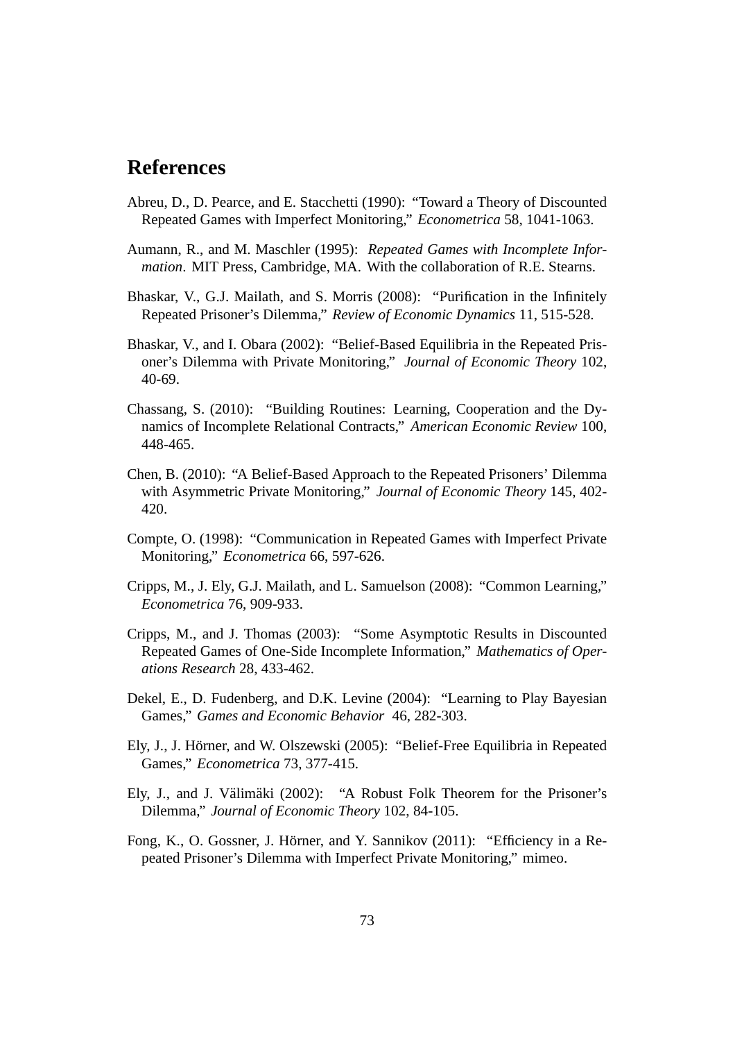# References

Abreu, D., D. Pearce, and E. Stacchetti (1990): "Toward a Theory of Discounted Repeated Games with Imperfect Monitoring," *Econometrica* 58, 1041-1063.

Aumann, R., and M. Maschler (1995): *Repeated Games with Incomplete Information*. MIT Press, Cambridge, MA. With the collaboration of R.E. Stearns.

Bhaskar, V., G.J. Mailath, and S. Morris (2008): "Purification in the Infinitely Repeated Prisoner's Dilemma," *Review of Economic Dynamics* 11, 515-528.

Bhaskar, V., and I. Obara (2002): "Belief-Based Equilibria in the Repeated Prisoner's Dilemma with Private Monitoring," *Journal of Economic Theory* 102, 40-69.

Chassang, S. (2010): "Building Routines: Learning, Cooperation and the Dynamics of Incomplete Relational Contracts," *American Economic Review* 100, 448-465.

Chen, B. (2010): "A Belief-Based Approach to the Repeated Prisoners' Dilemma with Asymmetric Private Monitoring," *Journal of Economic Theory* 145, 402-420.

Compte, O. (1998): "Communication in Repeated Games with Imperfect Private Monitoring," *Econometrica* 66, 597-626.

Cripps, M., J. Ely, G.J. Mailath, and L. Samuelson (2008): "Common Learning," *Econometrica* 76, 909-933.

Cripps, M., and J. Thomas (2003): "Some Asymptotic Results in Discounted Repeated Games of One-Side Incomplete Information," *Mathematics of Operations Research* 28, 433-462.

Dekel, E., D. Fudenberg, and D.K. Levine (2004): "Learning to Play Bayesian Games," *Games and Economic Behavior* 46, 282-303.

Ely, J., J. Hörner, and W. Olszewski (2005): "Belief-Free Equilibria in Repeated Games," *Econometrica* 73, 377-415.

Ely, J., and J. Välimäki (2002): "A Robust Folk Theorem for the Prisoner's Dilemma," *Journal of Economic Theory* 102, 84-105.

Fong, K., O. Gossner, J. Hörner, and Y. Sannikov (2011): "Efficiency in a Repeated Prisoner's Dilemma with Imperfect Private Monitoring," mimeo.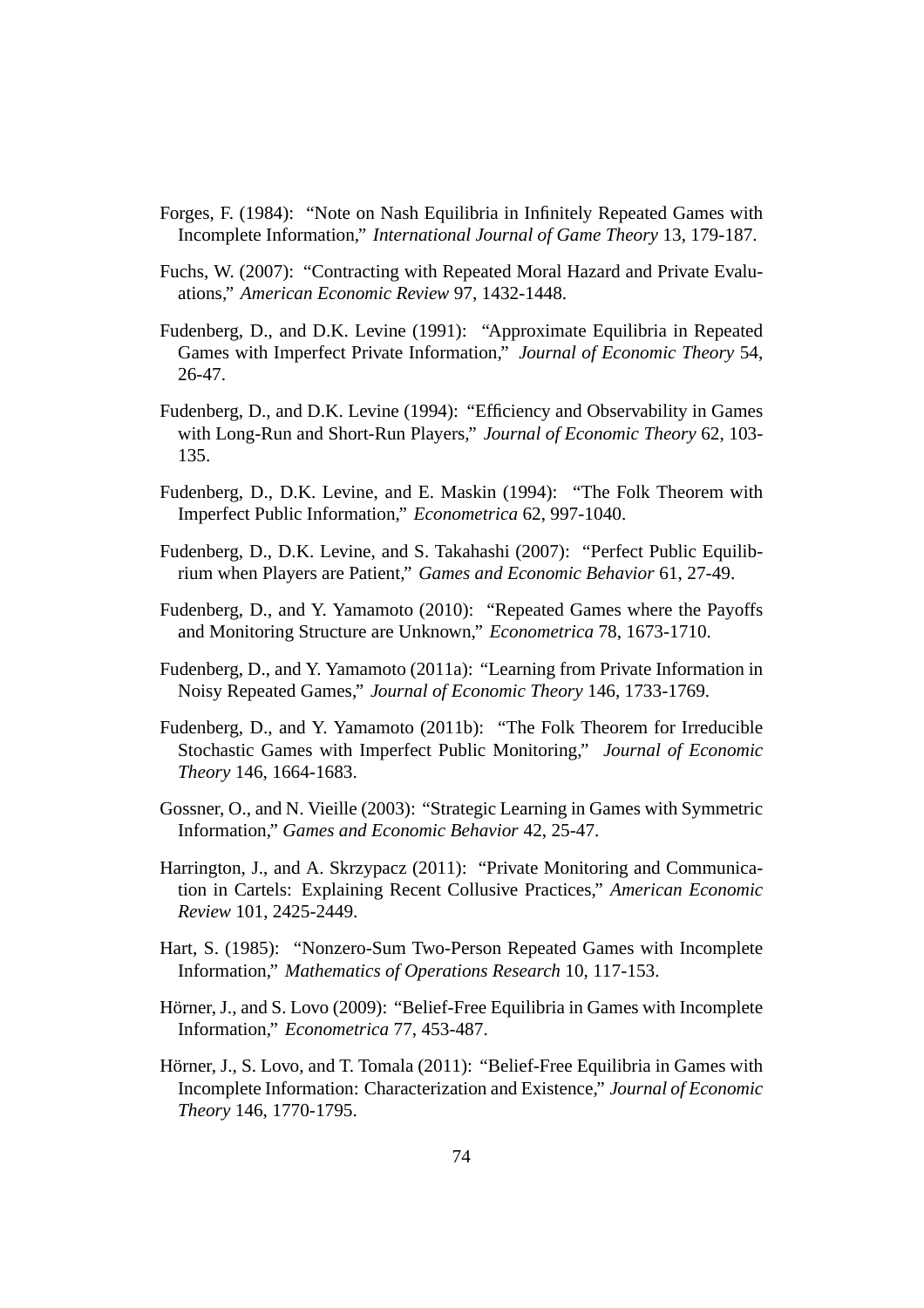Forges, F. (1984): "Note on Nash Equilibria in Infinitely Repeated Games with Incomplete Information," *International Journal of Game Theory* 13, 179-187.

Fuchs, W. (2007): "Contracting with Repeated Moral Hazard and Private Evaluations," *American Economic Review* 97, 1432-1448.

Fudenberg, D., and D.K. Levine (1991): "Approximate Equilibria in Repeated Games with Imperfect Private Information," *Journal of Economic Theory* 54, 26-47.

Fudenberg, D., and D.K. Levine (1994): "Efficiency and Observability in Games with Long-Run and Short-Run Players," *Journal of Economic Theory* 62, 103-135.

Fudenberg, D., D.K. Levine, and E. Maskin (1994): "The Folk Theorem with Imperfect Public Information," *Econometrica* 62, 997-1040.

Fudenberg, D., D.K. Levine, and S. Takahashi (2007): "Perfect Public Equilibrium when Players are Patient," *Games and Economic Behavior* 61, 27-49.

Fudenberg, D., and Y. Yamamoto (2010): "Repeated Games where the Payoffs and Monitoring Structure are Unknown," *Econometrica* 78, 1673-1710.

Fudenberg, D., and Y. Yamamoto (2011a): "Learning from Private Information in Noisy Repeated Games," *Journal of Economic Theory* 146, 1733-1769.

Fudenberg, D., and Y. Yamamoto (2011b): "The Folk Theorem for Irreducible Stochastic Games with Imperfect Public Monitoring," *Journal of Economic Theory* 146, 1664-1683.

Gossner, O., and N. Vieille (2003): "Strategic Learning in Games with Symmetric Information," *Games and Economic Behavior* 42, 25-47.

Harrington, J., and A. Skrzypacz (2011): "Private Monitoring and Communication in Cartels: Explaining Recent Collusive Practices," *American Economic Review* 101, 2425-2449.

Hart, S. (1985): "Nonzero-Sum Two-Person Repeated Games with Incomplete Information," *Mathematics of Operations Research* 10, 117-153.

Hörner, J., and S. Lovo (2009): "Belief-Free Equilibria in Games with Incomplete Information," *Econometrica* 77, 453-487.

Hörner, J., S. Lovo, and T. Tomala (2011): "Belief-Free Equilibria in Games with Incomplete Information: Characterization and Existence," *Journal of Economic Theory* 146, 1770-1795.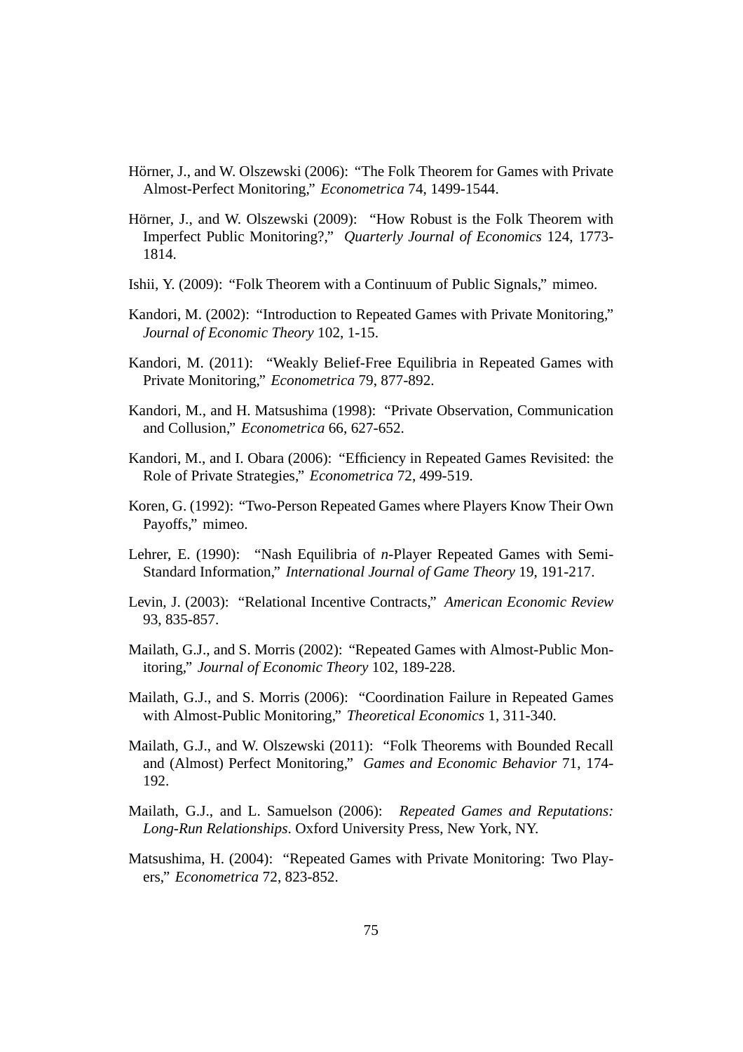Hörner, J., and W. Olszewski (2006): "The Folk Theorem for Games with Private Almost-Perfect Monitoring," *Econometrica* 74, 1499-1544.

Hörner, J., and W. Olszewski (2009): "How Robust is the Folk Theorem with Imperfect Public Monitoring?," *Quarterly Journal of Economics* 124, 1773-1814.

Ishii, Y. (2009): "Folk Theorem with a Continuum of Public Signals," mimeo.

Kandori, M. (2002): "Introduction to Repeated Games with Private Monitoring," *Journal of Economic Theory* 102, 1-15.

Kandori, M. (2011): "Weakly Belief-Free Equilibria in Repeated Games with Private Monitoring," *Econometrica* 79, 877-892.

Kandori, M., and H. Matsushima (1998): "Private Observation, Communication and Collusion," *Econometrica* 66, 627-652.

Kandori, M., and I. Obara (2006): "Efficiency in Repeated Games Revisited: the Role of Private Strategies," *Econometrica* 72, 499-519.

Koren, G. (1992): "Two-Person Repeated Games where Players Know Their Own Payoffs," mimeo.

Lehrer, E. (1990): "Nash Equilibria of *n*-Player Repeated Games with Semi-Standard Information," *International Journal of Game Theory* 19, 191-217.

Levin, J. (2003): "Relational Incentive Contracts," *American Economic Review* 93, 835-857.

Mailath, G.J., and S. Morris (2002): "Repeated Games with Almost-Public Monitoring," *Journal of Economic Theory* 102, 189-228.

Mailath, G.J., and S. Morris (2006): "Coordination Failure in Repeated Games with Almost-Public Monitoring," *Theoretical Economics* 1, 311-340.

Mailath, G.J., and W. Olszewski (2011): "Folk Theorems with Bounded Recall and (Almost) Perfect Monitoring," *Games and Economic Behavior* 71, 174-192.

Mailath, G.J., and L. Samuelson (2006): *Repeated Games and Reputations: Long-Run Relationships*. Oxford University Press, New York, NY.

Matsushima, H. (2004): "Repeated Games with Private Monitoring: Two Players," *Econometrica* 72, 823-852.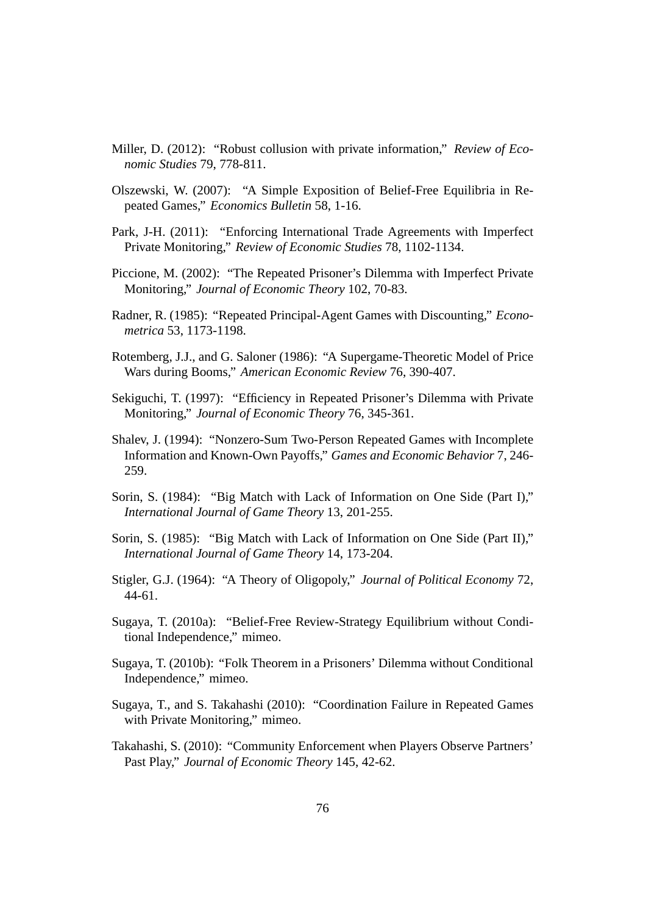Miller, D. (2012): "Robust collusion with private information," *Review of Economic Studies* 79, 778-811.

Olszewski, W. (2007): "A Simple Exposition of Belief-Free Equilibria in Repeated Games," *Economics Bulletin* 58, 1-16.

Park, J-H. (2011): "Enforcing International Trade Agreements with Imperfect Private Monitoring," *Review of Economic Studies* 78, 1102-1134.

Piccione, M. (2002): "The Repeated Prisoner's Dilemma with Imperfect Private Monitoring," *Journal of Economic Theory* 102, 70-83.

Radner, R. (1985): "Repeated Principal-Agent Games with Discounting," *Econometrica* 53, 1173-1198.

Rotemberg, J.J., and G. Saloner (1986): "A Supergame-Theoretic Model of Price Wars during Booms," *American Economic Review* 76, 390-407.

Sekiguchi, T. (1997): "Efficiency in Repeated Prisoner's Dilemma with Private Monitoring," *Journal of Economic Theory* 76, 345-361.

Shalev, J. (1994): "Nonzero-Sum Two-Person Repeated Games with Incomplete Information and Known-Own Payoffs," *Games and Economic Behavior* 7, 246-259.

Sorin, S. (1984): "Big Match with Lack of Information on One Side (Part I)," *International Journal of Game Theory* 13, 201-255.

Sorin, S. (1985): "Big Match with Lack of Information on One Side (Part II)," *International Journal of Game Theory* 14, 173-204.

Stigler, G.J. (1964): "A Theory of Oligopoly," *Journal of Political Economy* 72, 44-61.

Sugaya, T. (2010a): "Belief-Free Review-Strategy Equilibrium without Conditional Independence," mimeo.

Sugaya, T. (2010b): "Folk Theorem in a Prisoners' Dilemma without Conditional Independence," mimeo.

Sugaya, T., and S. Takahashi (2010): "Coordination Failure in Repeated Games with Private Monitoring," mimeo.

Takahashi, S. (2010): "Community Enforcement when Players Observe Partners' Past Play," *Journal of Economic Theory* 145, 42-62.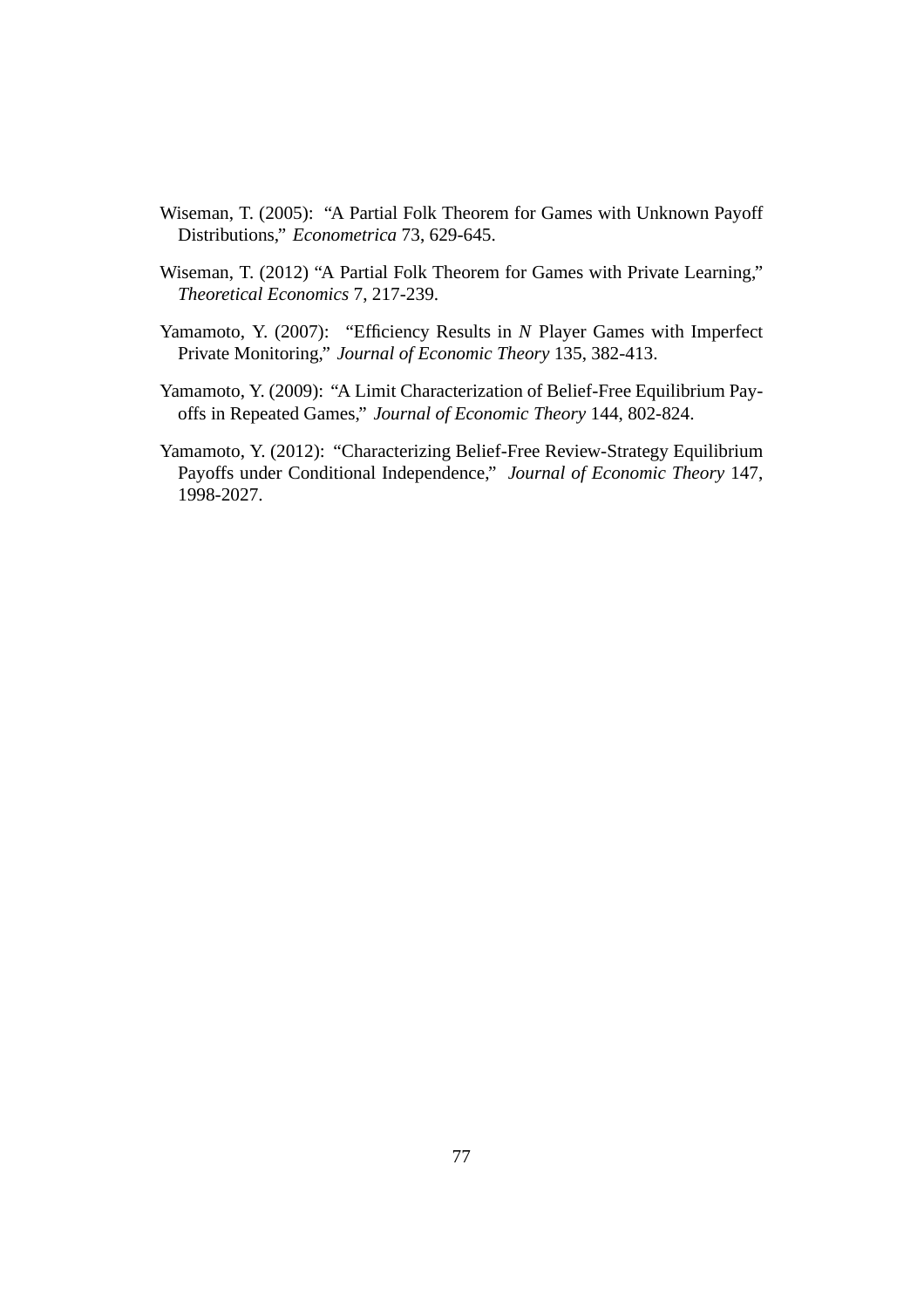Wiseman, T. (2005): "A Partial Folk Theorem for Games with Unknown Payoff Distributions," *Econometrica* 73, 629-645.

Wiseman, T. (2012) "A Partial Folk Theorem for Games with Private Learning," *Theoretical Economics* 7, 217-239.

Yamamoto, Y. (2007): "Efficiency Results in *N* Player Games with Imperfect Private Monitoring," *Journal of Economic Theory* 135, 382-413.

Yamamoto, Y. (2009): "A Limit Characterization of Belief-Free Equilibrium Payoffs in Repeated Games," *Journal of Economic Theory* 144, 802-824.

Yamamoto, Y. (2012): "Characterizing Belief-Free Review-Strategy Equilibrium Payoffs under Conditional Independence," *Journal of Economic Theory* 147, 1998-2027.